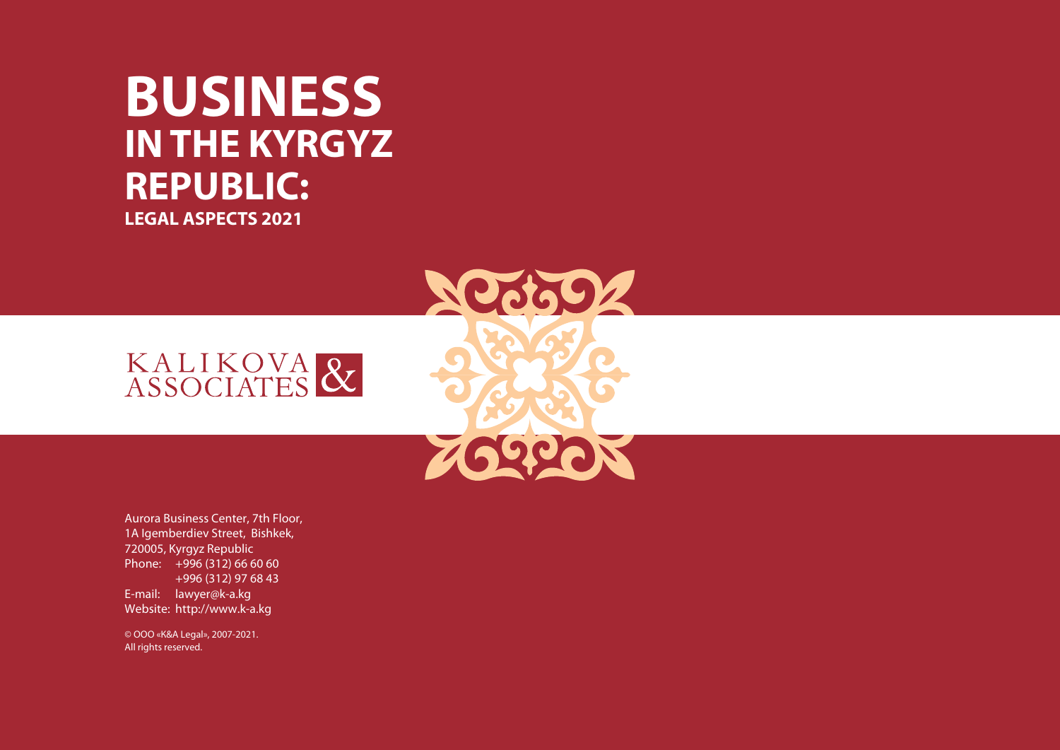# BUSINESS IN THE KYRGYZ REPUBLIC:

## LEGAL ASPECTS 2021

KALIKOVA & ASSOCIATES

Aurora Business Center, 7th Floor,
1A Igemberdiev Street, Bishkek,
720005, Kyrgyz Republic
Phone: +996 (312) 66 60 60
+996 (312) 97 68 43
E-mail: lawyer@k-a.kg
Website: http://www.k-a.kg

© OOO «K&A Legal», 2007-2021.
All rights reserved.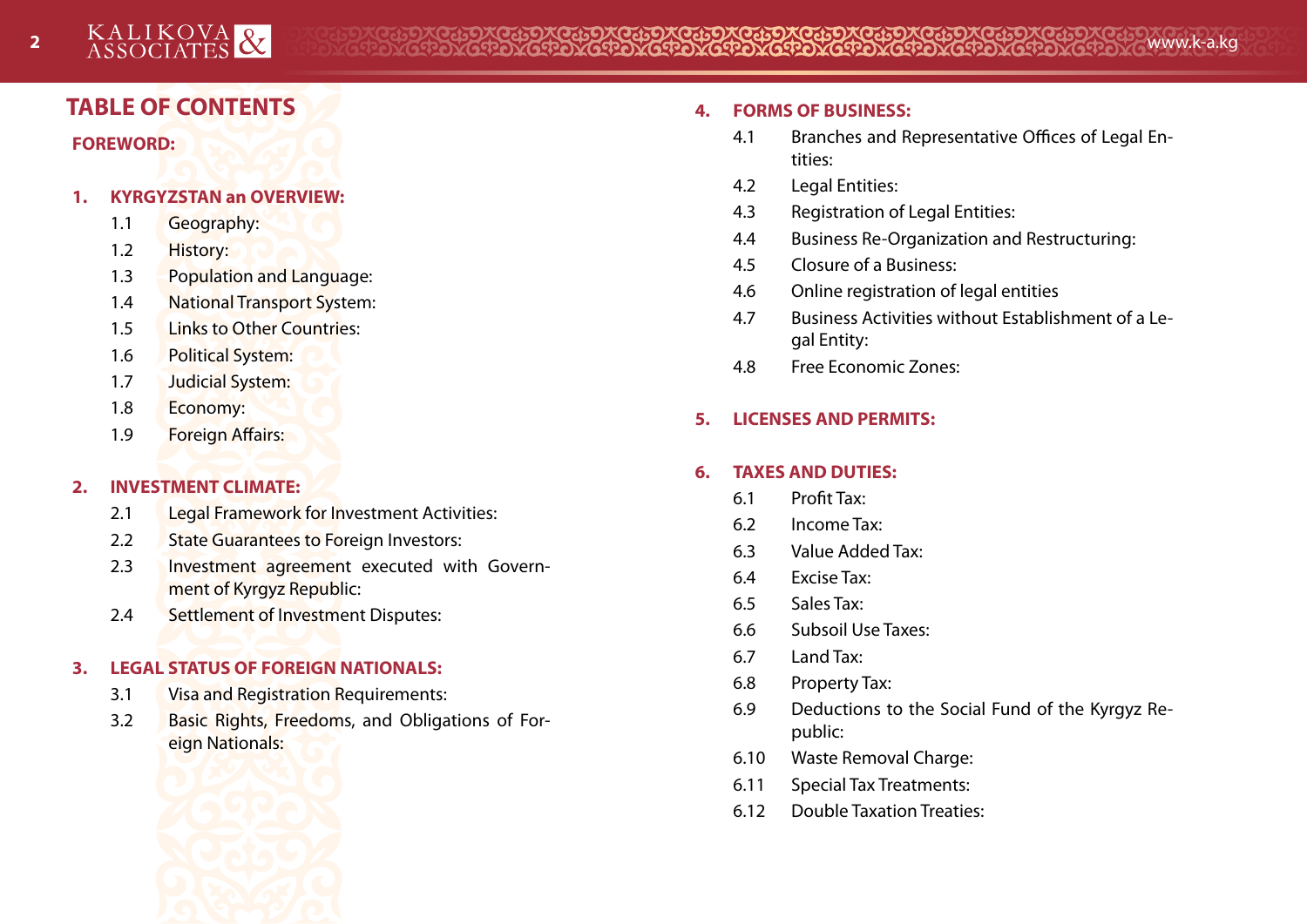# TABLE OF CONTENTS

**FOREWORD:**

**1. KYRGYZSTAN an OVERVIEW:**

- 1.1 Geography:
- 1.2 History:
- 1.3 Population and Language:
- 1.4 National Transport System:
- 1.5 Links to Other Countries:
- 1.6 Political System:
- 1.7 Judicial System:
- 1.8 Economy:
- 1.9 Foreign Affairs:

**2. INVESTMENT CLIMATE:**

- 2.1 Legal Framework for Investment Activities:
- 2.2 State Guarantees to Foreign Investors:
- 2.3 Investment agreement executed with Government of Kyrgyz Republic:
- 2.4 Settlement of Investment Disputes:

**3. LEGAL STATUS OF FOREIGN NATIONALS:**

- 3.1 Visa and Registration Requirements:
- 3.2 Basic Rights, Freedoms, and Obligations of Foreign Nationals:

**4. FORMS OF BUSINESS:**

- 4.1 Branches and Representative Offices of Legal Entities:
- 4.2 Legal Entities:
- 4.3 Registration of Legal Entities:
- 4.4 Business Re-Organization and Restructuring:
- 4.5 Closure of a Business:
- 4.6 Online registration of legal entities
- 4.7 Business Activities without Establishment of a Legal Entity:
- 4.8 Free Economic Zones:

**5. LICENSES AND PERMITS:**

**6. TAXES AND DUTIES:**

- 6.1 Profit Tax:
- 6.2 Income Tax:
- 6.3 Value Added Tax:
- 6.4 Excise Tax:
- 6.5 Sales Tax:
- 6.6 Subsoil Use Taxes:
- 6.7 Land Tax:
- 6.8 Property Tax:
- 6.9 Deductions to the Social Fund of the Kyrgyz Republic:
- 6.10 Waste Removal Charge:
- 6.11 Special Tax Treatments:
- 6.12 Double Taxation Treaties: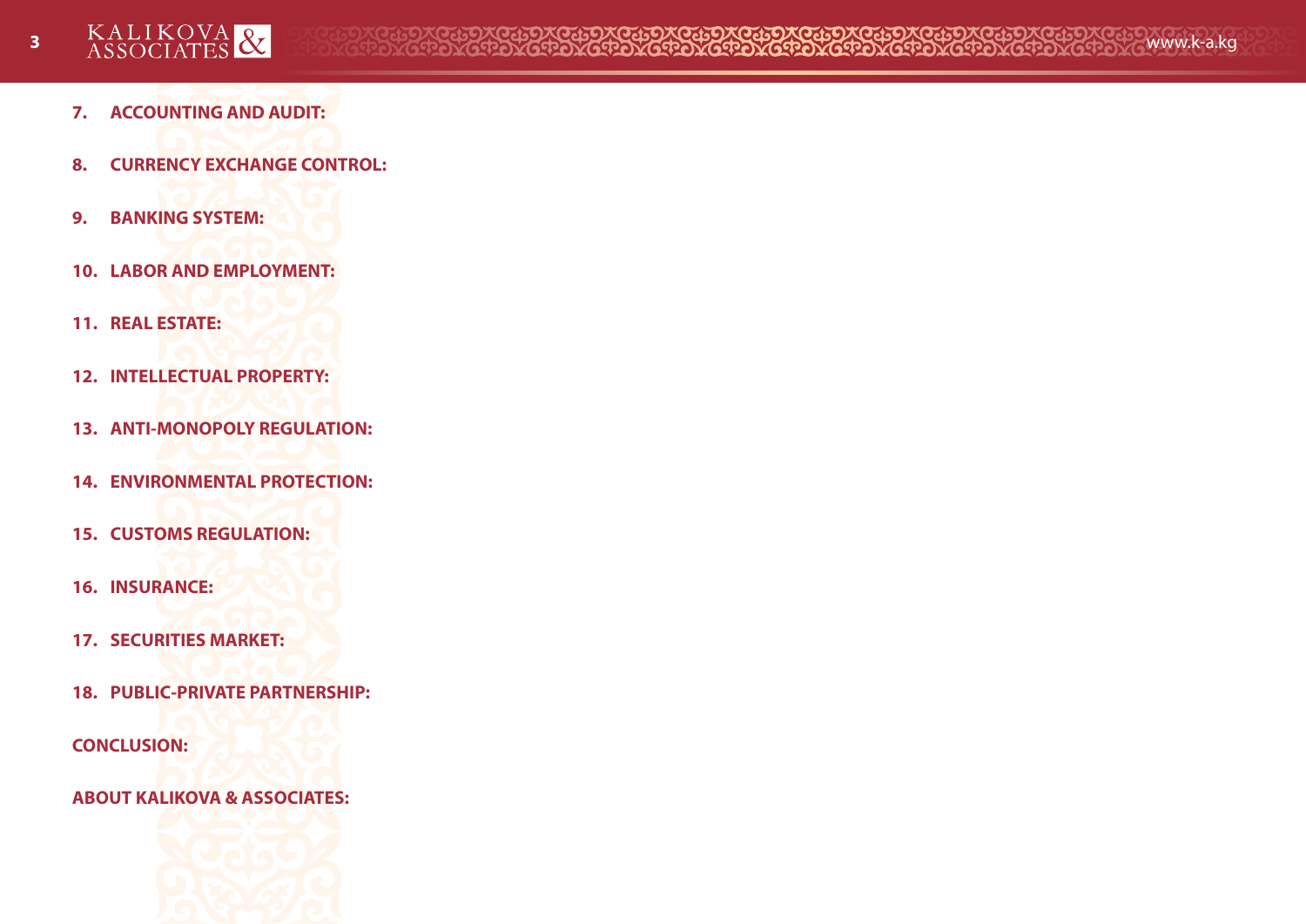7. **ACCOUNTING AND AUDIT:**

8. **CURRENCY EXCHANGE CONTROL:**

9. **BANKING SYSTEM:**

10. **LABOR AND EMPLOYMENT:**

11. **REAL ESTATE:**

12. **INTELLECTUAL PROPERTY:**

13. **ANTI-MONOPOLY REGULATION:**

14. **ENVIRONMENTAL PROTECTION:**

15. **CUSTOMS REGULATION:**

16. **INSURANCE:**

17. **SECURITIES MARKET:**

18. **PUBLIC-PRIVATE PARTNERSHIP:**

**CONCLUSION:**

**ABOUT KALIKOVA & ASSOCIATES:**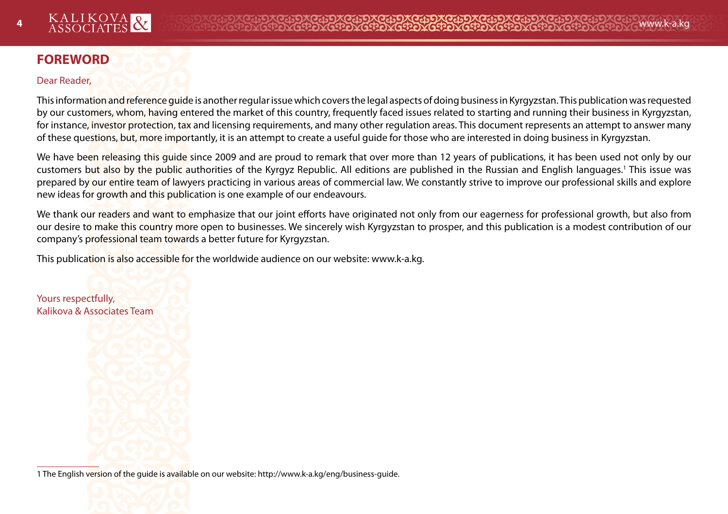# FOREWORD

Dear Reader,

This information and reference guide is another regular issue which covers the legal aspects of doing business in Kyrgyzstan. This publication was requested by our customers, whom, having entered the market of this country, frequently faced issues related to starting and running their business in Kyrgyzstan, for instance, investor protection, tax and licensing requirements, and many other regulation areas. This document represents an attempt to answer many of these questions, but, more importantly, it is an attempt to create a useful guide for those who are interested in doing business in Kyrgyzstan.

We have been releasing this guide since 2009 and are proud to remark that over more than 12 years of publications, it has been used not only by our customers but also by the public authorities of the Kyrgyz Republic. All editions are published in the Russian and English languages.[1] This issue was prepared by our entire team of lawyers practicing in various areas of commercial law. We constantly strive to improve our professional skills and explore new ideas for growth and this publication is one example of our endeavours.

We thank our readers and want to emphasize that our joint efforts have originated not only from our eagerness for professional growth, but also from our desire to make this country more open to businesses. We sincerely wish Kyrgyzstan to prosper, and this publication is a modest contribution of our company's professional team towards a better future for Kyrgyzstan.

This publication is also accessible for the worldwide audience on our website: www.k-a.kg.

Yours respectfully,
Kalikova & Associates Team

---

1 The English version of the guide is available on our website: http://www.k-a.kg/eng/business-guide.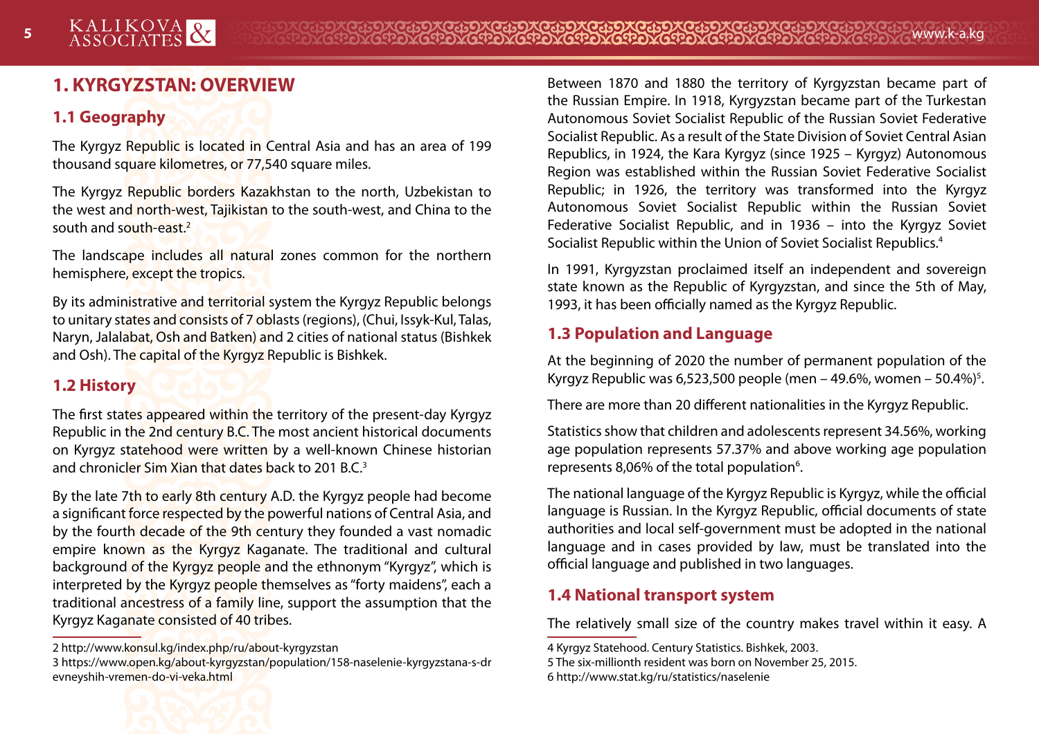# 1. KYRGYZSTAN: OVERVIEW

## 1.1 Geography

The Kyrgyz Republic is located in Central Asia and has an area of 199 thousand square kilometres, or 77,540 square miles.

The Kyrgyz Republic borders Kazakhstan to the north, Uzbekistan to the west and north-west, Tajikistan to the south-west, and China to the south and south-east.[2]

The landscape includes all natural zones common for the northern hemisphere, except the tropics.

By its administrative and territorial system the Kyrgyz Republic belongs to unitary states and consists of 7 oblasts (regions), (Chui, Issyk-Kul, Talas, Naryn, Jalalabat, Osh and Batken) and 2 cities of national status (Bishkek and Osh). The capital of the Kyrgyz Republic is Bishkek.

## 1.2 History

The first states appeared within the territory of the present-day Kyrgyz Republic in the 2nd century B.C. The most ancient historical documents on Kyrgyz statehood were written by a well-known Chinese historian and chronicler Sim Xian that dates back to 201 B.C.[3]

By the late 7th to early 8th century A.D. the Kyrgyz people had become a significant force respected by the powerful nations of Central Asia, and by the fourth decade of the 9th century they founded a vast nomadic empire known as the Kyrgyz Kaganate. The traditional and cultural background of the Kyrgyz people and the ethnonym "Kyrgyz", which is interpreted by the Kyrgyz people themselves as "forty maidens", each a traditional ancestress of a family line, support the assumption that the Kyrgyz Kaganate consisted of 40 tribes.

Between 1870 and 1880 the territory of Kyrgyzstan became part of the Russian Empire. In 1918, Kyrgyzstan became part of the Turkestan Autonomous Soviet Socialist Republic of the Russian Soviet Federative Socialist Republic. As a result of the State Division of Soviet Central Asian Republics, in 1924, the Kara Kyrgyz (since 1925 – Kyrgyz) Autonomous Region was established within the Russian Soviet Federative Socialist Republic; in 1926, the territory was transformed into the Kyrgyz Autonomous Soviet Socialist Republic within the Russian Soviet Federative Socialist Republic, and in 1936 – into the Kyrgyz Soviet Socialist Republic within the Union of Soviet Socialist Republics.[4]

In 1991, Kyrgyzstan proclaimed itself an independent and sovereign state known as the Republic of Kyrgyzstan, and since the 5th of May, 1993, it has been officially named as the Kyrgyz Republic.

## 1.3 Population and Language

At the beginning of 2020 the number of permanent population of the Kyrgyz Republic was 6,523,500 people (men – 49.6%, women – 50.4%)[5].

There are more than 20 different nationalities in the Kyrgyz Republic.

Statistics show that children and adolescents represent 34.56%, working age population represents 57.37% and above working age population represents 8,06% of the total population[6].

The national language of the Kyrgyz Republic is Kyrgyz, while the official language is Russian. In the Kyrgyz Republic, official documents of state authorities and local self-government must be adopted in the national language and in cases provided by law, must be translated into the official language and published in two languages.

## 1.4 National transport system

The relatively small size of the country makes travel within it easy. A

---

2 http://www.konsul.kg/index.php/ru/about-kyrgyzstan

3 https://www.open.kg/about-kyrgyzstan/population/158-naselenie-kyrgyzstana-s-drevneyshih-vremen-do-vi-veka.html

4 Kyrgyz Statehood. Century Statistics. Bishkek, 2003.

5 The six-millionth resident was born on November 25, 2015.

6 http://www.stat.kg/ru/statistics/naselenie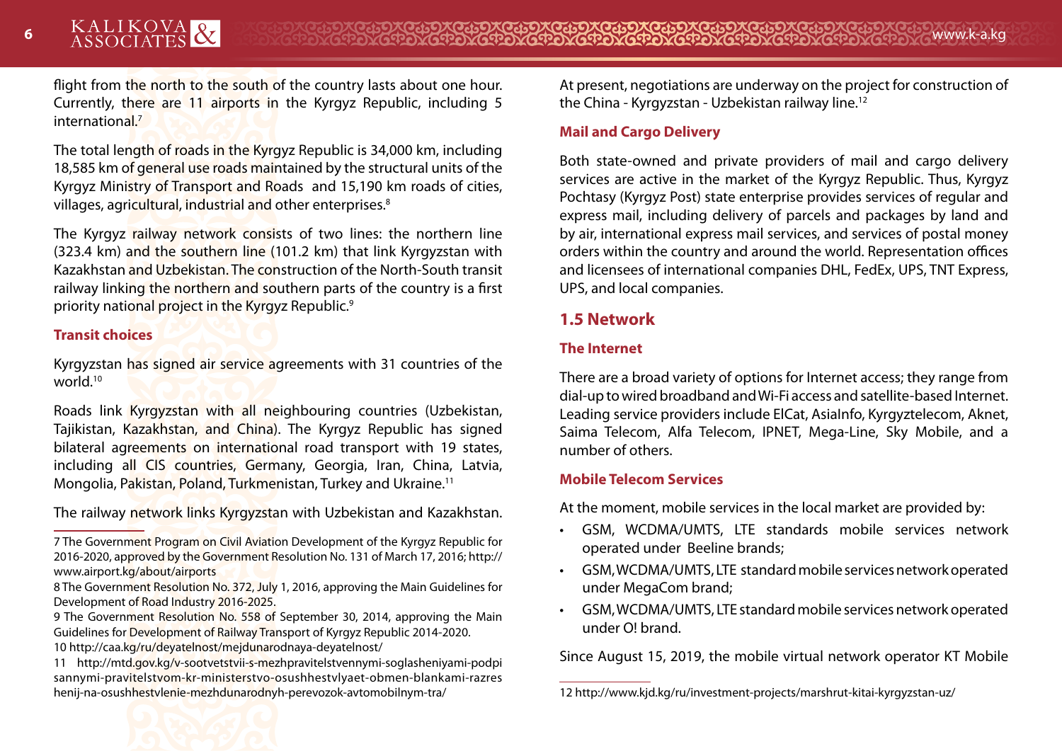flight from the north to the south of the country lasts about one hour. Currently, there are 11 airports in the Kyrgyz Republic, including 5 international.[7]

The total length of roads in the Kyrgyz Republic is 34,000 km, including 18,585 km of general use roads maintained by the structural units of the Kyrgyz Ministry of Transport and Roads and 15,190 km roads of cities, villages, agricultural, industrial and other enterprises.[8]

The Kyrgyz railway network consists of two lines: the northern line (323.4 km) and the southern line (101.2 km) that link Kyrgyzstan with Kazakhstan and Uzbekistan. The construction of the North-South transit railway linking the northern and southern parts of the country is a first priority national project in the Kyrgyz Republic.[9]

#### Transit choices

Kyrgyzstan has signed air service agreements with 31 countries of the world.[10]

Roads link Kyrgyzstan with all neighbouring countries (Uzbekistan, Tajikistan, Kazakhstan, and China). The Kyrgyz Republic has signed bilateral agreements on international road transport with 19 states, including all CIS countries, Germany, Georgia, Iran, China, Latvia, Mongolia, Pakistan, Poland, Turkmenistan, Turkey and Ukraine.[11]

The railway network links Kyrgyzstan with Uzbekistan and Kazakhstan. At present, negotiations are underway on the project for construction of the China - Kyrgyzstan - Uzbekistan railway line.[12]

#### Mail and Cargo Delivery

Both state-owned and private providers of mail and cargo delivery services are active in the market of the Kyrgyz Republic. Thus, Kyrgyz Pochtasy (Kyrgyz Post) state enterprise provides services of regular and express mail, including delivery of parcels and packages by land and by air, international express mail services, and services of postal money orders within the country and around the world. Representation offices and licensees of international companies DHL, FedEx, UPS, TNT Express, UPS, and local companies.

### 1.5 Network

#### The Internet

There are a broad variety of options for Internet access; they range from dial-up to wired broadband and Wi-Fi access and satellite-based Internet. Leading service providers include ElCat, AsiaInfo, Kyrgyztelecom, Aknet, Saima Telecom, Alfa Telecom, IPNET, Mega-Line, Sky Mobile, and a number of others.

#### Mobile Telecom Services

At the moment, mobile services in the local market are provided by:

- GSM, WCDMA/UMTS, LTE standards mobile services network operated under Beeline brands;
- GSM, WCDMA/UMTS, LTE standard mobile services network operated under MegaCom brand;
- GSM, WCDMA/UMTS, LTE standard mobile services network operated under O! brand.

Since August 15, 2019, the mobile virtual network operator KT Mobile

---

7 The Government Program on Civil Aviation Development of the Kyrgyz Republic for 2016-2020, approved by the Government Resolution No. 131 of March 17, 2016; http://www.airport.kg/about/airports

8 The Government Resolution No. 372, July 1, 2016, approving the Main Guidelines for Development of Road Industry 2016-2025.

9 The Government Resolution No. 558 of September 30, 2014, approving the Main Guidelines for Development of Railway Transport of Kyrgyz Republic 2014-2020.

10 http://caa.kg/ru/deyatelnost/mejdunarodnaya-deyatelnost/

11 http://mtd.gov.kg/v-sootvetstvii-s-mezhpravitelstvennymi-soglasheniyami-podpisannymi-pravitelstvom-kr-ministerstvo-osushhestvlyaet-obmen-blankami-razreshenij-na-osushhestvlenie-mezhdunarodnyh-perevozok-avtomobilnym-tra/

12 http://www.kjd.kg/ru/investment-projects/marshrut-kitai-kyrgyzstan-uz/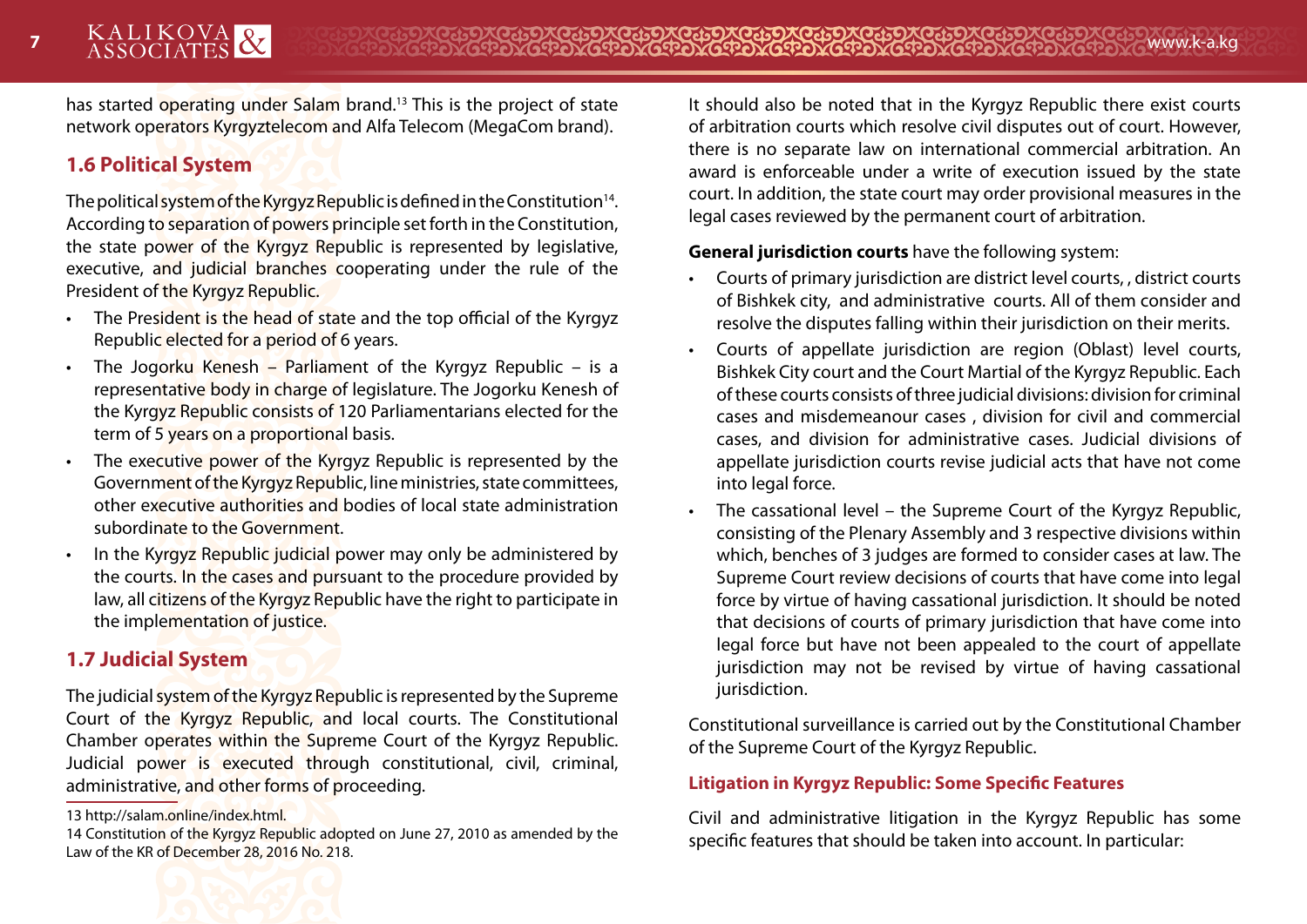has started operating under Salam brand.[13] This is the project of state network operators Kyrgyztelecom and Alfa Telecom (MegaCom brand).

## 1.6 Political System

The political system of the Kyrgyz Republic is defined in the Constitution[14]. According to separation of powers principle set forth in the Constitution, the state power of the Kyrgyz Republic is represented by legislative, executive, and judicial branches cooperating under the rule of the President of the Kyrgyz Republic.

- The President is the head of state and the top official of the Kyrgyz Republic elected for a period of 6 years.
- The Jogorku Kenesh – Parliament of the Kyrgyz Republic – is a representative body in charge of legislature. The Jogorku Kenesh of the Kyrgyz Republic consists of 120 Parliamentarians elected for the term of 5 years on a proportional basis.
- The executive power of the Kyrgyz Republic is represented by the Government of the Kyrgyz Republic, line ministries, state committees, other executive authorities and bodies of local state administration subordinate to the Government.
- In the Kyrgyz Republic judicial power may only be administered by the courts. In the cases and pursuant to the procedure provided by law, all citizens of the Kyrgyz Republic have the right to participate in the implementation of justice.

## 1.7 Judicial System

The judicial system of the Kyrgyz Republic is represented by the Supreme Court of the Kyrgyz Republic, and local courts. The Constitutional Chamber operates within the Supreme Court of the Kyrgyz Republic. Judicial power is executed through constitutional, civil, criminal, administrative, and other forms of proceeding.

13 http://salam.online/index.html.

14 Constitution of the Kyrgyz Republic adopted on June 27, 2010 as amended by the Law of the KR of December 28, 2016 No. 218.

It should also be noted that in the Kyrgyz Republic there exist courts of arbitration courts which resolve civil disputes out of court. However, there is no separate law on international commercial arbitration. An award is enforceable under a write of execution issued by the state court. In addition, the state court may order provisional measures in the legal cases reviewed by the permanent court of arbitration.

**General jurisdiction courts** have the following system:

- Courts of primary jurisdiction are district level courts, , district courts of Bishkek city, and administrative courts. All of them consider and resolve the disputes falling within their jurisdiction on their merits.
- Courts of appellate jurisdiction are region (Oblast) level courts, Bishkek City court and the Court Martial of the Kyrgyz Republic. Each of these courts consists of three judicial divisions: division for criminal cases and misdemeanour cases , division for civil and commercial cases, and division for administrative cases. Judicial divisions of appellate jurisdiction courts revise judicial acts that have not come into legal force.
- The cassational level – the Supreme Court of the Kyrgyz Republic, consisting of the Plenary Assembly and 3 respective divisions within which, benches of 3 judges are formed to consider cases at law. The Supreme Court review decisions of courts that have come into legal force by virtue of having cassational jurisdiction. It should be noted that decisions of courts of primary jurisdiction that have come into legal force but have not been appealed to the court of appellate jurisdiction may not be revised by virtue of having cassational jurisdiction.

Constitutional surveillance is carried out by the Constitutional Chamber of the Supreme Court of the Kyrgyz Republic.

### Litigation in Kyrgyz Republic: Some Specific Features

Civil and administrative litigation in the Kyrgyz Republic has some specific features that should be taken into account. In particular: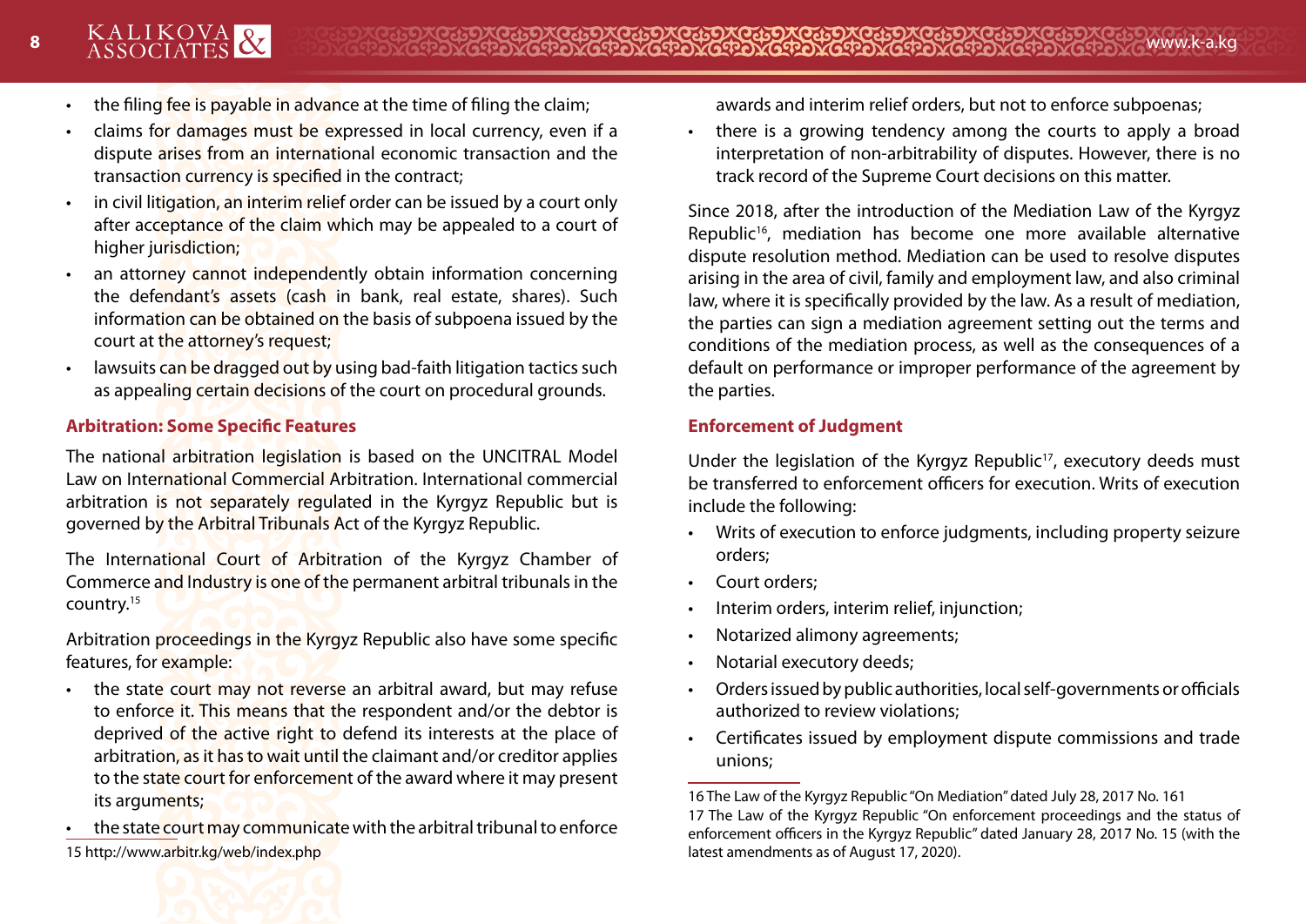- the filing fee is payable in advance at the time of filing the claim;
- claims for damages must be expressed in local currency, even if a dispute arises from an international economic transaction and the transaction currency is specified in the contract;
- in civil litigation, an interim relief order can be issued by a court only after acceptance of the claim which may be appealed to a court of higher jurisdiction;
- an attorney cannot independently obtain information concerning the defendant's assets (cash in bank, real estate, shares). Such information can be obtained on the basis of subpoena issued by the court at the attorney's request;
- lawsuits can be dragged out by using bad-faith litigation tactics such as appealing certain decisions of the court on procedural grounds.

### Arbitration: Some Specific Features

The national arbitration legislation is based on the UNCITRAL Model Law on International Commercial Arbitration. International commercial arbitration is not separately regulated in the Kyrgyz Republic but is governed by the Arbitral Tribunals Act of the Kyrgyz Republic.

The International Court of Arbitration of the Kyrgyz Chamber of Commerce and Industry is one of the permanent arbitral tribunals in the country.[15]

Arbitration proceedings in the Kyrgyz Republic also have some specific features, for example:

- the state court may not reverse an arbitral award, but may refuse to enforce it. This means that the respondent and/or the debtor is deprived of the active right to defend its interests at the place of arbitration, as it has to wait until the claimant and/or creditor applies to the state court for enforcement of the award where it may present its arguments;
- the state court may communicate with the arbitral tribunal to enforce awards and interim relief orders, but not to enforce subpoenas;
- there is a growing tendency among the courts to apply a broad interpretation of non-arbitrability of disputes. However, there is no track record of the Supreme Court decisions on this matter.

Since 2018, after the introduction of the Mediation Law of the Kyrgyz Republic[16], mediation has become one more available alternative dispute resolution method. Mediation can be used to resolve disputes arising in the area of civil, family and employment law, and also criminal law, where it is specifically provided by the law. As a result of mediation, the parties can sign a mediation agreement setting out the terms and conditions of the mediation process, as well as the consequences of a default on performance or improper performance of the agreement by the parties.

### Enforcement of Judgment

Under the legislation of the Kyrgyz Republic[17], executory deeds must be transferred to enforcement officers for execution. Writs of execution include the following:

- Writs of execution to enforce judgments, including property seizure orders;
- Court orders;
- Interim orders, interim relief, injunction;
- Notarized alimony agreements;
- Notarial executory deeds;
- Orders issued by public authorities, local self-governments or officials authorized to review violations;
- Certificates issued by employment dispute commissions and trade unions;

15 http://www.arbitr.kg/web/index.php

16 The Law of the Kyrgyz Republic "On Mediation" dated July 28, 2017 No. 161

17 The Law of the Kyrgyz Republic "On enforcement proceedings and the status of enforcement officers in the Kyrgyz Republic" dated January 28, 2017 No. 15 (with the latest amendments as of August 17, 2020).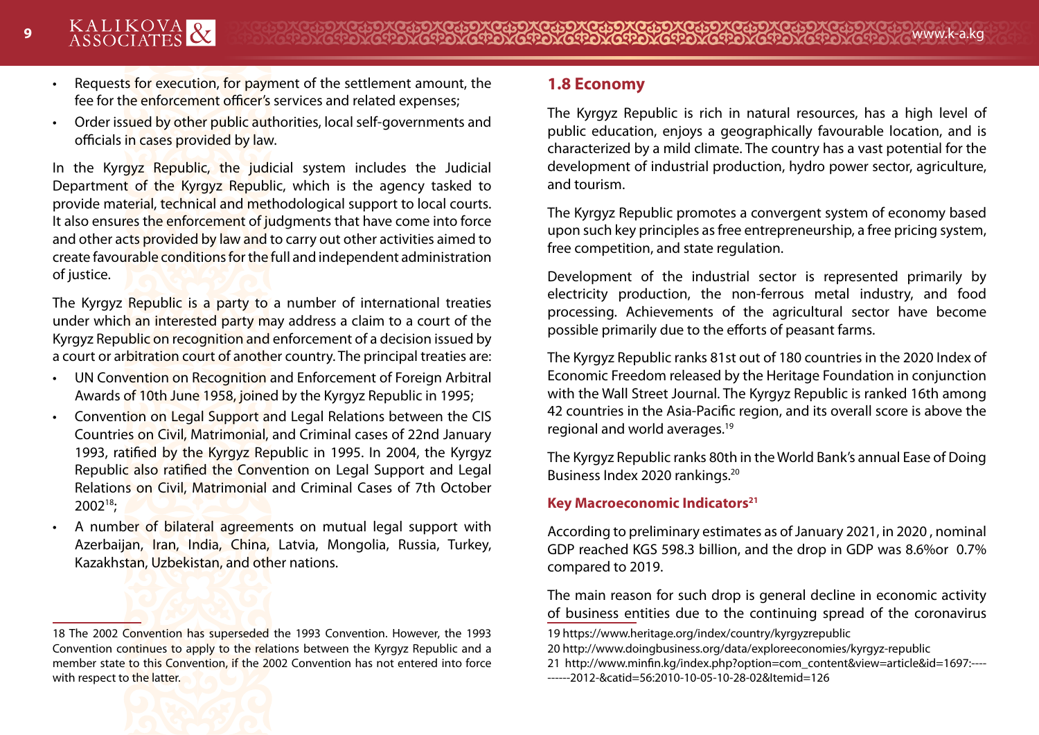- Requests for execution, for payment of the settlement amount, the fee for the enforcement officer's services and related expenses;
- Order issued by other public authorities, local self-governments and officials in cases provided by law.

In the Kyrgyz Republic, the judicial system includes the Judicial Department of the Kyrgyz Republic, which is the agency tasked to provide material, technical and methodological support to local courts. It also ensures the enforcement of judgments that have come into force and other acts provided by law and to carry out other activities aimed to create favourable conditions for the full and independent administration of justice.

The Kyrgyz Republic is a party to a number of international treaties under which an interested party may address a claim to a court of the Kyrgyz Republic on recognition and enforcement of a decision issued by a court or arbitration court of another country. The principal treaties are:

- UN Convention on Recognition and Enforcement of Foreign Arbitral Awards of 10th June 1958, joined by the Kyrgyz Republic in 1995;
- Convention on Legal Support and Legal Relations between the CIS Countries on Civil, Matrimonial, and Criminal cases of 22nd January 1993, ratified by the Kyrgyz Republic in 1995. In 2004, the Kyrgyz Republic also ratified the Convention on Legal Support and Legal Relations on Civil, Matrimonial and Criminal Cases of 7th October 2002[18];
- A number of bilateral agreements on mutual legal support with Azerbaijan, Iran, India, China, Latvia, Mongolia, Russia, Turkey, Kazakhstan, Uzbekistan, and other nations.

## 1.8 Economy

The Kyrgyz Republic is rich in natural resources, has a high level of public education, enjoys a geographically favourable location, and is characterized by a mild climate. The country has a vast potential for the development of industrial production, hydro power sector, agriculture, and tourism.

The Kyrgyz Republic promotes a convergent system of economy based upon such key principles as free entrepreneurship, a free pricing system, free competition, and state regulation.

Development of the industrial sector is represented primarily by electricity production, the non-ferrous metal industry, and food processing. Achievements of the agricultural sector have become possible primarily due to the efforts of peasant farms.

The Kyrgyz Republic ranks 81st out of 180 countries in the 2020 Index of Economic Freedom released by the Heritage Foundation in conjunction with the Wall Street Journal. The Kyrgyz Republic is ranked 16th among 42 countries in the Asia-Pacific region, and its overall score is above the regional and world averages.[19]

The Kyrgyz Republic ranks 80th in the World Bank's annual Ease of Doing Business Index 2020 rankings.[20]

### Key Macroeconomic Indicators[21]

According to preliminary estimates as of January 2021, in 2020 , nominal GDP reached KGS 598.3 billion, and the drop in GDP was 8.6%or 0.7% compared to 2019.

The main reason for such drop is general decline in economic activity of business entities due to the continuing spread of the coronavirus

---

18 The 2002 Convention has superseded the 1993 Convention. However, the 1993 Convention continues to apply to the relations between the Kyrgyz Republic and a member state to this Convention, if the 2002 Convention has not entered into force with respect to the latter.

19 https://www.heritage.org/index/country/kyrgyzrepublic

20 http://www.doingbusiness.org/data/exploreeconomies/kyrgyz-republic

21 http://www.minfin.kg/index.php?option=com_content&view=article&id=1697:----------2012-&catid=56:2010-10-05-10-28-02&Itemid=126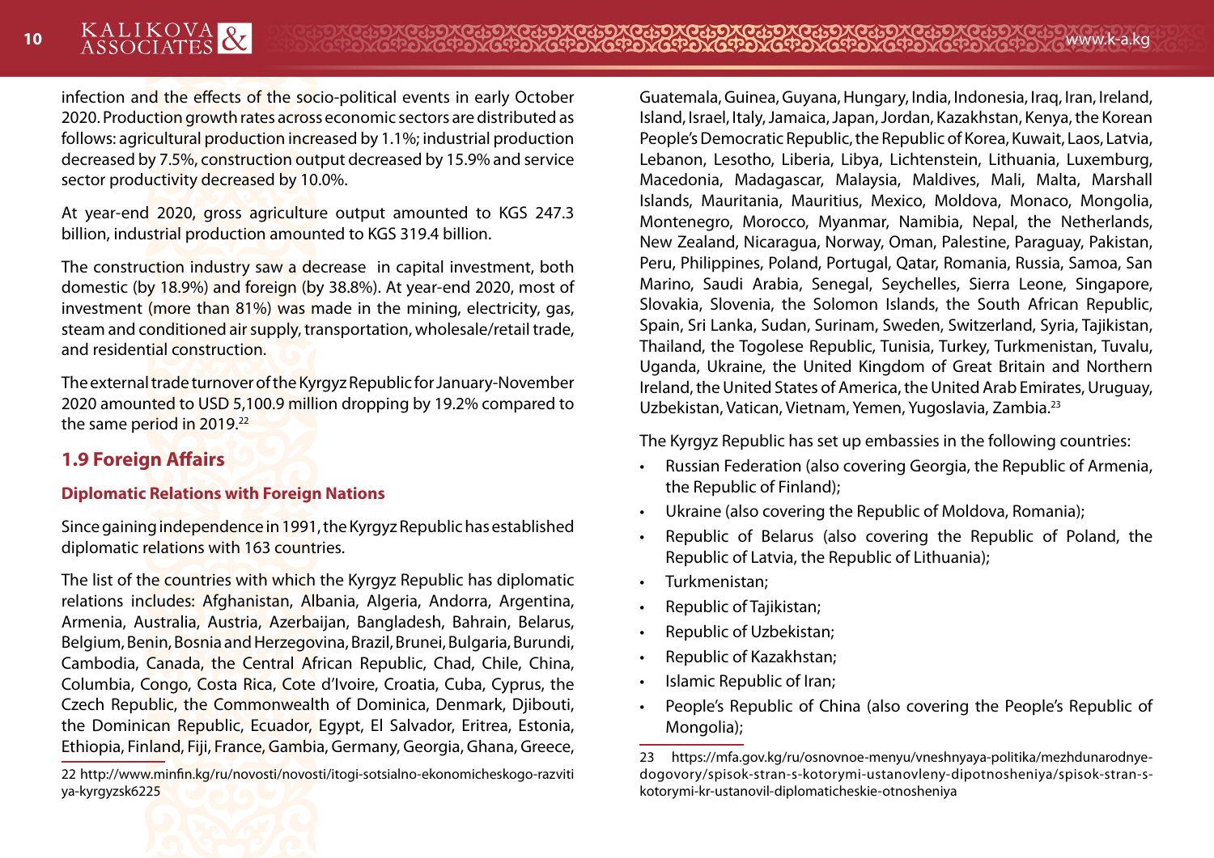infection and the effects of the socio-political events in early October 2020. Production growth rates across economic sectors are distributed as follows: agricultural production increased by 1.1%; industrial production decreased by 7.5%, construction output decreased by 15.9% and service sector productivity decreased by 10.0%.

At year-end 2020, gross agriculture output amounted to KGS 247.3 billion, industrial production amounted to KGS 319.4 billion.

The construction industry saw a decrease in capital investment, both domestic (by 18.9%) and foreign (by 38.8%). At year-end 2020, most of investment (more than 81%) was made in the mining, electricity, gas, steam and conditioned air supply, transportation, wholesale/retail trade, and residential construction.

The external trade turnover of the Kyrgyz Republic for January-November 2020 amounted to USD 5,100.9 million dropping by 19.2% compared to the same period in 2019.[22]

## 1.9 Foreign Affairs

### Diplomatic Relations with Foreign Nations

Since gaining independence in 1991, the Kyrgyz Republic has established diplomatic relations with 163 countries.

The list of the countries with which the Kyrgyz Republic has diplomatic relations includes: Afghanistan, Albania, Algeria, Andorra, Argentina, Armenia, Australia, Austria, Azerbaijan, Bangladesh, Bahrain, Belarus, Belgium, Benin, Bosnia and Herzegovina, Brazil, Brunei, Bulgaria, Burundi, Cambodia, Canada, the Central African Republic, Chad, Chile, China, Columbia, Congo, Costa Rica, Cote d'Ivoire, Croatia, Cuba, Cyprus, the Czech Republic, the Commonwealth of Dominica, Denmark, Djibouti, the Dominican Republic, Ecuador, Egypt, El Salvador, Eritrea, Estonia, Ethiopia, Finland, Fiji, France, Gambia, Germany, Georgia, Ghana, Greece, Guatemala, Guinea, Guyana, Hungary, India, Indonesia, Iraq, Iran, Ireland, Island, Israel, Italy, Jamaica, Japan, Jordan, Kazakhstan, Kenya, the Korean People's Democratic Republic, the Republic of Korea, Kuwait, Laos, Latvia, Lebanon, Lesotho, Liberia, Libya, Lichtenstein, Lithuania, Luxemburg, Macedonia, Madagascar, Malaysia, Maldives, Mali, Malta, Marshall Islands, Mauritania, Mauritius, Mexico, Moldova, Monaco, Mongolia, Montenegro, Morocco, Myanmar, Namibia, Nepal, the Netherlands, New Zealand, Nicaragua, Norway, Oman, Palestine, Paraguay, Pakistan, Peru, Philippines, Poland, Portugal, Qatar, Romania, Russia, Samoa, San Marino, Saudi Arabia, Senegal, Seychelles, Sierra Leone, Singapore, Slovakia, Slovenia, the Solomon Islands, the South African Republic, Spain, Sri Lanka, Sudan, Surinam, Sweden, Switzerland, Syria, Tajikistan, Thailand, the Togolese Republic, Tunisia, Turkey, Turkmenistan, Tuvalu, Uganda, Ukraine, the United Kingdom of Great Britain and Northern Ireland, the United States of America, the United Arab Emirates, Uruguay, Uzbekistan, Vatican, Vietnam, Yemen, Yugoslavia, Zambia.[23]

The Kyrgyz Republic has set up embassies in the following countries:

- Russian Federation (also covering Georgia, the Republic of Armenia, the Republic of Finland);
- Ukraine (also covering the Republic of Moldova, Romania);
- Republic of Belarus (also covering the Republic of Poland, the Republic of Latvia, the Republic of Lithuania);
- Turkmenistan;
- Republic of Tajikistan;
- Republic of Uzbekistan;
- Republic of Kazakhstan;
- Islamic Republic of Iran;
- People's Republic of China (also covering the People's Republic of Mongolia);

22 http://www.minfin.kg/ru/novosti/novosti/itogi-sotsialno-ekonomicheskogo-razvitiya-kyrgyzsk6225

23 https://mfa.gov.kg/ru/osnovnoe-menyu/vneshnyaya-politika/mezhdunarodnye-dogovory/spisok-stran-s-kotorymi-ustanovleny-dipotnosheniya/spisok-stran-s-kotorymi-kr-ustanovil-diplomaticheskie-otnosheniya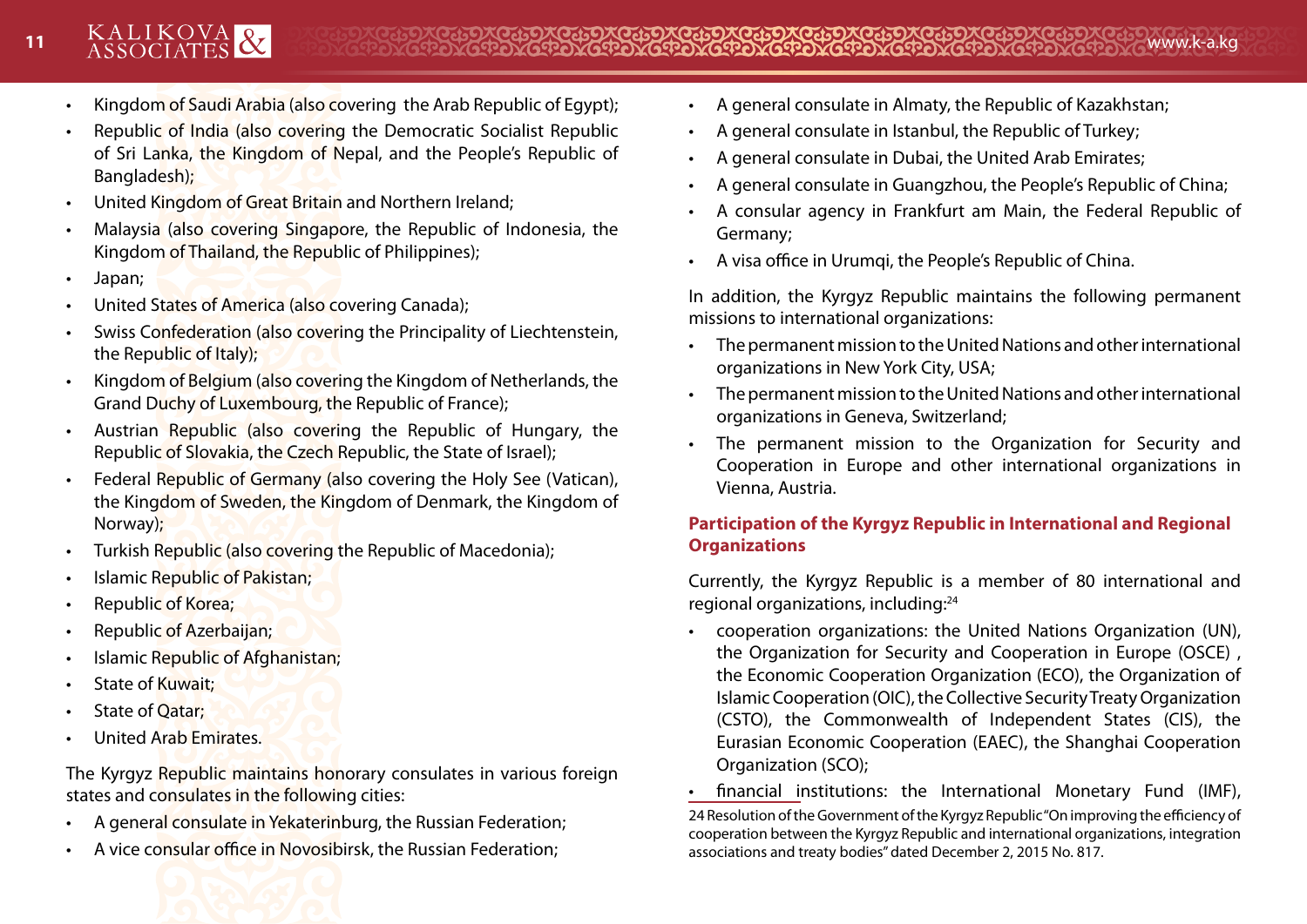- Kingdom of Saudi Arabia (also covering the Arab Republic of Egypt);
- Republic of India (also covering the Democratic Socialist Republic of Sri Lanka, the Kingdom of Nepal, and the People's Republic of Bangladesh);
- United Kingdom of Great Britain and Northern Ireland;
- Malaysia (also covering Singapore, the Republic of Indonesia, the Kingdom of Thailand, the Republic of Philippines);
- Japan;
- United States of America (also covering Canada);
- Swiss Confederation (also covering the Principality of Liechtenstein, the Republic of Italy);
- Kingdom of Belgium (also covering the Kingdom of Netherlands, the Grand Duchy of Luxembourg, the Republic of France);
- Austrian Republic (also covering the Republic of Hungary, the Republic of Slovakia, the Czech Republic, the State of Israel);
- Federal Republic of Germany (also covering the Holy See (Vatican), the Kingdom of Sweden, the Kingdom of Denmark, the Kingdom of Norway);
- Turkish Republic (also covering the Republic of Macedonia);
- Islamic Republic of Pakistan;
- Republic of Korea;
- Republic of Azerbaijan;
- Islamic Republic of Afghanistan;
- State of Kuwait;
- State of Qatar;
- United Arab Emirates.

The Kyrgyz Republic maintains honorary consulates in various foreign states and consulates in the following cities:

- A general consulate in Yekaterinburg, the Russian Federation;
- A vice consular office in Novosibirsk, the Russian Federation;
- A general consulate in Almaty, the Republic of Kazakhstan;
- A general consulate in Istanbul, the Republic of Turkey;
- A general consulate in Dubai, the United Arab Emirates;
- A general consulate in Guangzhou, the People's Republic of China;
- A consular agency in Frankfurt am Main, the Federal Republic of Germany;
- A visa office in Urumqi, the People's Republic of China.

In addition, the Kyrgyz Republic maintains the following permanent missions to international organizations:

- The permanent mission to the United Nations and other international organizations in New York City, USA;
- The permanent mission to the United Nations and other international organizations in Geneva, Switzerland;
- The permanent mission to the Organization for Security and Cooperation in Europe and other international organizations in Vienna, Austria.

## Participation of the Kyrgyz Republic in International and Regional Organizations

Currently, the Kyrgyz Republic is a member of 80 international and regional organizations, including:[24]

- cooperation organizations: the United Nations Organization (UN), the Organization for Security and Cooperation in Europe (OSCE) , the Economic Cooperation Organization (ECO), the Organization of Islamic Cooperation (OIC), the Collective Security Treaty Organization (CSTO), the Commonwealth of Independent States (CIS), the Eurasian Economic Cooperation (EAEC), the Shanghai Cooperation Organization (SCO);
- financial institutions: the International Monetary Fund (IMF),

24 Resolution of the Government of the Kyrgyz Republic "On improving the efficiency of cooperation between the Kyrgyz Republic and international organizations, integration associations and treaty bodies" dated December 2, 2015 No. 817.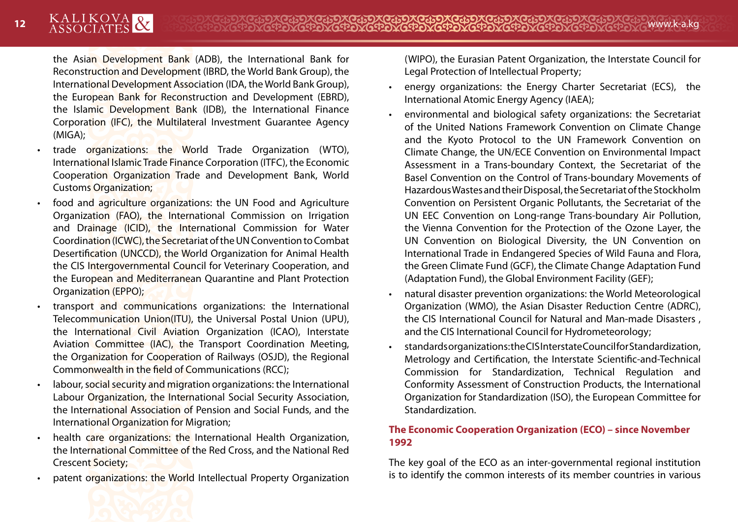the Asian Development Bank (ADB), the International Bank for Reconstruction and Development (IBRD, the World Bank Group), the International Development Association (IDA, the World Bank Group), the European Bank for Reconstruction and Development (EBRD), the Islamic Development Bank (IDB), the International Finance Corporation (IFC), the Multilateral Investment Guarantee Agency (MIGA);

- trade organizations: the World Trade Organization (WTO), International Islamic Trade Finance Corporation (ITFC), the Economic Cooperation Organization Trade and Development Bank, World Customs Organization;
- food and agriculture organizations: the UN Food and Agriculture Organization (FAO), the International Commission on Irrigation and Drainage (ICID), the International Commission for Water Coordination (ICWC), the Secretariat of the UN Convention to Combat Desertification (UNCCD), the World Organization for Animal Health the CIS Intergovernmental Council for Veterinary Cooperation, and the European and Mediterranean Quarantine and Plant Protection Organization (EPPO);
- transport and communications organizations: the International Telecommunication Union(ITU), the Universal Postal Union (UPU), the International Civil Aviation Organization (ICAO), Interstate Aviation Committee (IAC), the Transport Coordination Meeting, the Organization for Cooperation of Railways (OSJD), the Regional Commonwealth in the field of Communications (RCC);
- labour, social security and migration organizations: the International Labour Organization, the International Social Security Association, the International Association of Pension and Social Funds, and the International Organization for Migration;
- health care organizations: the International Health Organization, the International Committee of the Red Cross, and the National Red Crescent Society;
- patent organizations: the World Intellectual Property Organization (WIPO), the Eurasian Patent Organization, the Interstate Council for Legal Protection of Intellectual Property;
- energy organizations: the Energy Charter Secretariat (ECS), the International Atomic Energy Agency (IAEA);
- environmental and biological safety organizations: the Secretariat of the United Nations Framework Convention on Climate Change and the Kyoto Protocol to the UN Framework Convention on Climate Change, the UN/ECE Convention on Environmental Impact Assessment in a Trans-boundary Context, the Secretariat of the Basel Convention on the Control of Trans-boundary Movements of Hazardous Wastes and their Disposal, the Secretariat of the Stockholm Convention on Persistent Organic Pollutants, the Secretariat of the UN EEC Convention on Long-range Trans-boundary Air Pollution, the Vienna Convention for the Protection of the Ozone Layer, the UN Convention on Biological Diversity, the UN Convention on International Trade in Endangered Species of Wild Fauna and Flora, the Green Climate Fund (GCF), the Climate Change Adaptation Fund (Adaptation Fund), the Global Environment Facility (GEF);
- natural disaster prevention organizations: the World Meteorological Organization (WMO), the Asian Disaster Reduction Centre (ADRC), the CIS International Council for Natural and Man-made Disasters , and the CIS International Council for Hydrometeorology;
- standards organizations: the CIS Interstate Council for Standardization, Metrology and Certification, the Interstate Scientific-and-Technical Commission for Standardization, Technical Regulation and Conformity Assessment of Construction Products, the International Organization for Standardization (ISO), the European Committee for Standardization.

**The Economic Cooperation Organization (ECO) – since November 1992**

The key goal of the ECO as an inter-governmental regional institution is to identify the common interests of its member countries in various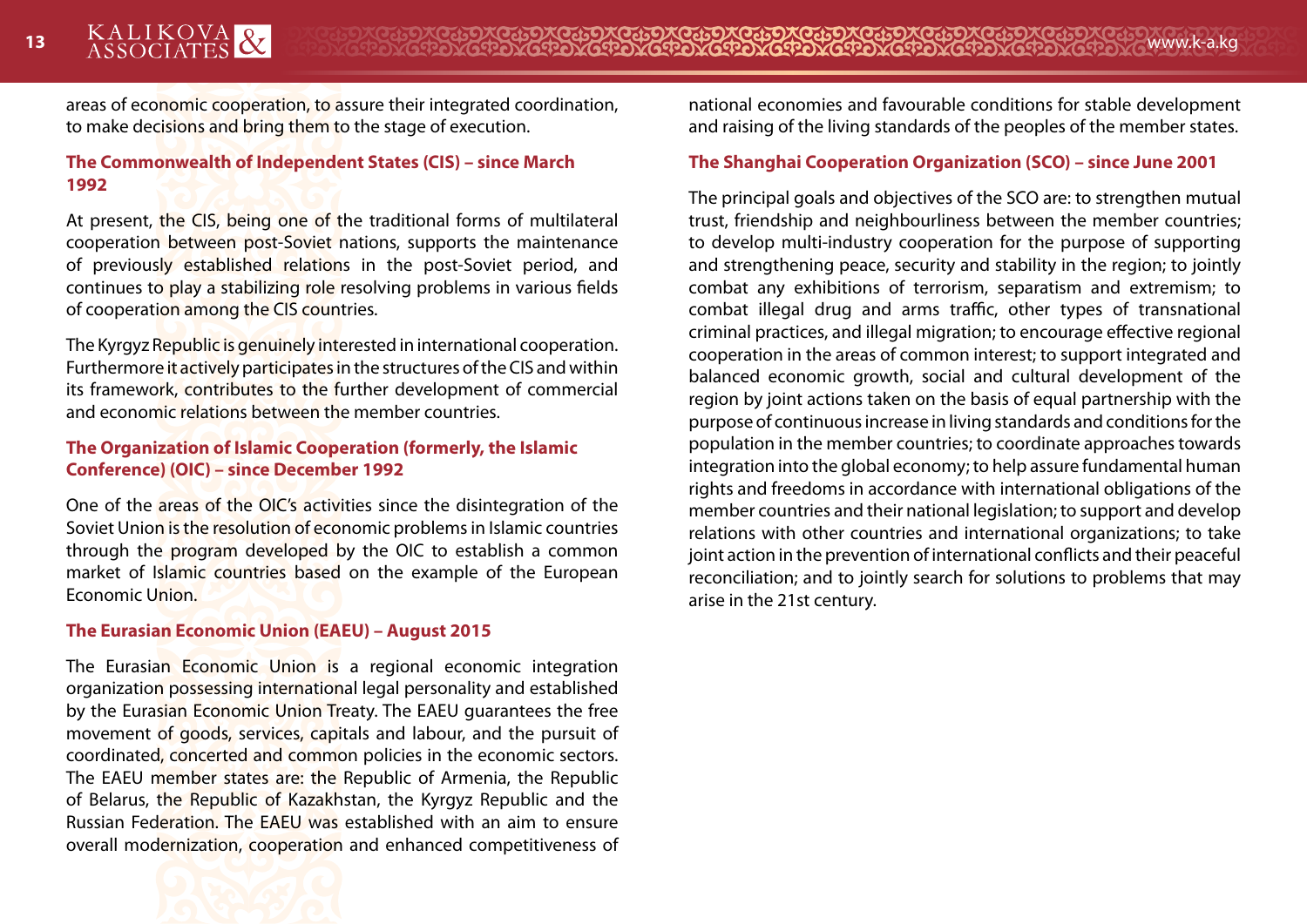areas of economic cooperation, to assure their integrated coordination, to make decisions and bring them to the stage of execution.

### The Commonwealth of Independent States (CIS) – since March 1992

At present, the CIS, being one of the traditional forms of multilateral cooperation between post-Soviet nations, supports the maintenance of previously established relations in the post-Soviet period, and continues to play a stabilizing role resolving problems in various fields of cooperation among the CIS countries.

The Kyrgyz Republic is genuinely interested in international cooperation. Furthermore it actively participates in the structures of the CIS and within its framework, contributes to the further development of commercial and economic relations between the member countries.

### The Organization of Islamic Cooperation (formerly, the Islamic Conference) (OIC) – since December 1992

One of the areas of the OIC's activities since the disintegration of the Soviet Union is the resolution of economic problems in Islamic countries through the program developed by the OIC to establish a common market of Islamic countries based on the example of the European Economic Union.

### The Eurasian Economic Union (EAEU) – August 2015

The Eurasian Economic Union is a regional economic integration organization possessing international legal personality and established by the Eurasian Economic Union Treaty. The EAEU guarantees the free movement of goods, services, capitals and labour, and the pursuit of coordinated, concerted and common policies in the economic sectors. The EAEU member states are: the Republic of Armenia, the Republic of Belarus, the Republic of Kazakhstan, the Kyrgyz Republic and the Russian Federation. The EAEU was established with an aim to ensure overall modernization, cooperation and enhanced competitiveness of national economies and favourable conditions for stable development and raising of the living standards of the peoples of the member states.

### The Shanghai Cooperation Organization (SCO) – since June 2001

The principal goals and objectives of the SCO are: to strengthen mutual trust, friendship and neighbourliness between the member countries; to develop multi-industry cooperation for the purpose of supporting and strengthening peace, security and stability in the region; to jointly combat any exhibitions of terrorism, separatism and extremism; to combat illegal drug and arms traffic, other types of transnational criminal practices, and illegal migration; to encourage effective regional cooperation in the areas of common interest; to support integrated and balanced economic growth, social and cultural development of the region by joint actions taken on the basis of equal partnership with the purpose of continuous increase in living standards and conditions for the population in the member countries; to coordinate approaches towards integration into the global economy; to help assure fundamental human rights and freedoms in accordance with international obligations of the member countries and their national legislation; to support and develop relations with other countries and international organizations; to take joint action in the prevention of international conflicts and their peaceful reconciliation; and to jointly search for solutions to problems that may arise in the 21st century.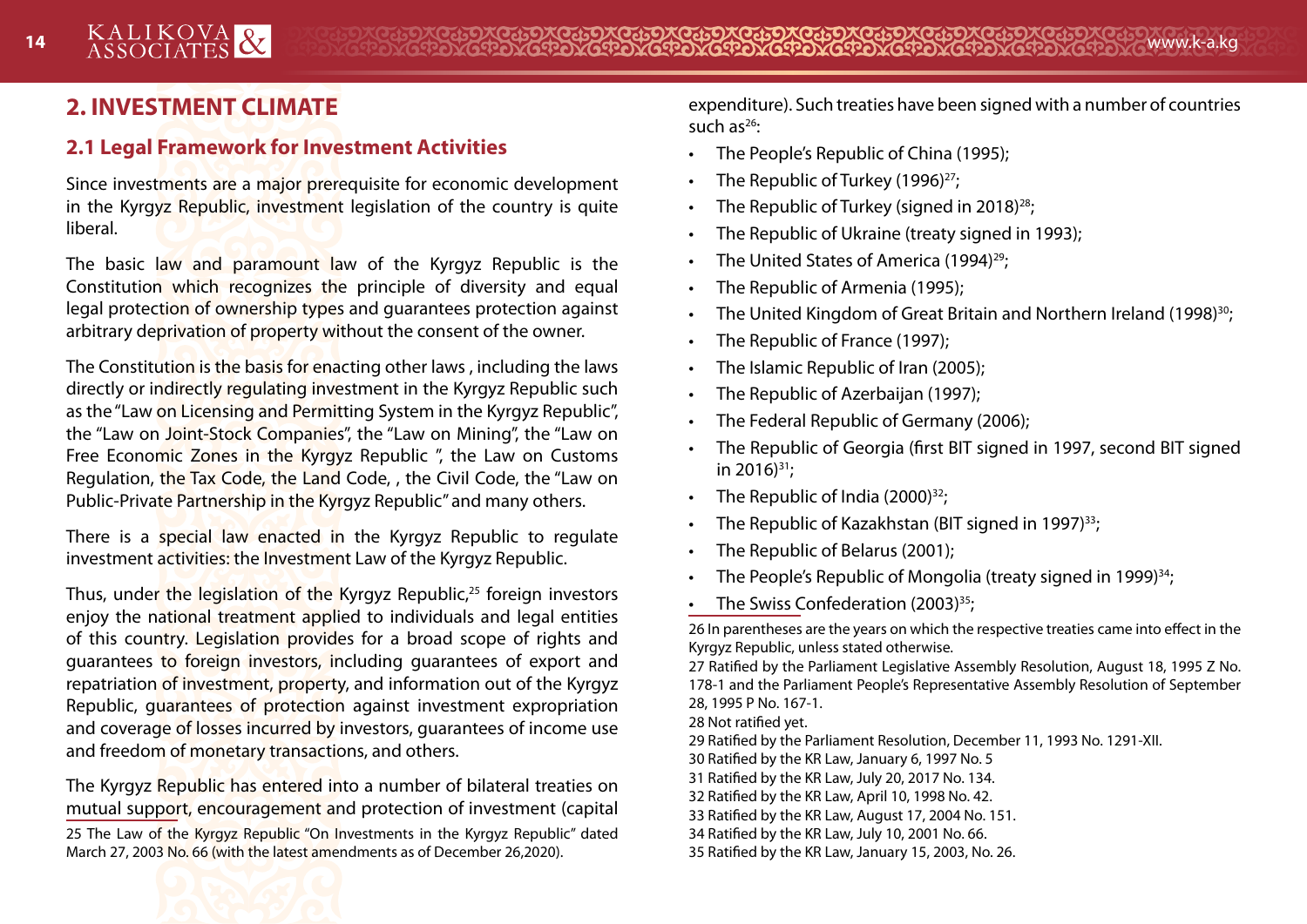# 2. INVESTMENT CLIMATE

## 2.1 Legal Framework for Investment Activities

Since investments are a major prerequisite for economic development in the Kyrgyz Republic, investment legislation of the country is quite liberal.

The basic law and paramount law of the Kyrgyz Republic is the Constitution which recognizes the principle of diversity and equal legal protection of ownership types and guarantees protection against arbitrary deprivation of property without the consent of the owner.

The Constitution is the basis for enacting other laws , including the laws directly or indirectly regulating investment in the Kyrgyz Republic such as the "Law on Licensing and Permitting System in the Kyrgyz Republic", the "Law on Joint-Stock Companies", the "Law on Mining", the "Law on Free Economic Zones in the Kyrgyz Republic ", the Law on Customs Regulation, the Tax Code, the Land Code, , the Civil Code, the "Law on Public-Private Partnership in the Kyrgyz Republic" and many others.

There is a special law enacted in the Kyrgyz Republic to regulate investment activities: the Investment Law of the Kyrgyz Republic.

Thus, under the legislation of the Kyrgyz Republic,[25] foreign investors enjoy the national treatment applied to individuals and legal entities of this country. Legislation provides for a broad scope of rights and guarantees to foreign investors, including guarantees of export and repatriation of investment, property, and information out of the Kyrgyz Republic, guarantees of protection against investment expropriation and coverage of losses incurred by investors, guarantees of income use and freedom of monetary transactions, and others.

The Kyrgyz Republic has entered into a number of bilateral treaties on mutual support, encouragement and protection of investment (capital expenditure). Such treaties have been signed with a number of countries such as[26]:

- The People's Republic of China (1995);
- The Republic of Turkey (1996)[27];
- The Republic of Turkey (signed in 2018)[28];
- The Republic of Ukraine (treaty signed in 1993);
- The United States of America (1994)[29];
- The Republic of Armenia (1995);
- The United Kingdom of Great Britain and Northern Ireland (1998)[30];
- The Republic of France (1997);
- The Islamic Republic of Iran (2005);
- The Republic of Azerbaijan (1997);
- The Federal Republic of Germany (2006);
- The Republic of Georgia (first BIT signed in 1997, second BIT signed in 2016)[31];
- The Republic of India (2000)[32];
- The Republic of Kazakhstan (BIT signed in 1997)[33];
- The Republic of Belarus (2001);
- The People's Republic of Mongolia (treaty signed in 1999)[34];
- The Swiss Confederation (2003)[35];

25 The Law of the Kyrgyz Republic "On Investments in the Kyrgyz Republic" dated March 27, 2003 No. 66 (with the latest amendments as of December 26,2020).

26 In parentheses are the years on which the respective treaties came into effect in the Kyrgyz Republic, unless stated otherwise.

27 Ratified by the Parliament Legislative Assembly Resolution, August 18, 1995 Z No. 178-1 and the Parliament People's Representative Assembly Resolution of September 28, 1995 P No. 167-1.

28 Not ratified yet.

29 Ratified by the Parliament Resolution, December 11, 1993 No. 1291-XII.

30 Ratified by the KR Law, January 6, 1997 No. 5

31 Ratified by the KR Law, July 20, 2017 No. 134.

32 Ratified by the KR Law, April 10, 1998 No. 42.

33 Ratified by the KR Law, August 17, 2004 No. 151.

34 Ratified by the KR Law, July 10, 2001 No. 66.

35 Ratified by the KR Law, January 15, 2003, No. 26.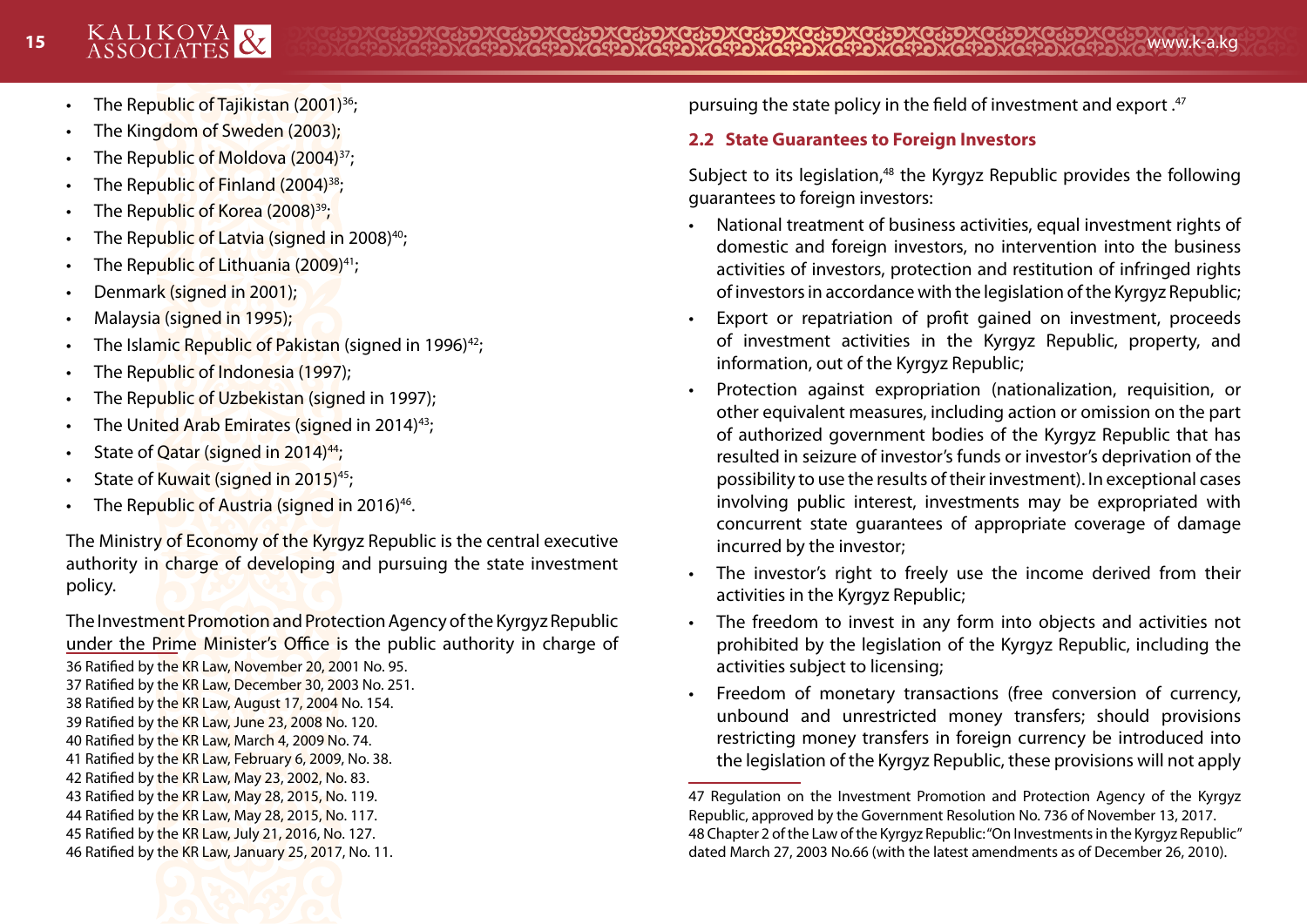- The Republic of Tajikistan (2001)[36];
- The Kingdom of Sweden (2003);
- The Republic of Moldova (2004)[37];
- The Republic of Finland (2004)[38];
- The Republic of Korea (2008)[39];
- The Republic of Latvia (signed in 2008)[40];
- The Republic of Lithuania (2009)[41];
- Denmark (signed in 2001);
- Malaysia (signed in 1995);
- The Islamic Republic of Pakistan (signed in 1996)[42];
- The Republic of Indonesia (1997);
- The Republic of Uzbekistan (signed in 1997);
- The United Arab Emirates (signed in 2014)[43];
- State of Qatar (signed in 2014)[44];
- State of Kuwait (signed in 2015)[45];
- The Republic of Austria (signed in 2016)[46].

The Ministry of Economy of the Kyrgyz Republic is the central executive authority in charge of developing and pursuing the state investment policy.

The Investment Promotion and Protection Agency of the Kyrgyz Republic under the Prime Minister's Office is the public authority in charge of pursuing the state policy in the field of investment and export .[47]

36 Ratified by the KR Law, November 20, 2001 No. 95.
37 Ratified by the KR Law, December 30, 2003 No. 251.
38 Ratified by the KR Law, August 17, 2004 No. 154.
39 Ratified by the KR Law, June 23, 2008 No. 120.
40 Ratified by the KR Law, March 4, 2009 No. 74.
41 Ratified by the KR Law, February 6, 2009, No. 38.
42 Ratified by the KR Law, May 23, 2002, No. 83.
43 Ratified by the KR Law, May 28, 2015, No. 119.
44 Ratified by the KR Law, May 28, 2015, No. 117.
45 Ratified by the KR Law, July 21, 2016, No. 127.
46 Ratified by the KR Law, January 25, 2017, No. 11.

### 2.2 State Guarantees to Foreign Investors

Subject to its legislation,[48] the Kyrgyz Republic provides the following guarantees to foreign investors:

- National treatment of business activities, equal investment rights of domestic and foreign investors, no intervention into the business activities of investors, protection and restitution of infringed rights of investors in accordance with the legislation of the Kyrgyz Republic;
- Export or repatriation of profit gained on investment, proceeds of investment activities in the Kyrgyz Republic, property, and information, out of the Kyrgyz Republic;
- Protection against expropriation (nationalization, requisition, or other equivalent measures, including action or omission on the part of authorized government bodies of the Kyrgyz Republic that has resulted in seizure of investor's funds or investor's deprivation of the possibility to use the results of their investment). In exceptional cases involving public interest, investments may be expropriated with concurrent state guarantees of appropriate coverage of damage incurred by the investor;
- The investor's right to freely use the income derived from their activities in the Kyrgyz Republic;
- The freedom to invest in any form into objects and activities not prohibited by the legislation of the Kyrgyz Republic, including the activities subject to licensing;
- Freedom of monetary transactions (free conversion of currency, unbound and unrestricted money transfers; should provisions restricting money transfers in foreign currency be introduced into the legislation of the Kyrgyz Republic, these provisions will not apply

47 Regulation on the Investment Promotion and Protection Agency of the Kyrgyz Republic, approved by the Government Resolution No. 736 of November 13, 2017.
48 Chapter 2 of the Law of the Kyrgyz Republic: "On Investments in the Kyrgyz Republic" dated March 27, 2003 No.66 (with the latest amendments as of December 26, 2010).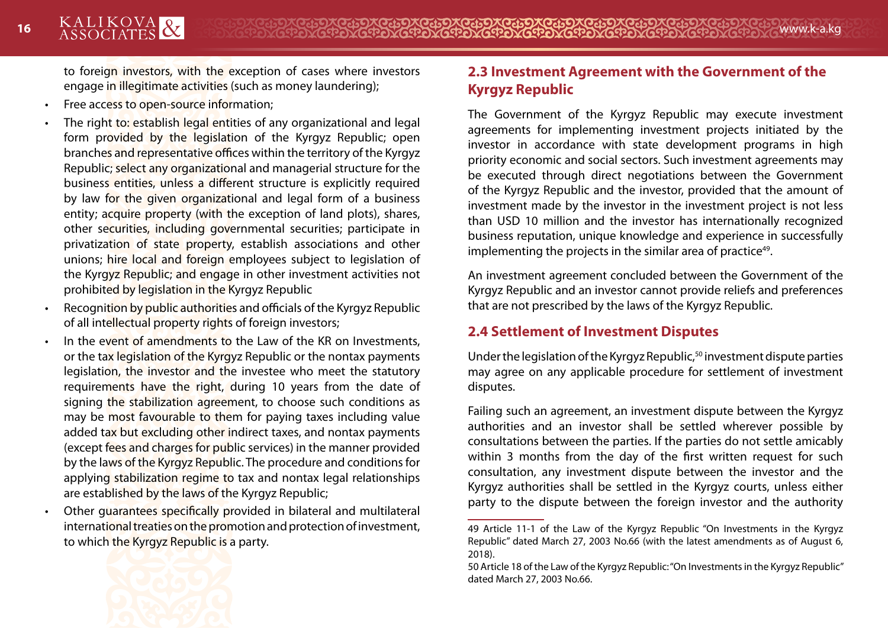to foreign investors, with the exception of cases where investors engage in illegitimate activities (such as money laundering);

- Free access to open-source information;
- The right to: establish legal entities of any organizational and legal form provided by the legislation of the Kyrgyz Republic; open branches and representative offices within the territory of the Kyrgyz Republic; select any organizational and managerial structure for the business entities, unless a different structure is explicitly required by law for the given organizational and legal form of a business entity; acquire property (with the exception of land plots), shares, other securities, including governmental securities; participate in privatization of state property, establish associations and other unions; hire local and foreign employees subject to legislation of the Kyrgyz Republic; and engage in other investment activities not prohibited by legislation in the Kyrgyz Republic
- Recognition by public authorities and officials of the Kyrgyz Republic of all intellectual property rights of foreign investors;
- In the event of amendments to the Law of the KR on Investments, or the tax legislation of the Kyrgyz Republic or the nontax payments legislation, the investor and the investee who meet the statutory requirements have the right, during 10 years from the date of signing the stabilization agreement, to choose such conditions as may be most favourable to them for paying taxes including value added tax but excluding other indirect taxes, and nontax payments (except fees and charges for public services) in the manner provided by the laws of the Kyrgyz Republic. The procedure and conditions for applying stabilization regime to tax and nontax legal relationships are established by the laws of the Kyrgyz Republic;
- Other guarantees specifically provided in bilateral and multilateral international treaties on the promotion and protection of investment, to which the Kyrgyz Republic is a party.

## 2.3 Investment Agreement with the Government of the Kyrgyz Republic

The Government of the Kyrgyz Republic may execute investment agreements for implementing investment projects initiated by the investor in accordance with state development programs in high priority economic and social sectors. Such investment agreements may be executed through direct negotiations between the Government of the Kyrgyz Republic and the investor, provided that the amount of investment made by the investor in the investment project is not less than USD 10 million and the investor has internationally recognized business reputation, unique knowledge and experience in successfully implementing the projects in the similar area of practice[49].

An investment agreement concluded between the Government of the Kyrgyz Republic and an investor cannot provide reliefs and preferences that are not prescribed by the laws of the Kyrgyz Republic.

## 2.4 Settlement of Investment Disputes

Under the legislation of the Kyrgyz Republic,[50] investment dispute parties may agree on any applicable procedure for settlement of investment disputes.

Failing such an agreement, an investment dispute between the Kyrgyz authorities and an investor shall be settled wherever possible by consultations between the parties. If the parties do not settle amicably within 3 months from the day of the first written request for such consultation, any investment dispute between the investor and the Kyrgyz authorities shall be settled in the Kyrgyz courts, unless either party to the dispute between the foreign investor and the authority

---

49 Article 11-1 of the Law of the Kyrgyz Republic "On Investments in the Kyrgyz Republic" dated March 27, 2003 No.66 (with the latest amendments as of August 6, 2018).

50 Article 18 of the Law of the Kyrgyz Republic: "On Investments in the Kyrgyz Republic" dated March 27, 2003 No.66.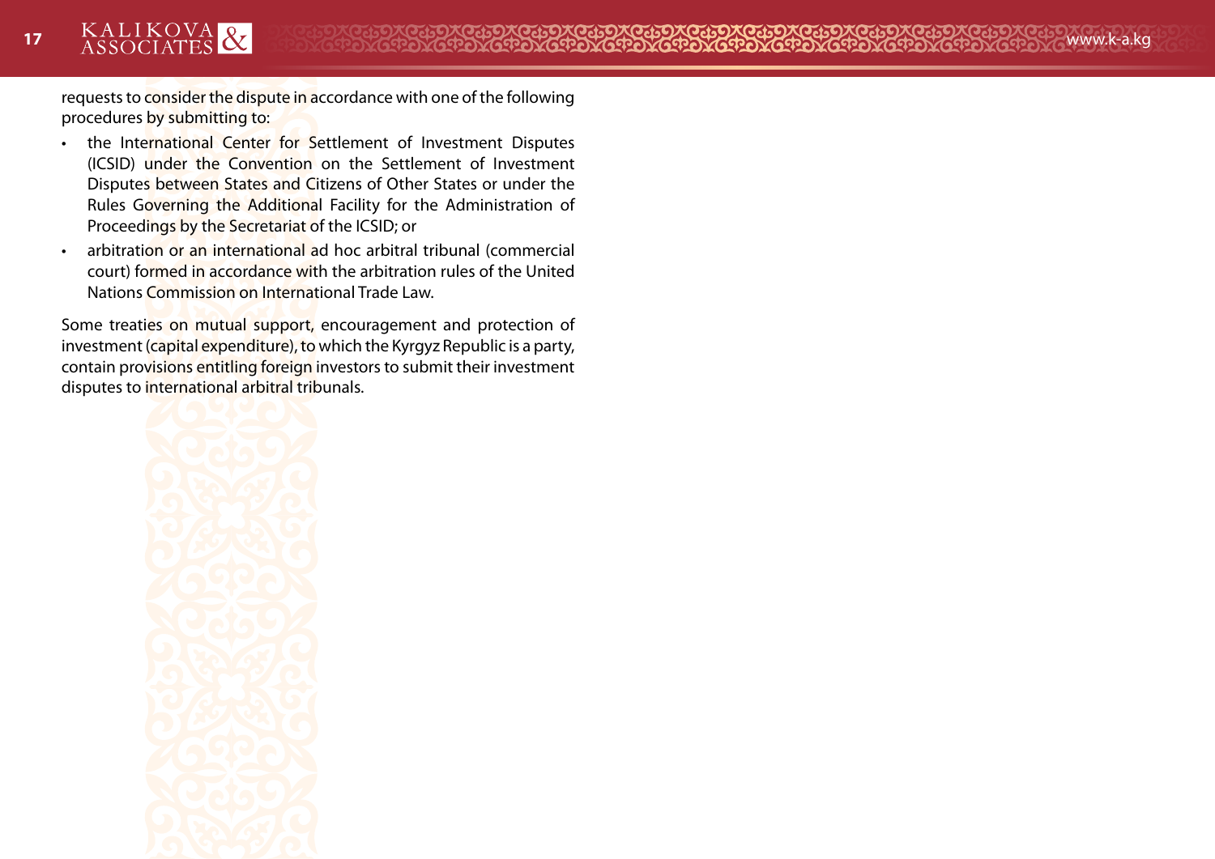requests to consider the dispute in accordance with one of the following procedures by submitting to:

- the International Center for Settlement of Investment Disputes (ICSID) under the Convention on the Settlement of Investment Disputes between States and Citizens of Other States or under the Rules Governing the Additional Facility for the Administration of Proceedings by the Secretariat of the ICSID; or
- arbitration or an international ad hoc arbitral tribunal (commercial court) formed in accordance with the arbitration rules of the United Nations Commission on International Trade Law.

Some treaties on mutual support, encouragement and protection of investment (capital expenditure), to which the Kyrgyz Republic is a party, contain provisions entitling foreign investors to submit their investment disputes to international arbitral tribunals.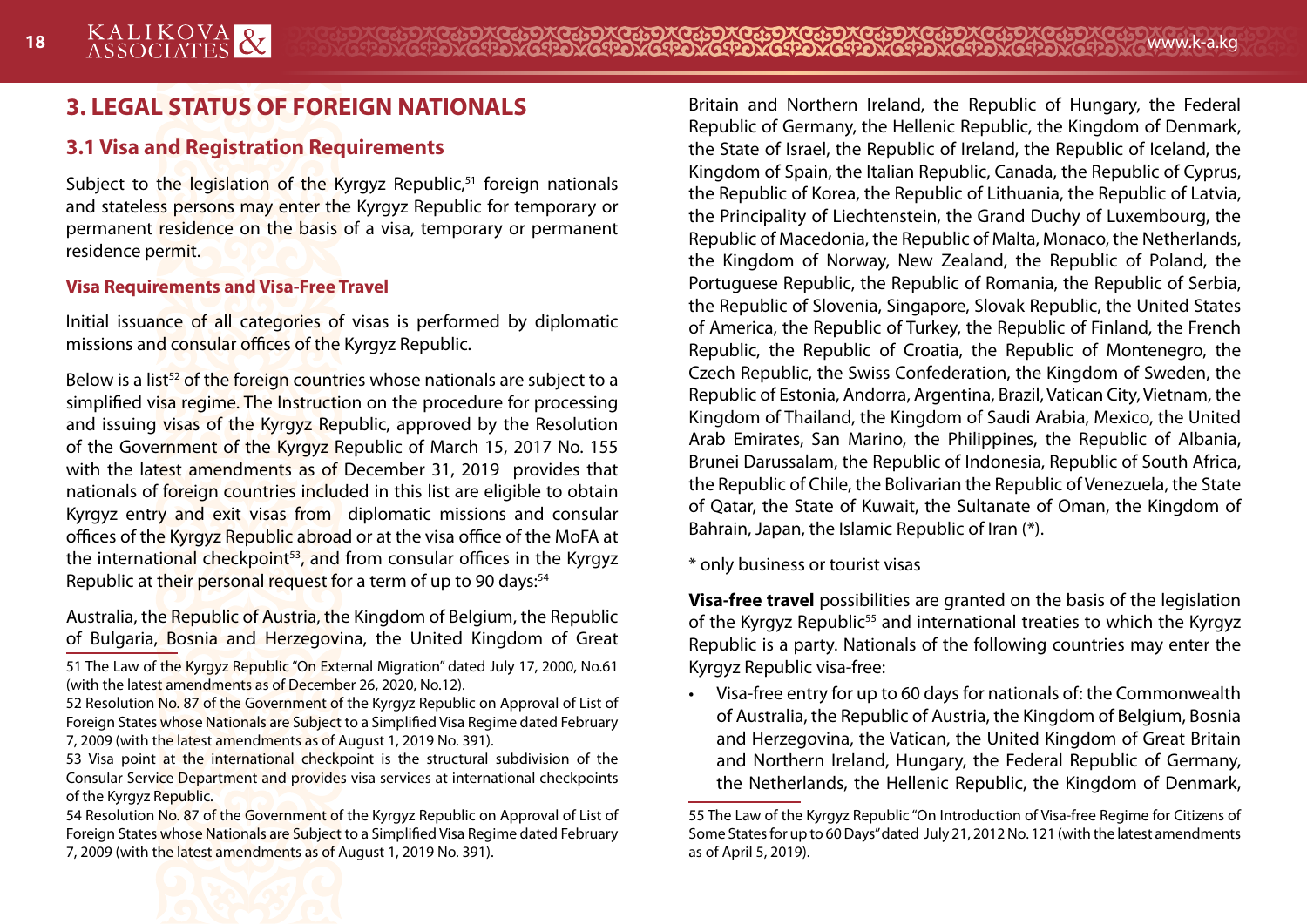# 3. LEGAL STATUS OF FOREIGN NATIONALS

## 3.1 Visa and Registration Requirements

Subject to the legislation of the Kyrgyz Republic,[51] foreign nationals and stateless persons may enter the Kyrgyz Republic for temporary or permanent residence on the basis of a visa, temporary or permanent residence permit.

### Visa Requirements and Visa-Free Travel

Initial issuance of all categories of visas is performed by diplomatic missions and consular offices of the Kyrgyz Republic.

Below is a list[52] of the foreign countries whose nationals are subject to a simplified visa regime. The Instruction on the procedure for processing and issuing visas of the Kyrgyz Republic, approved by the Resolution of the Government of the Kyrgyz Republic of March 15, 2017 No. 155 with the latest amendments as of December 31, 2019 provides that nationals of foreign countries included in this list are eligible to obtain Kyrgyz entry and exit visas from diplomatic missions and consular offices of the Kyrgyz Republic abroad or at the visa office of the MoFA at the international checkpoint[53], and from consular offices in the Kyrgyz Republic at their personal request for a term of up to 90 days:[54]

Australia, the Republic of Austria, the Kingdom of Belgium, the Republic of Bulgaria, Bosnia and Herzegovina, the United Kingdom of Great Britain and Northern Ireland, the Republic of Hungary, the Federal Republic of Germany, the Hellenic Republic, the Kingdom of Denmark, the State of Israel, the Republic of Ireland, the Republic of Iceland, the Kingdom of Spain, the Italian Republic, Canada, the Republic of Cyprus, the Republic of Korea, the Republic of Lithuania, the Republic of Latvia, the Principality of Liechtenstein, the Grand Duchy of Luxembourg, the Republic of Macedonia, the Republic of Malta, Monaco, the Netherlands, the Kingdom of Norway, New Zealand, the Republic of Poland, the Portuguese Republic, the Republic of Romania, the Republic of Serbia, the Republic of Slovenia, Singapore, Slovak Republic, the United States of America, the Republic of Turkey, the Republic of Finland, the French Republic, the Republic of Croatia, the Republic of Montenegro, the Czech Republic, the Swiss Confederation, the Kingdom of Sweden, the Republic of Estonia, Andorra, Argentina, Brazil, Vatican City, Vietnam, the Kingdom of Thailand, the Kingdom of Saudi Arabia, Mexico, the United Arab Emirates, San Marino, the Philippines, the Republic of Albania, Brunei Darussalam, the Republic of Indonesia, Republic of South Africa, the Republic of Chile, the Bolivarian the Republic of Venezuela, the State of Qatar, the State of Kuwait, the Sultanate of Oman, the Kingdom of Bahrain, Japan, the Islamic Republic of Iran (*).

* only business or tourist visas

**Visa-free travel** possibilities are granted on the basis of the legislation of the Kyrgyz Republic[55] and international treaties to which the Kyrgyz Republic is a party. Nationals of the following countries may enter the Kyrgyz Republic visa-free:

- Visa-free entry for up to 60 days for nationals of: the Commonwealth of Australia, the Republic of Austria, the Kingdom of Belgium, Bosnia and Herzegovina, the Vatican, the United Kingdom of Great Britain and Northern Ireland, Hungary, the Federal Republic of Germany, the Netherlands, the Hellenic Republic, the Kingdom of Denmark,

---

51 The Law of the Kyrgyz Republic "On External Migration" dated July 17, 2000, No.61 (with the latest amendments as of December 26, 2020, No.12).

52 Resolution No. 87 of the Government of the Kyrgyz Republic on Approval of List of Foreign States whose Nationals are Subject to a Simplified Visa Regime dated February 7, 2009 (with the latest amendments as of August 1, 2019 No. 391).

53 Visa point at the international checkpoint is the structural subdivision of the Consular Service Department and provides visa services at international checkpoints of the Kyrgyz Republic.

54 Resolution No. 87 of the Government of the Kyrgyz Republic on Approval of List of Foreign States whose Nationals are Subject to a Simplified Visa Regime dated February 7, 2009 (with the latest amendments as of August 1, 2019 No. 391).

55 The Law of the Kyrgyz Republic "On Introduction of Visa-free Regime for Citizens of Some States for up to 60 Days" dated July 21, 2012 No. 121 (with the latest amendments as of April 5, 2019).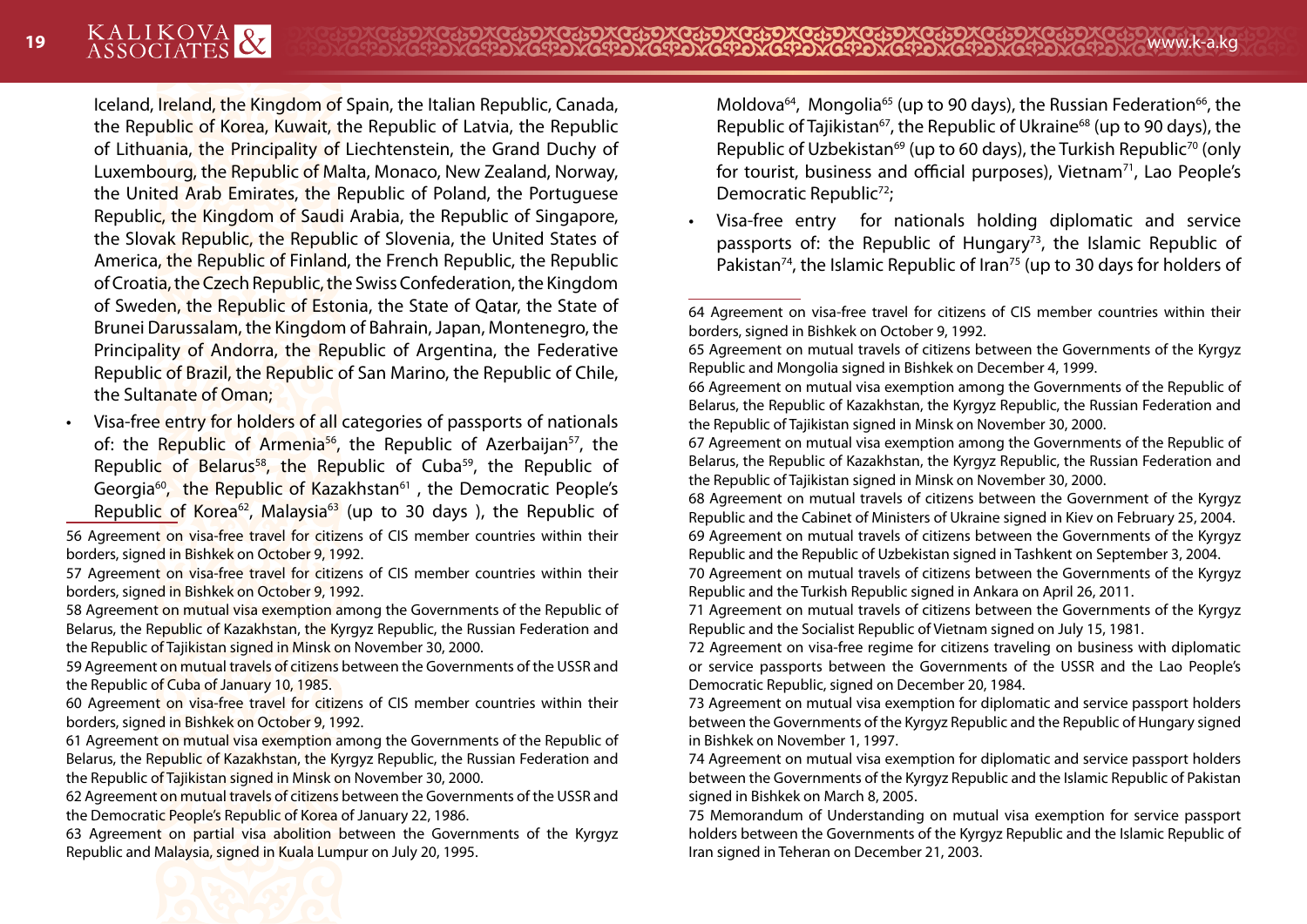Iceland, Ireland, the Kingdom of Spain, the Italian Republic, Canada, the Republic of Korea, Kuwait, the Republic of Latvia, the Republic of Lithuania, the Principality of Liechtenstein, the Grand Duchy of Luxembourg, the Republic of Malta, Monaco, New Zealand, Norway, the United Arab Emirates, the Republic of Poland, the Portuguese Republic, the Kingdom of Saudi Arabia, the Republic of Singapore, the Slovak Republic, the Republic of Slovenia, the United States of America, the Republic of Finland, the French Republic, the Republic of Croatia, the Czech Republic, the Swiss Confederation, the Kingdom of Sweden, the Republic of Estonia, the State of Qatar, the State of Brunei Darussalam, the Kingdom of Bahrain, Japan, Montenegro, the Principality of Andorra, the Republic of Argentina, the Federative Republic of Brazil, the Republic of San Marino, the Republic of Chile, the Sultanate of Oman;

- Visa-free entry for holders of all categories of passports of nationals of: the Republic of Armenia[56], the Republic of Azerbaijan[57], the Republic of Belarus[58], the Republic of Cuba[59], the Republic of Georgia[60], the Republic of Kazakhstan[61], the Democratic People's Republic of Korea[62], Malaysia[63] (up to 30 days), the Republic of Moldova[64], Mongolia[65] (up to 90 days), the Russian Federation[66], the Republic of Tajikistan[67], the Republic of Ukraine[68] (up to 90 days), the Republic of Uzbekistan[69] (up to 60 days), the Turkish Republic[70] (only for tourist, business and official purposes), Vietnam[71], Lao People's Democratic Republic[72];
- Visa-free entry for nationals holding diplomatic and service passports of: the Republic of Hungary[73], the Islamic Republic of Pakistan[74], the Islamic Republic of Iran[75] (up to 30 days for holders of

56 Agreement on visa-free travel for citizens of CIS member countries within their borders, signed in Bishkek on October 9, 1992.

57 Agreement on visa-free travel for citizens of CIS member countries within their borders, signed in Bishkek on October 9, 1992.

58 Agreement on mutual visa exemption among the Governments of the Republic of Belarus, the Republic of Kazakhstan, the Kyrgyz Republic, the Russian Federation and the Republic of Tajikistan signed in Minsk on November 30, 2000.

59 Agreement on mutual travels of citizens between the Governments of the USSR and the Republic of Cuba of January 10, 1985.

60 Agreement on visa-free travel for citizens of CIS member countries within their borders, signed in Bishkek on October 9, 1992.

61 Agreement on mutual visa exemption among the Governments of the Republic of Belarus, the Republic of Kazakhstan, the Kyrgyz Republic, the Russian Federation and the Republic of Tajikistan signed in Minsk on November 30, 2000.

62 Agreement on mutual travels of citizens between the Governments of the USSR and the Democratic People's Republic of Korea of January 22, 1986.

63 Agreement on partial visa abolition between the Governments of the Kyrgyz Republic and Malaysia, signed in Kuala Lumpur on July 20, 1995.

64 Agreement on visa-free travel for citizens of CIS member countries within their borders, signed in Bishkek on October 9, 1992.

65 Agreement on mutual travels of citizens between the Governments of the Kyrgyz Republic and Mongolia signed in Bishkek on December 4, 1999.

66 Agreement on mutual visa exemption among the Governments of the Republic of Belarus, the Republic of Kazakhstan, the Kyrgyz Republic, the Russian Federation and the Republic of Tajikistan signed in Minsk on November 30, 2000.

67 Agreement on mutual visa exemption among the Governments of the Republic of Belarus, the Republic of Kazakhstan, the Kyrgyz Republic, the Russian Federation and the Republic of Tajikistan signed in Minsk on November 30, 2000.

68 Agreement on mutual travels of citizens between the Government of the Kyrgyz Republic and the Cabinet of Ministers of Ukraine signed in Kiev on February 25, 2004.

69 Agreement on mutual travels of citizens between the Governments of the Kyrgyz Republic and the Republic of Uzbekistan signed in Tashkent on September 3, 2004.

70 Agreement on mutual travels of citizens between the Governments of the Kyrgyz Republic and the Turkish Republic signed in Ankara on April 26, 2011.

71 Agreement on mutual travels of citizens between the Governments of the Kyrgyz Republic and the Socialist Republic of Vietnam signed on July 15, 1981.

72 Agreement on visa-free regime for citizens traveling on business with diplomatic or service passports between the Governments of the USSR and the Lao People's Democratic Republic, signed on December 20, 1984.

73 Agreement on mutual visa exemption for diplomatic and service passport holders between the Governments of the Kyrgyz Republic and the Republic of Hungary signed in Bishkek on November 1, 1997.

74 Agreement on mutual visa exemption for diplomatic and service passport holders between the Governments of the Kyrgyz Republic and the Islamic Republic of Pakistan signed in Bishkek on March 8, 2005.

75 Memorandum of Understanding on mutual visa exemption for service passport holders between the Governments of the Kyrgyz Republic and the Islamic Republic of Iran signed in Teheran on December 21, 2003.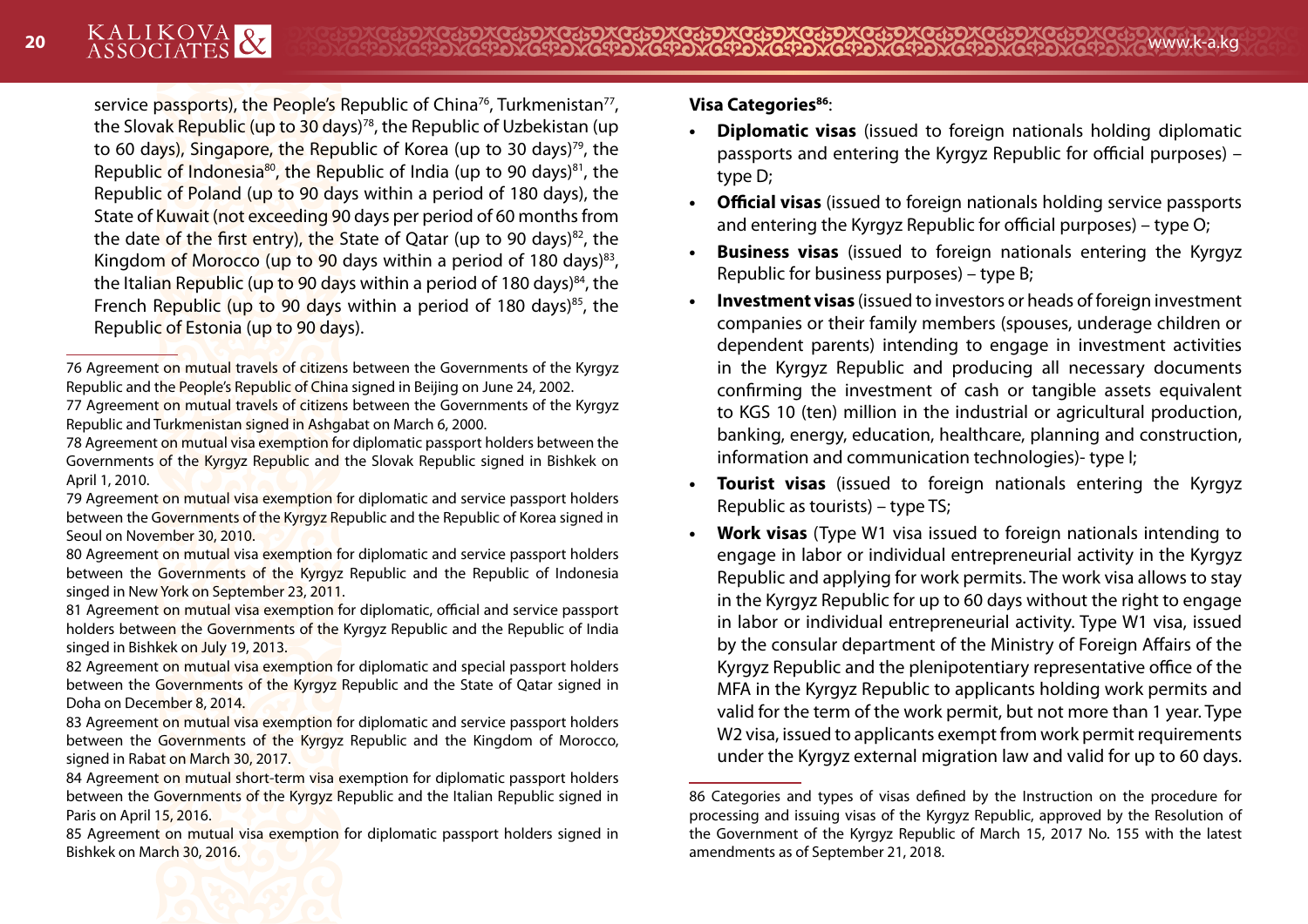service passports), the People's Republic of China[76], Turkmenistan[77], the Slovak Republic (up to 30 days)[78], the Republic of Uzbekistan (up to 60 days), Singapore, the Republic of Korea (up to 30 days)[79], the Republic of Indonesia[80], the Republic of India (up to 90 days)[81], the Republic of Poland (up to 90 days within a period of 180 days), the State of Kuwait (not exceeding 90 days per period of 60 months from the date of the first entry), the State of Qatar (up to 90 days)[82], the Kingdom of Morocco (up to 90 days within a period of 180 days)[83], the Italian Republic (up to 90 days within a period of 180 days)[84], the French Republic (up to 90 days within a period of 180 days)[85], the Republic of Estonia (up to 90 days).

76 Agreement on mutual travels of citizens between the Governments of the Kyrgyz Republic and the People's Republic of China signed in Beijing on June 24, 2002.

77 Agreement on mutual travels of citizens between the Governments of the Kyrgyz Republic and Turkmenistan signed in Ashgabat on March 6, 2000.

78 Agreement on mutual visa exemption for diplomatic passport holders between the Governments of the Kyrgyz Republic and the Slovak Republic signed in Bishkek on April 1, 2010.

79 Agreement on mutual visa exemption for diplomatic and service passport holders between the Governments of the Kyrgyz Republic and the Republic of Korea signed in Seoul on November 30, 2010.

80 Agreement on mutual visa exemption for diplomatic and service passport holders between the Governments of the Kyrgyz Republic and the Republic of Indonesia singed in New York on September 23, 2011.

81 Agreement on mutual visa exemption for diplomatic, official and service passport holders between the Governments of the Kyrgyz Republic and the Republic of India singed in Bishkek on July 19, 2013.

82 Agreement on mutual visa exemption for diplomatic and special passport holders between the Governments of the Kyrgyz Republic and the State of Qatar signed in Doha on December 8, 2014.

83 Agreement on mutual visa exemption for diplomatic and service passport holders between the Governments of the Kyrgyz Republic and the Kingdom of Morocco, signed in Rabat on March 30, 2017.

84 Agreement on mutual short-term visa exemption for diplomatic passport holders between the Governments of the Kyrgyz Republic and the Italian Republic signed in Paris on April 15, 2016.

85 Agreement on mutual visa exemption for diplomatic passport holders signed in Bishkek on March 30, 2016.

**Visa Categories[86]**:

- **Diplomatic visas** (issued to foreign nationals holding diplomatic passports and entering the Kyrgyz Republic for official purposes) – type D;
- **Official visas** (issued to foreign nationals holding service passports and entering the Kyrgyz Republic for official purposes) – type O;
- **Business visas** (issued to foreign nationals entering the Kyrgyz Republic for business purposes) – type B;
- **Investment visas** (issued to investors or heads of foreign investment companies or their family members (spouses, underage children or dependent parents) intending to engage in investment activities in the Kyrgyz Republic and producing all necessary documents confirming the investment of cash or tangible assets equivalent to KGS 10 (ten) million in the industrial or agricultural production, banking, energy, education, healthcare, planning and construction, information and communication technologies)- type I;
- **Tourist visas** (issued to foreign nationals entering the Kyrgyz Republic as tourists) – type TS;
- **Work visas** (Type W1 visa issued to foreign nationals intending to engage in labor or individual entrepreneurial activity in the Kyrgyz Republic and applying for work permits. The work visa allows to stay in the Kyrgyz Republic for up to 60 days without the right to engage in labor or individual entrepreneurial activity. Type W1 visa, issued by the consular department of the Ministry of Foreign Affairs of the Kyrgyz Republic and the plenipotentiary representative office of the MFA in the Kyrgyz Republic to applicants holding work permits and valid for the term of the work permit, but not more than 1 year. Type W2 visa, issued to applicants exempt from work permit requirements under the Kyrgyz external migration law and valid for up to 60 days.

86 Categories and types of visas defined by the Instruction on the procedure for processing and issuing visas of the Kyrgyz Republic, approved by the Resolution of the Government of the Kyrgyz Republic of March 15, 2017 No. 155 with the latest amendments as of September 21, 2018.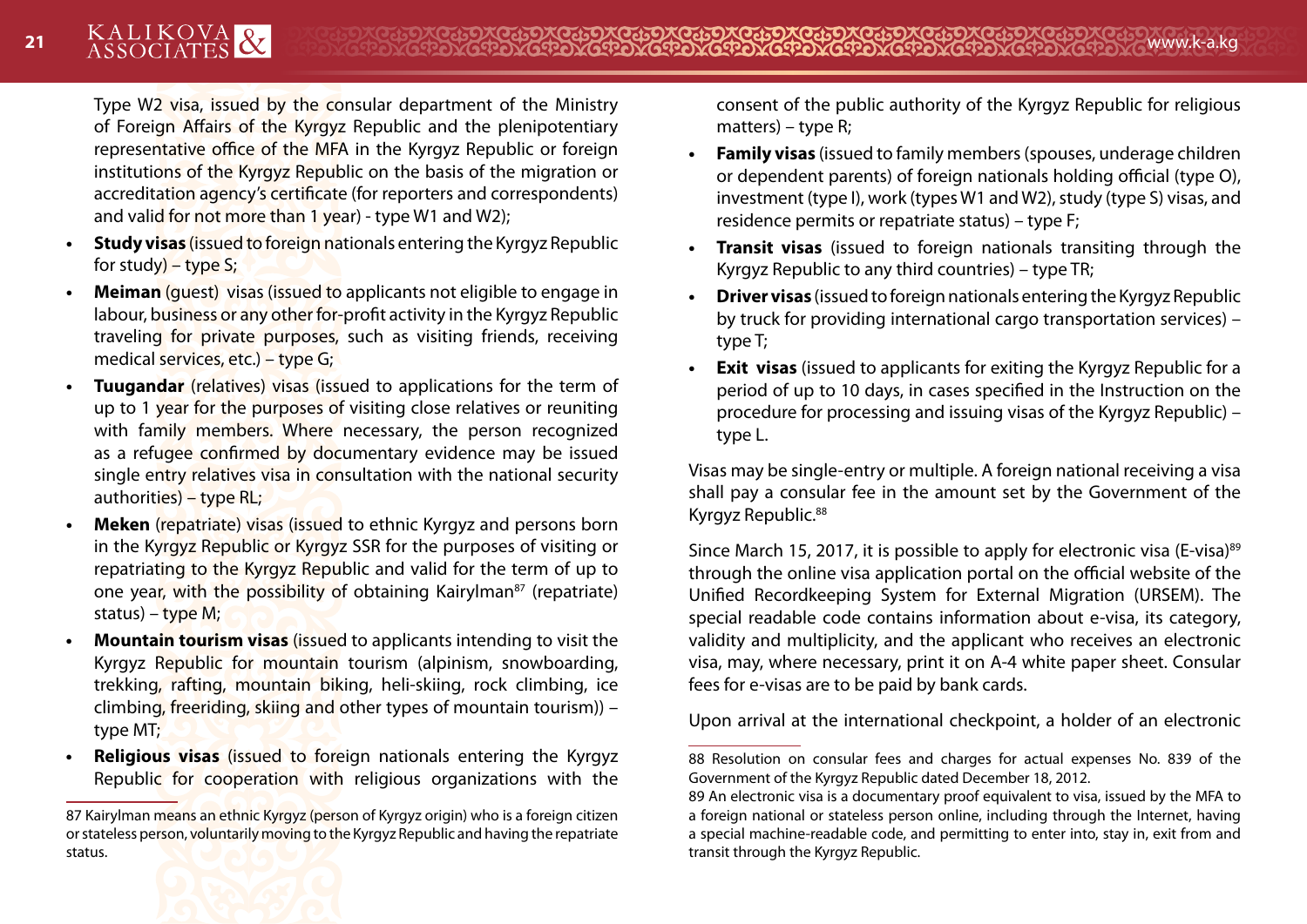Type W2 visa, issued by the consular department of the Ministry of Foreign Affairs of the Kyrgyz Republic and the plenipotentiary representative office of the MFA in the Kyrgyz Republic or foreign institutions of the Kyrgyz Republic on the basis of the migration or accreditation agency's certificate (for reporters and correspondents) and valid for not more than 1 year) - type W1 and W2);

- **Study visas** (issued to foreign nationals entering the Kyrgyz Republic for study) – type S;
- **Meiman** (guest) visas (issued to applicants not eligible to engage in labour, business or any other for-profit activity in the Kyrgyz Republic traveling for private purposes, such as visiting friends, receiving medical services, etc.) – type G;
- **Tuugandar** (relatives) visas (issued to applications for the term of up to 1 year for the purposes of visiting close relatives or reuniting with family members. Where necessary, the person recognized as a refugee confirmed by documentary evidence may be issued single entry relatives visa in consultation with the national security authorities) – type RL;
- **Meken** (repatriate) visas (issued to ethnic Kyrgyz and persons born in the Kyrgyz Republic or Kyrgyz SSR for the purposes of visiting or repatriating to the Kyrgyz Republic and valid for the term of up to one year, with the possibility of obtaining Kairylman[87] (repatriate) status) – type M;
- **Mountain tourism visas** (issued to applicants intending to visit the Kyrgyz Republic for mountain tourism (alpinism, snowboarding, trekking, rafting, mountain biking, heli-skiing, rock climbing, ice climbing, freeriding, skiing and other types of mountain tourism)) – type MT;
- **Religious visas** (issued to foreign nationals entering the Kyrgyz Republic for cooperation with religious organizations with the consent of the public authority of the Kyrgyz Republic for religious matters) – type R;
- **Family visas** (issued to family members (spouses, underage children or dependent parents) of foreign nationals holding official (type O), investment (type I), work (types W1 and W2), study (type S) visas, and residence permits or repatriate status) – type F;
- **Transit visas** (issued to foreign nationals transiting through the Kyrgyz Republic to any third countries) – type TR;
- **Driver visas** (issued to foreign nationals entering the Kyrgyz Republic by truck for providing international cargo transportation services) – type T;
- **Exit visas** (issued to applicants for exiting the Kyrgyz Republic for a period of up to 10 days, in cases specified in the Instruction on the procedure for processing and issuing visas of the Kyrgyz Republic) – type L.

Visas may be single-entry or multiple. A foreign national receiving a visa shall pay a consular fee in the amount set by the Government of the Kyrgyz Republic.[88]

Since March 15, 2017, it is possible to apply for electronic visa (E-visa)[89] through the online visa application portal on the official website of the Unified Recordkeeping System for External Migration (URSEM). The special readable code contains information about e-visa, its category, validity and multiplicity, and the applicant who receives an electronic visa, may, where necessary, print it on A-4 white paper sheet. Consular fees for e-visas are to be paid by bank cards.

Upon arrival at the international checkpoint, a holder of an electronic

---

87 Kairylman means an ethnic Kyrgyz (person of Kyrgyz origin) who is a foreign citizen or stateless person, voluntarily moving to the Kyrgyz Republic and having the repatriate status.

88 Resolution on consular fees and charges for actual expenses No. 839 of the Government of the Kyrgyz Republic dated December 18, 2012.

89 An electronic visa is a documentary proof equivalent to visa, issued by the MFA to a foreign national or stateless person online, including through the Internet, having a special machine-readable code, and permitting to enter into, stay in, exit from and transit through the Kyrgyz Republic.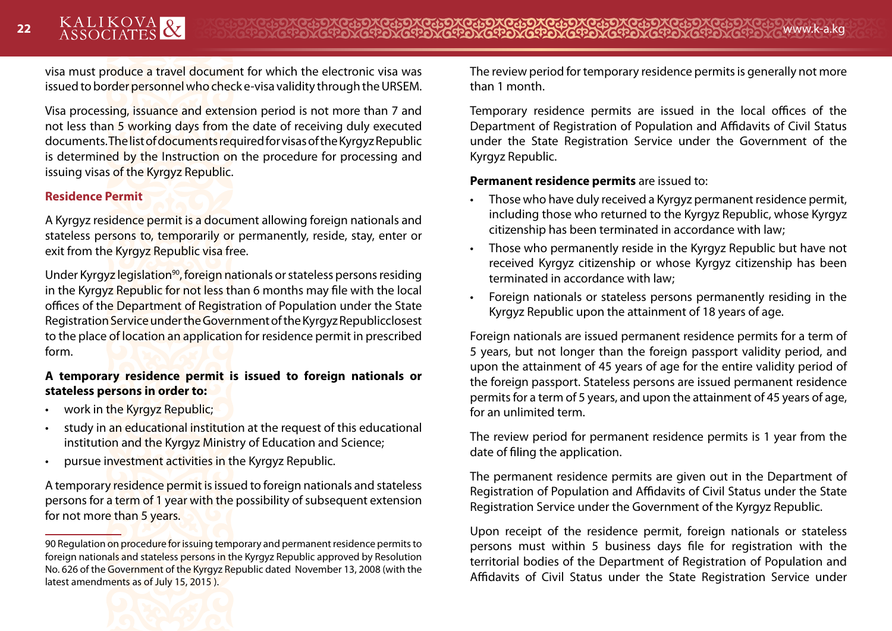visa must produce a travel document for which the electronic visa was issued to border personnel who check e-visa validity through the URSEM.

Visa processing, issuance and extension period is not more than 7 and not less than 5 working days from the date of receiving duly executed documents. The list of documents required for visas of the Kyrgyz Republic is determined by the Instruction on the procedure for processing and issuing visas of the Kyrgyz Republic.

### Residence Permit

A Kyrgyz residence permit is a document allowing foreign nationals and stateless persons to, temporarily or permanently, reside, stay, enter or exit from the Kyrgyz Republic visa free.

Under Kyrgyz legislation[90], foreign nationals or stateless persons residing in the Kyrgyz Republic for not less than 6 months may file with the local offices of the Department of Registration of Population under the State Registration Service under the Government of the Kyrgyz Republicclosest to the place of location an application for residence permit in prescribed form.

**A temporary residence permit is issued to foreign nationals or stateless persons in order to:**

- work in the Kyrgyz Republic;
- study in an educational institution at the request of this educational institution and the Kyrgyz Ministry of Education and Science;
- pursue investment activities in the Kyrgyz Republic.

A temporary residence permit is issued to foreign nationals and stateless persons for a term of 1 year with the possibility of subsequent extension for not more than 5 years.

The review period for temporary residence permits is generally not more than 1 month.

Temporary residence permits are issued in the local offices of the Department of Registration of Population and Affidavits of Civil Status under the State Registration Service under the Government of the Kyrgyz Republic.

**Permanent residence permits** are issued to:

- Those who have duly received a Kyrgyz permanent residence permit, including those who returned to the Kyrgyz Republic, whose Kyrgyz citizenship has been terminated in accordance with law;
- Those who permanently reside in the Kyrgyz Republic but have not received Kyrgyz citizenship or whose Kyrgyz citizenship has been terminated in accordance with law;
- Foreign nationals or stateless persons permanently residing in the Kyrgyz Republic upon the attainment of 18 years of age.

Foreign nationals are issued permanent residence permits for a term of 5 years, but not longer than the foreign passport validity period, and upon the attainment of 45 years of age for the entire validity period of the foreign passport. Stateless persons are issued permanent residence permits for a term of 5 years, and upon the attainment of 45 years of age, for an unlimited term.

The review period for permanent residence permits is 1 year from the date of filing the application.

The permanent residence permits are given out in the Department of Registration of Population and Affidavits of Civil Status under the State Registration Service under the Government of the Kyrgyz Republic.

Upon receipt of the residence permit, foreign nationals or stateless persons must within 5 business days file for registration with the territorial bodies of the Department of Registration of Population and Affidavits of Civil Status under the State Registration Service under

---

90 Regulation on procedure for issuing temporary and permanent residence permits to foreign nationals and stateless persons in the Kyrgyz Republic approved by Resolution No. 626 of the Government of the Kyrgyz Republic dated November 13, 2008 (with the latest amendments as of July 15, 2015 ).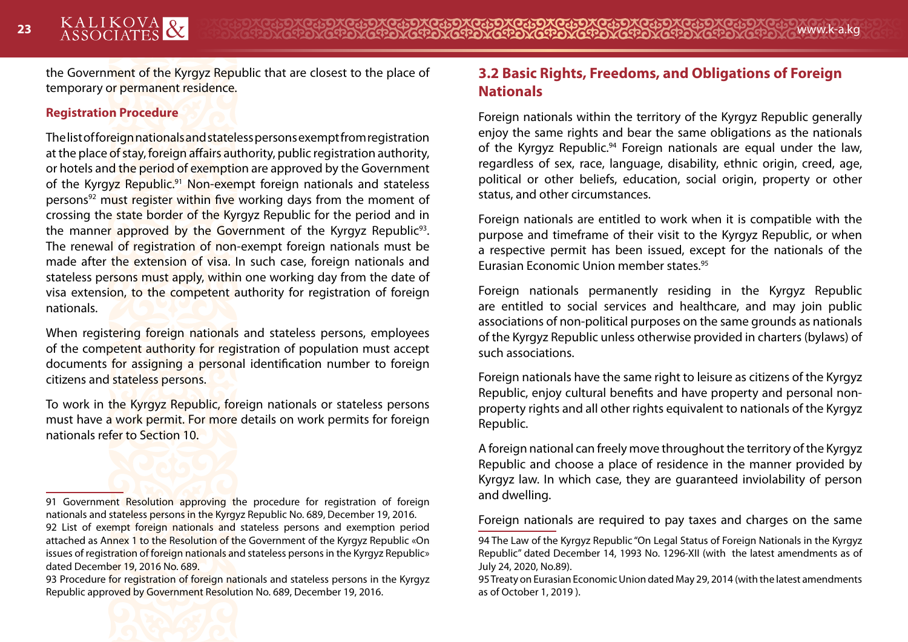the Government of the Kyrgyz Republic that are closest to the place of temporary or permanent residence.

**Registration Procedure**

The list of foreign nationals and stateless persons exempt from registration at the place of stay, foreign affairs authority, public registration authority, or hotels and the period of exemption are approved by the Government of the Kyrgyz Republic.[91] Non-exempt foreign nationals and stateless persons[92] must register within five working days from the moment of crossing the state border of the Kyrgyz Republic for the period and in the manner approved by the Government of the Kyrgyz Republic[93]. The renewal of registration of non-exempt foreign nationals must be made after the extension of visa. In such case, foreign nationals and stateless persons must apply, within one working day from the date of visa extension, to the competent authority for registration of foreign nationals.

When registering foreign nationals and stateless persons, employees of the competent authority for registration of population must accept documents for assigning a personal identification number to foreign citizens and stateless persons.

To work in the Kyrgyz Republic, foreign nationals or stateless persons must have a work permit. For more details on work permits for foreign nationals refer to Section 10.

91 Government Resolution approving the procedure for registration of foreign nationals and stateless persons in the Kyrgyz Republic No. 689, December 19, 2016.

92 List of exempt foreign nationals and stateless persons and exemption period attached as Annex 1 to the Resolution of the Government of the Kyrgyz Republic «On issues of registration of foreign nationals and stateless persons in the Kyrgyz Republic» dated December 19, 2016 No. 689.

93 Procedure for registration of foreign nationals and stateless persons in the Kyrgyz Republic approved by Government Resolution No. 689, December 19, 2016.

## 3.2 Basic Rights, Freedoms, and Obligations of Foreign Nationals

Foreign nationals within the territory of the Kyrgyz Republic generally enjoy the same rights and bear the same obligations as the nationals of the Kyrgyz Republic.[94] Foreign nationals are equal under the law, regardless of sex, race, language, disability, ethnic origin, creed, age, political or other beliefs, education, social origin, property or other status, and other circumstances.

Foreign nationals are entitled to work when it is compatible with the purpose and timeframe of their visit to the Kyrgyz Republic, or when a respective permit has been issued, except for the nationals of the Eurasian Economic Union member states.[95]

Foreign nationals permanently residing in the Kyrgyz Republic are entitled to social services and healthcare, and may join public associations of non-political purposes on the same grounds as nationals of the Kyrgyz Republic unless otherwise provided in charters (bylaws) of such associations.

Foreign nationals have the same right to leisure as citizens of the Kyrgyz Republic, enjoy cultural benefits and have property and personal non-property rights and all other rights equivalent to nationals of the Kyrgyz Republic.

A foreign national can freely move throughout the territory of the Kyrgyz Republic and choose a place of residence in the manner provided by Kyrgyz law. In which case, they are guaranteed inviolability of person and dwelling.

Foreign nationals are required to pay taxes and charges on the same

94 The Law of the Kyrgyz Republic "On Legal Status of Foreign Nationals in the Kyrgyz Republic" dated December 14, 1993 No. 1296-XII (with the latest amendments as of July 24, 2020, No.89).

95 Treaty on Eurasian Economic Union dated May 29, 2014 (with the latest amendments as of October 1, 2019 ).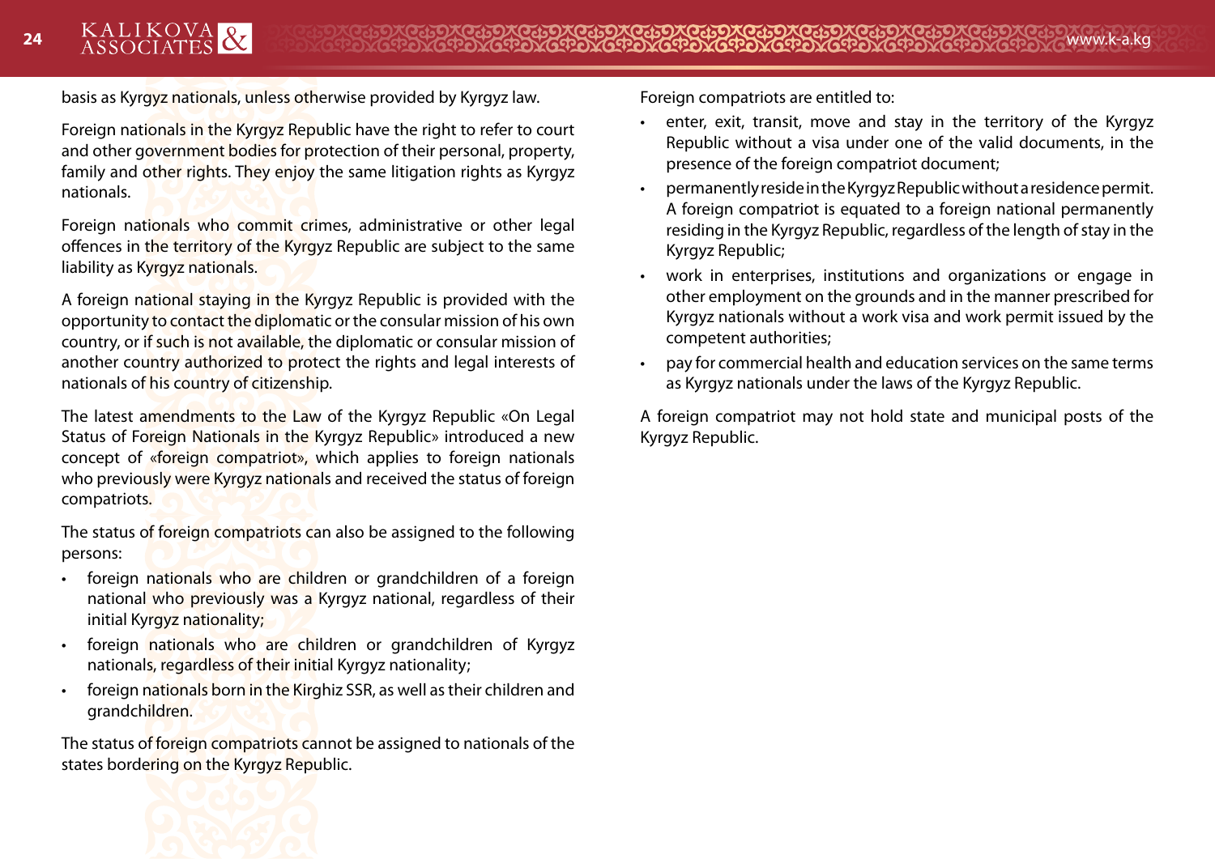basis as Kyrgyz nationals, unless otherwise provided by Kyrgyz law.

Foreign nationals in the Kyrgyz Republic have the right to refer to court and other government bodies for protection of their personal, property, family and other rights. They enjoy the same litigation rights as Kyrgyz nationals.

Foreign nationals who commit crimes, administrative or other legal offences in the territory of the Kyrgyz Republic are subject to the same liability as Kyrgyz nationals.

A foreign national staying in the Kyrgyz Republic is provided with the opportunity to contact the diplomatic or the consular mission of his own country, or if such is not available, the diplomatic or consular mission of another country authorized to protect the rights and legal interests of nationals of his country of citizenship.

The latest amendments to the Law of the Kyrgyz Republic «On Legal Status of Foreign Nationals in the Kyrgyz Republic» introduced a new concept of «foreign compatriot», which applies to foreign nationals who previously were Kyrgyz nationals and received the status of foreign compatriots.

The status of foreign compatriots can also be assigned to the following persons:

- foreign nationals who are children or grandchildren of a foreign national who previously was a Kyrgyz national, regardless of their initial Kyrgyz nationality;
- foreign nationals who are children or grandchildren of Kyrgyz nationals, regardless of their initial Kyrgyz nationality;
- foreign nationals born in the Kirghiz SSR, as well as their children and grandchildren.

The status of foreign compatriots cannot be assigned to nationals of the states bordering on the Kyrgyz Republic.

Foreign compatriots are entitled to:

- enter, exit, transit, move and stay in the territory of the Kyrgyz Republic without a visa under one of the valid documents, in the presence of the foreign compatriot document;
- permanently reside in the Kyrgyz Republic without a residence permit. A foreign compatriot is equated to a foreign national permanently residing in the Kyrgyz Republic, regardless of the length of stay in the Kyrgyz Republic;
- work in enterprises, institutions and organizations or engage in other employment on the grounds and in the manner prescribed for Kyrgyz nationals without a work visa and work permit issued by the competent authorities;
- pay for commercial health and education services on the same terms as Kyrgyz nationals under the laws of the Kyrgyz Republic.

A foreign compatriot may not hold state and municipal posts of the Kyrgyz Republic.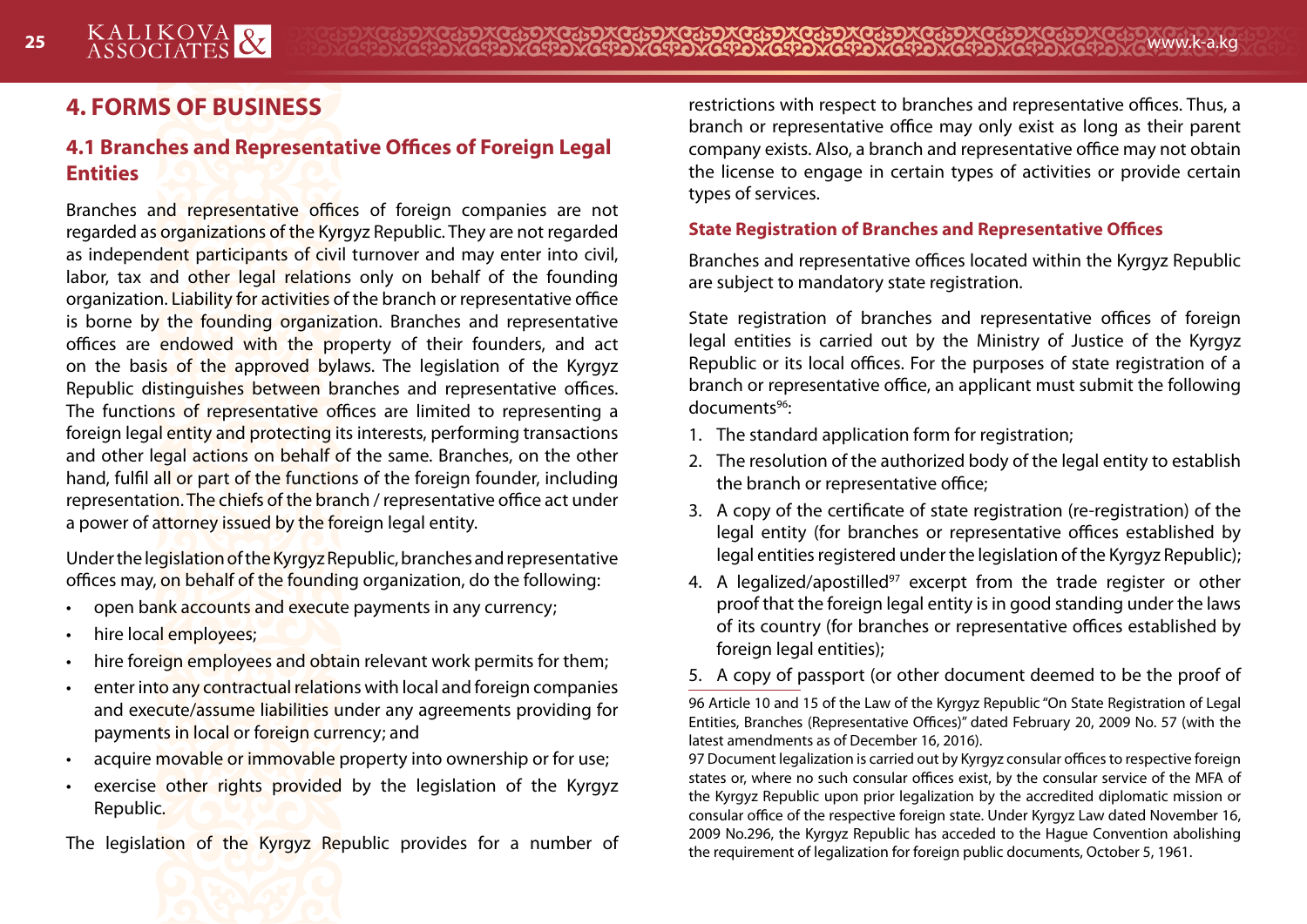# 4. FORMS OF BUSINESS

## 4.1 Branches and Representative Offices of Foreign Legal Entities

Branches and representative offices of foreign companies are not regarded as organizations of the Kyrgyz Republic. They are not regarded as independent participants of civil turnover and may enter into civil, labor, tax and other legal relations only on behalf of the founding organization. Liability for activities of the branch or representative office is borne by the founding organization. Branches and representative offices are endowed with the property of their founders, and act on the basis of the approved bylaws. The legislation of the Kyrgyz Republic distinguishes between branches and representative offices. The functions of representative offices are limited to representing a foreign legal entity and protecting its interests, performing transactions and other legal actions on behalf of the same. Branches, on the other hand, fulfil all or part of the functions of the foreign founder, including representation. The chiefs of the branch / representative office act under a power of attorney issued by the foreign legal entity.

Under the legislation of the Kyrgyz Republic, branches and representative offices may, on behalf of the founding organization, do the following:

- open bank accounts and execute payments in any currency;
- hire local employees;
- hire foreign employees and obtain relevant work permits for them;
- enter into any contractual relations with local and foreign companies and execute/assume liabilities under any agreements providing for payments in local or foreign currency; and
- acquire movable or immovable property into ownership or for use;
- exercise other rights provided by the legislation of the Kyrgyz Republic.

The legislation of the Kyrgyz Republic provides for a number of restrictions with respect to branches and representative offices. Thus, a branch or representative office may only exist as long as their parent company exists. Also, a branch and representative office may not obtain the license to engage in certain types of activities or provide certain types of services.

### State Registration of Branches and Representative Offices

Branches and representative offices located within the Kyrgyz Republic are subject to mandatory state registration.

State registration of branches and representative offices of foreign legal entities is carried out by the Ministry of Justice of the Kyrgyz Republic or its local offices. For the purposes of state registration of a branch or representative office, an applicant must submit the following documents[96]:

1. The standard application form for registration;
2. The resolution of the authorized body of the legal entity to establish the branch or representative office;
3. A copy of the certificate of state registration (re-registration) of the legal entity (for branches or representative offices established by legal entities registered under the legislation of the Kyrgyz Republic);
4. A legalized/apostilled[97] excerpt from the trade register or other proof that the foreign legal entity is in good standing under the laws of its country (for branches or representative offices established by foreign legal entities);
5. A copy of passport (or other document deemed to be the proof of

96 Article 10 and 15 of the Law of the Kyrgyz Republic "On State Registration of Legal Entities, Branches (Representative Offices)" dated February 20, 2009 No. 57 (with the latest amendments as of December 16, 2016).

97 Document legalization is carried out by Kyrgyz consular offices to respective foreign states or, where no such consular offices exist, by the consular service of the MFA of the Kyrgyz Republic upon prior legalization by the accredited diplomatic mission or consular office of the respective foreign state. Under Kyrgyz Law dated November 16, 2009 No.296, the Kyrgyz Republic has acceded to the Hague Convention abolishing the requirement of legalization for foreign public documents, October 5, 1961.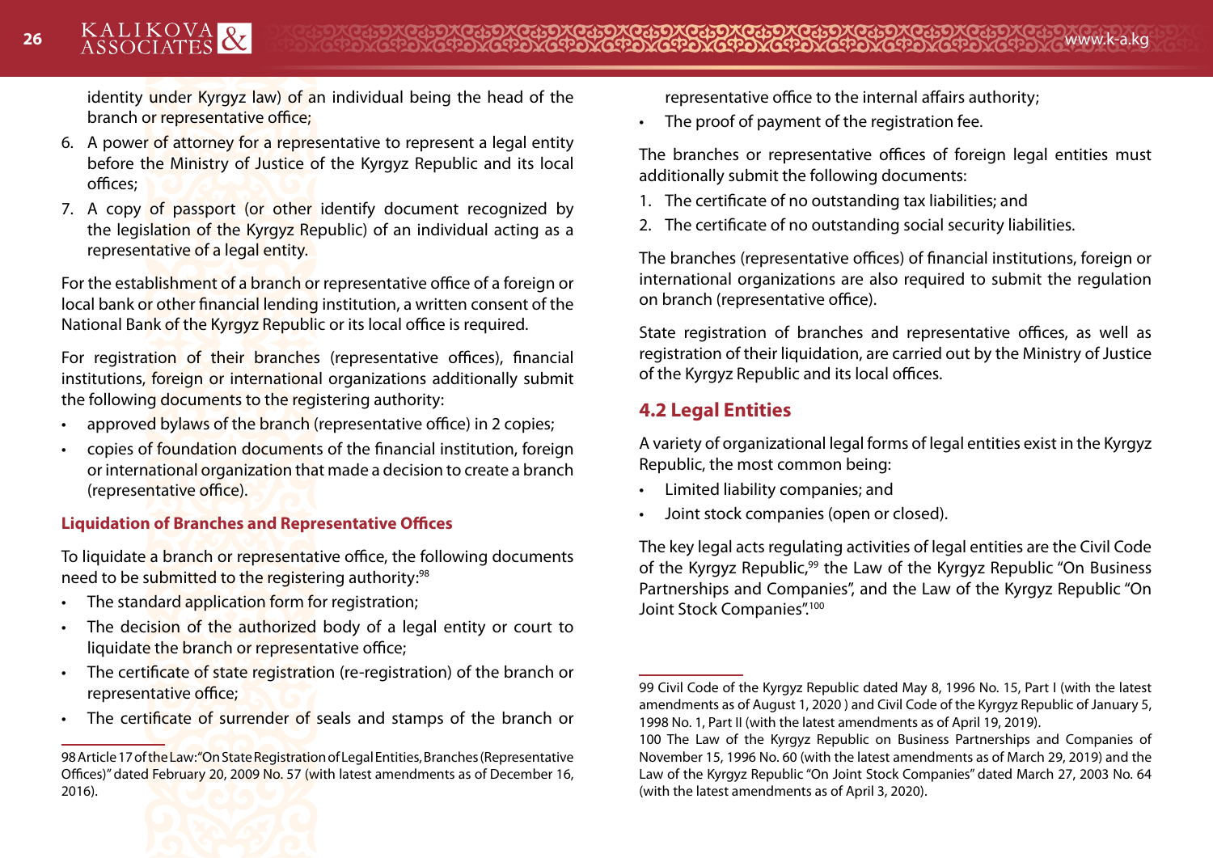identity under Kyrgyz law) of an individual being the head of the branch or representative office;

6. A power of attorney for a representative to represent a legal entity before the Ministry of Justice of the Kyrgyz Republic and its local offices;
7. A copy of passport (or other identify document recognized by the legislation of the Kyrgyz Republic) of an individual acting as a representative of a legal entity.

For the establishment of a branch or representative office of a foreign or local bank or other financial lending institution, a written consent of the National Bank of the Kyrgyz Republic or its local office is required.

For registration of their branches (representative offices), financial institutions, foreign or international organizations additionally submit the following documents to the registering authority:

- approved bylaws of the branch (representative office) in 2 copies;
- copies of foundation documents of the financial institution, foreign or international organization that made a decision to create a branch (representative office).

**Liquidation of Branches and Representative Offices**

To liquidate a branch or representative office, the following documents need to be submitted to the registering authority:[98]

- The standard application form for registration;
- The decision of the authorized body of a legal entity or court to liquidate the branch or representative office;
- The certificate of state registration (re-registration) of the branch or representative office;
- The certificate of surrender of seals and stamps of the branch or representative office to the internal affairs authority;
- The proof of payment of the registration fee.

The branches or representative offices of foreign legal entities must additionally submit the following documents:

1. The certificate of no outstanding tax liabilities; and
2. The certificate of no outstanding social security liabilities.

The branches (representative offices) of financial institutions, foreign or international organizations are also required to submit the regulation on branch (representative office).

State registration of branches and representative offices, as well as registration of their liquidation, are carried out by the Ministry of Justice of the Kyrgyz Republic and its local offices.

## 4.2 Legal Entities

A variety of organizational legal forms of legal entities exist in the Kyrgyz Republic, the most common being:

- Limited liability companies; and
- Joint stock companies (open or closed).

The key legal acts regulating activities of legal entities are the Civil Code of the Kyrgyz Republic,[99] the Law of the Kyrgyz Republic "On Business Partnerships and Companies", and the Law of the Kyrgyz Republic "On Joint Stock Companies".[100]

---

98 Article 17 of the Law: "On State Registration of Legal Entities, Branches (Representative Offices)" dated February 20, 2009 No. 57 (with latest amendments as of December 16, 2016).

99 Civil Code of the Kyrgyz Republic dated May 8, 1996 No. 15, Part I (with the latest amendments as of August 1, 2020 ) and Civil Code of the Kyrgyz Republic of January 5, 1998 No. 1, Part II (with the latest amendments as of April 19, 2019).

100 The Law of the Kyrgyz Republic on Business Partnerships and Companies of November 15, 1996 No. 60 (with the latest amendments as of March 29, 2019) and the Law of the Kyrgyz Republic "On Joint Stock Companies" dated March 27, 2003 No. 64 (with the latest amendments as of April 3, 2020).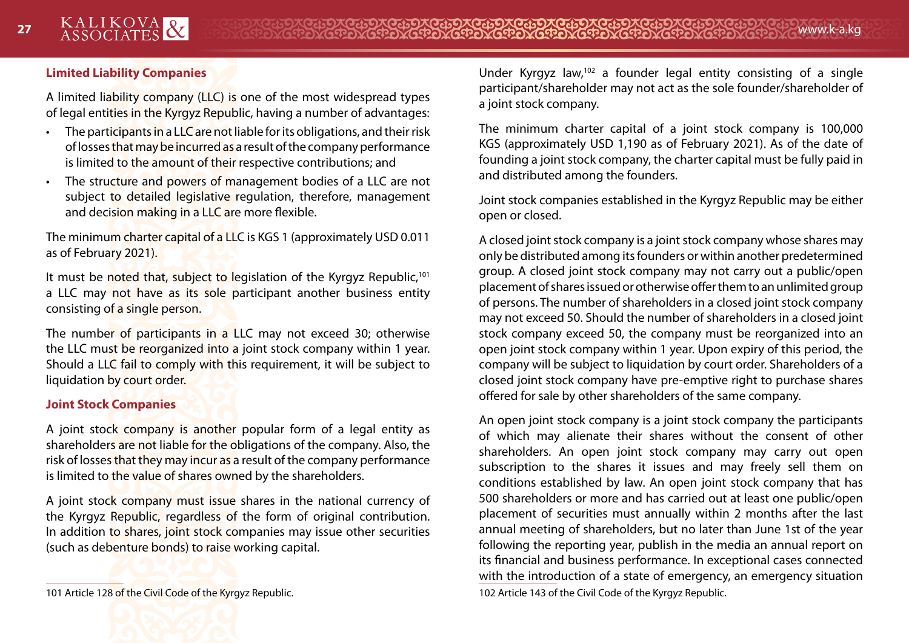### Limited Liability Companies

A limited liability company (LLC) is one of the most widespread types of legal entities in the Kyrgyz Republic, having a number of advantages:

- The participants in a LLC are not liable for its obligations, and their risk of losses that may be incurred as a result of the company performance is limited to the amount of their respective contributions; and
- The structure and powers of management bodies of a LLC are not subject to detailed legislative regulation, therefore, management and decision making in a LLC are more flexible.

The minimum charter capital of a LLC is KGS 1 (approximately USD 0.011 as of February 2021).

It must be noted that, subject to legislation of the Kyrgyz Republic,[101] a LLC may not have as its sole participant another business entity consisting of a single person.

The number of participants in a LLC may not exceed 30; otherwise the LLC must be reorganized into a joint stock company within 1 year. Should a LLC fail to comply with this requirement, it will be subject to liquidation by court order.

### Joint Stock Companies

A joint stock company is another popular form of a legal entity as shareholders are not liable for the obligations of the company. Also, the risk of losses that they may incur as a result of the company performance is limited to the value of shares owned by the shareholders.

A joint stock company must issue shares in the national currency of the Kyrgyz Republic, regardless of the form of original contribution. In addition to shares, joint stock companies may issue other securities (such as debenture bonds) to raise working capital.

101 Article 128 of the Civil Code of the Kyrgyz Republic.

Under Kyrgyz law,[102] a founder legal entity consisting of a single participant/shareholder may not act as the sole founder/shareholder of a joint stock company.

The minimum charter capital of a joint stock company is 100,000 KGS (approximately USD 1,190 as of February 2021). As of the date of founding a joint stock company, the charter capital must be fully paid in and distributed among the founders.

Joint stock companies established in the Kyrgyz Republic may be either open or closed.

A closed joint stock company is a joint stock company whose shares may only be distributed among its founders or within another predetermined group. A closed joint stock company may not carry out a public/open placement of shares issued or otherwise offer them to an unlimited group of persons. The number of shareholders in a closed joint stock company may not exceed 50. Should the number of shareholders in a closed joint stock company exceed 50, the company must be reorganized into an open joint stock company within 1 year. Upon expiry of this period, the company will be subject to liquidation by court order. Shareholders of a closed joint stock company have pre-emptive right to purchase shares offered for sale by other shareholders of the same company.

An open joint stock company is a joint stock company the participants of which may alienate their shares without the consent of other shareholders. An open joint stock company may carry out open subscription to the shares it issues and may freely sell them on conditions established by law. An open joint stock company that has 500 shareholders or more and has carried out at least one public/open placement of securities must annually within 2 months after the last annual meeting of shareholders, but no later than June 1st of the year following the reporting year, publish in the media an annual report on its financial and business performance. In exceptional cases connected with the introduction of a state of emergency, an emergency situation

102 Article 143 of the Civil Code of the Kyrgyz Republic.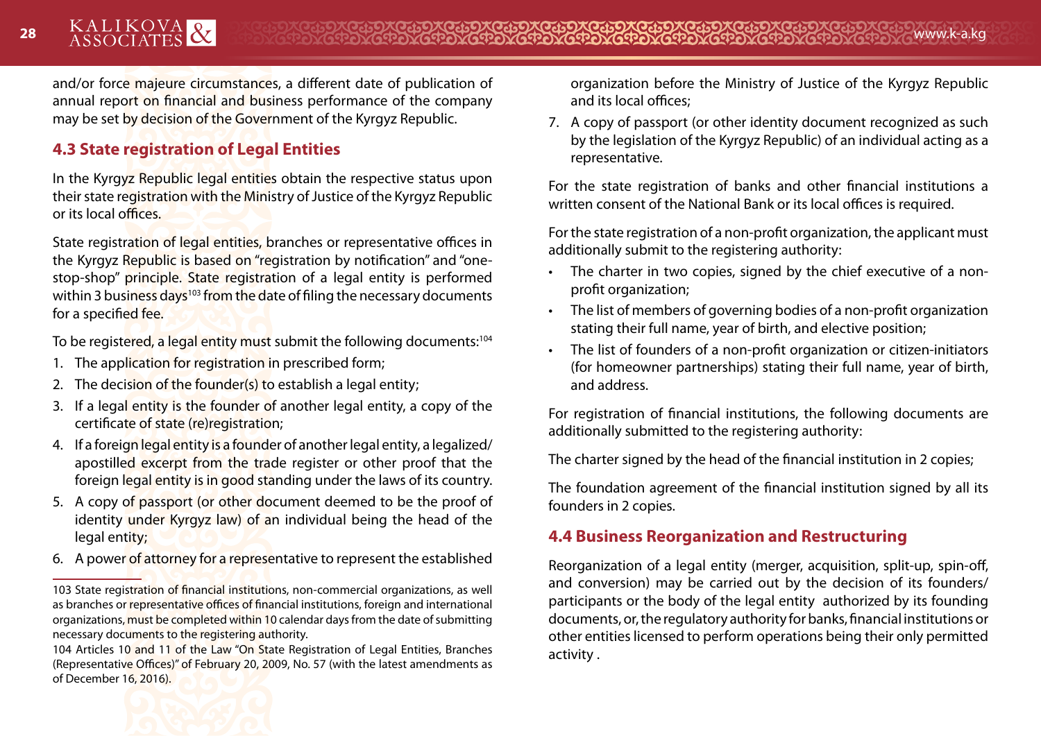and/or force majeure circumstances, a different date of publication of annual report on financial and business performance of the company may be set by decision of the Government of the Kyrgyz Republic.

### 4.3 State registration of Legal Entities

In the Kyrgyz Republic legal entities obtain the respective status upon their state registration with the Ministry of Justice of the Kyrgyz Republic or its local offices.

State registration of legal entities, branches or representative offices in the Kyrgyz Republic is based on "registration by notification" and "one-stop-shop" principle. State registration of a legal entity is performed within 3 business days[103] from the date of filing the necessary documents for a specified fee.

To be registered, a legal entity must submit the following documents:[104]

1. The application for registration in prescribed form;
2. The decision of the founder(s) to establish a legal entity;
3. If a legal entity is the founder of another legal entity, a copy of the certificate of state (re)registration;
4. If a foreign legal entity is a founder of another legal entity, a legalized/apostilled excerpt from the trade register or other proof that the foreign legal entity is in good standing under the laws of its country.
5. A copy of passport (or other document deemed to be the proof of identity under Kyrgyz law) of an individual being the head of the legal entity;
6. A power of attorney for a representative to represent the established organization before the Ministry of Justice of the Kyrgyz Republic and its local offices;
7. A copy of passport (or other identity document recognized as such by the legislation of the Kyrgyz Republic) of an individual acting as a representative.

For the state registration of banks and other financial institutions a written consent of the National Bank or its local offices is required.

For the state registration of a non-profit organization, the applicant must additionally submit to the registering authority:

- The charter in two copies, signed by the chief executive of a non-profit organization;
- The list of members of governing bodies of a non-profit organization stating their full name, year of birth, and elective position;
- The list of founders of a non-profit organization or citizen-initiators (for homeowner partnerships) stating their full name, year of birth, and address.

For registration of financial institutions, the following documents are additionally submitted to the registering authority:

The charter signed by the head of the financial institution in 2 copies;

The foundation agreement of the financial institution signed by all its founders in 2 copies.

### 4.4 Business Reorganization and Restructuring

Reorganization of a legal entity (merger, acquisition, split-up, spin-off, and conversion) may be carried out by the decision of its founders/participants or the body of the legal entity authorized by its founding documents, or, the regulatory authority for banks, financial institutions or other entities licensed to perform operations being their only permitted activity .

---

103 State registration of financial institutions, non-commercial organizations, as well as branches or representative offices of financial institutions, foreign and international organizations, must be completed within 10 calendar days from the date of submitting necessary documents to the registering authority.

104 Articles 10 and 11 of the Law "On State Registration of Legal Entities, Branches (Representative Offices)" of February 20, 2009, No. 57 (with the latest amendments as of December 16, 2016).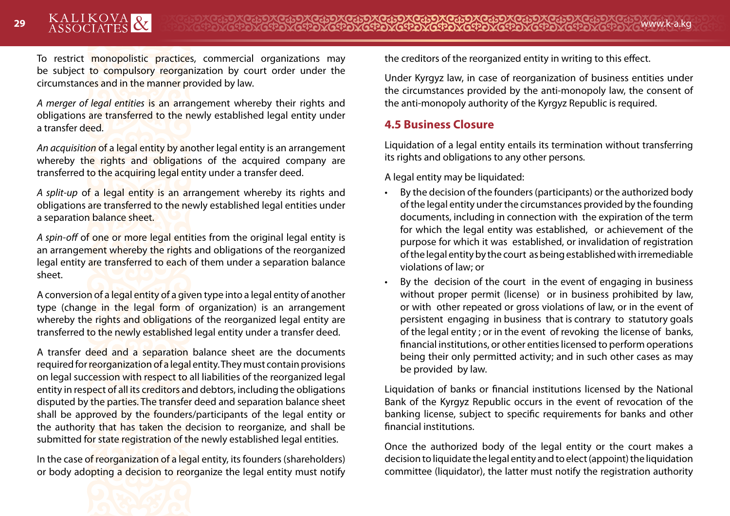To restrict monopolistic practices, commercial organizations may be subject to compulsory reorganization by court order under the circumstances and in the manner provided by law.

*A merger of legal entities* is an arrangement whereby their rights and obligations are transferred to the newly established legal entity under a transfer deed.

*An acquisition* of a legal entity by another legal entity is an arrangement whereby the rights and obligations of the acquired company are transferred to the acquiring legal entity under a transfer deed.

*A split-up* of a legal entity is an arrangement whereby its rights and obligations are transferred to the newly established legal entities under a separation balance sheet.

*A spin-off* of one or more legal entities from the original legal entity is an arrangement whereby the rights and obligations of the reorganized legal entity are transferred to each of them under a separation balance sheet.

A conversion of a legal entity of a given type into a legal entity of another type (change in the legal form of organization) is an arrangement whereby the rights and obligations of the reorganized legal entity are transferred to the newly established legal entity under a transfer deed.

A transfer deed and a separation balance sheet are the documents required for reorganization of a legal entity. They must contain provisions on legal succession with respect to all liabilities of the reorganized legal entity in respect of all its creditors and debtors, including the obligations disputed by the parties. The transfer deed and separation balance sheet shall be approved by the founders/participants of the legal entity or the authority that has taken the decision to reorganize, and shall be submitted for state registration of the newly established legal entities.

In the case of reorganization of a legal entity, its founders (shareholders) or body adopting a decision to reorganize the legal entity must notify the creditors of the reorganized entity in writing to this effect.

Under Kyrgyz law, in case of reorganization of business entities under the circumstances provided by the anti-monopoly law, the consent of the anti-monopoly authority of the Kyrgyz Republic is required.

### 4.5 Business Closure

Liquidation of a legal entity entails its termination without transferring its rights and obligations to any other persons.

A legal entity may be liquidated:

- By the decision of the founders (participants) or the authorized body of the legal entity under the circumstances provided by the founding documents, including in connection with the expiration of the term for which the legal entity was established, or achievement of the purpose for which it was established, or invalidation of registration of the legal entity by the court as being established with irremediable violations of law; or
- By the decision of the court in the event of engaging in business without proper permit (license) or in business prohibited by law, or with other repeated or gross violations of law, or in the event of persistent engaging in business that is contrary to statutory goals of the legal entity ; or in the event of revoking the license of banks, financial institutions, or other entities licensed to perform operations being their only permitted activity; and in such other cases as may be provided by law.

Liquidation of banks or financial institutions licensed by the National Bank of the Kyrgyz Republic occurs in the event of revocation of the banking license, subject to specific requirements for banks and other financial institutions.

Once the authorized body of the legal entity or the court makes a decision to liquidate the legal entity and to elect (appoint) the liquidation committee (liquidator), the latter must notify the registration authority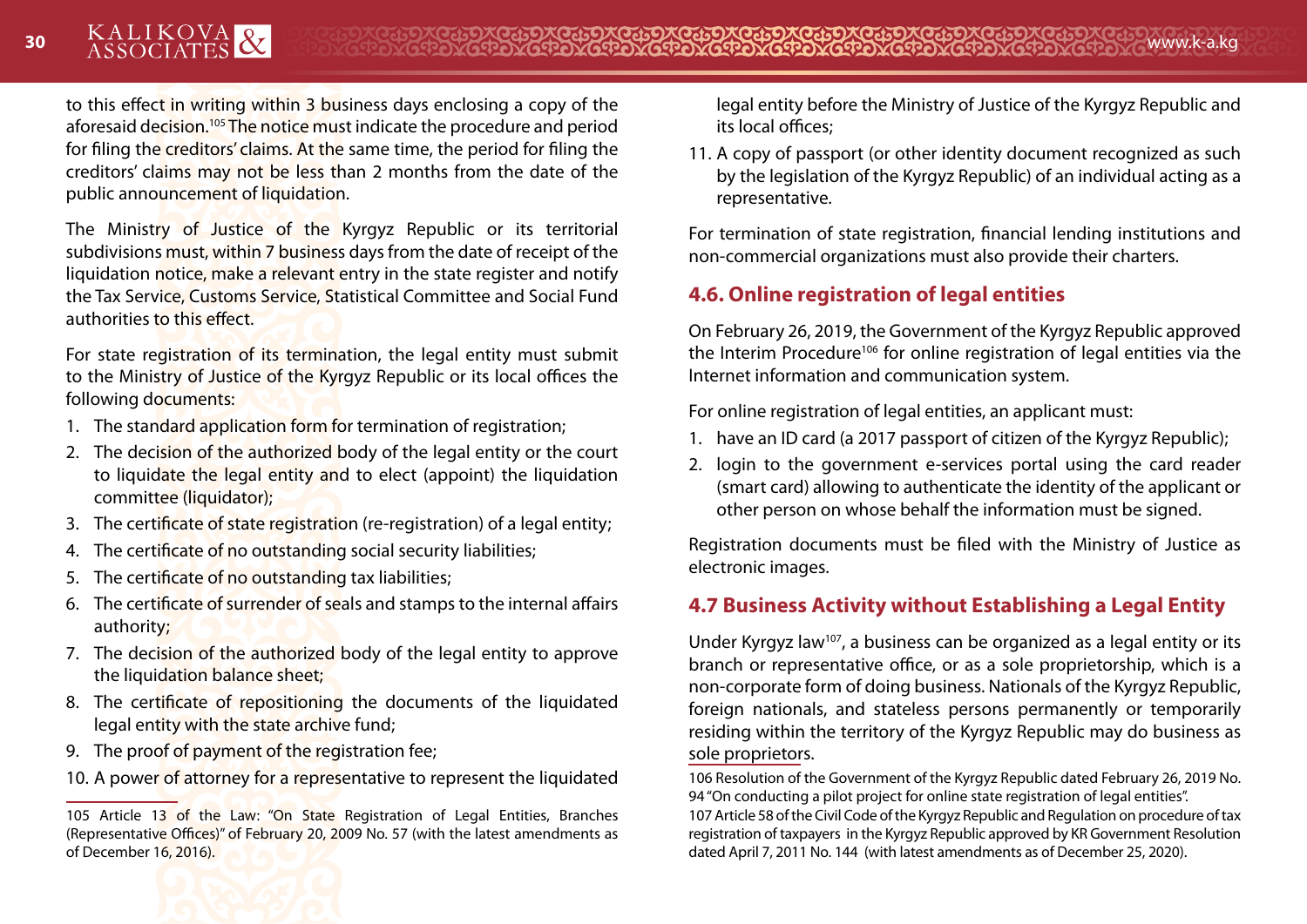to this effect in writing within 3 business days enclosing a copy of the aforesaid decision.[105] The notice must indicate the procedure and period for filing the creditors' claims. At the same time, the period for filing the creditors' claims may not be less than 2 months from the date of the public announcement of liquidation.

The Ministry of Justice of the Kyrgyz Republic or its territorial subdivisions must, within 7 business days from the date of receipt of the liquidation notice, make a relevant entry in the state register and notify the Tax Service, Customs Service, Statistical Committee and Social Fund authorities to this effect.

For state registration of its termination, the legal entity must submit to the Ministry of Justice of the Kyrgyz Republic or its local offices the following documents:

1. The standard application form for termination of registration;
2. The decision of the authorized body of the legal entity or the court to liquidate the legal entity and to elect (appoint) the liquidation committee (liquidator);
3. The certificate of state registration (re-registration) of a legal entity;
4. The certificate of no outstanding social security liabilities;
5. The certificate of no outstanding tax liabilities;
6. The certificate of surrender of seals and stamps to the internal affairs authority;
7. The decision of the authorized body of the legal entity to approve the liquidation balance sheet;
8. The certificate of repositioning the documents of the liquidated legal entity with the state archive fund;
9. The proof of payment of the registration fee;
10. A power of attorney for a representative to represent the liquidated legal entity before the Ministry of Justice of the Kyrgyz Republic and its local offices;
11. A copy of passport (or other identity document recognized as such by the legislation of the Kyrgyz Republic) of an individual acting as a representative.

For termination of state registration, financial lending institutions and non-commercial organizations must also provide their charters.

## 4.6. Online registration of legal entities

On February 26, 2019, the Government of the Kyrgyz Republic approved the Interim Procedure[106] for online registration of legal entities via the Internet information and communication system.

For online registration of legal entities, an applicant must:

1. have an ID card (a 2017 passport of citizen of the Kyrgyz Republic);
2. login to the government e-services portal using the card reader (smart card) allowing to authenticate the identity of the applicant or other person on whose behalf the information must be signed.

Registration documents must be filed with the Ministry of Justice as electronic images.

## 4.7 Business Activity without Establishing a Legal Entity

Under Kyrgyz law[107], a business can be organized as a legal entity or its branch or representative office, or as a sole proprietorship, which is a non-corporate form of doing business. Nationals of the Kyrgyz Republic, foreign nationals, and stateless persons permanently or temporarily residing within the territory of the Kyrgyz Republic may do business as sole proprietors.

---

105 Article 13 of the Law: "On State Registration of Legal Entities, Branches (Representative Offices)" of February 20, 2009 No. 57 (with the latest amendments as of December 16, 2016).

106 Resolution of the Government of the Kyrgyz Republic dated February 26, 2019 No. 94 "On conducting a pilot project for online state registration of legal entities".

107 Article 58 of the Civil Code of the Kyrgyz Republic and Regulation on procedure of tax registration of taxpayers in the Kyrgyz Republic approved by KR Government Resolution dated April 7, 2011 No. 144 (with latest amendments as of December 25, 2020).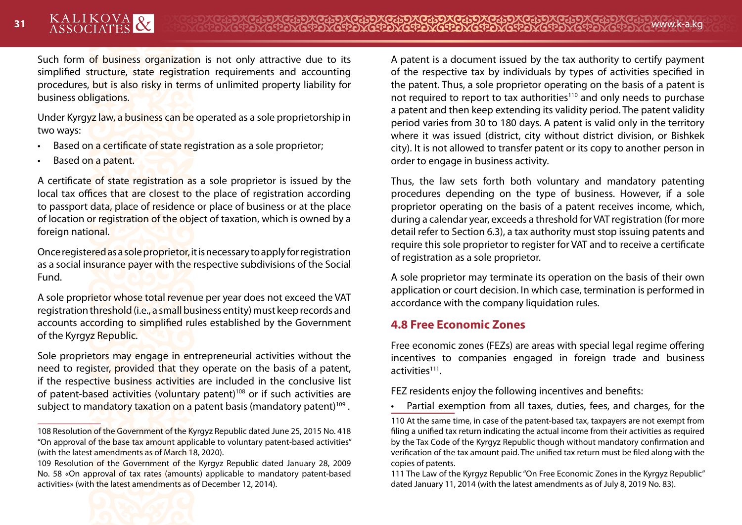Such form of business organization is not only attractive due to its simplified structure, state registration requirements and accounting procedures, but is also risky in terms of unlimited property liability for business obligations.

Under Kyrgyz law, a business can be operated as a sole proprietorship in two ways:

- Based on a certificate of state registration as a sole proprietor;
- Based on a patent.

A certificate of state registration as a sole proprietor is issued by the local tax offices that are closest to the place of registration according to passport data, place of residence or place of business or at the place of location or registration of the object of taxation, which is owned by a foreign national.

Once registered as a sole proprietor, it is necessary to apply for registration as a social insurance payer with the respective subdivisions of the Social Fund.

A sole proprietor whose total revenue per year does not exceed the VAT registration threshold (i.e., a small business entity) must keep records and accounts according to simplified rules established by the Government of the Kyrgyz Republic.

Sole proprietors may engage in entrepreneurial activities without the need to register, provided that they operate on the basis of a patent, if the respective business activities are included in the conclusive list of patent-based activities (voluntary patent)[108] or if such activities are subject to mandatory taxation on a patent basis (mandatory patent)[109].

A patent is a document issued by the tax authority to certify payment of the respective tax by individuals by types of activities specified in the patent. Thus, a sole proprietor operating on the basis of a patent is not required to report to tax authorities[110] and only needs to purchase a patent and then keep extending its validity period. The patent validity period varies from 30 to 180 days. A patent is valid only in the territory where it was issued (district, city without district division, or Bishkek city). It is not allowed to transfer patent or its copy to another person in order to engage in business activity.

Thus, the law sets forth both voluntary and mandatory patenting procedures depending on the type of business. However, if a sole proprietor operating on the basis of a patent receives income, which, during a calendar year, exceeds a threshold for VAT registration (for more detail refer to Section 6.3), a tax authority must stop issuing patents and require this sole proprietor to register for VAT and to receive a certificate of registration as a sole proprietor.

A sole proprietor may terminate its operation on the basis of their own application or court decision. In which case, termination is performed in accordance with the company liquidation rules.

## 4.8 Free Economic Zones

Free economic zones (FEZs) are areas with special legal regime offering incentives to companies engaged in foreign trade and business activities[111].

FEZ residents enjoy the following incentives and benefits:

- Partial exemption from all taxes, duties, fees, and charges, for the

108 Resolution of the Government of the Kyrgyz Republic dated June 25, 2015 No. 418 "On approval of the base tax amount applicable to voluntary patent-based activities" (with the latest amendments as of March 18, 2020).

109 Resolution of the Government of the Kyrgyz Republic dated January 28, 2009 No. 58 «On approval of tax rates (amounts) applicable to mandatory patent-based activities» (with the latest amendments as of December 12, 2014).

110 At the same time, in case of the patent-based tax, taxpayers are not exempt from filing a unified tax return indicating the actual income from their activities as required by the Tax Code of the Kyrgyz Republic though without mandatory confirmation and verification of the tax amount paid. The unified tax return must be filed along with the copies of patents.

111 The Law of the Kyrgyz Republic "On Free Economic Zones in the Kyrgyz Republic" dated January 11, 2014 (with the latest amendments as of July 8, 2019 No. 83).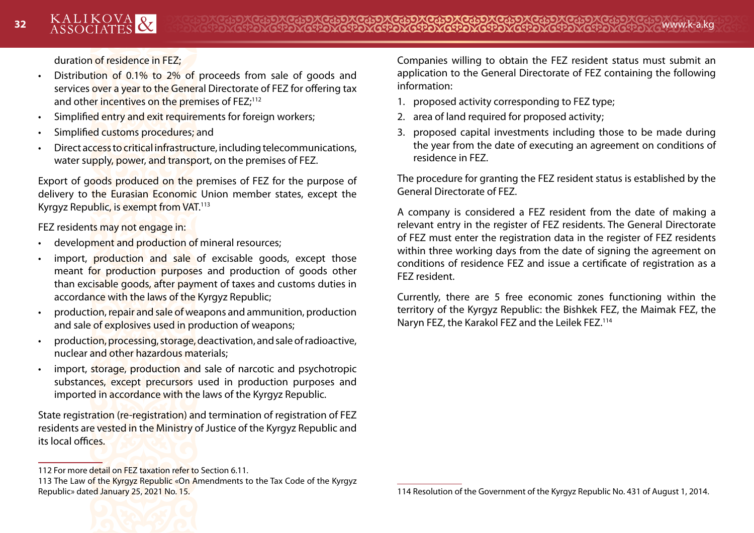- duration of residence in FEZ;
- Distribution of 0.1% to 2% of proceeds from sale of goods and services over a year to the General Directorate of FEZ for offering tax and other incentives on the premises of FEZ;[112]
- Simplified entry and exit requirements for foreign workers;
- Simplified customs procedures; and
- Direct access to critical infrastructure, including telecommunications, water supply, power, and transport, on the premises of FEZ.

Export of goods produced on the premises of FEZ for the purpose of delivery to the Eurasian Economic Union member states, except the Kyrgyz Republic, is exempt from VAT.[113]

FEZ residents may not engage in:

- development and production of mineral resources;
- import, production and sale of excisable goods, except those meant for production purposes and production of goods other than excisable goods, after payment of taxes and customs duties in accordance with the laws of the Kyrgyz Republic;
- production, repair and sale of weapons and ammunition, production and sale of explosives used in production of weapons;
- production, processing, storage, deactivation, and sale of radioactive, nuclear and other hazardous materials;
- import, storage, production and sale of narcotic and psychotropic substances, except precursors used in production purposes and imported in accordance with the laws of the Kyrgyz Republic.

State registration (re-registration) and termination of registration of FEZ residents are vested in the Ministry of Justice of the Kyrgyz Republic and its local offices.

112 For more detail on FEZ taxation refer to Section 6.11.

113 The Law of the Kyrgyz Republic «On Amendments to the Tax Code of the Kyrgyz Republic» dated January 25, 2021 No. 15.

Companies willing to obtain the FEZ resident status must submit an application to the General Directorate of FEZ containing the following information:

1. proposed activity corresponding to FEZ type;
2. area of land required for proposed activity;
3. proposed capital investments including those to be made during the year from the date of executing an agreement on conditions of residence in FEZ.

The procedure for granting the FEZ resident status is established by the General Directorate of FEZ.

A company is considered a FEZ resident from the date of making a relevant entry in the register of FEZ residents. The General Directorate of FEZ must enter the registration data in the register of FEZ residents within three working days from the date of signing the agreement on conditions of residence FEZ and issue a certificate of registration as a FEZ resident.

Currently, there are 5 free economic zones functioning within the territory of the Kyrgyz Republic: the Bishkek FEZ, the Maimak FEZ, the Naryn FEZ, the Karakol FEZ and the Leilek FEZ.[114]

114 Resolution of the Government of the Kyrgyz Republic No. 431 of August 1, 2014.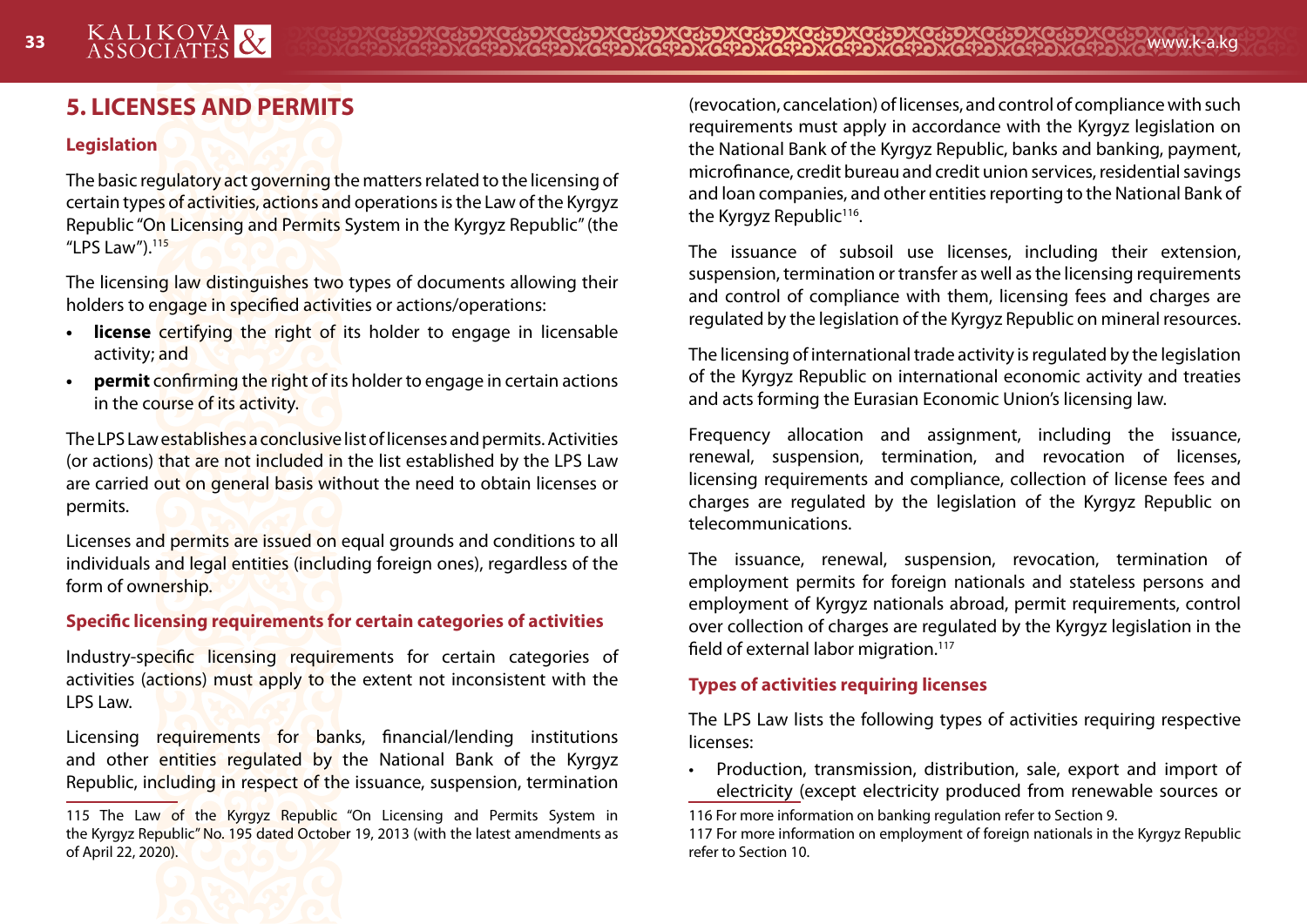## 5. LICENSES AND PERMITS

### Legislation

The basic regulatory act governing the matters related to the licensing of certain types of activities, actions and operations is the Law of the Kyrgyz Republic "On Licensing and Permits System in the Kyrgyz Republic" (the "LPS Law").[115]

The licensing law distinguishes two types of documents allowing their holders to engage in specified activities or actions/operations:

- **license** certifying the right of its holder to engage in licensable activity; and
- **permit** confirming the right of its holder to engage in certain actions in the course of its activity.

The LPS Law establishes a conclusive list of licenses and permits. Activities (or actions) that are not included in the list established by the LPS Law are carried out on general basis without the need to obtain licenses or permits.

Licenses and permits are issued on equal grounds and conditions to all individuals and legal entities (including foreign ones), regardless of the form of ownership.

### Specific licensing requirements for certain categories of activities

Industry-specific licensing requirements for certain categories of activities (actions) must apply to the extent not inconsistent with the LPS Law.

Licensing requirements for banks, financial/lending institutions and other entities regulated by the National Bank of the Kyrgyz Republic, including in respect of the issuance, suspension, termination (revocation, cancelation) of licenses, and control of compliance with such requirements must apply in accordance with the Kyrgyz legislation on the National Bank of the Kyrgyz Republic, banks and banking, payment, microfinance, credit bureau and credit union services, residential savings and loan companies, and other entities reporting to the National Bank of the Kyrgyz Republic[116].

The issuance of subsoil use licenses, including their extension, suspension, termination or transfer as well as the licensing requirements and control of compliance with them, licensing fees and charges are regulated by the legislation of the Kyrgyz Republic on mineral resources.

The licensing of international trade activity is regulated by the legislation of the Kyrgyz Republic on international economic activity and treaties and acts forming the Eurasian Economic Union's licensing law.

Frequency allocation and assignment, including the issuance, renewal, suspension, termination, and revocation of licenses, licensing requirements and compliance, collection of license fees and charges are regulated by the legislation of the Kyrgyz Republic on telecommunications.

The issuance, renewal, suspension, revocation, termination of employment permits for foreign nationals and stateless persons and employment of Kyrgyz nationals abroad, permit requirements, control over collection of charges are regulated by the Kyrgyz legislation in the field of external labor migration.[117]

### Types of activities requiring licenses

The LPS Law lists the following types of activities requiring respective licenses:

- Production, transmission, distribution, sale, export and import of electricity (except electricity produced from renewable sources or

---

115 The Law of the Kyrgyz Republic "On Licensing and Permits System in the Kyrgyz Republic" No. 195 dated October 19, 2013 (with the latest amendments as of April 22, 2020).

116 For more information on banking regulation refer to Section 9.

117 For more information on employment of foreign nationals in the Kyrgyz Republic refer to Section 10.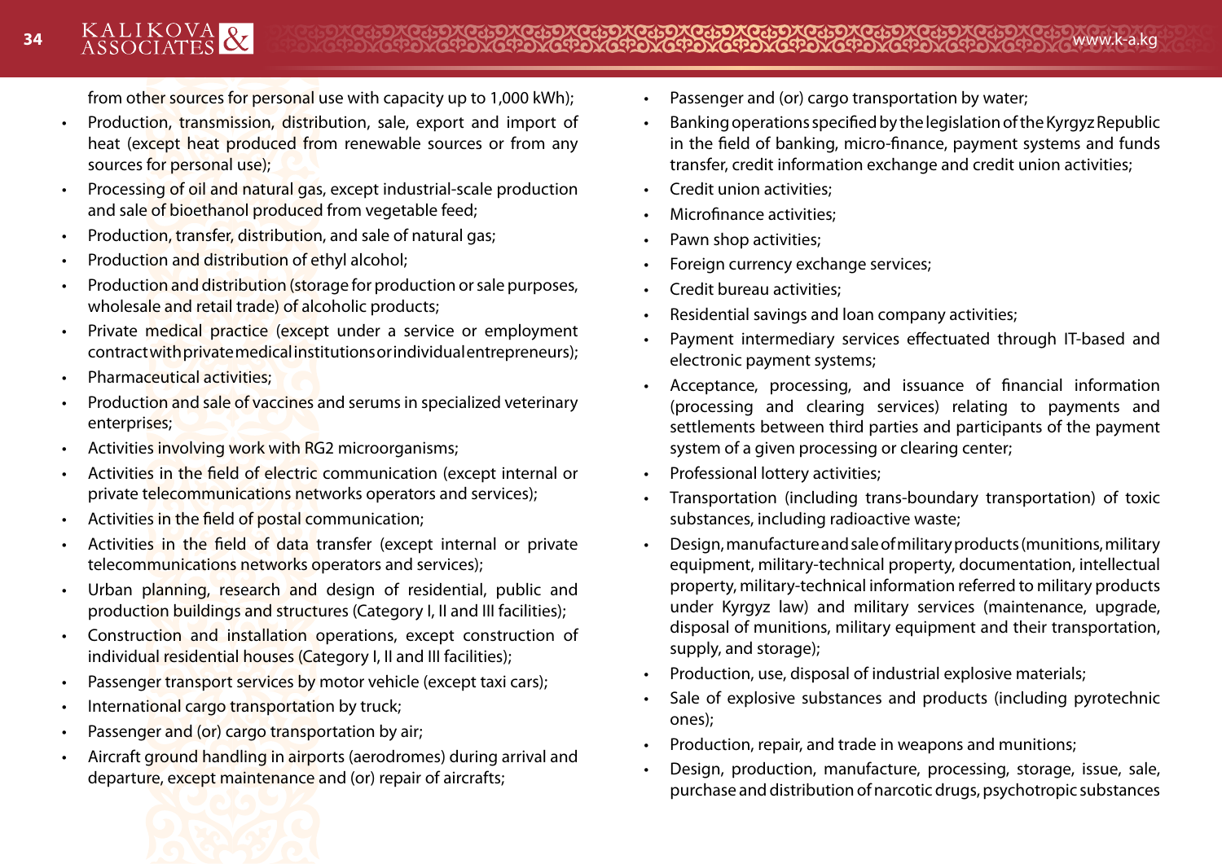from other sources for personal use with capacity up to 1,000 kWh);

- Production, transmission, distribution, sale, export and import of heat (except heat produced from renewable sources or from any sources for personal use);
- Processing of oil and natural gas, except industrial-scale production and sale of bioethanol produced from vegetable feed;
- Production, transfer, distribution, and sale of natural gas;
- Production and distribution of ethyl alcohol;
- Production and distribution (storage for production or sale purposes, wholesale and retail trade) of alcoholic products;
- Private medical practice (except under a service or employment contract with private medical institutions or individual entrepreneurs);
- Pharmaceutical activities;
- Production and sale of vaccines and serums in specialized veterinary enterprises;
- Activities involving work with RG2 microorganisms;
- Activities in the field of electric communication (except internal or private telecommunications networks operators and services);
- Activities in the field of postal communication;
- Activities in the field of data transfer (except internal or private telecommunications networks operators and services);
- Urban planning, research and design of residential, public and production buildings and structures (Category I, II and III facilities);
- Construction and installation operations, except construction of individual residential houses (Category I, II and III facilities);
- Passenger transport services by motor vehicle (except taxi cars);
- International cargo transportation by truck;
- Passenger and (or) cargo transportation by air;
- Aircraft ground handling in airports (aerodromes) during arrival and departure, except maintenance and (or) repair of aircrafts;
- Passenger and (or) cargo transportation by water;
- Banking operations specified by the legislation of the Kyrgyz Republic in the field of banking, micro-finance, payment systems and funds transfer, credit information exchange and credit union activities;
- Credit union activities;
- Microfinance activities;
- Pawn shop activities;
- Foreign currency exchange services;
- Credit bureau activities;
- Residential savings and loan company activities;
- Payment intermediary services effectuated through IT-based and electronic payment systems;
- Acceptance, processing, and issuance of financial information (processing and clearing services) relating to payments and settlements between third parties and participants of the payment system of a given processing or clearing center;
- Professional lottery activities;
- Transportation (including trans-boundary transportation) of toxic substances, including radioactive waste;
- Design, manufacture and sale of military products (munitions, military equipment, military-technical property, documentation, intellectual property, military-technical information referred to military products under Kyrgyz law) and military services (maintenance, upgrade, disposal of munitions, military equipment and their transportation, supply, and storage);
- Production, use, disposal of industrial explosive materials;
- Sale of explosive substances and products (including pyrotechnic ones);
- Production, repair, and trade in weapons and munitions;
- Design, production, manufacture, processing, storage, issue, sale, purchase and distribution of narcotic drugs, psychotropic substances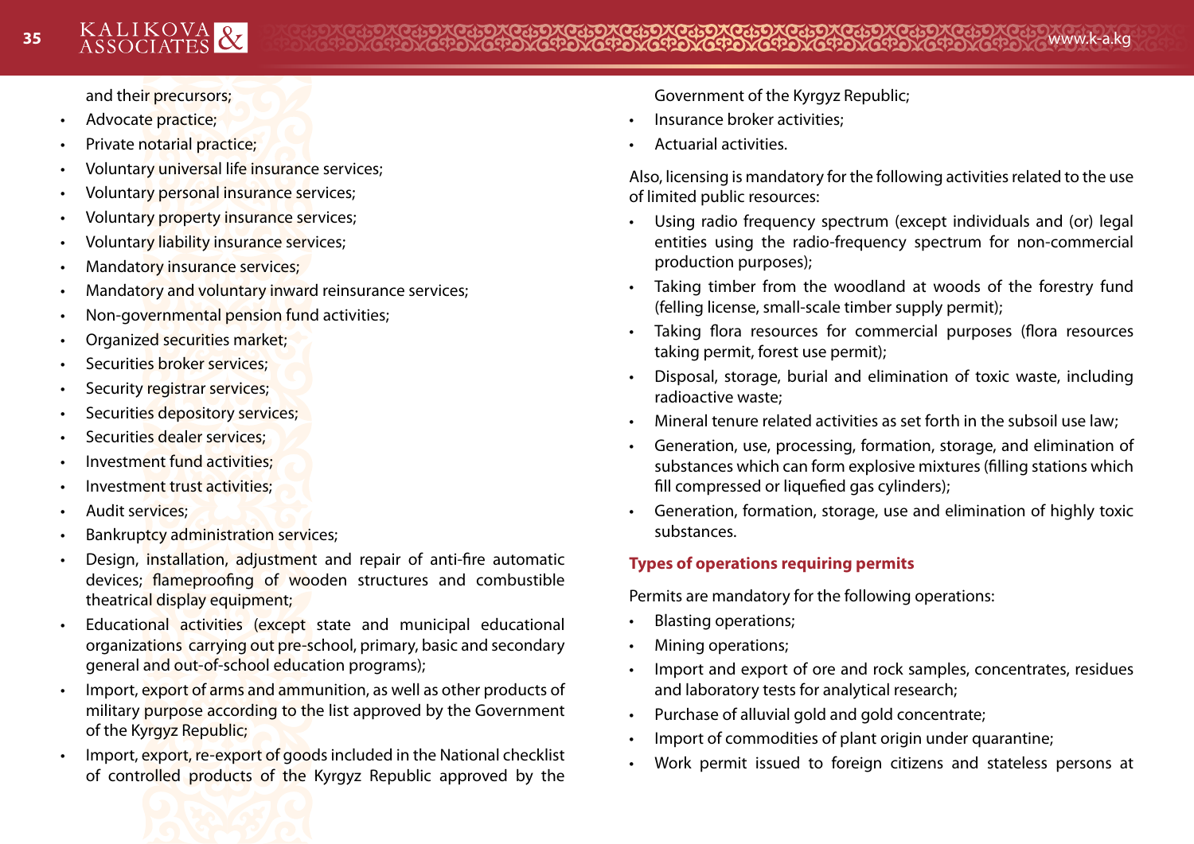and their precursors;

- Advocate practice;
- Private notarial practice;
- Voluntary universal life insurance services;
- Voluntary personal insurance services;
- Voluntary property insurance services;
- Voluntary liability insurance services;
- Mandatory insurance services;
- Mandatory and voluntary inward reinsurance services;
- Non-governmental pension fund activities;
- Organized securities market;
- Securities broker services;
- Security registrar services;
- Securities depository services;
- Securities dealer services;
- Investment fund activities;
- Investment trust activities;
- Audit services;
- Bankruptcy administration services;
- Design, installation, adjustment and repair of anti-fire automatic devices; flameproofing of wooden structures and combustible theatrical display equipment;
- Educational activities (except state and municipal educational organizations carrying out pre-school, primary, basic and secondary general and out-of-school education programs);
- Import, export of arms and ammunition, as well as other products of military purpose according to the list approved by the Government of the Kyrgyz Republic;
- Import, export, re-export of goods included in the National checklist of controlled products of the Kyrgyz Republic approved by the Government of the Kyrgyz Republic;
- Insurance broker activities;
- Actuarial activities.

Also, licensing is mandatory for the following activities related to the use of limited public resources:

- Using radio frequency spectrum (except individuals and (or) legal entities using the radio-frequency spectrum for non-commercial production purposes);
- Taking timber from the woodland at woods of the forestry fund (felling license, small-scale timber supply permit);
- Taking flora resources for commercial purposes (flora resources taking permit, forest use permit);
- Disposal, storage, burial and elimination of toxic waste, including radioactive waste;
- Mineral tenure related activities as set forth in the subsoil use law;
- Generation, use, processing, formation, storage, and elimination of substances which can form explosive mixtures (filling stations which fill compressed or liquefied gas cylinders);
- Generation, formation, storage, use and elimination of highly toxic substances.

**Types of operations requiring permits**

Permits are mandatory for the following operations:

- Blasting operations;
- Mining operations;
- Import and export of ore and rock samples, concentrates, residues and laboratory tests for analytical research;
- Purchase of alluvial gold and gold concentrate;
- Import of commodities of plant origin under quarantine;
- Work permit issued to foreign citizens and stateless persons at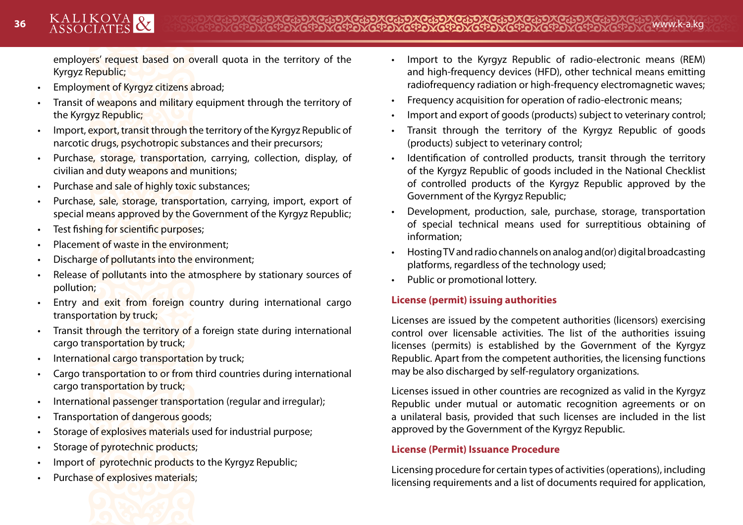employers' request based on overall quota in the territory of the Kyrgyz Republic;

- Employment of Kyrgyz citizens abroad;
- Transit of weapons and military equipment through the territory of the Kyrgyz Republic;
- Import, export, transit through the territory of the Kyrgyz Republic of narcotic drugs, psychotropic substances and their precursors;
- Purchase, storage, transportation, carrying, collection, display, of civilian and duty weapons and munitions;
- Purchase and sale of highly toxic substances;
- Purchase, sale, storage, transportation, carrying, import, export of special means approved by the Government of the Kyrgyz Republic;
- Test fishing for scientific purposes;
- Placement of waste in the environment;
- Discharge of pollutants into the environment;
- Release of pollutants into the atmosphere by stationary sources of pollution;
- Entry and exit from foreign country during international cargo transportation by truck;
- Transit through the territory of a foreign state during international cargo transportation by truck;
- International cargo transportation by truck;
- Cargo transportation to or from third countries during international cargo transportation by truck;
- International passenger transportation (regular and irregular);
- Transportation of dangerous goods;
- Storage of explosives materials used for industrial purpose;
- Storage of pyrotechnic products;
- Import of pyrotechnic products to the Kyrgyz Republic;
- Purchase of explosives materials;
- Import to the Kyrgyz Republic of radio-electronic means (REM) and high-frequency devices (HFD), other technical means emitting radiofrequency radiation or high-frequency electromagnetic waves;
- Frequency acquisition for operation of radio-electronic means;
- Import and export of goods (products) subject to veterinary control;
- Transit through the territory of the Kyrgyz Republic of goods (products) subject to veterinary control;
- Identification of controlled products, transit through the territory of the Kyrgyz Republic of goods included in the National Checklist of controlled products of the Kyrgyz Republic approved by the Government of the Kyrgyz Republic;
- Development, production, sale, purchase, storage, transportation of special technical means used for surreptitious obtaining of information;
- Hosting TV and radio channels on analog and(or) digital broadcasting platforms, regardless of the technology used;
- Public or promotional lottery.

**License (permit) issuing authorities**

Licenses are issued by the competent authorities (licensors) exercising control over licensable activities. The list of the authorities issuing licenses (permits) is established by the Government of the Kyrgyz Republic. Apart from the competent authorities, the licensing functions may be also discharged by self-regulatory organizations.

Licenses issued in other countries are recognized as valid in the Kyrgyz Republic under mutual or automatic recognition agreements or on a unilateral basis, provided that such licenses are included in the list approved by the Government of the Kyrgyz Republic.

**License (Permit) Issuance Procedure**

Licensing procedure for certain types of activities (operations), including licensing requirements and a list of documents required for application,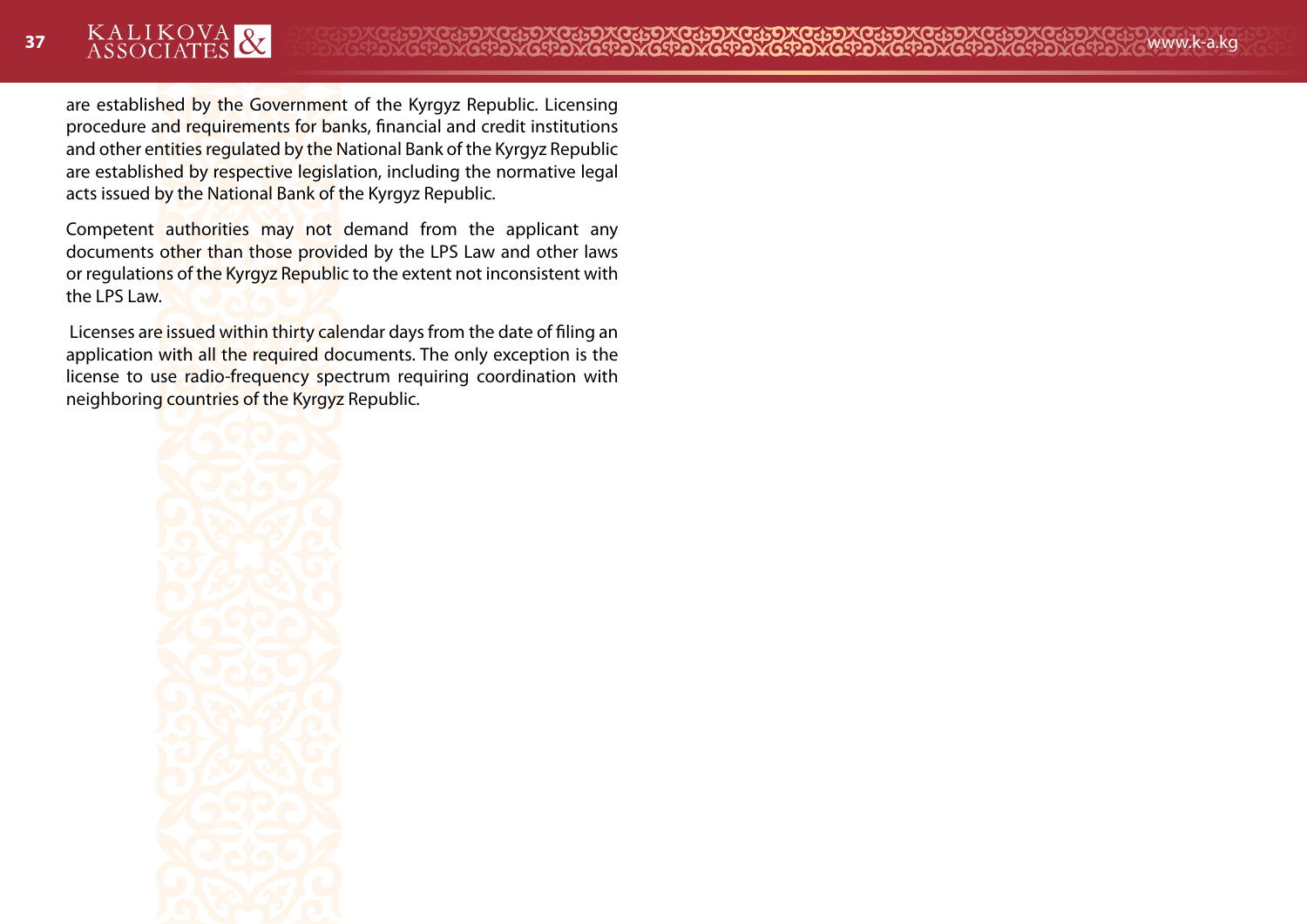are established by the Government of the Kyrgyz Republic. Licensing procedure and requirements for banks, financial and credit institutions and other entities regulated by the National Bank of the Kyrgyz Republic are established by respective legislation, including the normative legal acts issued by the National Bank of the Kyrgyz Republic.

Competent authorities may not demand from the applicant any documents other than those provided by the LPS Law and other laws or regulations of the Kyrgyz Republic to the extent not inconsistent with the LPS Law.

Licenses are issued within thirty calendar days from the date of filing an application with all the required documents. The only exception is the license to use radio-frequency spectrum requiring coordination with neighboring countries of the Kyrgyz Republic.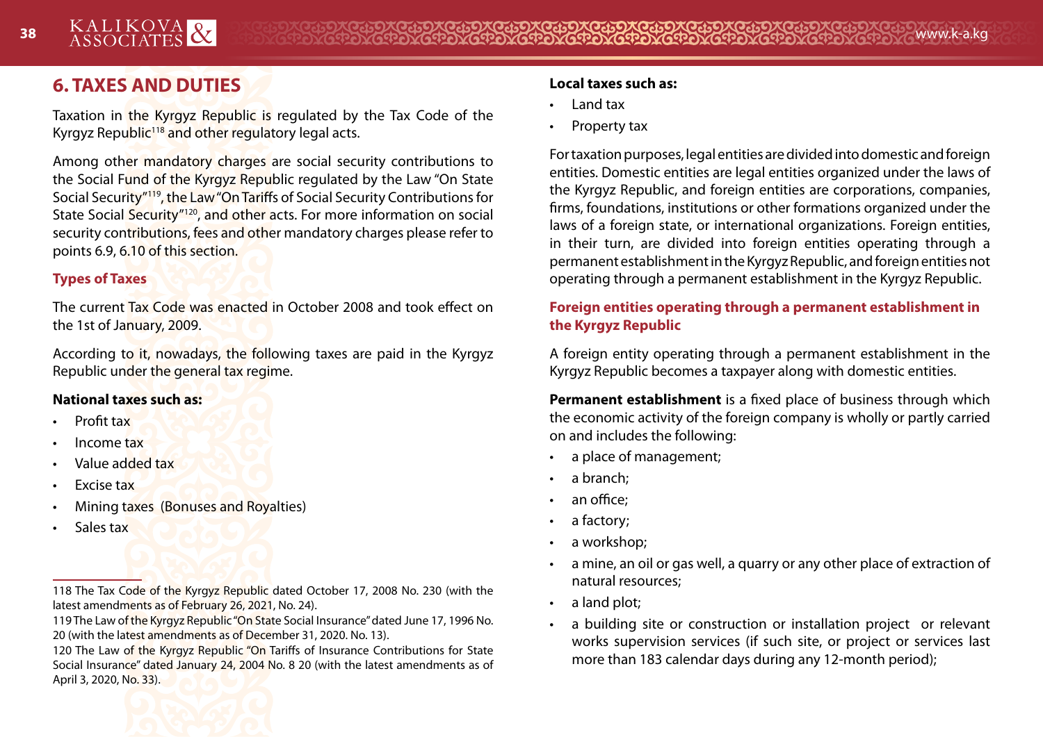# 6. TAXES AND DUTIES

Taxation in the Kyrgyz Republic is regulated by the Tax Code of the Kyrgyz Republic[118] and other regulatory legal acts.

Among other mandatory charges are social security contributions to the Social Fund of the Kyrgyz Republic regulated by the Law "On State Social Security"[119], the Law "On Tariffs of Social Security Contributions for State Social Security"[120], and other acts. For more information on social security contributions, fees and other mandatory charges please refer to points 6.9, 6.10 of this section.

## Types of Taxes

The current Tax Code was enacted in October 2008 and took effect on the 1st of January, 2009.

According to it, nowadays, the following taxes are paid in the Kyrgyz Republic under the general tax regime.

**National taxes such as:**

- Profit tax
- Income tax
- Value added tax
- Excise tax
- Mining taxes (Bonuses and Royalties)
- Sales tax

**Local taxes such as:**

- Land tax
- Property tax

For taxation purposes, legal entities are divided into domestic and foreign entities. Domestic entities are legal entities organized under the laws of the Kyrgyz Republic, and foreign entities are corporations, companies, firms, foundations, institutions or other formations organized under the laws of a foreign state, or international organizations. Foreign entities, in their turn, are divided into foreign entities operating through a permanent establishment in the Kyrgyz Republic, and foreign entities not operating through a permanent establishment in the Kyrgyz Republic.

## Foreign entities operating through a permanent establishment in the Kyrgyz Republic

A foreign entity operating through a permanent establishment in the Kyrgyz Republic becomes a taxpayer along with domestic entities.

**Permanent establishment** is a fixed place of business through which the economic activity of the foreign company is wholly or partly carried on and includes the following:

- a place of management;
- a branch;
- an office;
- a factory;
- a workshop;
- a mine, an oil or gas well, a quarry or any other place of extraction of natural resources;
- a land plot;
- a building site or construction or installation project or relevant works supervision services (if such site, or project or services last more than 183 calendar days during any 12-month period);

---

118 The Tax Code of the Kyrgyz Republic dated October 17, 2008 No. 230 (with the latest amendments as of February 26, 2021, No. 24).

119 The Law of the Kyrgyz Republic "On State Social Insurance" dated June 17, 1996 No. 20 (with the latest amendments as of December 31, 2020. No. 13).

120 The Law of the Kyrgyz Republic "On Tariffs of Insurance Contributions for State Social Insurance" dated January 24, 2004 No. 8 20 (with the latest amendments as of April 3, 2020, No. 33).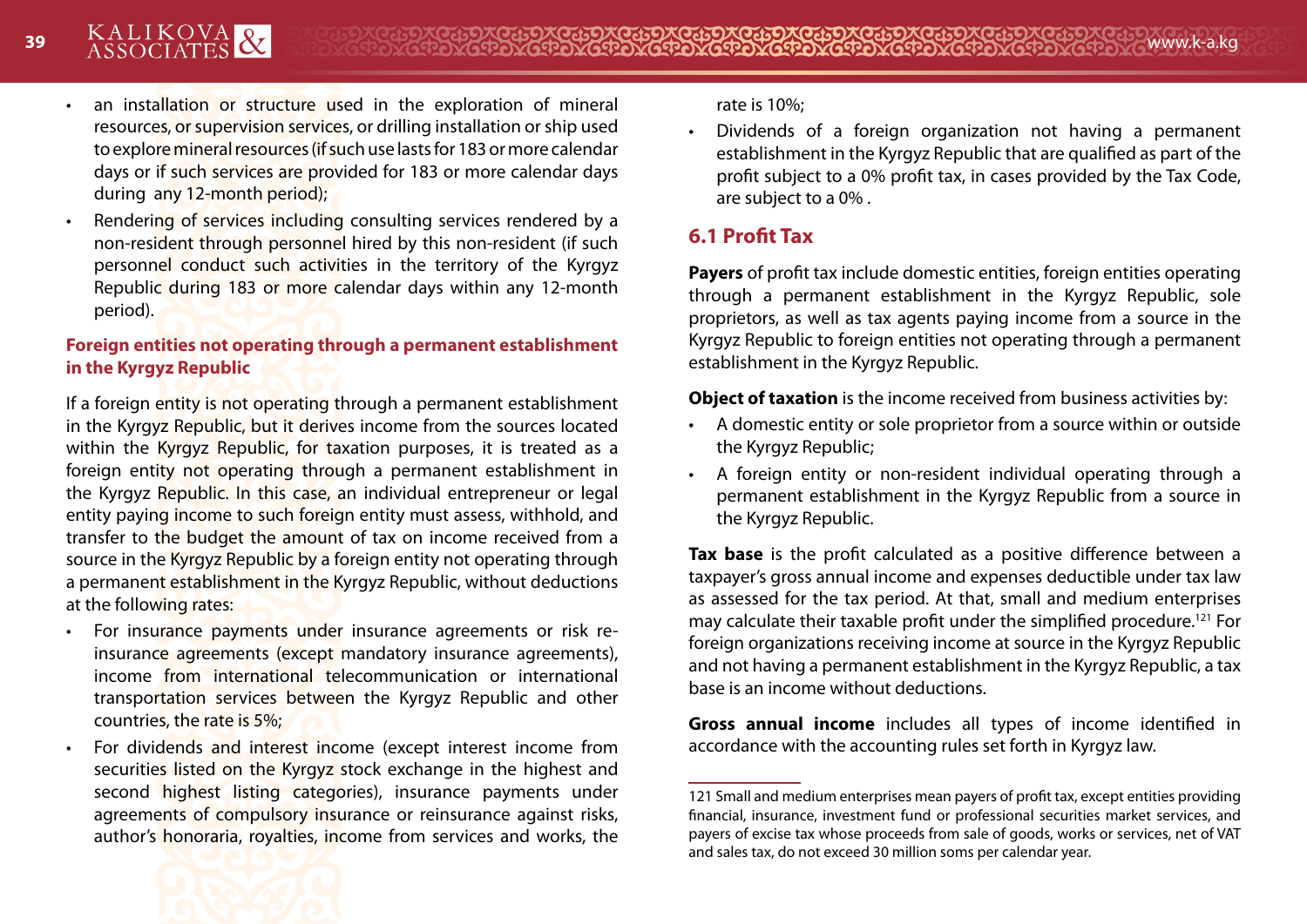- an installation or structure used in the exploration of mineral resources, or supervision services, or drilling installation or ship used to explore mineral resources (if such use lasts for 183 or more calendar days or if such services are provided for 183 or more calendar days during any 12-month period);
- Rendering of services including consulting services rendered by a non-resident through personnel hired by this non-resident (if such personnel conduct such activities in the territory of the Kyrgyz Republic during 183 or more calendar days within any 12-month period).

**Foreign entities not operating through a permanent establishment in the Kyrgyz Republic**

If a foreign entity is not operating through a permanent establishment in the Kyrgyz Republic, but it derives income from the sources located within the Kyrgyz Republic, for taxation purposes, it is treated as a foreign entity not operating through a permanent establishment in the Kyrgyz Republic. In this case, an individual entrepreneur or legal entity paying income to such foreign entity must assess, withhold, and transfer to the budget the amount of tax on income received from a source in the Kyrgyz Republic by a foreign entity not operating through a permanent establishment in the Kyrgyz Republic, without deductions at the following rates:

- For insurance payments under insurance agreements or risk re-insurance agreements (except mandatory insurance agreements), income from international telecommunication or international transportation services between the Kyrgyz Republic and other countries, the rate is 5%;
- For dividends and interest income (except interest income from securities listed on the Kyrgyz stock exchange in the highest and second highest listing categories), insurance payments under agreements of compulsory insurance or reinsurance against risks, author's honoraria, royalties, income from services and works, the rate is 10%;
- Dividends of a foreign organization not having a permanent establishment in the Kyrgyz Republic that are qualified as part of the profit subject to a 0% profit tax, in cases provided by the Tax Code, are subject to a 0% .

## 6.1 Profit Tax

**Payers** of profit tax include domestic entities, foreign entities operating through a permanent establishment in the Kyrgyz Republic, sole proprietors, as well as tax agents paying income from a source in the Kyrgyz Republic to foreign entities not operating through a permanent establishment in the Kyrgyz Republic.

**Object of taxation** is the income received from business activities by:

- A domestic entity or sole proprietor from a source within or outside the Kyrgyz Republic;
- A foreign entity or non-resident individual operating through a permanent establishment in the Kyrgyz Republic from a source in the Kyrgyz Republic.

**Tax base** is the profit calculated as a positive difference between a taxpayer's gross annual income and expenses deductible under tax law as assessed for the tax period. At that, small and medium enterprises may calculate their taxable profit under the simplified procedure.[121] For foreign organizations receiving income at source in the Kyrgyz Republic and not having a permanent establishment in the Kyrgyz Republic, a tax base is an income without deductions.

**Gross annual income** includes all types of income identified in accordance with the accounting rules set forth in Kyrgyz law.

---

121 Small and medium enterprises mean payers of profit tax, except entities providing financial, insurance, investment fund or professional securities market services, and payers of excise tax whose proceeds from sale of goods, works or services, net of VAT and sales tax, do not exceed 30 million soms per calendar year.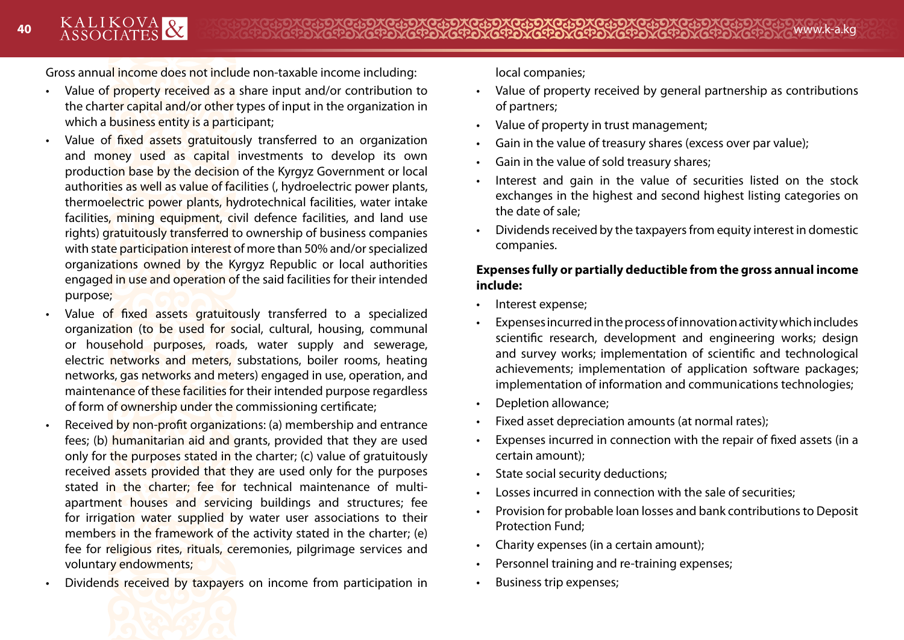Gross annual income does not include non-taxable income including:

- Value of property received as a share input and/or contribution to the charter capital and/or other types of input in the organization in which a business entity is a participant;
- Value of fixed assets gratuitously transferred to an organization and money used as capital investments to develop its own production base by the decision of the Kyrgyz Government or local authorities as well as value of facilities (, hydroelectric power plants, thermoelectric power plants, hydrotechnical facilities, water intake facilities, mining equipment, civil defence facilities, and land use rights) gratuitously transferred to ownership of business companies with state participation interest of more than 50% and/or specialized organizations owned by the Kyrgyz Republic or local authorities engaged in use and operation of the said facilities for their intended purpose;
- Value of fixed assets gratuitously transferred to a specialized organization (to be used for social, cultural, housing, communal or household purposes, roads, water supply and sewerage, electric networks and meters, substations, boiler rooms, heating networks, gas networks and meters) engaged in use, operation, and maintenance of these facilities for their intended purpose regardless of form of ownership under the commissioning certificate;
- Received by non-profit organizations: (a) membership and entrance fees; (b) humanitarian aid and grants, provided that they are used only for the purposes stated in the charter; (c) value of gratuitously received assets provided that they are used only for the purposes stated in the charter; fee for technical maintenance of multi-apartment houses and servicing buildings and structures; fee for irrigation water supplied by water user associations to their members in the framework of the activity stated in the charter; (e) fee for religious rites, rituals, ceremonies, pilgrimage services and voluntary endowments;
- Dividends received by taxpayers on income from participation in local companies;
- Value of property received by general partnership as contributions of partners;
- Value of property in trust management;
- Gain in the value of treasury shares (excess over par value);
- Gain in the value of sold treasury shares;
- Interest and gain in the value of securities listed on the stock exchanges in the highest and second highest listing categories on the date of sale;
- Dividends received by the taxpayers from equity interest in domestic companies.

**Expenses fully or partially deductible from the gross annual income include:**

- Interest expense;
- Expenses incurred in the process of innovation activity which includes scientific research, development and engineering works; design and survey works; implementation of scientific and technological achievements; implementation of application software packages; implementation of information and communications technologies;
- Depletion allowance;
- Fixed asset depreciation amounts (at normal rates);
- Expenses incurred in connection with the repair of fixed assets (in a certain amount);
- State social security deductions;
- Losses incurred in connection with the sale of securities;
- Provision for probable loan losses and bank contributions to Deposit Protection Fund;
- Charity expenses (in a certain amount);
- Personnel training and re-training expenses;
- Business trip expenses;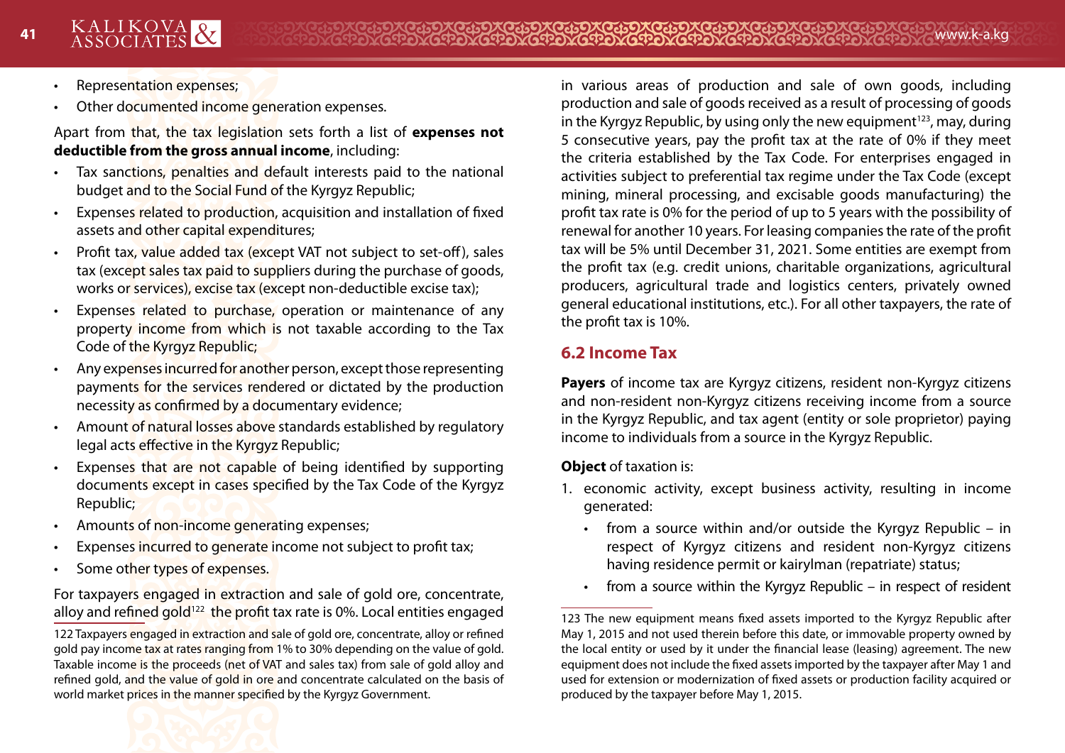- Representation expenses;
- Other documented income generation expenses.

Apart from that, the tax legislation sets forth a list of **expenses not deductible from the gross annual income**, including:

- Tax sanctions, penalties and default interests paid to the national budget and to the Social Fund of the Kyrgyz Republic;
- Expenses related to production, acquisition and installation of fixed assets and other capital expenditures;
- Profit tax, value added tax (except VAT not subject to set-off), sales tax (except sales tax paid to suppliers during the purchase of goods, works or services), excise tax (except non-deductible excise tax);
- Expenses related to purchase, operation or maintenance of any property income from which is not taxable according to the Tax Code of the Kyrgyz Republic;
- Any expenses incurred for another person, except those representing payments for the services rendered or dictated by the production necessity as confirmed by a documentary evidence;
- Amount of natural losses above standards established by regulatory legal acts effective in the Kyrgyz Republic;
- Expenses that are not capable of being identified by supporting documents except in cases specified by the Tax Code of the Kyrgyz Republic;
- Amounts of non-income generating expenses;
- Expenses incurred to generate income not subject to profit tax;
- Some other types of expenses.

For taxpayers engaged in extraction and sale of gold ore, concentrate, alloy and refined gold[122] the profit tax rate is 0%. Local entities engaged in various areas of production and sale of own goods, including production and sale of goods received as a result of processing of goods in the Kyrgyz Republic, by using only the new equipment[123], may, during 5 consecutive years, pay the profit tax at the rate of 0% if they meet the criteria established by the Tax Code. For enterprises engaged in activities subject to preferential tax regime under the Tax Code (except mining, mineral processing, and excisable goods manufacturing) the profit tax rate is 0% for the period of up to 5 years with the possibility of renewal for another 10 years. For leasing companies the rate of the profit tax will be 5% until December 31, 2021. Some entities are exempt from the profit tax (e.g. credit unions, charitable organizations, agricultural producers, agricultural trade and logistics centers, privately owned general educational institutions, etc.). For all other taxpayers, the rate of the profit tax is 10%.

## 6.2 Income Tax

**Payers** of income tax are Kyrgyz citizens, resident non-Kyrgyz citizens and non-resident non-Kyrgyz citizens receiving income from a source in the Kyrgyz Republic, and tax agent (entity or sole proprietor) paying income to individuals from a source in the Kyrgyz Republic.

**Object** of taxation is:

1. economic activity, except business activity, resulting in income generated:
   - from a source within and/or outside the Kyrgyz Republic – in respect of Kyrgyz citizens and resident non-Kyrgyz citizens having residence permit or kairylman (repatriate) status;
   - from a source within the Kyrgyz Republic – in respect of resident

---

122 Taxpayers engaged in extraction and sale of gold ore, concentrate, alloy or refined gold pay income tax at rates ranging from 1% to 30% depending on the value of gold. Taxable income is the proceeds (net of VAT and sales tax) from sale of gold alloy and refined gold, and the value of gold in ore and concentrate calculated on the basis of world market prices in the manner specified by the Kyrgyz Government.

123 The new equipment means fixed assets imported to the Kyrgyz Republic after May 1, 2015 and not used therein before this date, or immovable property owned by the local entity or used by it under the financial lease (leasing) agreement. The new equipment does not include the fixed assets imported by the taxpayer after May 1 and used for extension or modernization of fixed assets or production facility acquired or produced by the taxpayer before May 1, 2015.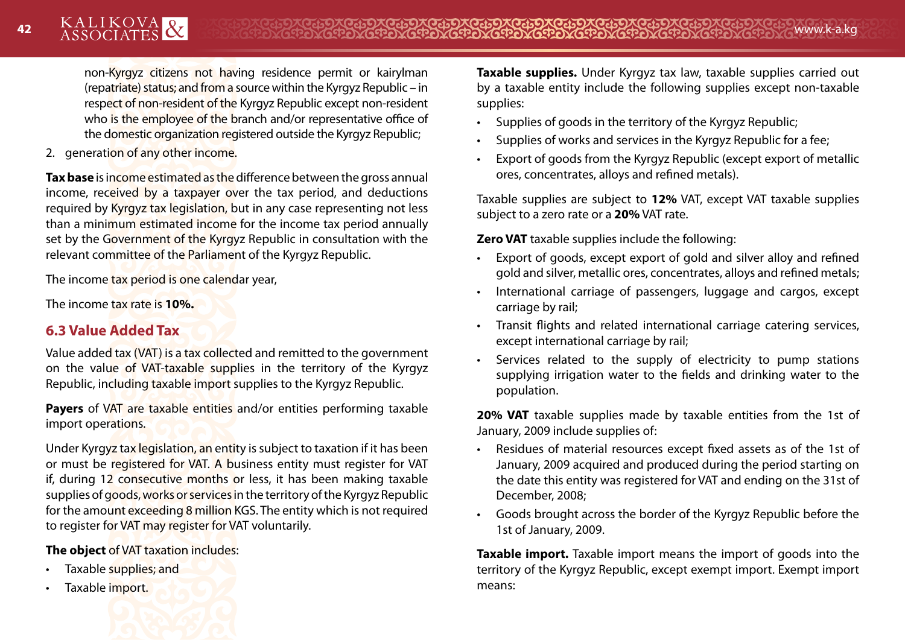non-Kyrgyz citizens not having residence permit or kairylman (repatriate) status; and from a source within the Kyrgyz Republic – in respect of non-resident of the Kyrgyz Republic except non-resident who is the employee of the branch and/or representative office of the domestic organization registered outside the Kyrgyz Republic;

2. generation of any other income.

**Tax base** is income estimated as the difference between the gross annual income, received by a taxpayer over the tax period, and deductions required by Kyrgyz tax legislation, but in any case representing not less than a minimum estimated income for the income tax period annually set by the Government of the Kyrgyz Republic in consultation with the relevant committee of the Parliament of the Kyrgyz Republic.

The income tax period is one calendar year,

The income tax rate is **10%.**

## 6.3 Value Added Tax

Value added tax (VAT) is a tax collected and remitted to the government on the value of VAT-taxable supplies in the territory of the Kyrgyz Republic, including taxable import supplies to the Kyrgyz Republic.

**Payers** of VAT are taxable entities and/or entities performing taxable import operations.

Under Kyrgyz tax legislation, an entity is subject to taxation if it has been or must be registered for VAT. A business entity must register for VAT if, during 12 consecutive months or less, it has been making taxable supplies of goods, works or services in the territory of the Kyrgyz Republic for the amount exceeding 8 million KGS. The entity which is not required to register for VAT may register for VAT voluntarily.

**The object** of VAT taxation includes:

- Taxable supplies; and
- Taxable import.

**Taxable supplies.** Under Kyrgyz tax law, taxable supplies carried out by a taxable entity include the following supplies except non-taxable supplies:

- Supplies of goods in the territory of the Kyrgyz Republic;
- Supplies of works and services in the Kyrgyz Republic for a fee;
- Export of goods from the Kyrgyz Republic (except export of metallic ores, concentrates, alloys and refined metals).

Taxable supplies are subject to **12%** VAT, except VAT taxable supplies subject to a zero rate or a **20%** VAT rate.

**Zero VAT** taxable supplies include the following:

- Export of goods, except export of gold and silver alloy and refined gold and silver, metallic ores, concentrates, alloys and refined metals;
- International carriage of passengers, luggage and cargos, except carriage by rail;
- Transit flights and related international carriage catering services, except international carriage by rail;
- Services related to the supply of electricity to pump stations supplying irrigation water to the fields and drinking water to the population.

**20% VAT** taxable supplies made by taxable entities from the 1st of January, 2009 include supplies of:

- Residues of material resources except fixed assets as of the 1st of January, 2009 acquired and produced during the period starting on the date this entity was registered for VAT and ending on the 31st of December, 2008;
- Goods brought across the border of the Kyrgyz Republic before the 1st of January, 2009.

**Taxable import.** Taxable import means the import of goods into the territory of the Kyrgyz Republic, except exempt import. Exempt import means: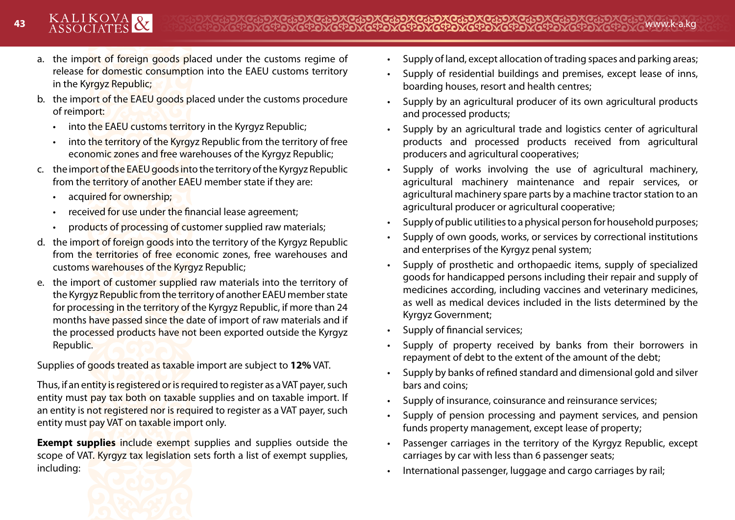a. the import of foreign goods placed under the customs regime of release for domestic consumption into the EAEU customs territory in the Kyrgyz Republic;
b. the import of the EAEU goods placed under the customs procedure of reimport:
   - into the EAEU customs territory in the Kyrgyz Republic;
   - into the territory of the Kyrgyz Republic from the territory of free economic zones and free warehouses of the Kyrgyz Republic;
c. the import of the EAEU goods into the territory of the Kyrgyz Republic from the territory of another EAEU member state if they are:
   - acquired for ownership;
   - received for use under the financial lease agreement;
   - products of processing of customer supplied raw materials;
d. the import of foreign goods into the territory of the Kyrgyz Republic from the territories of free economic zones, free warehouses and customs warehouses of the Kyrgyz Republic;
e. the import of customer supplied raw materials into the territory of the Kyrgyz Republic from the territory of another EAEU member state for processing in the territory of the Kyrgyz Republic, if more than 24 months have passed since the date of import of raw materials and if the processed products have not been exported outside the Kyrgyz Republic.

Supplies of goods treated as taxable import are subject to **12%** VAT.

Thus, if an entity is registered or is required to register as a VAT payer, such entity must pay tax both on taxable supplies and on taxable import. If an entity is not registered nor is required to register as a VAT payer, such entity must pay VAT on taxable import only.

**Exempt supplies** include exempt supplies and supplies outside the scope of VAT. Kyrgyz tax legislation sets forth a list of exempt supplies, including:

- Supply of land, except allocation of trading spaces and parking areas;
- Supply of residential buildings and premises, except lease of inns, boarding houses, resort and health centres;
- Supply by an agricultural producer of its own agricultural products and processed products;
- Supply by an agricultural trade and logistics center of agricultural products and processed products received from agricultural producers and agricultural cooperatives;
- Supply of works involving the use of agricultural machinery, agricultural machinery maintenance and repair services, or agricultural machinery spare parts by a machine tractor station to an agricultural producer or agricultural cooperative;
- Supply of public utilities to a physical person for household purposes;
- Supply of own goods, works, or services by correctional institutions and enterprises of the Kyrgyz penal system;
- Supply of prosthetic and orthopaedic items, supply of specialized goods for handicapped persons including their repair and supply of medicines according, including vaccines and veterinary medicines, as well as medical devices included in the lists determined by the Kyrgyz Government;
- Supply of financial services;
- Supply of property received by banks from their borrowers in repayment of debt to the extent of the amount of the debt;
- Supply by banks of refined standard and dimensional gold and silver bars and coins;
- Supply of insurance, coinsurance and reinsurance services;
- Supply of pension processing and payment services, and pension funds property management, except lease of property;
- Passenger carriages in the territory of the Kyrgyz Republic, except carriages by car with less than 6 passenger seats;
- International passenger, luggage and cargo carriages by rail;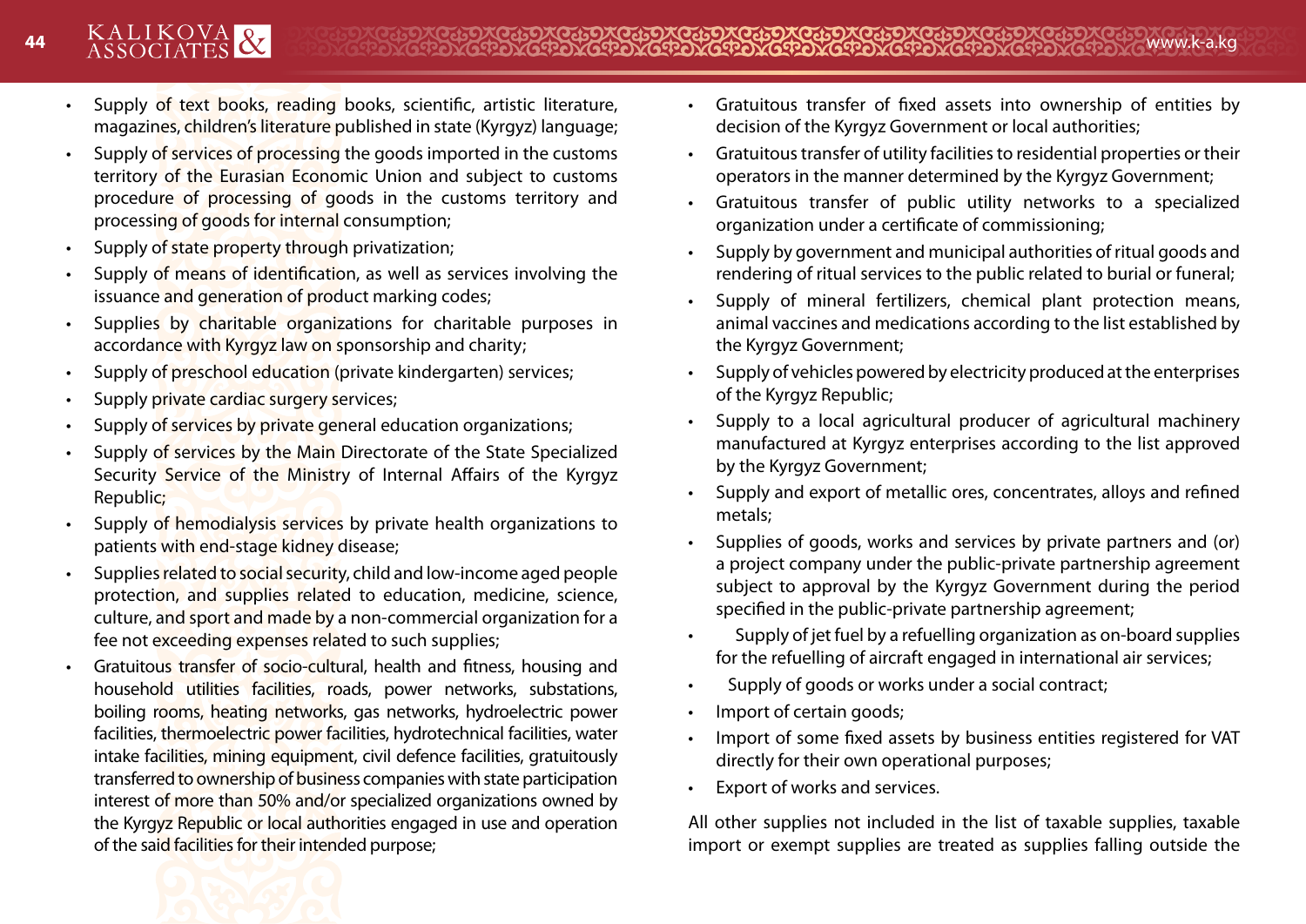- Supply of text books, reading books, scientific, artistic literature, magazines, children's literature published in state (Kyrgyz) language;
- Supply of services of processing the goods imported in the customs territory of the Eurasian Economic Union and subject to customs procedure of processing of goods in the customs territory and processing of goods for internal consumption;
- Supply of state property through privatization;
- Supply of means of identification, as well as services involving the issuance and generation of product marking codes;
- Supplies by charitable organizations for charitable purposes in accordance with Kyrgyz law on sponsorship and charity;
- Supply of preschool education (private kindergarten) services;
- Supply private cardiac surgery services;
- Supply of services by private general education organizations;
- Supply of services by the Main Directorate of the State Specialized Security Service of the Ministry of Internal Affairs of the Kyrgyz Republic;
- Supply of hemodialysis services by private health organizations to patients with end-stage kidney disease;
- Supplies related to social security, child and low-income aged people protection, and supplies related to education, medicine, science, culture, and sport and made by a non-commercial organization for a fee not exceeding expenses related to such supplies;
- Gratuitous transfer of socio-cultural, health and fitness, housing and household utilities facilities, roads, power networks, substations, boiling rooms, heating networks, gas networks, hydroelectric power facilities, thermoelectric power facilities, hydrotechnical facilities, water intake facilities, mining equipment, civil defence facilities, gratuitously transferred to ownership of business companies with state participation interest of more than 50% and/or specialized organizations owned by the Kyrgyz Republic or local authorities engaged in use and operation of the said facilities for their intended purpose;
- Gratuitous transfer of fixed assets into ownership of entities by decision of the Kyrgyz Government or local authorities;
- Gratuitous transfer of utility facilities to residential properties or their operators in the manner determined by the Kyrgyz Government;
- Gratuitous transfer of public utility networks to a specialized organization under a certificate of commissioning;
- Supply by government and municipal authorities of ritual goods and rendering of ritual services to the public related to burial or funeral;
- Supply of mineral fertilizers, chemical plant protection means, animal vaccines and medications according to the list established by the Kyrgyz Government;
- Supply of vehicles powered by electricity produced at the enterprises of the Kyrgyz Republic;
- Supply to a local agricultural producer of agricultural machinery manufactured at Kyrgyz enterprises according to the list approved by the Kyrgyz Government;
- Supply and export of metallic ores, concentrates, alloys and refined metals;
- Supplies of goods, works and services by private partners and (or) a project company under the public-private partnership agreement subject to approval by the Kyrgyz Government during the period specified in the public-private partnership agreement;
- Supply of jet fuel by a refuelling organization as on-board supplies for the refuelling of aircraft engaged in international air services;
- Supply of goods or works under a social contract;
- Import of certain goods;
- Import of some fixed assets by business entities registered for VAT directly for their own operational purposes;
- Export of works and services.

All other supplies not included in the list of taxable supplies, taxable import or exempt supplies are treated as supplies falling outside the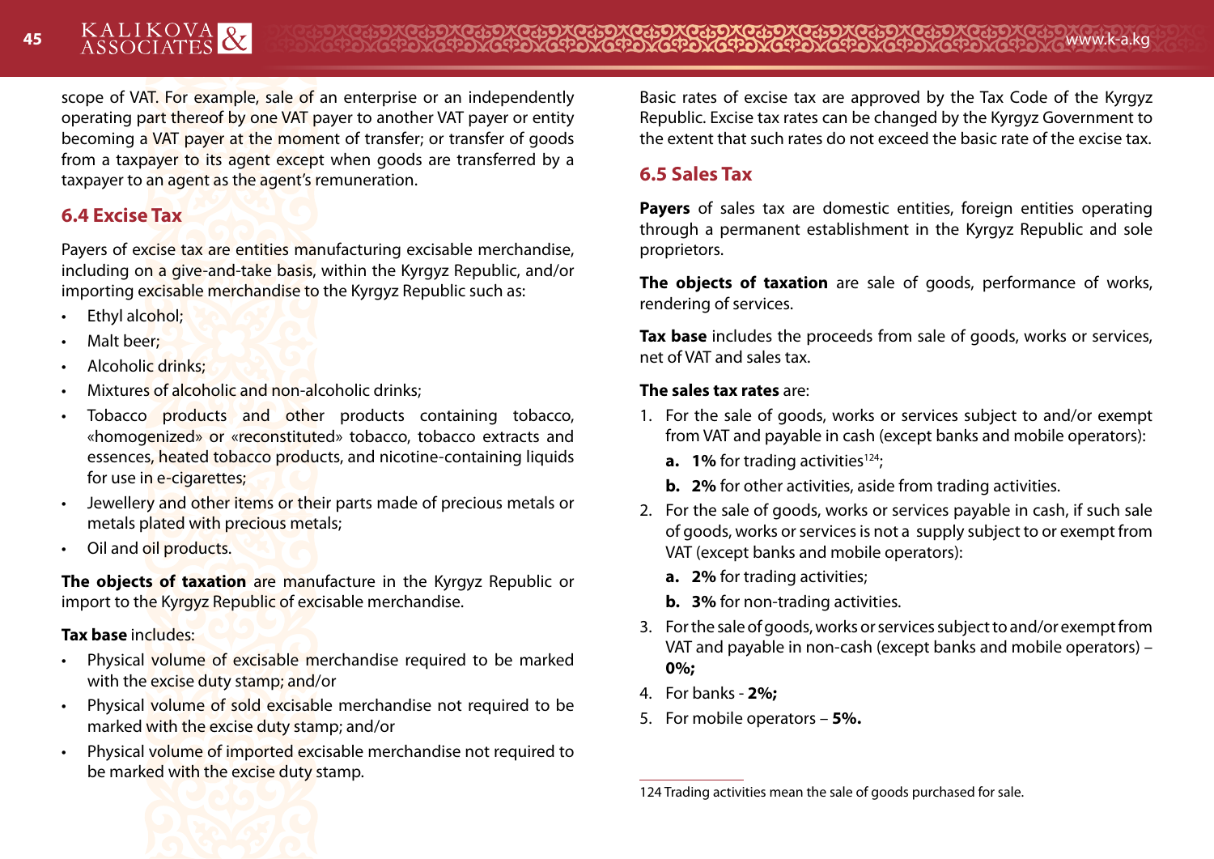scope of VAT. For example, sale of an enterprise or an independently operating part thereof by one VAT payer to another VAT payer or entity becoming a VAT payer at the moment of transfer; or transfer of goods from a taxpayer to its agent except when goods are transferred by a taxpayer to an agent as the agent's remuneration.

## 6.4 Excise Tax

Payers of excise tax are entities manufacturing excisable merchandise, including on a give-and-take basis, within the Kyrgyz Republic, and/or importing excisable merchandise to the Kyrgyz Republic such as:

- Ethyl alcohol;
- Malt beer;
- Alcoholic drinks;
- Mixtures of alcoholic and non-alcoholic drinks;
- Tobacco products and other products containing tobacco, «homogenized» or «reconstituted» tobacco, tobacco extracts and essences, heated tobacco products, and nicotine-containing liquids for use in e-cigarettes;
- Jewellery and other items or their parts made of precious metals or metals plated with precious metals;
- Oil and oil products.

**The objects of taxation** are manufacture in the Kyrgyz Republic or import to the Kyrgyz Republic of excisable merchandise.

**Tax base** includes:

- Physical volume of excisable merchandise required to be marked with the excise duty stamp; and/or
- Physical volume of sold excisable merchandise not required to be marked with the excise duty stamp; and/or
- Physical volume of imported excisable merchandise not required to be marked with the excise duty stamp.

Basic rates of excise tax are approved by the Tax Code of the Kyrgyz Republic. Excise tax rates can be changed by the Kyrgyz Government to the extent that such rates do not exceed the basic rate of the excise tax.

## 6.5 Sales Tax

**Payers** of sales tax are domestic entities, foreign entities operating through a permanent establishment in the Kyrgyz Republic and sole proprietors.

**The objects of taxation** are sale of goods, performance of works, rendering of services.

**Tax base** includes the proceeds from sale of goods, works or services, net of VAT and sales tax.

**The sales tax rates** are:

1. For the sale of goods, works or services subject to and/or exempt from VAT and payable in cash (except banks and mobile operators):
   - **a. 1%** for trading activities[124];
   - **b. 2%** for other activities, aside from trading activities.
2. For the sale of goods, works or services payable in cash, if such sale of goods, works or services is not a supply subject to or exempt from VAT (except banks and mobile operators):
   - **a. 2%** for trading activities;
   - **b. 3%** for non-trading activities.
3. For the sale of goods, works or services subject to and/or exempt from VAT and payable in non-cash (except banks and mobile operators) – **0%;**
4. For banks - **2%;**
5. For mobile operators – **5%.**

124 Trading activities mean the sale of goods purchased for sale.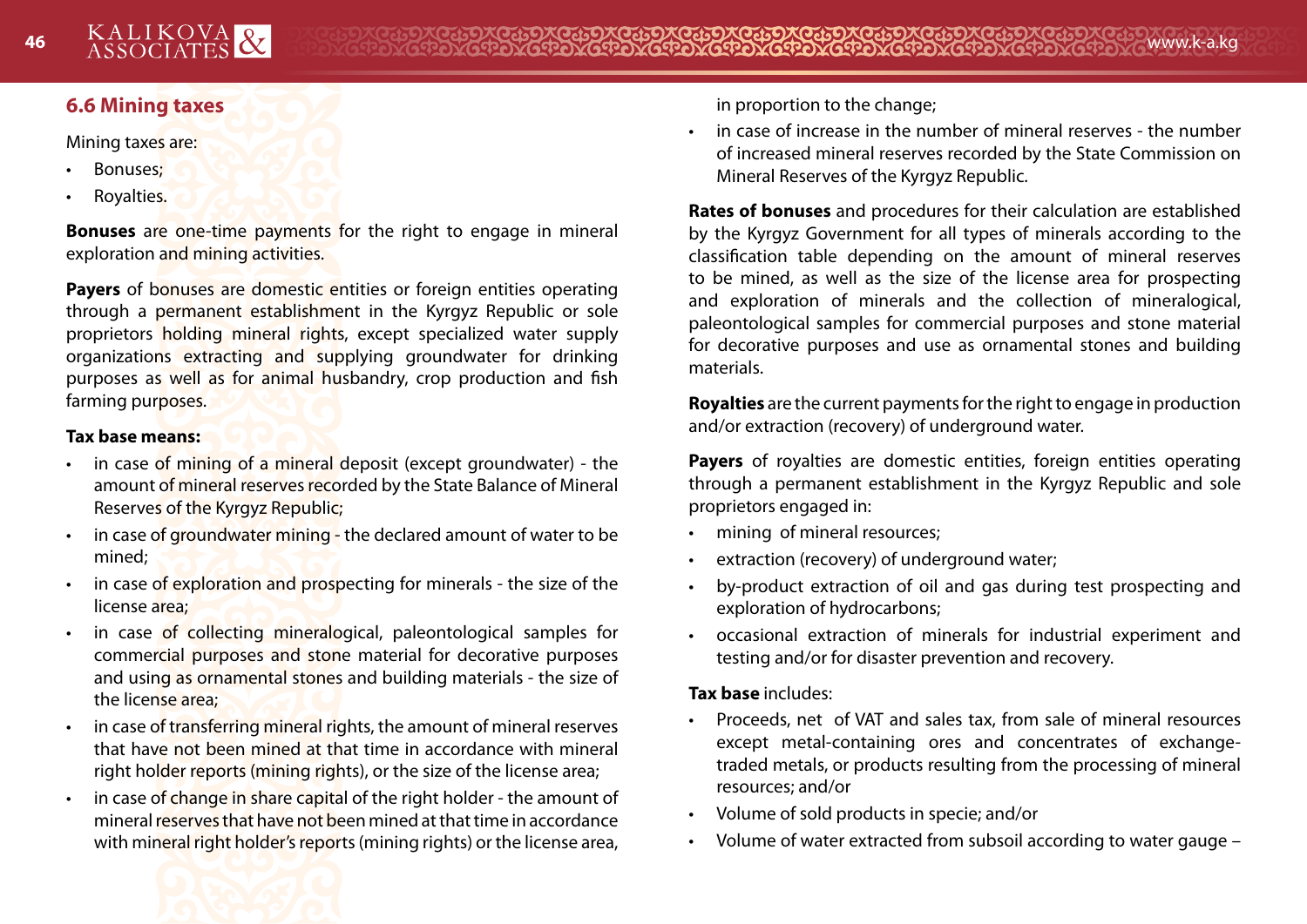## 6.6 Mining taxes

Mining taxes are:

- Bonuses;
- Royalties.

**Bonuses** are one-time payments for the right to engage in mineral exploration and mining activities.

**Payers** of bonuses are domestic entities or foreign entities operating through a permanent establishment in the Kyrgyz Republic or sole proprietors holding mineral rights, except specialized water supply organizations extracting and supplying groundwater for drinking purposes as well as for animal husbandry, crop production and fish farming purposes.

**Tax base means:**

- in case of mining of a mineral deposit (except groundwater) - the amount of mineral reserves recorded by the State Balance of Mineral Reserves of the Kyrgyz Republic;
- in case of groundwater mining - the declared amount of water to be mined;
- in case of exploration and prospecting for minerals - the size of the license area;
- in case of collecting mineralogical, paleontological samples for commercial purposes and stone material for decorative purposes and using as ornamental stones and building materials - the size of the license area;
- in case of transferring mineral rights, the amount of mineral reserves that have not been mined at that time in accordance with mineral right holder reports (mining rights), or the size of the license area;
- in case of change in share capital of the right holder - the amount of mineral reserves that have not been mined at that time in accordance with mineral right holder's reports (mining rights) or the license area, in proportion to the change;
- in case of increase in the number of mineral reserves - the number of increased mineral reserves recorded by the State Commission on Mineral Reserves of the Kyrgyz Republic.

**Rates of bonuses** and procedures for their calculation are established by the Kyrgyz Government for all types of minerals according to the classification table depending on the amount of mineral reserves to be mined, as well as the size of the license area for prospecting and exploration of minerals and the collection of mineralogical, paleontological samples for commercial purposes and stone material for decorative purposes and use as ornamental stones and building materials.

**Royalties** are the current payments for the right to engage in production and/or extraction (recovery) of underground water.

**Payers** of royalties are domestic entities, foreign entities operating through a permanent establishment in the Kyrgyz Republic and sole proprietors engaged in:

- mining of mineral resources;
- extraction (recovery) of underground water;
- by-product extraction of oil and gas during test prospecting and exploration of hydrocarbons;
- occasional extraction of minerals for industrial experiment and testing and/or for disaster prevention and recovery.

**Tax base** includes:

- Proceeds, net of VAT and sales tax, from sale of mineral resources except metal-containing ores and concentrates of exchange-traded metals, or products resulting from the processing of mineral resources; and/or
- Volume of sold products in specie; and/or
- Volume of water extracted from subsoil according to water gauge –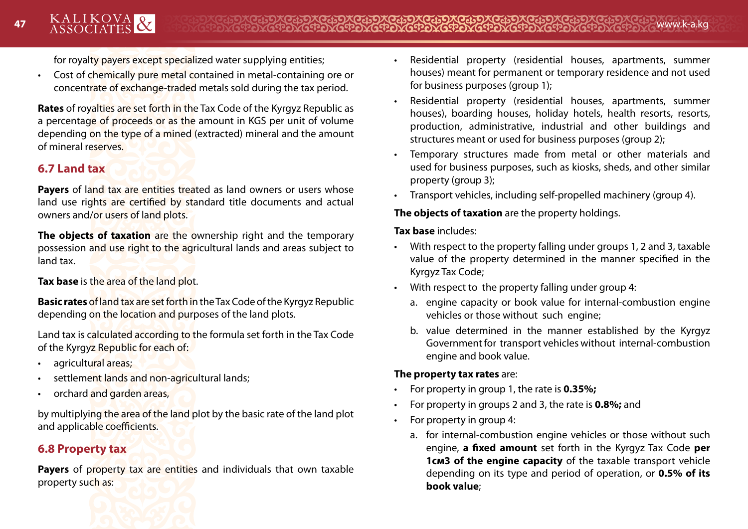for royalty payers except specialized water supplying entities;

- Cost of chemically pure metal contained in metal-containing ore or concentrate of exchange-traded metals sold during the tax period.

**Rates** of royalties are set forth in the Tax Code of the Kyrgyz Republic as a percentage of proceeds or as the amount in KGS per unit of volume depending on the type of a mined (extracted) mineral and the amount of mineral reserves.

## 6.7 Land tax

**Payers** of land tax are entities treated as land owners or users whose land use rights are certified by standard title documents and actual owners and/or users of land plots.

**The objects of taxation** are the ownership right and the temporary possession and use right to the agricultural lands and areas subject to land tax.

**Tax base** is the area of the land plot.

**Basic rates** of land tax are set forth in the Tax Code of the Kyrgyz Republic depending on the location and purposes of the land plots.

Land tax is calculated according to the formula set forth in the Tax Code of the Kyrgyz Republic for each of:

- agricultural areas;
- settlement lands and non-agricultural lands;
- orchard and garden areas,

by multiplying the area of the land plot by the basic rate of the land plot and applicable coefficients.

## 6.8 Property tax

**Payers** of property tax are entities and individuals that own taxable property such as:

- Residential property (residential houses, apartments, summer houses) meant for permanent or temporary residence and not used for business purposes (group 1);
- Residential property (residential houses, apartments, summer houses), boarding houses, holiday hotels, health resorts, resorts, production, administrative, industrial and other buildings and structures meant or used for business purposes (group 2);
- Temporary structures made from metal or other materials and used for business purposes, such as kiosks, sheds, and other similar property (group 3);
- Transport vehicles, including self-propelled machinery (group 4).

**The objects of taxation** are the property holdings.

**Tax base** includes:

- With respect to the property falling under groups 1, 2 and 3, taxable value of the property determined in the manner specified in the Kyrgyz Tax Code;
- With respect to the property falling under group 4:
  a. engine capacity or book value for internal-combustion engine vehicles or those without such engine;
  b. value determined in the manner established by the Kyrgyz Government for transport vehicles without internal-combustion engine and book value.

**The property tax rates** are:

- For property in group 1, the rate is **0.35%;**
- For property in groups 2 and 3, the rate is **0.8%;** and
- For property in group 4:
  a. for internal-combustion engine vehicles or those without such engine, **a fixed amount** set forth in the Kyrgyz Tax Code **per 1см3 of the engine capacity** of the taxable transport vehicle depending on its type and period of operation, or **0.5% of its book value**;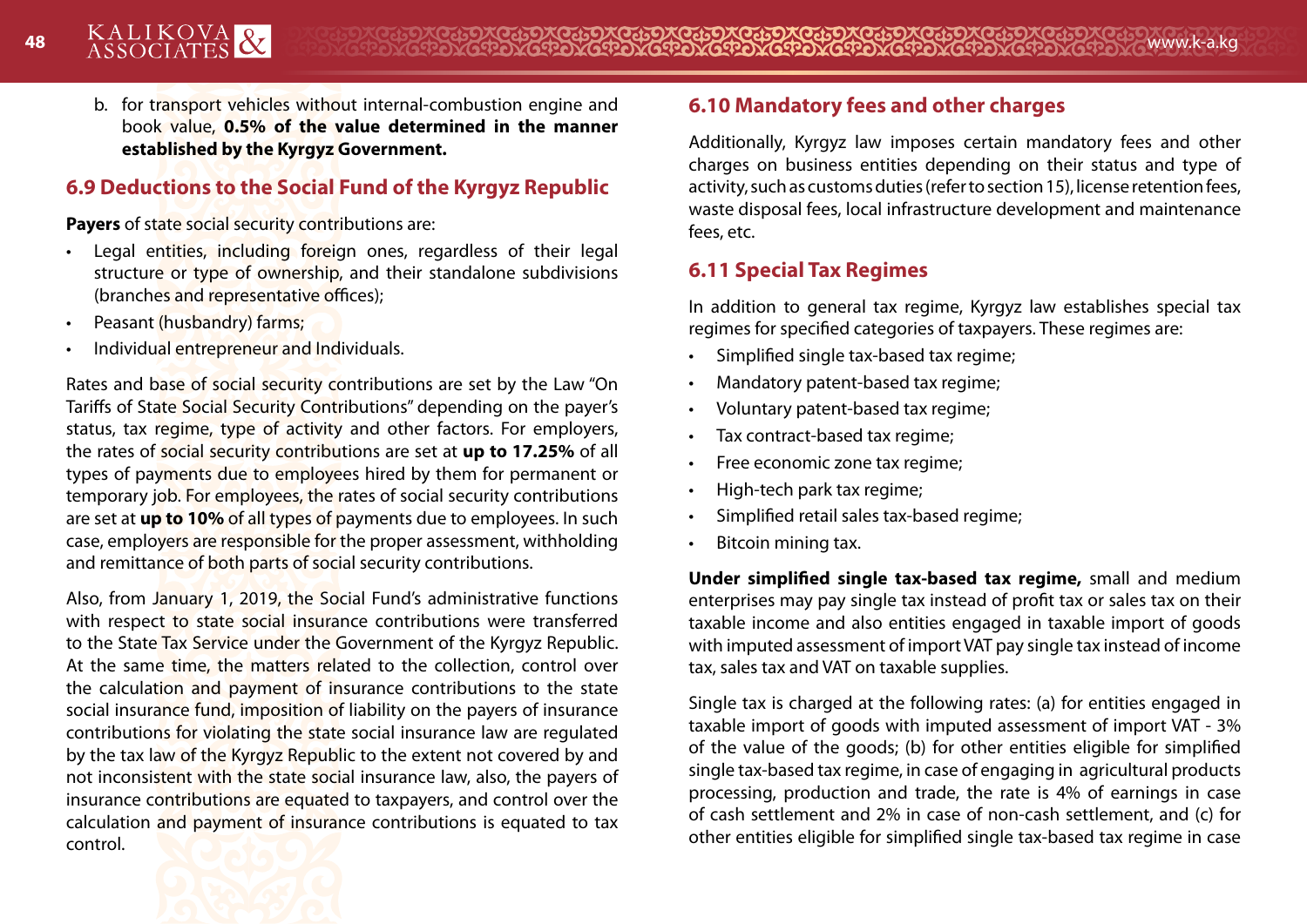b. for transport vehicles without internal-combustion engine and book value, **0.5% of the value determined in the manner established by the Kyrgyz Government.**

## 6.9 Deductions to the Social Fund of the Kyrgyz Republic

**Payers** of state social security contributions are:

- Legal entities, including foreign ones, regardless of their legal structure or type of ownership, and their standalone subdivisions (branches and representative offices);
- Peasant (husbandry) farms;
- Individual entrepreneur and Individuals.

Rates and base of social security contributions are set by the Law "On Tariffs of State Social Security Contributions" depending on the payer's status, tax regime, type of activity and other factors. For employers, the rates of social security contributions are set at **up to 17.25%** of all types of payments due to employees hired by them for permanent or temporary job. For employees, the rates of social security contributions are set at **up to 10%** of all types of payments due to employees. In such case, employers are responsible for the proper assessment, withholding and remittance of both parts of social security contributions.

Also, from January 1, 2019, the Social Fund's administrative functions with respect to state social insurance contributions were transferred to the State Tax Service under the Government of the Kyrgyz Republic. At the same time, the matters related to the collection, control over the calculation and payment of insurance contributions to the state social insurance fund, imposition of liability on the payers of insurance contributions for violating the state social insurance law are regulated by the tax law of the Kyrgyz Republic to the extent not covered by and not inconsistent with the state social insurance law, also, the payers of insurance contributions are equated to taxpayers, and control over the calculation and payment of insurance contributions is equated to tax control.

## 6.10 Mandatory fees and other charges

Additionally, Kyrgyz law imposes certain mandatory fees and other charges on business entities depending on their status and type of activity, such as customs duties (refer to section 15), license retention fees, waste disposal fees, local infrastructure development and maintenance fees, etc.

## 6.11 Special Tax Regimes

In addition to general tax regime, Kyrgyz law establishes special tax regimes for specified categories of taxpayers. These regimes are:

- Simplified single tax-based tax regime;
- Mandatory patent-based tax regime;
- Voluntary patent-based tax regime;
- Tax contract-based tax regime;
- Free economic zone tax regime;
- High-tech park tax regime;
- Simplified retail sales tax-based regime;
- Bitcoin mining tax.

**Under simplified single tax-based tax regime,** small and medium enterprises may pay single tax instead of profit tax or sales tax on their taxable income and also entities engaged in taxable import of goods with imputed assessment of import VAT pay single tax instead of income tax, sales tax and VAT on taxable supplies.

Single tax is charged at the following rates: (a) for entities engaged in taxable import of goods with imputed assessment of import VAT - 3% of the value of the goods; (b) for other entities eligible for simplified single tax-based tax regime, in case of engaging in agricultural products processing, production and trade, the rate is 4% of earnings in case of cash settlement and 2% in case of non-cash settlement, and (c) for other entities eligible for simplified single tax-based tax regime in case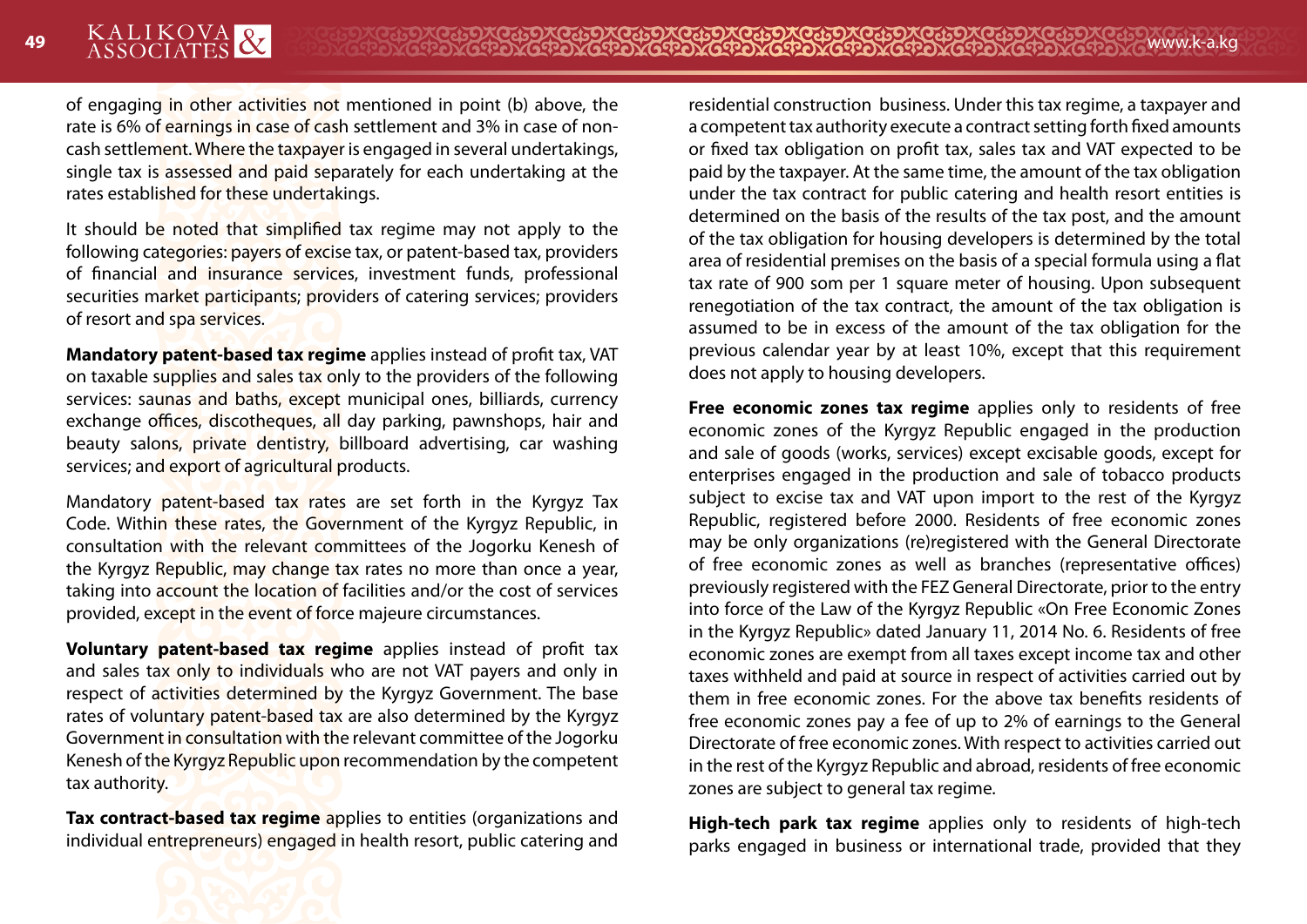of engaging in other activities not mentioned in point (b) above, the rate is 6% of earnings in case of cash settlement and 3% in case of non-cash settlement. Where the taxpayer is engaged in several undertakings, single tax is assessed and paid separately for each undertaking at the rates established for these undertakings.

It should be noted that simplified tax regime may not apply to the following categories: payers of excise tax, or patent-based tax, providers of financial and insurance services, investment funds, professional securities market participants; providers of catering services; providers of resort and spa services.

**Mandatory patent-based tax regime** applies instead of profit tax, VAT on taxable supplies and sales tax only to the providers of the following services: saunas and baths, except municipal ones, billiards, currency exchange offices, discotheques, all day parking, pawnshops, hair and beauty salons, private dentistry, billboard advertising, car washing services; and export of agricultural products.

Mandatory patent-based tax rates are set forth in the Kyrgyz Tax Code. Within these rates, the Government of the Kyrgyz Republic, in consultation with the relevant committees of the Jogorku Kenesh of the Kyrgyz Republic, may change tax rates no more than once a year, taking into account the location of facilities and/or the cost of services provided, except in the event of force majeure circumstances.

**Voluntary patent-based tax regime** applies instead of profit tax and sales tax only to individuals who are not VAT payers and only in respect of activities determined by the Kyrgyz Government. The base rates of voluntary patent-based tax are also determined by the Kyrgyz Government in consultation with the relevant committee of the Jogorku Kenesh of the Kyrgyz Republic upon recommendation by the competent tax authority.

**Tax contract-based tax regime** applies to entities (organizations and individual entrepreneurs) engaged in health resort, public catering and residential construction business. Under this tax regime, a taxpayer and a competent tax authority execute a contract setting forth fixed amounts or fixed tax obligation on profit tax, sales tax and VAT expected to be paid by the taxpayer. At the same time, the amount of the tax obligation under the tax contract for public catering and health resort entities is determined on the basis of the results of the tax post, and the amount of the tax obligation for housing developers is determined by the total area of residential premises on the basis of a special formula using a flat tax rate of 900 som per 1 square meter of housing. Upon subsequent renegotiation of the tax contract, the amount of the tax obligation is assumed to be in excess of the amount of the tax obligation for the previous calendar year by at least 10%, except that this requirement does not apply to housing developers.

**Free economic zones tax regime** applies only to residents of free economic zones of the Kyrgyz Republic engaged in the production and sale of goods (works, services) except excisable goods, except for enterprises engaged in the production and sale of tobacco products subject to excise tax and VAT upon import to the rest of the Kyrgyz Republic, registered before 2000. Residents of free economic zones may be only organizations (re)registered with the General Directorate of free economic zones as well as branches (representative offices) previously registered with the FEZ General Directorate, prior to the entry into force of the Law of the Kyrgyz Republic «On Free Economic Zones in the Kyrgyz Republic» dated January 11, 2014 No. 6. Residents of free economic zones are exempt from all taxes except income tax and other taxes withheld and paid at source in respect of activities carried out by them in free economic zones. For the above tax benefits residents of free economic zones pay a fee of up to 2% of earnings to the General Directorate of free economic zones. With respect to activities carried out in the rest of the Kyrgyz Republic and abroad, residents of free economic zones are subject to general tax regime.

**High-tech park tax regime** applies only to residents of high-tech parks engaged in business or international trade, provided that they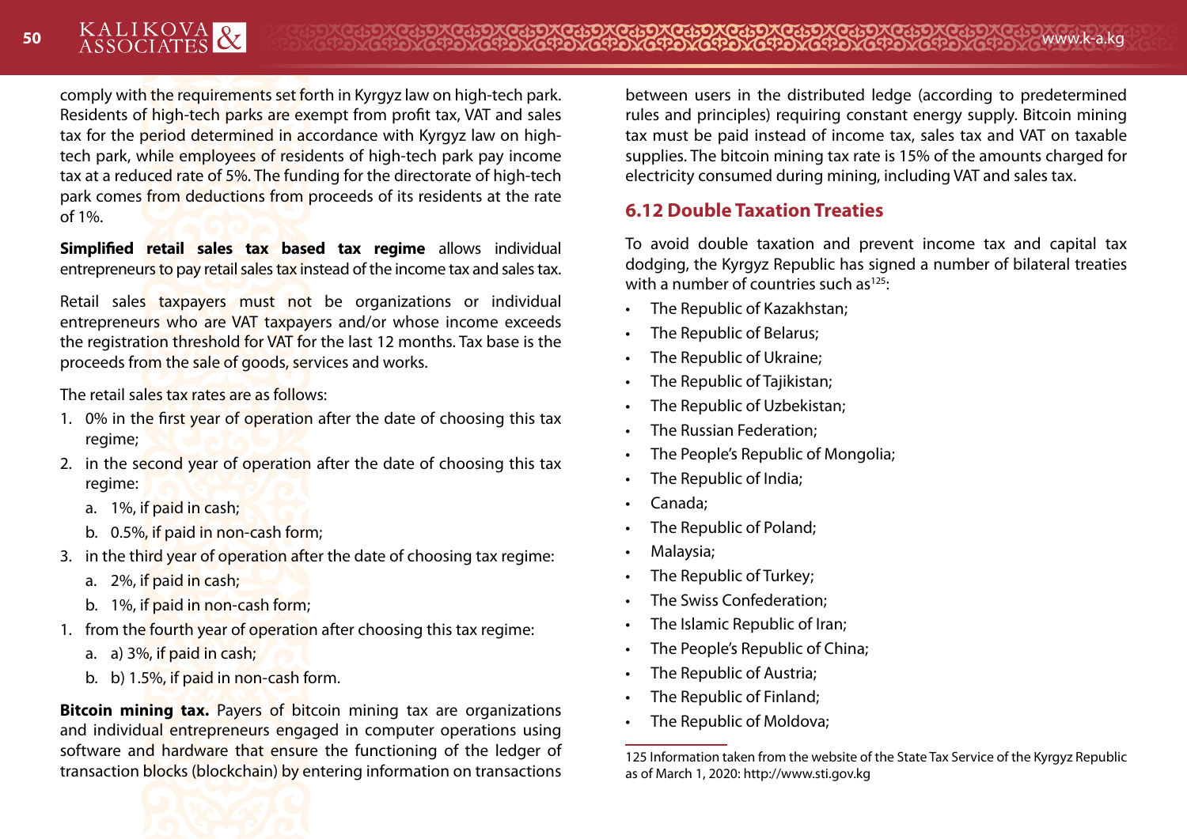comply with the requirements set forth in Kyrgyz law on high-tech park. Residents of high-tech parks are exempt from profit tax, VAT and sales tax for the period determined in accordance with Kyrgyz law on high-tech park, while employees of residents of high-tech park pay income tax at a reduced rate of 5%. The funding for the directorate of high-tech park comes from deductions from proceeds of its residents at the rate of 1%.

**Simplified retail sales tax based tax regime** allows individual entrepreneurs to pay retail sales tax instead of the income tax and sales tax.

Retail sales taxpayers must not be organizations or individual entrepreneurs who are VAT taxpayers and/or whose income exceeds the registration threshold for VAT for the last 12 months. Tax base is the proceeds from the sale of goods, services and works.

The retail sales tax rates are as follows:

1. 0% in the first year of operation after the date of choosing this tax regime;
2. in the second year of operation after the date of choosing this tax regime:
   a. 1%, if paid in cash;
   b. 0.5%, if paid in non-cash form;
3. in the third year of operation after the date of choosing tax regime:
   a. 2%, if paid in cash;
   b. 1%, if paid in non-cash form;
1. from the fourth year of operation after choosing this tax regime:
   a. a) 3%, if paid in cash;
   b. b) 1.5%, if paid in non-cash form.

**Bitcoin mining tax.** Payers of bitcoin mining tax are organizations and individual entrepreneurs engaged in computer operations using software and hardware that ensure the functioning of the ledger of transaction blocks (blockchain) by entering information on transactions between users in the distributed ledge (according to predetermined rules and principles) requiring constant energy supply. Bitcoin mining tax must be paid instead of income tax, sales tax and VAT on taxable supplies. The bitcoin mining tax rate is 15% of the amounts charged for electricity consumed during mining, including VAT and sales tax.

## 6.12 Double Taxation Treaties

To avoid double taxation and prevent income tax and capital tax dodging, the Kyrgyz Republic has signed a number of bilateral treaties with a number of countries such as[125]:

- The Republic of Kazakhstan;
- The Republic of Belarus;
- The Republic of Ukraine;
- The Republic of Tajikistan;
- The Republic of Uzbekistan;
- The Russian Federation;
- The People's Republic of Mongolia;
- The Republic of India;
- Canada;
- The Republic of Poland;
- Malaysia;
- The Republic of Turkey;
- The Swiss Confederation;
- The Islamic Republic of Iran;
- The People's Republic of China;
- The Republic of Austria;
- The Republic of Finland;
- The Republic of Moldova;

125 Information taken from the website of the State Tax Service of the Kyrgyz Republic as of March 1, 2020: http://www.sti.gov.kg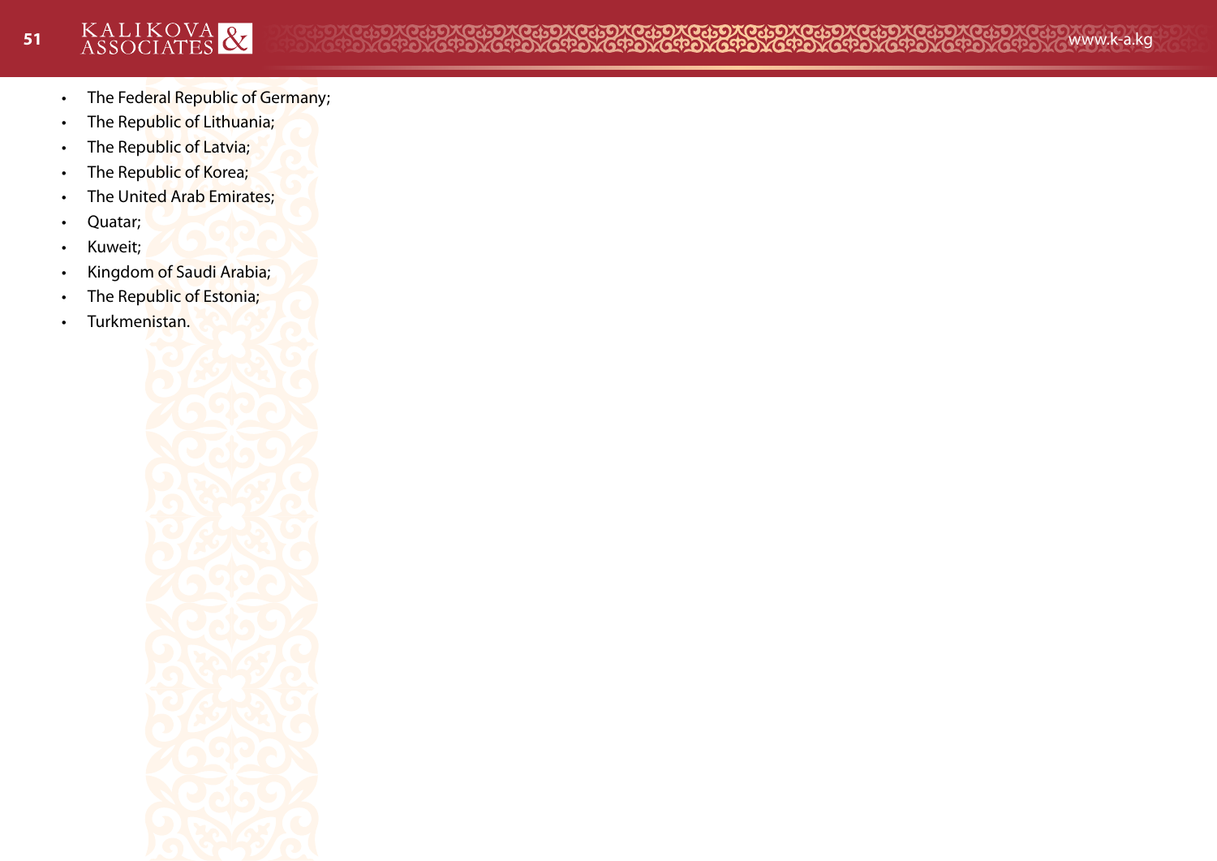- The Federal Republic of Germany;
- The Republic of Lithuania;
- The Republic of Latvia;
- The Republic of Korea;
- The United Arab Emirates;
- Quatar;
- Kuweit;
- Kingdom of Saudi Arabia;
- The Republic of Estonia;
- Turkmenistan.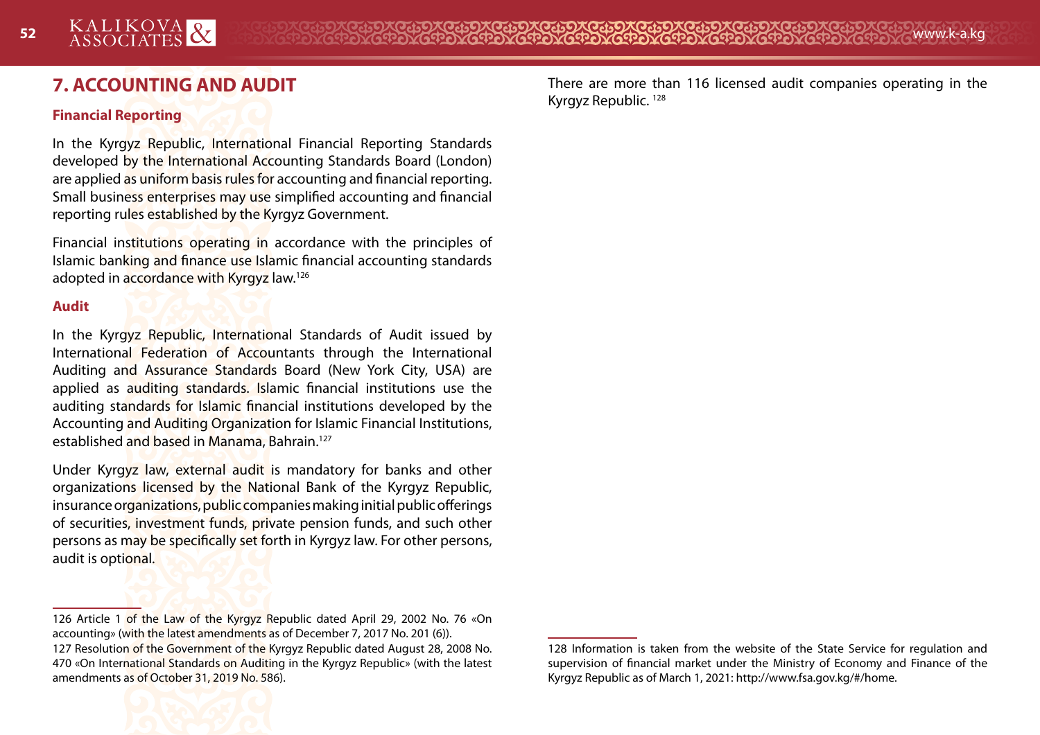# 7. ACCOUNTING AND AUDIT

### Financial Reporting

In the Kyrgyz Republic, International Financial Reporting Standards developed by the International Accounting Standards Board (London) are applied as uniform basis rules for accounting and financial reporting. Small business enterprises may use simplified accounting and financial reporting rules established by the Kyrgyz Government.

Financial institutions operating in accordance with the principles of Islamic banking and finance use Islamic financial accounting standards adopted in accordance with Kyrgyz law.[126]

### Audit

In the Kyrgyz Republic, International Standards of Audit issued by International Federation of Accountants through the International Auditing and Assurance Standards Board (New York City, USA) are applied as auditing standards. Islamic financial institutions use the auditing standards for Islamic financial institutions developed by the Accounting and Auditing Organization for Islamic Financial Institutions, established and based in Manama, Bahrain.[127]

Under Kyrgyz law, external audit is mandatory for banks and other organizations licensed by the National Bank of the Kyrgyz Republic, insurance organizations, public companies making initial public offerings of securities, investment funds, private pension funds, and such other persons as may be specifically set forth in Kyrgyz law. For other persons, audit is optional.

There are more than 116 licensed audit companies operating in the Kyrgyz Republic.[128]

---

126 Article 1 of the Law of the Kyrgyz Republic dated April 29, 2002 No. 76 «On accounting» (with the latest amendments as of December 7, 2017 No. 201 (6)).

127 Resolution of the Government of the Kyrgyz Republic dated August 28, 2008 No. 470 «On International Standards on Auditing in the Kyrgyz Republic» (with the latest amendments as of October 31, 2019 No. 586).

128 Information is taken from the website of the State Service for regulation and supervision of financial market under the Ministry of Economy and Finance of the Kyrgyz Republic as of March 1, 2021: http://www.fsa.gov.kg/#/home.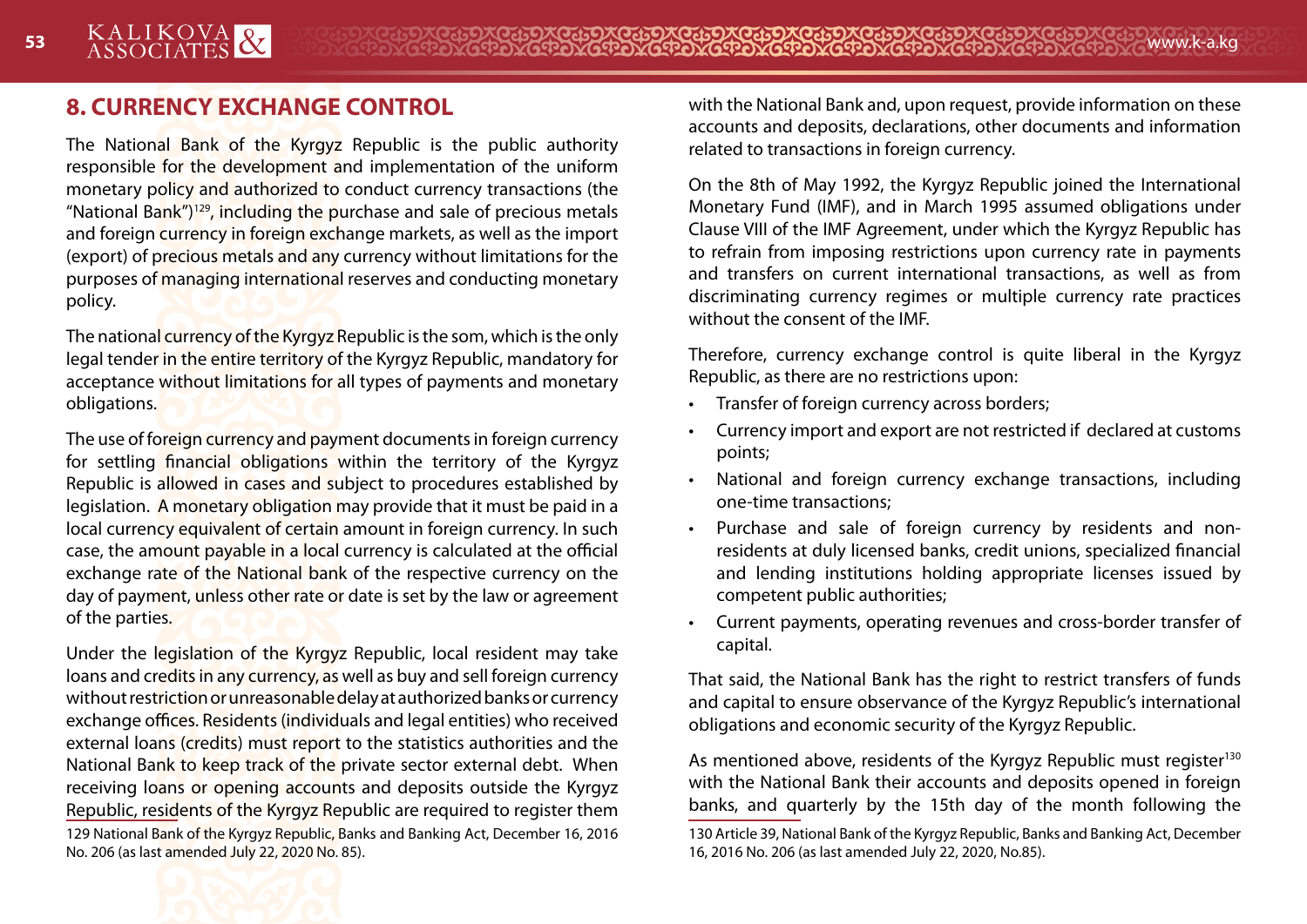## 8. CURRENCY EXCHANGE CONTROL

The National Bank of the Kyrgyz Republic is the public authority responsible for the development and implementation of the uniform monetary policy and authorized to conduct currency transactions (the "National Bank")[129], including the purchase and sale of precious metals and foreign currency in foreign exchange markets, as well as the import (export) of precious metals and any currency without limitations for the purposes of managing international reserves and conducting monetary policy.

The national currency of the Kyrgyz Republic is the som, which is the only legal tender in the entire territory of the Kyrgyz Republic, mandatory for acceptance without limitations for all types of payments and monetary obligations.

The use of foreign currency and payment documents in foreign currency for settling financial obligations within the territory of the Kyrgyz Republic is allowed in cases and subject to procedures established by legislation. A monetary obligation may provide that it must be paid in a local currency equivalent of certain amount in foreign currency. In such case, the amount payable in a local currency is calculated at the official exchange rate of the National bank of the respective currency on the day of payment, unless other rate or date is set by the law or agreement of the parties.

Under the legislation of the Kyrgyz Republic, local resident may take loans and credits in any currency, as well as buy and sell foreign currency without restriction or unreasonable delay at authorized banks or currency exchange offices. Residents (individuals and legal entities) who received external loans (credits) must report to the statistics authorities and the National Bank to keep track of the private sector external debt. When receiving loans or opening accounts and deposits outside the Kyrgyz Republic, residents of the Kyrgyz Republic are required to register them with the National Bank and, upon request, provide information on these accounts and deposits, declarations, other documents and information related to transactions in foreign currency.

On the 8th of May 1992, the Kyrgyz Republic joined the International Monetary Fund (IMF), and in March 1995 assumed obligations under Clause VIII of the IMF Agreement, under which the Kyrgyz Republic has to refrain from imposing restrictions upon currency rate in payments and transfers on current international transactions, as well as from discriminating currency regimes or multiple currency rate practices without the consent of the IMF.

Therefore, currency exchange control is quite liberal in the Kyrgyz Republic, as there are no restrictions upon:

- Transfer of foreign currency across borders;
- Currency import and export are not restricted if declared at customs points;
- National and foreign currency exchange transactions, including one-time transactions;
- Purchase and sale of foreign currency by residents and non-residents at duly licensed banks, credit unions, specialized financial and lending institutions holding appropriate licenses issued by competent public authorities;
- Current payments, operating revenues and cross-border transfer of capital.

That said, the National Bank has the right to restrict transfers of funds and capital to ensure observance of the Kyrgyz Republic's international obligations and economic security of the Kyrgyz Republic.

As mentioned above, residents of the Kyrgyz Republic must register[130] with the National Bank their accounts and deposits opened in foreign banks, and quarterly by the 15th day of the month following the

129 National Bank of the Kyrgyz Republic, Banks and Banking Act, December 16, 2016 No. 206 (as last amended July 22, 2020 No. 85).

130 Article 39, National Bank of the Kyrgyz Republic, Banks and Banking Act, December 16, 2016 No. 206 (as last amended July 22, 2020, No.85).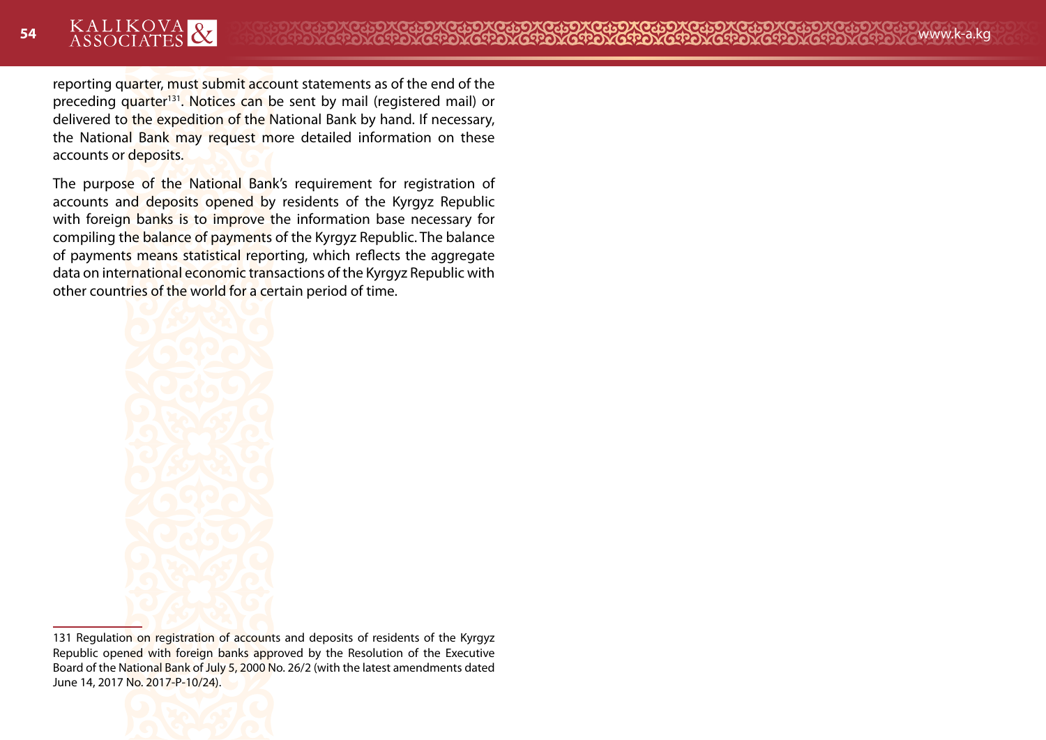reporting quarter, must submit account statements as of the end of the preceding quarter[131]. Notices can be sent by mail (registered mail) or delivered to the expedition of the National Bank by hand. If necessary, the National Bank may request more detailed information on these accounts or deposits.

The purpose of the National Bank's requirement for registration of accounts and deposits opened by residents of the Kyrgyz Republic with foreign banks is to improve the information base necessary for compiling the balance of payments of the Kyrgyz Republic. The balance of payments means statistical reporting, which reflects the aggregate data on international economic transactions of the Kyrgyz Republic with other countries of the world for a certain period of time.

---

131 Regulation on registration of accounts and deposits of residents of the Kyrgyz Republic opened with foreign banks approved by the Resolution of the Executive Board of the National Bank of July 5, 2000 No. 26/2 (with the latest amendments dated June 14, 2017 No. 2017-P-10/24).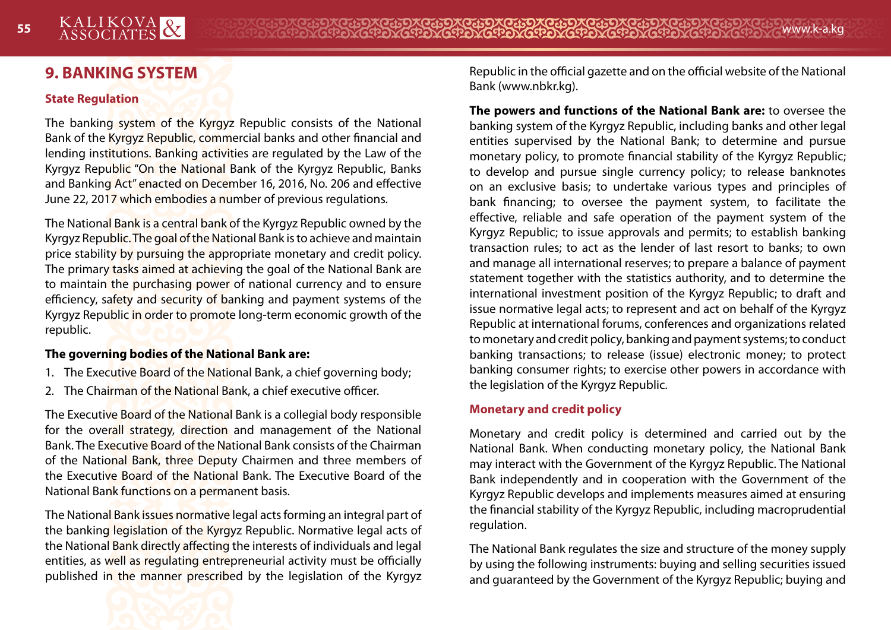# 9. BANKING SYSTEM

## State Regulation

The banking system of the Kyrgyz Republic consists of the National Bank of the Kyrgyz Republic, commercial banks and other financial and lending institutions. Banking activities are regulated by the Law of the Kyrgyz Republic "On the National Bank of the Kyrgyz Republic, Banks and Banking Act" enacted on December 16, 2016, No. 206 and effective June 22, 2017 which embodies a number of previous regulations.

The National Bank is a central bank of the Kyrgyz Republic owned by the Kyrgyz Republic. The goal of the National Bank is to achieve and maintain price stability by pursuing the appropriate monetary and credit policy. The primary tasks aimed at achieving the goal of the National Bank are to maintain the purchasing power of national currency and to ensure efficiency, safety and security of banking and payment systems of the Kyrgyz Republic in order to promote long-term economic growth of the republic.

**The governing bodies of the National Bank are:**

1. The Executive Board of the National Bank, a chief governing body;
2. The Chairman of the National Bank, a chief executive officer.

The Executive Board of the National Bank is a collegial body responsible for the overall strategy, direction and management of the National Bank. The Executive Board of the National Bank consists of the Chairman of the National Bank, three Deputy Chairmen and three members of the Executive Board of the National Bank. The Executive Board of the National Bank functions on a permanent basis.

The National Bank issues normative legal acts forming an integral part of the banking legislation of the Kyrgyz Republic. Normative legal acts of the National Bank directly affecting the interests of individuals and legal entities, as well as regulating entrepreneurial activity must be officially published in the manner prescribed by the legislation of the Kyrgyz Republic in the official gazette and on the official website of the National Bank (www.nbkr.kg).

**The powers and functions of the National Bank are:** to oversee the banking system of the Kyrgyz Republic, including banks and other legal entities supervised by the National Bank; to determine and pursue monetary policy, to promote financial stability of the Kyrgyz Republic; to develop and pursue single currency policy; to release banknotes on an exclusive basis; to undertake various types and principles of bank financing; to oversee the payment system, to facilitate the effective, reliable and safe operation of the payment system of the Kyrgyz Republic; to issue approvals and permits; to establish banking transaction rules; to act as the lender of last resort to banks; to own and manage all international reserves; to prepare a balance of payment statement together with the statistics authority, and to determine the international investment position of the Kyrgyz Republic; to draft and issue normative legal acts; to represent and act on behalf of the Kyrgyz Republic at international forums, conferences and organizations related to monetary and credit policy, banking and payment systems; to conduct banking transactions; to release (issue) electronic money; to protect banking consumer rights; to exercise other powers in accordance with the legislation of the Kyrgyz Republic.

## Monetary and credit policy

Monetary and credit policy is determined and carried out by the National Bank. When conducting monetary policy, the National Bank may interact with the Government of the Kyrgyz Republic. The National Bank independently and in cooperation with the Government of the Kyrgyz Republic develops and implements measures aimed at ensuring the financial stability of the Kyrgyz Republic, including macroprudential regulation.

The National Bank regulates the size and structure of the money supply by using the following instruments: buying and selling securities issued and guaranteed by the Government of the Kyrgyz Republic; buying and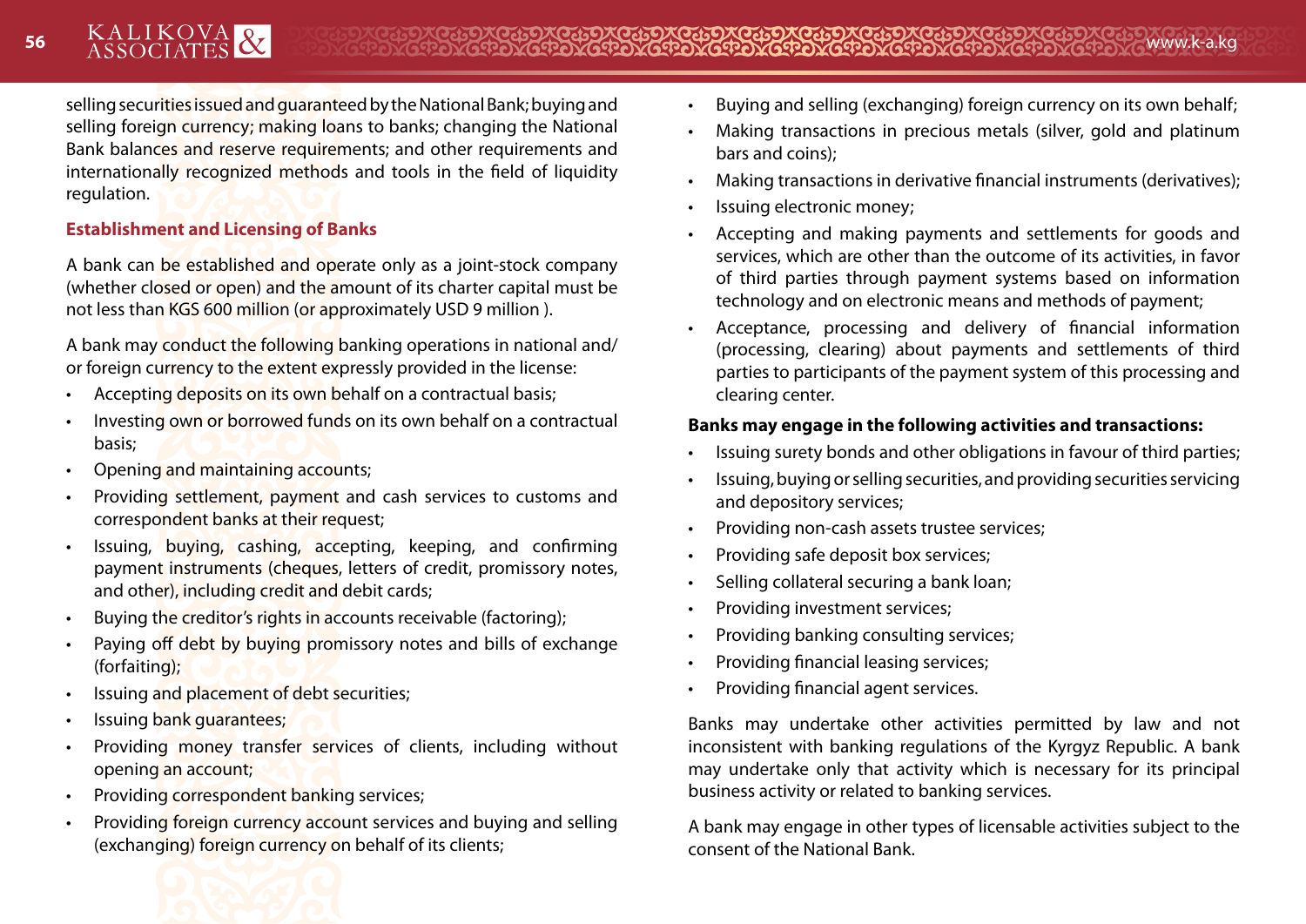selling securities issued and guaranteed by the National Bank; buying and selling foreign currency; making loans to banks; changing the National Bank balances and reserve requirements; and other requirements and internationally recognized methods and tools in the field of liquidity regulation.

### Establishment and Licensing of Banks

A bank can be established and operate only as a joint-stock company (whether closed or open) and the amount of its charter capital must be not less than KGS 600 million (or approximately USD 9 million ).

A bank may conduct the following banking operations in national and/or foreign currency to the extent expressly provided in the license:

- Accepting deposits on its own behalf on a contractual basis;
- Investing own or borrowed funds on its own behalf on a contractual basis;
- Opening and maintaining accounts;
- Providing settlement, payment and cash services to customs and correspondent banks at their request;
- Issuing, buying, cashing, accepting, keeping, and confirming payment instruments (cheques, letters of credit, promissory notes, and other), including credit and debit cards;
- Buying the creditor's rights in accounts receivable (factoring);
- Paying off debt by buying promissory notes and bills of exchange (forfaiting);
- Issuing and placement of debt securities;
- Issuing bank guarantees;
- Providing money transfer services of clients, including without opening an account;
- Providing correspondent banking services;
- Providing foreign currency account services and buying and selling (exchanging) foreign currency on behalf of its clients;
- Buying and selling (exchanging) foreign currency on its own behalf;
- Making transactions in precious metals (silver, gold and platinum bars and coins);
- Making transactions in derivative financial instruments (derivatives);
- Issuing electronic money;
- Accepting and making payments and settlements for goods and services, which are other than the outcome of its activities, in favor of third parties through payment systems based on information technology and on electronic means and methods of payment;
- Acceptance, processing and delivery of financial information (processing, clearing) about payments and settlements of third parties to participants of the payment system of this processing and clearing center.

**Banks may engage in the following activities and transactions:**

- Issuing surety bonds and other obligations in favour of third parties;
- Issuing, buying or selling securities, and providing securities servicing and depository services;
- Providing non-cash assets trustee services;
- Providing safe deposit box services;
- Selling collateral securing a bank loan;
- Providing investment services;
- Providing banking consulting services;
- Providing financial leasing services;
- Providing financial agent services.

Banks may undertake other activities permitted by law and not inconsistent with banking regulations of the Kyrgyz Republic. A bank may undertake only that activity which is necessary for its principal business activity or related to banking services.

A bank may engage in other types of licensable activities subject to the consent of the National Bank.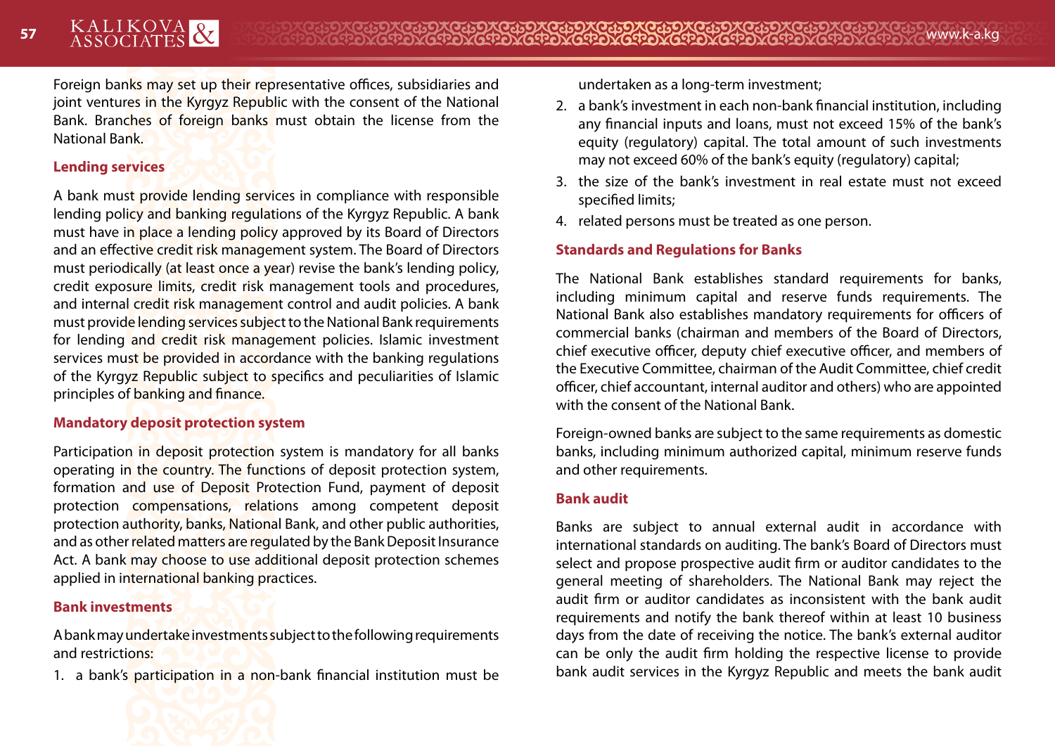Foreign banks may set up their representative offices, subsidiaries and joint ventures in the Kyrgyz Republic with the consent of the National Bank. Branches of foreign banks must obtain the license from the National Bank.

### Lending services

A bank must provide lending services in compliance with responsible lending policy and banking regulations of the Kyrgyz Republic. A bank must have in place a lending policy approved by its Board of Directors and an effective credit risk management system. The Board of Directors must periodically (at least once a year) revise the bank's lending policy, credit exposure limits, credit risk management tools and procedures, and internal credit risk management control and audit policies. A bank must provide lending services subject to the National Bank requirements for lending and credit risk management policies. Islamic investment services must be provided in accordance with the banking regulations of the Kyrgyz Republic subject to specifics and peculiarities of Islamic principles of banking and finance.

### Mandatory deposit protection system

Participation in deposit protection system is mandatory for all banks operating in the country. The functions of deposit protection system, formation and use of Deposit Protection Fund, payment of deposit protection compensations, relations among competent deposit protection authority, banks, National Bank, and other public authorities, and as other related matters are regulated by the Bank Deposit Insurance Act. A bank may choose to use additional deposit protection schemes applied in international banking practices.

### Bank investments

A bank may undertake investments subject to the following requirements and restrictions:

1. a bank's participation in a non-bank financial institution must be undertaken as a long-term investment;
2. a bank's investment in each non-bank financial institution, including any financial inputs and loans, must not exceed 15% of the bank's equity (regulatory) capital. The total amount of such investments may not exceed 60% of the bank's equity (regulatory) capital;
3. the size of the bank's investment in real estate must not exceed specified limits;
4. related persons must be treated as one person.

### Standards and Regulations for Banks

The National Bank establishes standard requirements for banks, including minimum capital and reserve funds requirements. The National Bank also establishes mandatory requirements for officers of commercial banks (chairman and members of the Board of Directors, chief executive officer, deputy chief executive officer, and members of the Executive Committee, chairman of the Audit Committee, chief credit officer, chief accountant, internal auditor and others) who are appointed with the consent of the National Bank.

Foreign-owned banks are subject to the same requirements as domestic banks, including minimum authorized capital, minimum reserve funds and other requirements.

### Bank audit

Banks are subject to annual external audit in accordance with international standards on auditing. The bank's Board of Directors must select and propose prospective audit firm or auditor candidates to the general meeting of shareholders. The National Bank may reject the audit firm or auditor candidates as inconsistent with the bank audit requirements and notify the bank thereof within at least 10 business days from the date of receiving the notice. The bank's external auditor can be only the audit firm holding the respective license to provide bank audit services in the Kyrgyz Republic and meets the bank audit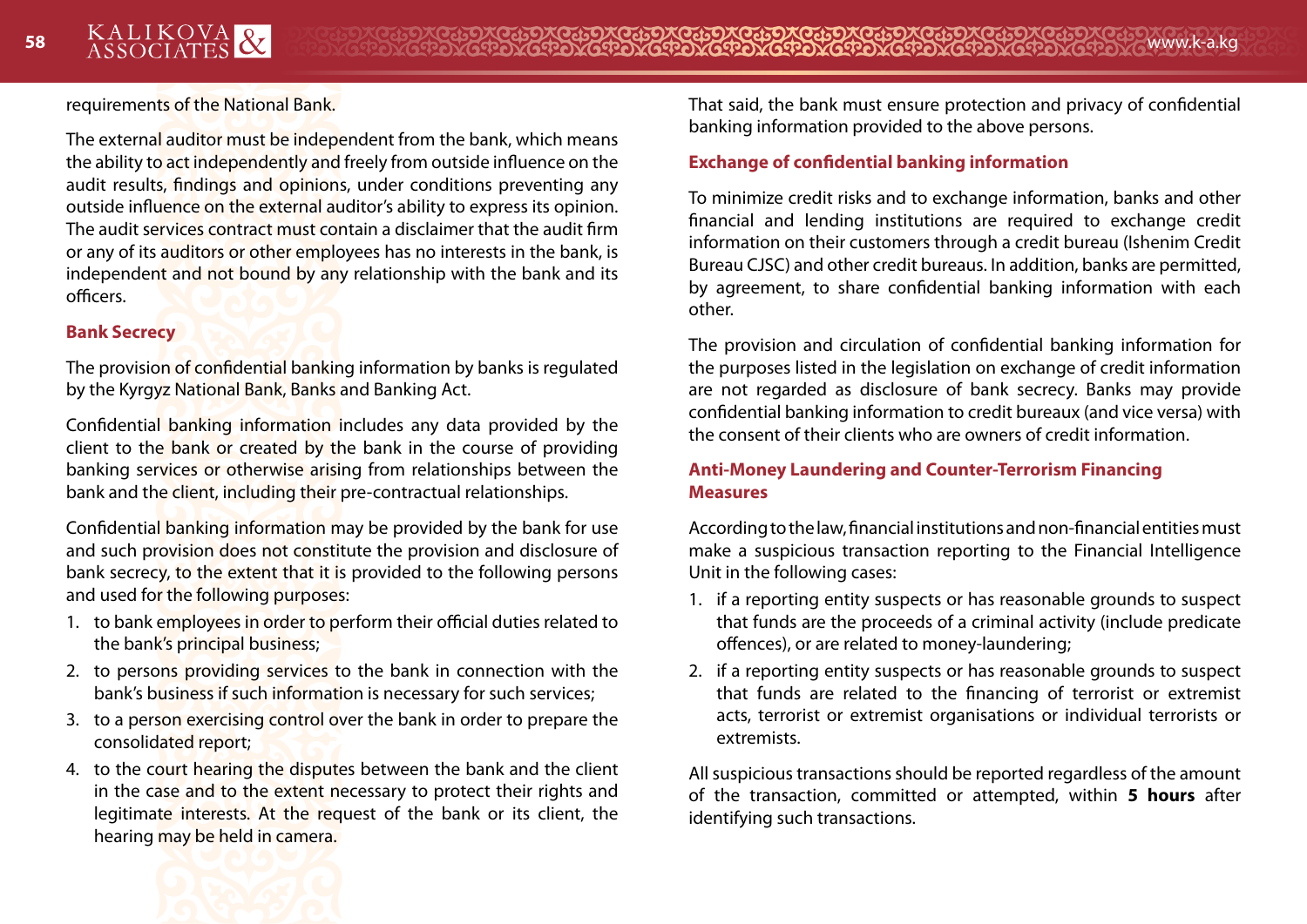requirements of the National Bank.

The external auditor must be independent from the bank, which means the ability to act independently and freely from outside influence on the audit results, findings and opinions, under conditions preventing any outside influence on the external auditor's ability to express its opinion. The audit services contract must contain a disclaimer that the audit firm or any of its auditors or other employees has no interests in the bank, is independent and not bound by any relationship with the bank and its officers.

### Bank Secrecy

The provision of confidential banking information by banks is regulated by the Kyrgyz National Bank, Banks and Banking Act.

Confidential banking information includes any data provided by the client to the bank or created by the bank in the course of providing banking services or otherwise arising from relationships between the bank and the client, including their pre-contractual relationships.

Confidential banking information may be provided by the bank for use and such provision does not constitute the provision and disclosure of bank secrecy, to the extent that it is provided to the following persons and used for the following purposes:

1. to bank employees in order to perform their official duties related to the bank's principal business;
2. to persons providing services to the bank in connection with the bank's business if such information is necessary for such services;
3. to a person exercising control over the bank in order to prepare the consolidated report;
4. to the court hearing the disputes between the bank and the client in the case and to the extent necessary to protect their rights and legitimate interests. At the request of the bank or its client, the hearing may be held in camera.

That said, the bank must ensure protection and privacy of confidential banking information provided to the above persons.

### Exchange of confidential banking information

To minimize credit risks and to exchange information, banks and other financial and lending institutions are required to exchange credit information on their customers through a credit bureau (Ishenim Credit Bureau CJSC) and other credit bureaus. In addition, banks are permitted, by agreement, to share confidential banking information with each other.

The provision and circulation of confidential banking information for the purposes listed in the legislation on exchange of credit information are not regarded as disclosure of bank secrecy. Banks may provide confidential banking information to credit bureaux (and vice versa) with the consent of their clients who are owners of credit information.

### Anti-Money Laundering and Counter-Terrorism Financing Measures

According to the law, financial institutions and non-financial entities must make a suspicious transaction reporting to the Financial Intelligence Unit in the following cases:

1. if a reporting entity suspects or has reasonable grounds to suspect that funds are the proceeds of a criminal activity (include predicate offences), or are related to money-laundering;
2. if a reporting entity suspects or has reasonable grounds to suspect that funds are related to the financing of terrorist or extremist acts, terrorist or extremist organisations or individual terrorists or extremists.

All suspicious transactions should be reported regardless of the amount of the transaction, committed or attempted, within **5 hours** after identifying such transactions.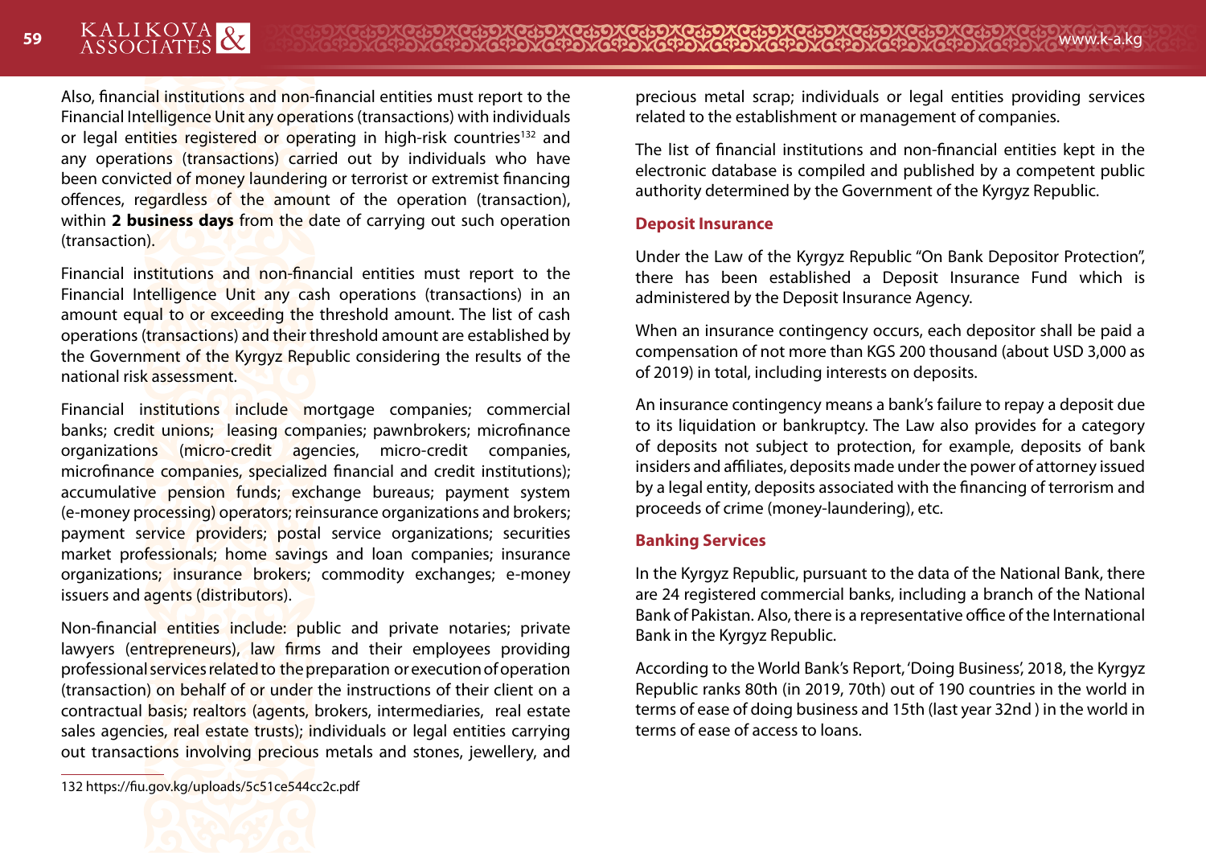Also, financial institutions and non-financial entities must report to the Financial Intelligence Unit any operations (transactions) with individuals or legal entities registered or operating in high-risk countries[132] and any operations (transactions) carried out by individuals who have been convicted of money laundering or terrorist or extremist financing offences, regardless of the amount of the operation (transaction), within **2 business days** from the date of carrying out such operation (transaction).

Financial institutions and non-financial entities must report to the Financial Intelligence Unit any cash operations (transactions) in an amount equal to or exceeding the threshold amount. The list of cash operations (transactions) and their threshold amount are established by the Government of the Kyrgyz Republic considering the results of the national risk assessment.

Financial institutions include mortgage companies; commercial banks; credit unions; leasing companies; pawnbrokers; microfinance organizations (micro-credit agencies, micro-credit companies, microfinance companies, specialized financial and credit institutions); accumulative pension funds; exchange bureaus; payment system (e-money processing) operators; reinsurance organizations and brokers; payment service providers; postal service organizations; securities market professionals; home savings and loan companies; insurance organizations; insurance brokers; commodity exchanges; e-money issuers and agents (distributors).

Non-financial entities include: public and private notaries; private lawyers (entrepreneurs), law firms and their employees providing professional services related to the preparation or execution of operation (transaction) on behalf of or under the instructions of their client on a contractual basis; realtors (agents, brokers, intermediaries, real estate sales agencies, real estate trusts); individuals or legal entities carrying out transactions involving precious metals and stones, jewellery, and precious metal scrap; individuals or legal entities providing services related to the establishment or management of companies.

The list of financial institutions and non-financial entities kept in the electronic database is compiled and published by a competent public authority determined by the Government of the Kyrgyz Republic.

### Deposit Insurance

Under the Law of the Kyrgyz Republic "On Bank Depositor Protection", there has been established a Deposit Insurance Fund which is administered by the Deposit Insurance Agency.

When an insurance contingency occurs, each depositor shall be paid a compensation of not more than KGS 200 thousand (about USD 3,000 as of 2019) in total, including interests on deposits.

An insurance contingency means a bank's failure to repay a deposit due to its liquidation or bankruptcy. The Law also provides for a category of deposits not subject to protection, for example, deposits of bank insiders and affiliates, deposits made under the power of attorney issued by a legal entity, deposits associated with the financing of terrorism and proceeds of crime (money-laundering), etc.

### Banking Services

In the Kyrgyz Republic, pursuant to the data of the National Bank, there are 24 registered commercial banks, including a branch of the National Bank of Pakistan. Also, there is a representative office of the International Bank in the Kyrgyz Republic.

According to the World Bank's Report, 'Doing Business', 2018, the Kyrgyz Republic ranks 80th (in 2019, 70th) out of 190 countries in the world in terms of ease of doing business and 15th (last year 32nd ) in the world in terms of ease of access to loans.

---

132 https://fiu.gov.kg/uploads/5c51ce544cc2c.pdf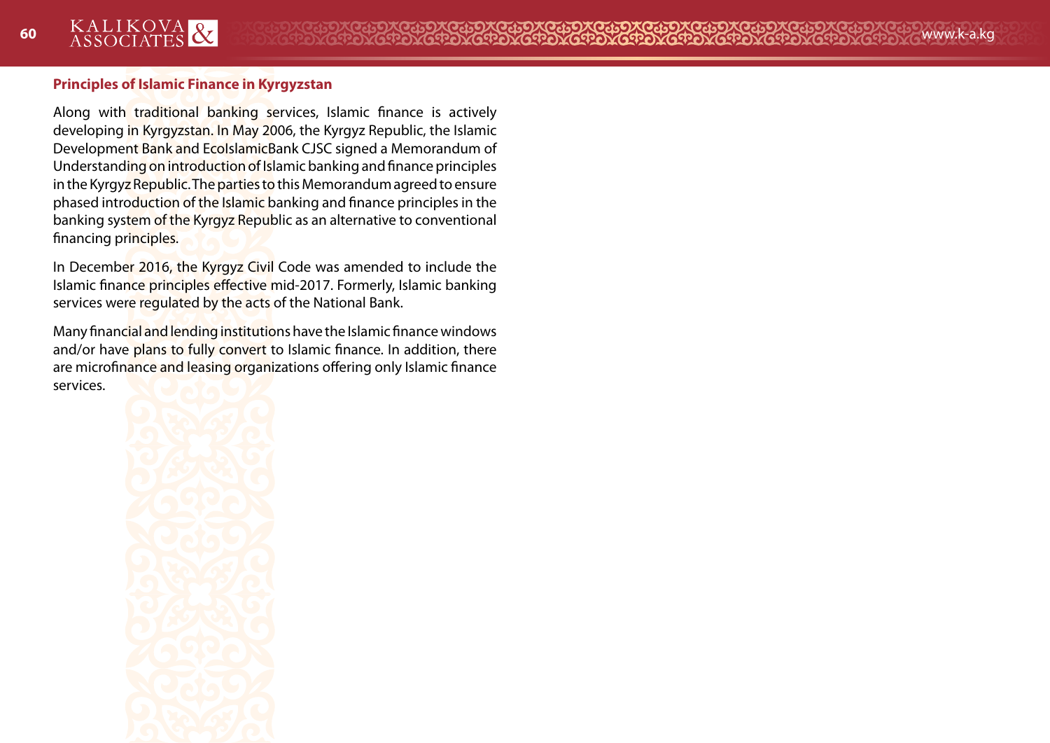### Principles of Islamic Finance in Kyrgyzstan

Along with traditional banking services, Islamic finance is actively developing in Kyrgyzstan. In May 2006, the Kyrgyz Republic, the Islamic Development Bank and EcoIslamicBank CJSC signed a Memorandum of Understanding on introduction of Islamic banking and finance principles in the Kyrgyz Republic. The parties to this Memorandum agreed to ensure phased introduction of the Islamic banking and finance principles in the banking system of the Kyrgyz Republic as an alternative to conventional financing principles.

In December 2016, the Kyrgyz Civil Code was amended to include the Islamic finance principles effective mid-2017. Formerly, Islamic banking services were regulated by the acts of the National Bank.

Many financial and lending institutions have the Islamic finance windows and/or have plans to fully convert to Islamic finance. In addition, there are microfinance and leasing organizations offering only Islamic finance services.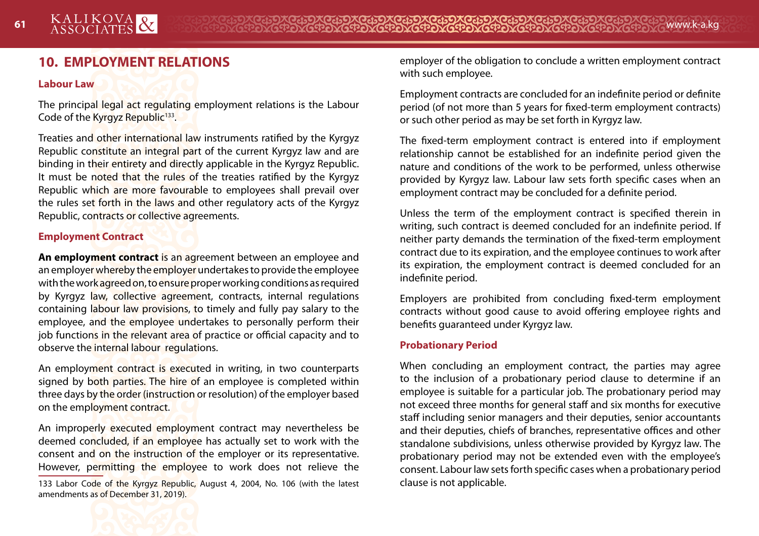## 10. EMPLOYMENT RELATIONS

### Labour Law

The principal legal act regulating employment relations is the Labour Code of the Kyrgyz Republic[133].

Treaties and other international law instruments ratified by the Kyrgyz Republic constitute an integral part of the current Kyrgyz law and are binding in their entirety and directly applicable in the Kyrgyz Republic. It must be noted that the rules of the treaties ratified by the Kyrgyz Republic which are more favourable to employees shall prevail over the rules set forth in the laws and other regulatory acts of the Kyrgyz Republic, contracts or collective agreements.

### Employment Contract

**An employment contract** is an agreement between an employee and an employer whereby the employer undertakes to provide the employee with the work agreed on, to ensure proper working conditions as required by Kyrgyz law, collective agreement, contracts, internal regulations containing labour law provisions, to timely and fully pay salary to the employee, and the employee undertakes to personally perform their job functions in the relevant area of practice or official capacity and to observe the internal labour regulations.

An employment contract is executed in writing, in two counterparts signed by both parties. The hire of an employee is completed within three days by the order (instruction or resolution) of the employer based on the employment contract.

An improperly executed employment contract may nevertheless be deemed concluded, if an employee has actually set to work with the consent and on the instruction of the employer or its representative. However, permitting the employee to work does not relieve the employer of the obligation to conclude a written employment contract with such employee.

Employment contracts are concluded for an indefinite period or definite period (of not more than 5 years for fixed-term employment contracts) or such other period as may be set forth in Kyrgyz law.

The fixed-term employment contract is entered into if employment relationship cannot be established for an indefinite period given the nature and conditions of the work to be performed, unless otherwise provided by Kyrgyz law. Labour law sets forth specific cases when an employment contract may be concluded for a definite period.

Unless the term of the employment contract is specified therein in writing, such contract is deemed concluded for an indefinite period. If neither party demands the termination of the fixed-term employment contract due to its expiration, and the employee continues to work after its expiration, the employment contract is deemed concluded for an indefinite period.

Employers are prohibited from concluding fixed-term employment contracts without good cause to avoid offering employee rights and benefits guaranteed under Kyrgyz law.

### Probationary Period

When concluding an employment contract, the parties may agree to the inclusion of a probationary period clause to determine if an employee is suitable for a particular job. The probationary period may not exceed three months for general staff and six months for executive staff including senior managers and their deputies, senior accountants and their deputies, chiefs of branches, representative offices and other standalone subdivisions, unless otherwise provided by Kyrgyz law. The probationary period may not be extended even with the employee's consent. Labour law sets forth specific cases when a probationary period clause is not applicable.

---

133 Labor Code of the Kyrgyz Republic, August 4, 2004, No. 106 (with the latest amendments as of December 31, 2019).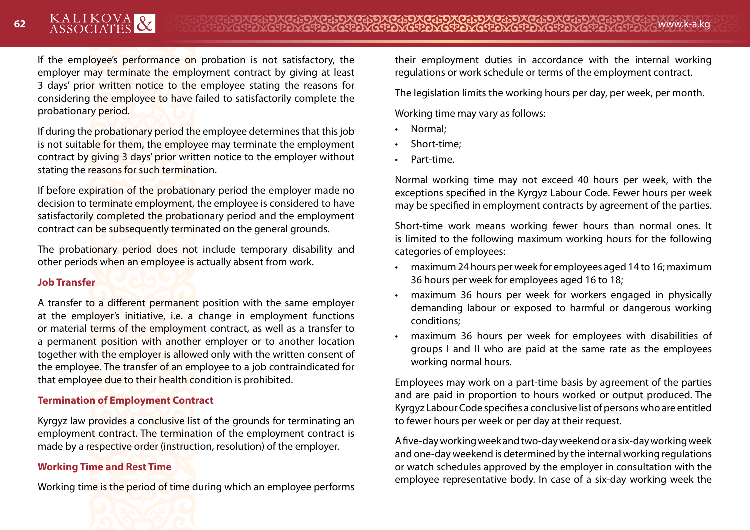If the employee's performance on probation is not satisfactory, the employer may terminate the employment contract by giving at least 3 days' prior written notice to the employee stating the reasons for considering the employee to have failed to satisfactorily complete the probationary period.

If during the probationary period the employee determines that this job is not suitable for them, the employee may terminate the employment contract by giving 3 days' prior written notice to the employer without stating the reasons for such termination.

If before expiration of the probationary period the employer made no decision to terminate employment, the employee is considered to have satisfactorily completed the probationary period and the employment contract can be subsequently terminated on the general grounds.

The probationary period does not include temporary disability and other periods when an employee is actually absent from work.

### Job Transfer

A transfer to a different permanent position with the same employer at the employer's initiative, i.e. a change in employment functions or material terms of the employment contract, as well as a transfer to a permanent position with another employer or to another location together with the employer is allowed only with the written consent of the employee. The transfer of an employee to a job contraindicated for that employee due to their health condition is prohibited.

### Termination of Employment Contract

Kyrgyz law provides a conclusive list of the grounds for terminating an employment contract. The termination of the employment contract is made by a respective order (instruction, resolution) of the employer.

### Working Time and Rest Time

Working time is the period of time during which an employee performs their employment duties in accordance with the internal working regulations or work schedule or terms of the employment contract.

The legislation limits the working hours per day, per week, per month.

Working time may vary as follows:

- Normal;
- Short-time;
- Part-time.

Normal working time may not exceed 40 hours per week, with the exceptions specified in the Kyrgyz Labour Code. Fewer hours per week may be specified in employment contracts by agreement of the parties.

Short-time work means working fewer hours than normal ones. It is limited to the following maximum working hours for the following categories of employees:

- maximum 24 hours per week for employees aged 14 to 16; maximum 36 hours per week for employees aged 16 to 18;
- maximum 36 hours per week for workers engaged in physically demanding labour or exposed to harmful or dangerous working conditions;
- maximum 36 hours per week for employees with disabilities of groups I and II who are paid at the same rate as the employees working normal hours.

Employees may work on a part-time basis by agreement of the parties and are paid in proportion to hours worked or output produced. The Kyrgyz Labour Code specifies a conclusive list of persons who are entitled to fewer hours per week or per day at their request.

A five-day working week and two-day weekend or a six-day working week and one-day weekend is determined by the internal working regulations or watch schedules approved by the employer in consultation with the employee representative body. In case of a six-day working week the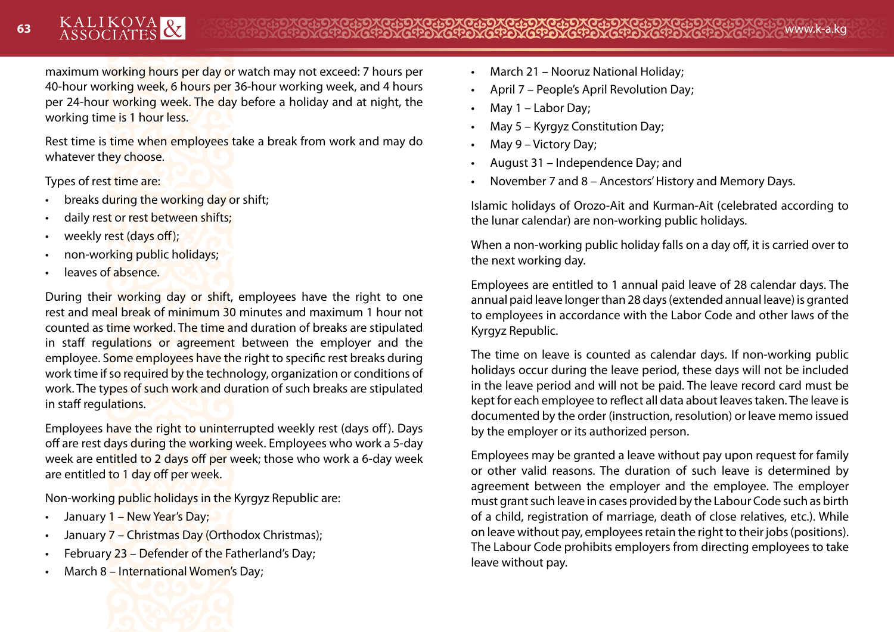maximum working hours per day or watch may not exceed: 7 hours per 40-hour working week, 6 hours per 36-hour working week, and 4 hours per 24-hour working week. The day before a holiday and at night, the working time is 1 hour less.

Rest time is time when employees take a break from work and may do whatever they choose.

Types of rest time are:

- breaks during the working day or shift;
- daily rest or rest between shifts;
- weekly rest (days off);
- non-working public holidays;
- leaves of absence.

During their working day or shift, employees have the right to one rest and meal break of minimum 30 minutes and maximum 1 hour not counted as time worked. The time and duration of breaks are stipulated in staff regulations or agreement between the employer and the employee. Some employees have the right to specific rest breaks during work time if so required by the technology, organization or conditions of work. The types of such work and duration of such breaks are stipulated in staff regulations.

Employees have the right to uninterrupted weekly rest (days off). Days off are rest days during the working week. Employees who work a 5-day week are entitled to 2 days off per week; those who work a 6-day week are entitled to 1 day off per week.

Non-working public holidays in the Kyrgyz Republic are:

- January 1 – New Year's Day;
- January 7 – Christmas Day (Orthodox Christmas);
- February 23 – Defender of the Fatherland's Day;
- March 8 – International Women's Day;
- March 21 – Nooruz National Holiday;
- April 7 – People's April Revolution Day;
- May 1 – Labor Day;
- May 5 – Kyrgyz Constitution Day;
- May 9 – Victory Day;
- August 31 – Independence Day; and
- November 7 and 8 – Ancestors' History and Memory Days.

Islamic holidays of Orozo-Ait and Kurman-Ait (celebrated according to the lunar calendar) are non-working public holidays.

When a non-working public holiday falls on a day off, it is carried over to the next working day.

Employees are entitled to 1 annual paid leave of 28 calendar days. The annual paid leave longer than 28 days (extended annual leave) is granted to employees in accordance with the Labor Code and other laws of the Kyrgyz Republic.

The time on leave is counted as calendar days. If non-working public holidays occur during the leave period, these days will not be included in the leave period and will not be paid. The leave record card must be kept for each employee to reflect all data about leaves taken. The leave is documented by the order (instruction, resolution) or leave memo issued by the employer or its authorized person.

Employees may be granted a leave without pay upon request for family or other valid reasons. The duration of such leave is determined by agreement between the employer and the employee. The employer must grant such leave in cases provided by the Labour Code such as birth of a child, registration of marriage, death of close relatives, etc.). While on leave without pay, employees retain the right to their jobs (positions). The Labour Code prohibits employers from directing employees to take leave without pay.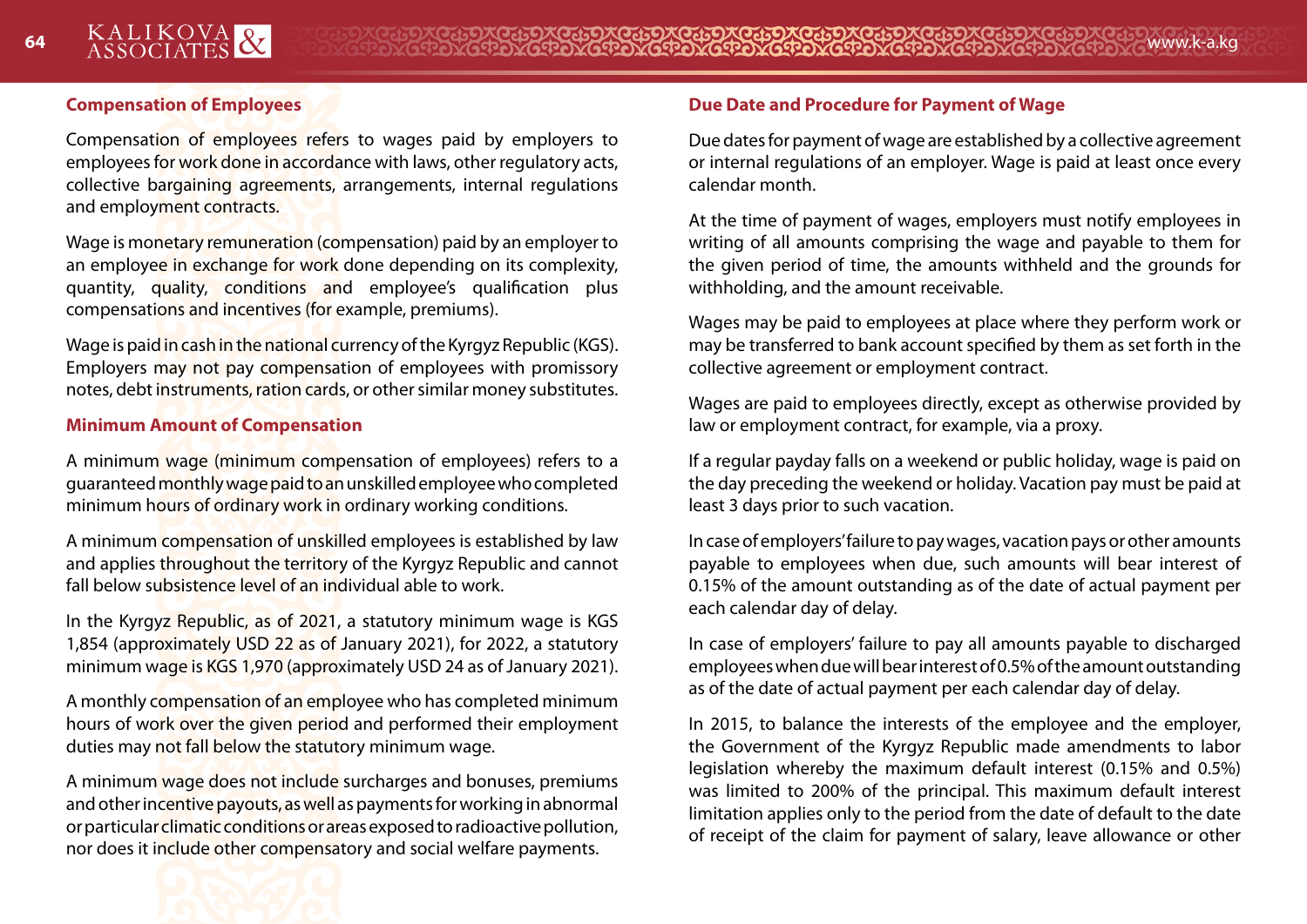### Compensation of Employees

Compensation of employees refers to wages paid by employers to employees for work done in accordance with laws, other regulatory acts, collective bargaining agreements, arrangements, internal regulations and employment contracts.

Wage is monetary remuneration (compensation) paid by an employer to an employee in exchange for work done depending on its complexity, quantity, quality, conditions and employee's qualification plus compensations and incentives (for example, premiums).

Wage is paid in cash in the national currency of the Kyrgyz Republic (KGS). Employers may not pay compensation of employees with promissory notes, debt instruments, ration cards, or other similar money substitutes.

### Minimum Amount of Compensation

A minimum wage (minimum compensation of employees) refers to a guaranteed monthly wage paid to an unskilled employee who completed minimum hours of ordinary work in ordinary working conditions.

A minimum compensation of unskilled employees is established by law and applies throughout the territory of the Kyrgyz Republic and cannot fall below subsistence level of an individual able to work.

In the Kyrgyz Republic, as of 2021, a statutory minimum wage is KGS 1,854 (approximately USD 22 as of January 2021), for 2022, a statutory minimum wage is KGS 1,970 (approximately USD 24 as of January 2021).

A monthly compensation of an employee who has completed minimum hours of work over the given period and performed their employment duties may not fall below the statutory minimum wage.

A minimum wage does not include surcharges and bonuses, premiums and other incentive payouts, as well as payments for working in abnormal or particular climatic conditions or areas exposed to radioactive pollution, nor does it include other compensatory and social welfare payments.

### Due Date and Procedure for Payment of Wage

Due dates for payment of wage are established by a collective agreement or internal regulations of an employer. Wage is paid at least once every calendar month.

At the time of payment of wages, employers must notify employees in writing of all amounts comprising the wage and payable to them for the given period of time, the amounts withheld and the grounds for withholding, and the amount receivable.

Wages may be paid to employees at place where they perform work or may be transferred to bank account specified by them as set forth in the collective agreement or employment contract.

Wages are paid to employees directly, except as otherwise provided by law or employment contract, for example, via a proxy.

If a regular payday falls on a weekend or public holiday, wage is paid on the day preceding the weekend or holiday. Vacation pay must be paid at least 3 days prior to such vacation.

In case of employers' failure to pay wages, vacation pays or other amounts payable to employees when due, such amounts will bear interest of 0.15% of the amount outstanding as of the date of actual payment per each calendar day of delay.

In case of employers' failure to pay all amounts payable to discharged employees when due will bear interest of 0.5% of the amount outstanding as of the date of actual payment per each calendar day of delay.

In 2015, to balance the interests of the employee and the employer, the Government of the Kyrgyz Republic made amendments to labor legislation whereby the maximum default interest (0.15% and 0.5%) was limited to 200% of the principal. This maximum default interest limitation applies only to the period from the date of default to the date of receipt of the claim for payment of salary, leave allowance or other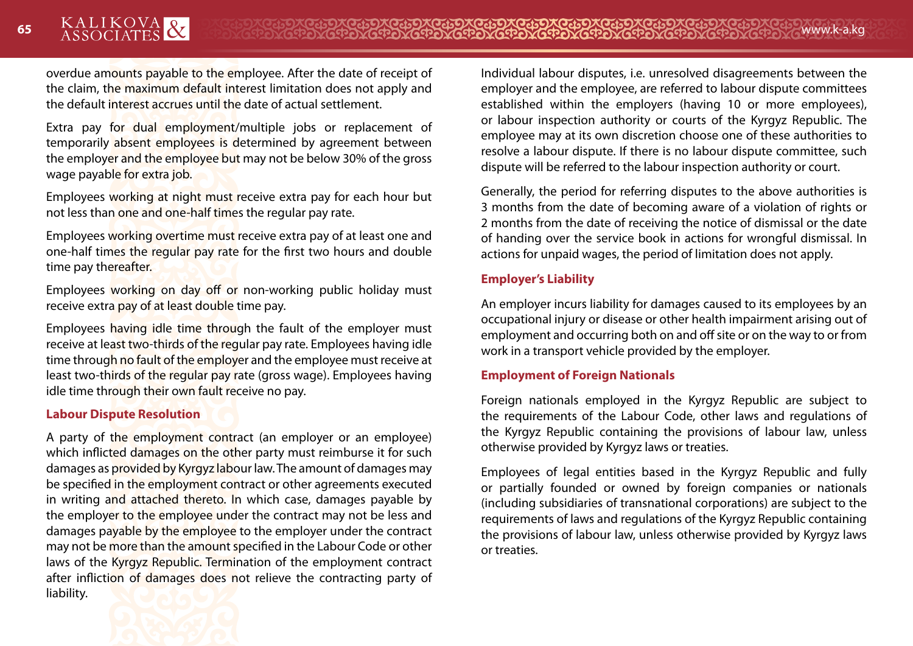overdue amounts payable to the employee. After the date of receipt of the claim, the maximum default interest limitation does not apply and the default interest accrues until the date of actual settlement.

Extra pay for dual employment/multiple jobs or replacement of temporarily absent employees is determined by agreement between the employer and the employee but may not be below 30% of the gross wage payable for extra job.

Employees working at night must receive extra pay for each hour but not less than one and one-half times the regular pay rate.

Employees working overtime must receive extra pay of at least one and one-half times the regular pay rate for the first two hours and double time pay thereafter.

Employees working on day off or non-working public holiday must receive extra pay of at least double time pay.

Employees having idle time through the fault of the employer must receive at least two-thirds of the regular pay rate. Employees having idle time through no fault of the employer and the employee must receive at least two-thirds of the regular pay rate (gross wage). Employees having idle time through their own fault receive no pay.

**Labour Dispute Resolution**

A party of the employment contract (an employer or an employee) which inflicted damages on the other party must reimburse it for such damages as provided by Kyrgyz labour law. The amount of damages may be specified in the employment contract or other agreements executed in writing and attached thereto. In which case, damages payable by the employer to the employee under the contract may not be less and damages payable by the employee to the employer under the contract may not be more than the amount specified in the Labour Code or other laws of the Kyrgyz Republic. Termination of the employment contract after infliction of damages does not relieve the contracting party of liability.

Individual labour disputes, i.e. unresolved disagreements between the employer and the employee, are referred to labour dispute committees established within the employers (having 10 or more employees), or labour inspection authority or courts of the Kyrgyz Republic. The employee may at its own discretion choose one of these authorities to resolve a labour dispute. If there is no labour dispute committee, such dispute will be referred to the labour inspection authority or court.

Generally, the period for referring disputes to the above authorities is 3 months from the date of becoming aware of a violation of rights or 2 months from the date of receiving the notice of dismissal or the date of handing over the service book in actions for wrongful dismissal. In actions for unpaid wages, the period of limitation does not apply.

**Employer's Liability**

An employer incurs liability for damages caused to its employees by an occupational injury or disease or other health impairment arising out of employment and occurring both on and off site or on the way to or from work in a transport vehicle provided by the employer.

**Employment of Foreign Nationals**

Foreign nationals employed in the Kyrgyz Republic are subject to the requirements of the Labour Code, other laws and regulations of the Kyrgyz Republic containing the provisions of labour law, unless otherwise provided by Kyrgyz laws or treaties.

Employees of legal entities based in the Kyrgyz Republic and fully or partially founded or owned by foreign companies or nationals (including subsidiaries of transnational corporations) are subject to the requirements of laws and regulations of the Kyrgyz Republic containing the provisions of labour law, unless otherwise provided by Kyrgyz laws or treaties.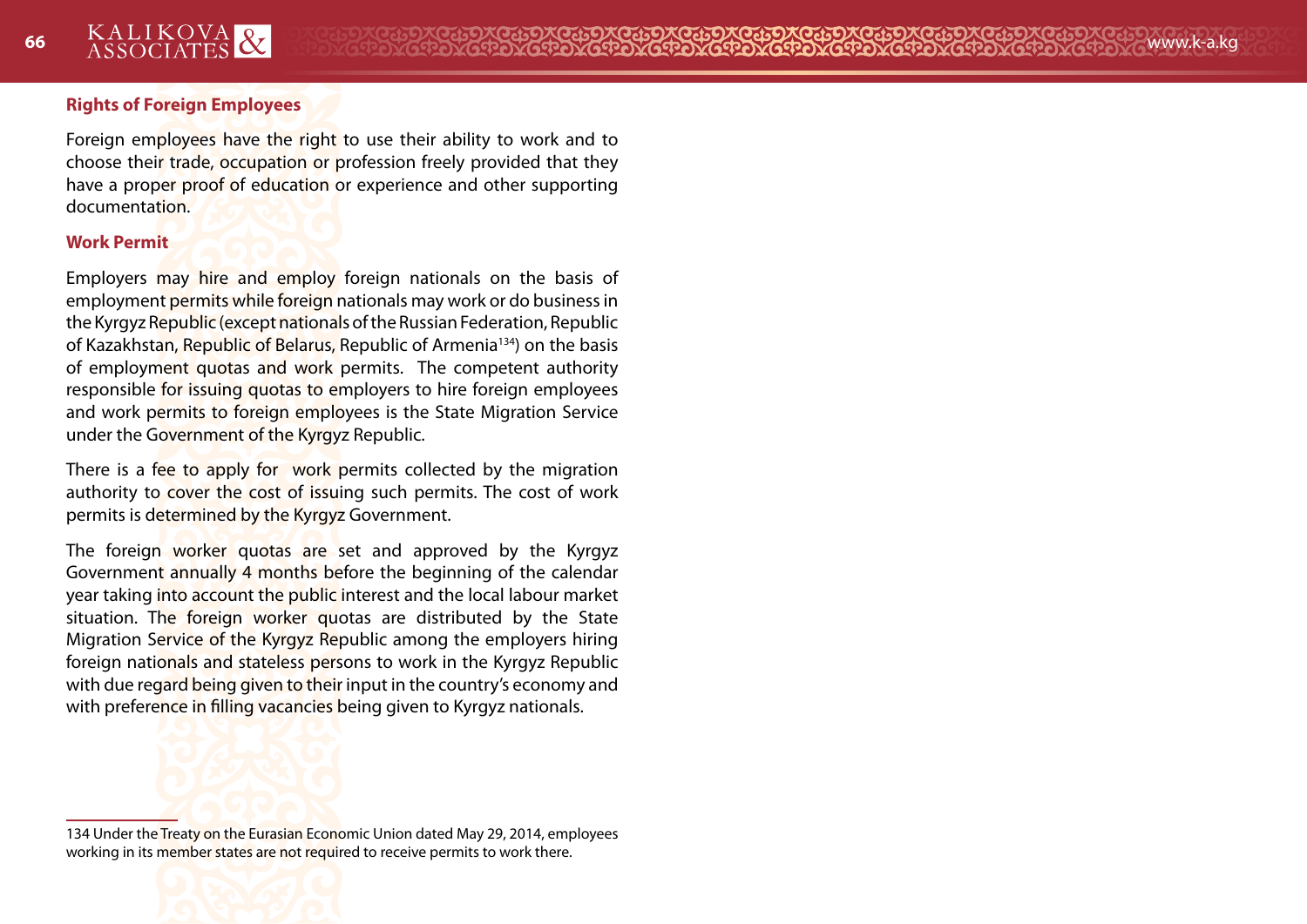### Rights of Foreign Employees

Foreign employees have the right to use their ability to work and to choose their trade, occupation or profession freely provided that they have a proper proof of education or experience and other supporting documentation.

### Work Permit

Employers may hire and employ foreign nationals on the basis of employment permits while foreign nationals may work or do business in the Kyrgyz Republic (except nationals of the Russian Federation, Republic of Kazakhstan, Republic of Belarus, Republic of Armenia[134]) on the basis of employment quotas and work permits. The competent authority responsible for issuing quotas to employers to hire foreign employees and work permits to foreign employees is the State Migration Service under the Government of the Kyrgyz Republic.

There is a fee to apply for work permits collected by the migration authority to cover the cost of issuing such permits. The cost of work permits is determined by the Kyrgyz Government.

The foreign worker quotas are set and approved by the Kyrgyz Government annually 4 months before the beginning of the calendar year taking into account the public interest and the local labour market situation. The foreign worker quotas are distributed by the State Migration Service of the Kyrgyz Republic among the employers hiring foreign nationals and stateless persons to work in the Kyrgyz Republic with due regard being given to their input in the country's economy and with preference in filling vacancies being given to Kyrgyz nationals.

---

134 Under the Treaty on the Eurasian Economic Union dated May 29, 2014, employees working in its member states are not required to receive permits to work there.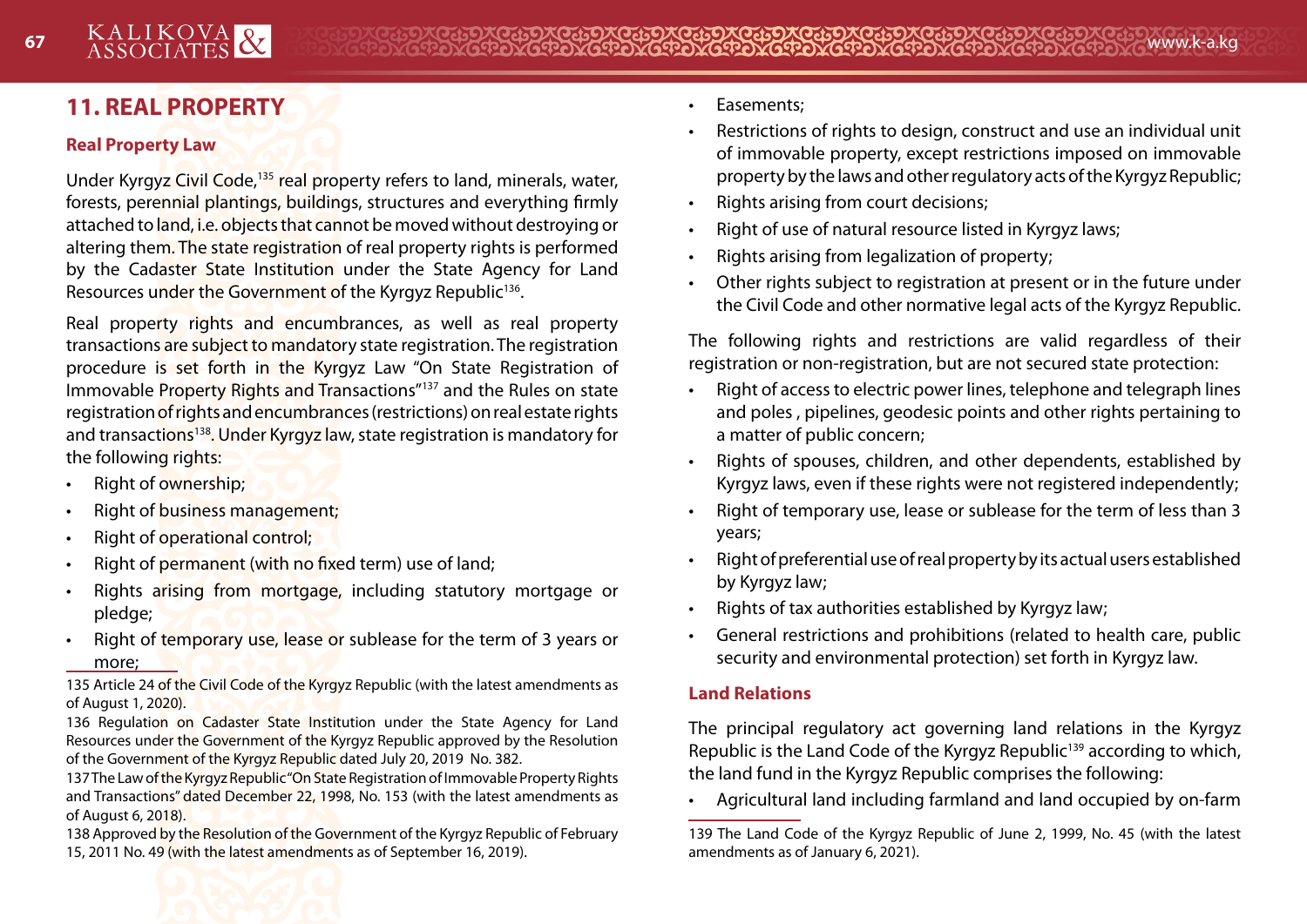# 11. REAL PROPERTY

## Real Property Law

Under Kyrgyz Civil Code,[135] real property refers to land, minerals, water, forests, perennial plantings, buildings, structures and everything firmly attached to land, i.e. objects that cannot be moved without destroying or altering them. The state registration of real property rights is performed by the Cadaster State Institution under the State Agency for Land Resources under the Government of the Kyrgyz Republic[136].

Real property rights and encumbrances, as well as real property transactions are subject to mandatory state registration. The registration procedure is set forth in the Kyrgyz Law "On State Registration of Immovable Property Rights and Transactions"[137] and the Rules on state registration of rights and encumbrances (restrictions) on real estate rights and transactions[138]. Under Kyrgyz law, state registration is mandatory for the following rights:

- Right of ownership;
- Right of business management;
- Right of operational control;
- Right of permanent (with no fixed term) use of land;
- Rights arising from mortgage, including statutory mortgage or pledge;
- Right of temporary use, lease or sublease for the term of 3 years or more;
- Easements;
- Restrictions of rights to design, construct and use an individual unit of immovable property, except restrictions imposed on immovable property by the laws and other regulatory acts of the Kyrgyz Republic;
- Rights arising from court decisions;
- Right of use of natural resource listed in Kyrgyz laws;
- Rights arising from legalization of property;
- Other rights subject to registration at present or in the future under the Civil Code and other normative legal acts of the Kyrgyz Republic.

The following rights and restrictions are valid regardless of their registration or non-registration, but are not secured state protection:

- Right of access to electric power lines, telephone and telegraph lines and poles , pipelines, geodesic points and other rights pertaining to a matter of public concern;
- Rights of spouses, children, and other dependents, established by Kyrgyz laws, even if these rights were not registered independently;
- Right of temporary use, lease or sublease for the term of less than 3 years;
- Right of preferential use of real property by its actual users established by Kyrgyz law;
- Rights of tax authorities established by Kyrgyz law;
- General restrictions and prohibitions (related to health care, public security and environmental protection) set forth in Kyrgyz law.

## Land Relations

The principal regulatory act governing land relations in the Kyrgyz Republic is the Land Code of the Kyrgyz Republic[139] according to which, the land fund in the Kyrgyz Republic comprises the following:

- Agricultural land including farmland and land occupied by on-farm

---

135 Article 24 of the Civil Code of the Kyrgyz Republic (with the latest amendments as of August 1, 2020).

136 Regulation on Cadaster State Institution under the State Agency for Land Resources under the Government of the Kyrgyz Republic approved by the Resolution of the Government of the Kyrgyz Republic dated July 20, 2019 No. 382.

137 The Law of the Kyrgyz Republic "On State Registration of Immovable Property Rights and Transactions" dated December 22, 1998, No. 153 (with the latest amendments as of August 6, 2018).

138 Approved by the Resolution of the Government of the Kyrgyz Republic of February 15, 2011 No. 49 (with the latest amendments as of September 16, 2019).

139 The Land Code of the Kyrgyz Republic of June 2, 1999, No. 45 (with the latest amendments as of January 6, 2021).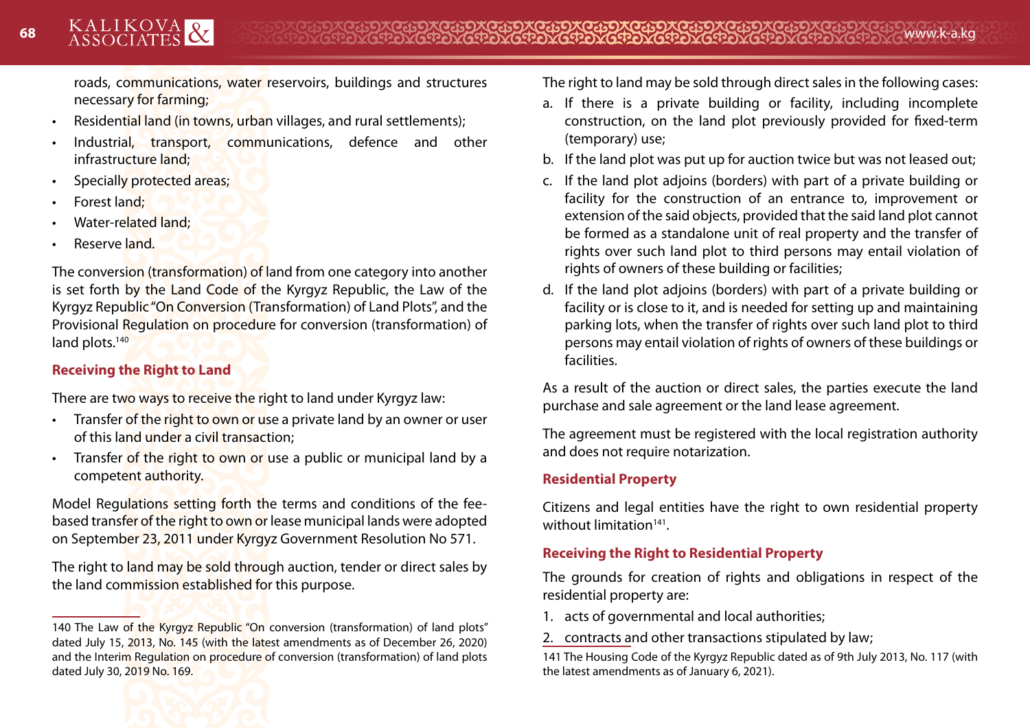roads, communications, water reservoirs, buildings and structures necessary for farming;

- Residential land (in towns, urban villages, and rural settlements);
- Industrial, transport, communications, defence and other infrastructure land;
- Specially protected areas;
- Forest land;
- Water-related land;
- Reserve land.

The conversion (transformation) of land from one category into another is set forth by the Land Code of the Kyrgyz Republic, the Law of the Kyrgyz Republic "On Conversion (Transformation) of Land Plots", and the Provisional Regulation on procedure for conversion (transformation) of land plots.[140]

### Receiving the Right to Land

There are two ways to receive the right to land under Kyrgyz law:

- Transfer of the right to own or use a private land by an owner or user of this land under a civil transaction;
- Transfer of the right to own or use a public or municipal land by a competent authority.

Model Regulations setting forth the terms and conditions of the fee-based transfer of the right to own or lease municipal lands were adopted on September 23, 2011 under Kyrgyz Government Resolution No 571.

The right to land may be sold through auction, tender or direct sales by the land commission established for this purpose.

The right to land may be sold through direct sales in the following cases:

a. If there is a private building or facility, including incomplete construction, on the land plot previously provided for fixed-term (temporary) use;
b. If the land plot was put up for auction twice but was not leased out;
c. If the land plot adjoins (borders) with part of a private building or facility for the construction of an entrance to, improvement or extension of the said objects, provided that the said land plot cannot be formed as a standalone unit of real property and the transfer of rights over such land plot to third persons may entail violation of rights of owners of these building or facilities;
d. If the land plot adjoins (borders) with part of a private building or facility or is close to it, and is needed for setting up and maintaining parking lots, when the transfer of rights over such land plot to third persons may entail violation of rights of owners of these buildings or facilities.

As a result of the auction or direct sales, the parties execute the land purchase and sale agreement or the land lease agreement.

The agreement must be registered with the local registration authority and does not require notarization.

### Residential Property

Citizens and legal entities have the right to own residential property without limitation[141].

### Receiving the Right to Residential Property

The grounds for creation of rights and obligations in respect of the residential property are:

1. acts of governmental and local authorities;
2. contracts and other transactions stipulated by law;

---

140 The Law of the Kyrgyz Republic "On conversion (transformation) of land plots" dated July 15, 2013, No. 145 (with the latest amendments as of December 26, 2020) and the Interim Regulation on procedure of conversion (transformation) of land plots dated July 30, 2019 No. 169.

141 The Housing Code of the Kyrgyz Republic dated as of 9th July 2013, No. 117 (with the latest amendments as of January 6, 2021).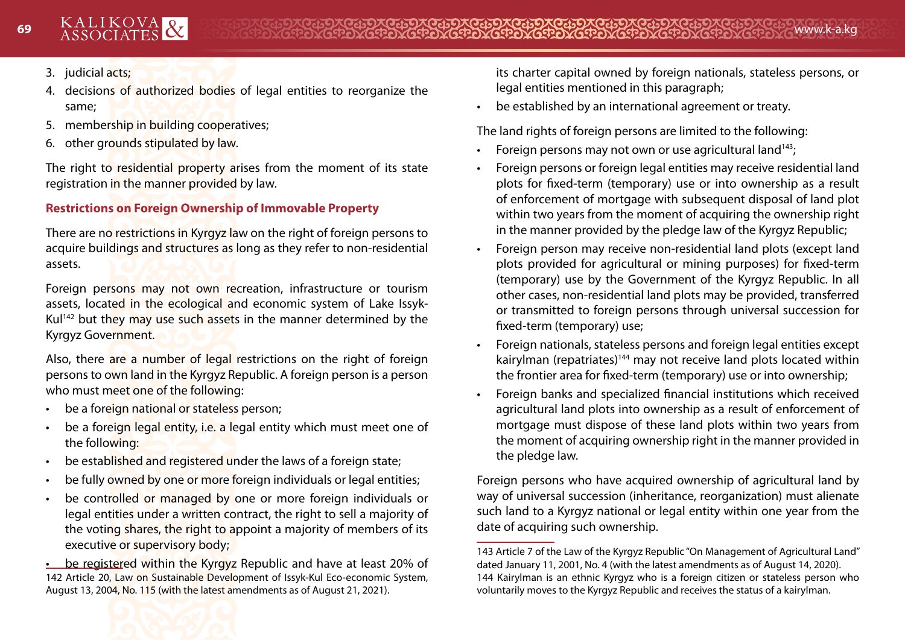3. judicial acts;
4. decisions of authorized bodies of legal entities to reorganize the same;
5. membership in building cooperatives;
6. other grounds stipulated by law.

The right to residential property arises from the moment of its state registration in the manner provided by law.

### Restrictions on Foreign Ownership of Immovable Property

There are no restrictions in Kyrgyz law on the right of foreign persons to acquire buildings and structures as long as they refer to non-residential assets.

Foreign persons may not own recreation, infrastructure or tourism assets, located in the ecological and economic system of Lake Issyk-Kul[142] but they may use such assets in the manner determined by the Kyrgyz Government.

Also, there are a number of legal restrictions on the right of foreign persons to own land in the Kyrgyz Republic. A foreign person is a person who must meet one of the following:

- be a foreign national or stateless person;
- be a foreign legal entity, i.e. a legal entity which must meet one of the following:
- be established and registered under the laws of a foreign state;
- be fully owned by one or more foreign individuals or legal entities;
- be controlled or managed by one or more foreign individuals or legal entities under a written contract, the right to sell a majority of the voting shares, the right to appoint a majority of members of its executive or supervisory body;
- be registered within the Kyrgyz Republic and have at least 20% of its charter capital owned by foreign nationals, stateless persons, or legal entities mentioned in this paragraph;
- be established by an international agreement or treaty.

The land rights of foreign persons are limited to the following:

- Foreign persons may not own or use agricultural land[143];
- Foreign persons or foreign legal entities may receive residential land plots for fixed-term (temporary) use or into ownership as a result of enforcement of mortgage with subsequent disposal of land plot within two years from the moment of acquiring the ownership right in the manner provided by the pledge law of the Kyrgyz Republic;
- Foreign person may receive non-residential land plots (except land plots provided for agricultural or mining purposes) for fixed-term (temporary) use by the Government of the Kyrgyz Republic. In all other cases, non-residential land plots may be provided, transferred or transmitted to foreign persons through universal succession for fixed-term (temporary) use;
- Foreign nationals, stateless persons and foreign legal entities except kairylman (repatriates)[144] may not receive land plots located within the frontier area for fixed-term (temporary) use or into ownership;
- Foreign banks and specialized financial institutions which received agricultural land plots into ownership as a result of enforcement of mortgage must dispose of these land plots within two years from the moment of acquiring ownership right in the manner provided in the pledge law.

Foreign persons who have acquired ownership of agricultural land by way of universal succession (inheritance, reorganization) must alienate such land to a Kyrgyz national or legal entity within one year from the date of acquiring such ownership.

---

142 Article 20, Law on Sustainable Development of Issyk-Kul Eco-economic System, August 13, 2004, No. 115 (with the latest amendments as of August 21, 2021).

143 Article 7 of the Law of the Kyrgyz Republic "On Management of Agricultural Land" dated January 11, 2001, No. 4 (with the latest amendments as of August 14, 2020).

144 Kairylman is an ethnic Kyrgyz who is a foreign citizen or stateless person who voluntarily moves to the Kyrgyz Republic and receives the status of a kairylman.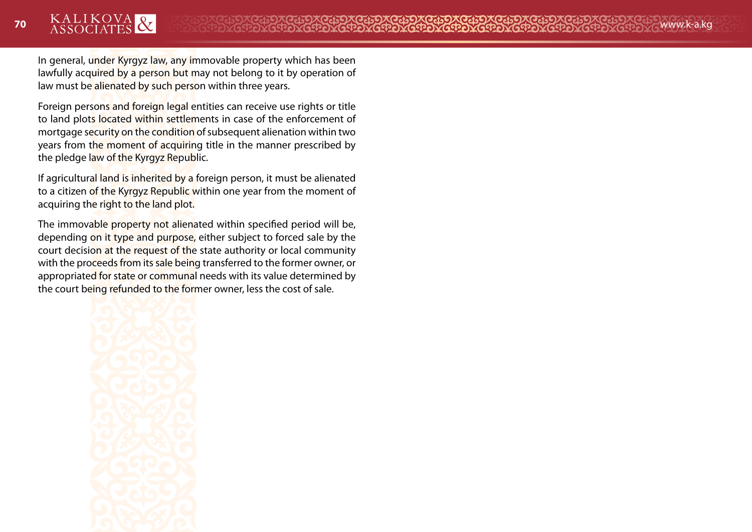In general, under Kyrgyz law, any immovable property which has been lawfully acquired by a person but may not belong to it by operation of law must be alienated by such person within three years.

Foreign persons and foreign legal entities can receive use rights or title to land plots located within settlements in case of the enforcement of mortgage security on the condition of subsequent alienation within two years from the moment of acquiring title in the manner prescribed by the pledge law of the Kyrgyz Republic.

If agricultural land is inherited by a foreign person, it must be alienated to a citizen of the Kyrgyz Republic within one year from the moment of acquiring the right to the land plot.

The immovable property not alienated within specified period will be, depending on it type and purpose, either subject to forced sale by the court decision at the request of the state authority or local community with the proceeds from its sale being transferred to the former owner, or appropriated for state or communal needs with its value determined by the court being refunded to the former owner, less the cost of sale.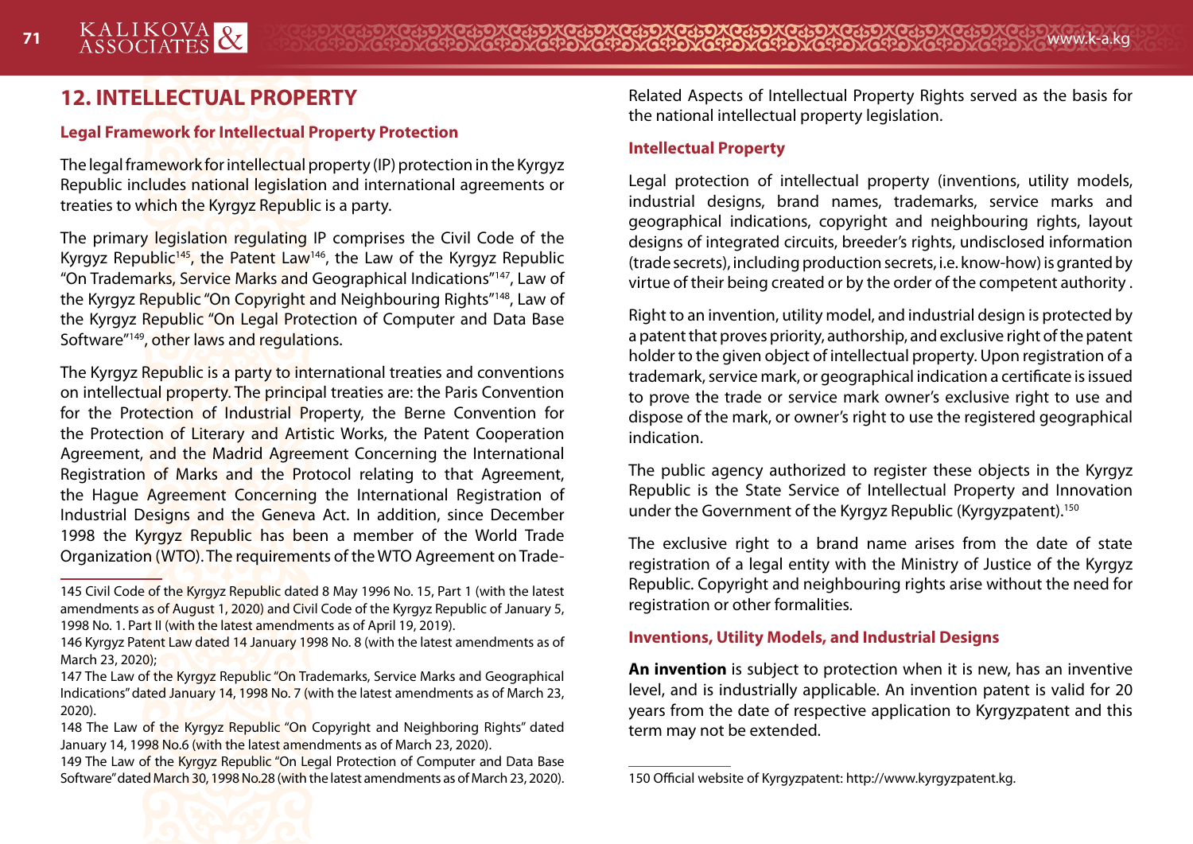## 12. INTELLECTUAL PROPERTY

### Legal Framework for Intellectual Property Protection

The legal framework for intellectual property (IP) protection in the Kyrgyz Republic includes national legislation and international agreements or treaties to which the Kyrgyz Republic is a party.

The primary legislation regulating IP comprises the Civil Code of the Kyrgyz Republic[145], the Patent Law[146], the Law of the Kyrgyz Republic "On Trademarks, Service Marks and Geographical Indications"[147], Law of the Kyrgyz Republic "On Copyright and Neighbouring Rights"[148], Law of the Kyrgyz Republic "On Legal Protection of Computer and Data Base Software"[149], other laws and regulations.

The Kyrgyz Republic is a party to international treaties and conventions on intellectual property. The principal treaties are: the Paris Convention for the Protection of Industrial Property, the Berne Convention for the Protection of Literary and Artistic Works, the Patent Cooperation Agreement, and the Madrid Agreement Concerning the International Registration of Marks and the Protocol relating to that Agreement, the Hague Agreement Concerning the International Registration of Industrial Designs and the Geneva Act. In addition, since December 1998 the Kyrgyz Republic has been a member of the World Trade Organization (WTO). The requirements of the WTO Agreement on Trade-Related Aspects of Intellectual Property Rights served as the basis for the national intellectual property legislation.

### Intellectual Property

Legal protection of intellectual property (inventions, utility models, industrial designs, brand names, trademarks, service marks and geographical indications, copyright and neighbouring rights, layout designs of integrated circuits, breeder's rights, undisclosed information (trade secrets), including production secrets, i.e. know-how) is granted by virtue of their being created or by the order of the competent authority .

Right to an invention, utility model, and industrial design is protected by a patent that proves priority, authorship, and exclusive right of the patent holder to the given object of intellectual property. Upon registration of a trademark, service mark, or geographical indication a certificate is issued to prove the trade or service mark owner's exclusive right to use and dispose of the mark, or owner's right to use the registered geographical indication.

The public agency authorized to register these objects in the Kyrgyz Republic is the State Service of Intellectual Property and Innovation under the Government of the Kyrgyz Republic (Kyrgyzpatent).[150]

The exclusive right to a brand name arises from the date of state registration of a legal entity with the Ministry of Justice of the Kyrgyz Republic. Copyright and neighbouring rights arise without the need for registration or other formalities.

### Inventions, Utility Models, and Industrial Designs

**An invention** is subject to protection when it is new, has an inventive level, and is industrially applicable. An invention patent is valid for 20 years from the date of respective application to Kyrgyzpatent and this term may not be extended.

---

145 Civil Code of the Kyrgyz Republic dated 8 May 1996 No. 15, Part 1 (with the latest amendments as of August 1, 2020) and Civil Code of the Kyrgyz Republic of January 5, 1998 No. 1. Part II (with the latest amendments as of April 19, 2019).

146 Kyrgyz Patent Law dated 14 January 1998 No. 8 (with the latest amendments as of March 23, 2020);

147 The Law of the Kyrgyz Republic "On Trademarks, Service Marks and Geographical Indications" dated January 14, 1998 No. 7 (with the latest amendments as of March 23, 2020).

148 The Law of the Kyrgyz Republic "On Copyright and Neighboring Rights" dated January 14, 1998 No.6 (with the latest amendments as of March 23, 2020).

149 The Law of the Kyrgyz Republic "On Legal Protection of Computer and Data Base Software" dated March 30, 1998 No.28 (with the latest amendments as of March 23, 2020).

150 Official website of Kyrgyzpatent: http://www.kyrgyzpatent.kg.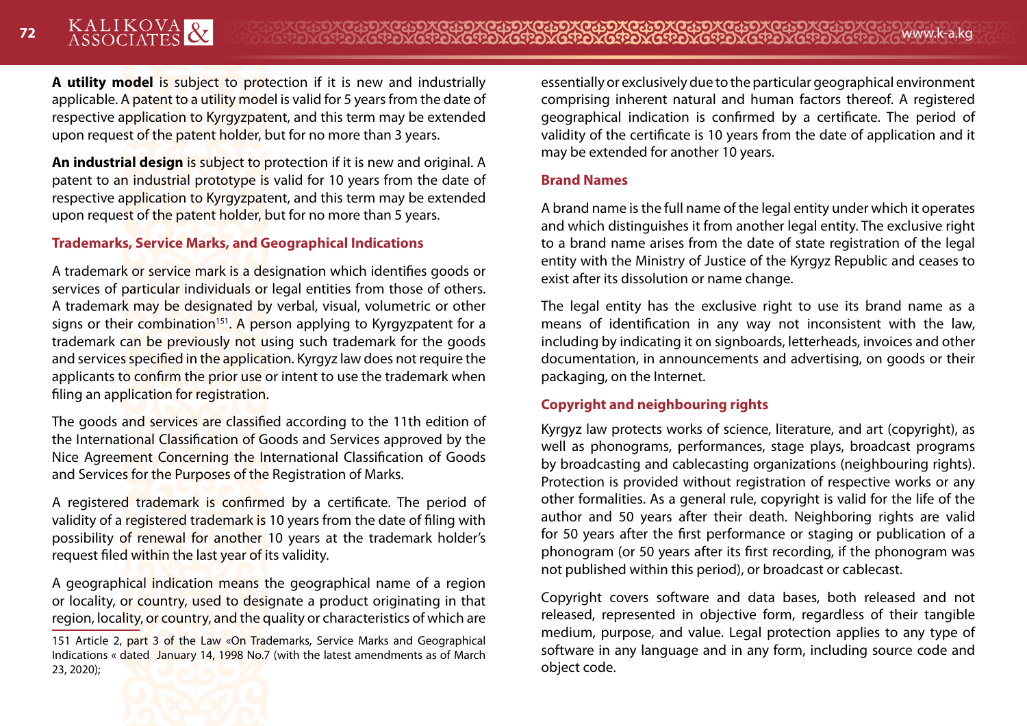**A utility model** is subject to protection if it is new and industrially applicable. A patent to a utility model is valid for 5 years from the date of respective application to Kyrgyzpatent, and this term may be extended upon request of the patent holder, but for no more than 3 years.

**An industrial design** is subject to protection if it is new and original. A patent to an industrial prototype is valid for 10 years from the date of respective application to Kyrgyzpatent, and this term may be extended upon request of the patent holder, but for no more than 5 years.

### Trademarks, Service Marks, and Geographical Indications

A trademark or service mark is a designation which identifies goods or services of particular individuals or legal entities from those of others. A trademark may be designated by verbal, visual, volumetric or other signs or their combination[151]. A person applying to Kyrgyzpatent for a trademark can be previously not using such trademark for the goods and services specified in the application. Kyrgyz law does not require the applicants to confirm the prior use or intent to use the trademark when filing an application for registration.

The goods and services are classified according to the 11th edition of the International Classification of Goods and Services approved by the Nice Agreement Concerning the International Classification of Goods and Services for the Purposes of the Registration of Marks.

A registered trademark is confirmed by a certificate. The period of validity of a registered trademark is 10 years from the date of filing with possibility of renewal for another 10 years at the trademark holder's request filed within the last year of its validity.

A geographical indication means the geographical name of a region or locality, or country, used to designate a product originating in that region, locality, or country, and the quality or characteristics of which are essentially or exclusively due to the particular geographical environment comprising inherent natural and human factors thereof. A registered geographical indication is confirmed by a certificate. The period of validity of the certificate is 10 years from the date of application and it may be extended for another 10 years.

### Brand Names

A brand name is the full name of the legal entity under which it operates and which distinguishes it from another legal entity. The exclusive right to a brand name arises from the date of state registration of the legal entity with the Ministry of Justice of the Kyrgyz Republic and ceases to exist after its dissolution or name change.

The legal entity has the exclusive right to use its brand name as a means of identification in any way not inconsistent with the law, including by indicating it on signboards, letterheads, invoices and other documentation, in announcements and advertising, on goods or their packaging, on the Internet.

### Copyright and neighbouring rights

Kyrgyz law protects works of science, literature, and art (copyright), as well as phonograms, performances, stage plays, broadcast programs by broadcasting and cablecasting organizations (neighbouring rights). Protection is provided without registration of respective works or any other formalities. As a general rule, copyright is valid for the life of the author and 50 years after their death. Neighboring rights are valid for 50 years after the first performance or staging or publication of a phonogram (or 50 years after its first recording, if the phonogram was not published within this period), or broadcast or cablecast.

Copyright covers software and data bases, both released and not released, represented in objective form, regardless of their tangible medium, purpose, and value. Legal protection applies to any type of software in any language and in any form, including source code and object code.

---

151 Article 2, part 3 of the Law «On Trademarks, Service Marks and Geographical Indications « dated January 14, 1998 No.7 (with the latest amendments as of March 23, 2020);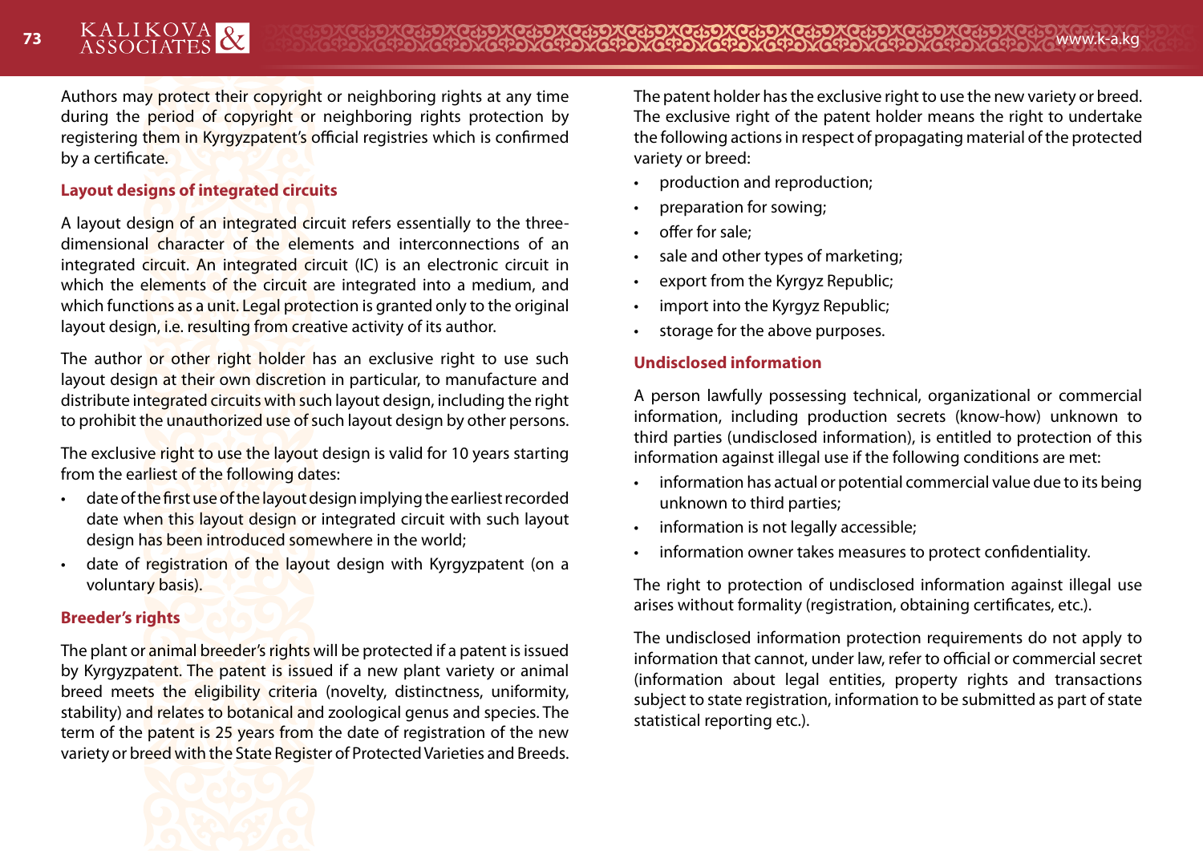Authors may protect their copyright or neighboring rights at any time during the period of copyright or neighboring rights protection by registering them in Kyrgyzpatent's official registries which is confirmed by a certificate.

### Layout designs of integrated circuits

A layout design of an integrated circuit refers essentially to the three-dimensional character of the elements and interconnections of an integrated circuit. An integrated circuit (IC) is an electronic circuit in which the elements of the circuit are integrated into a medium, and which functions as a unit. Legal protection is granted only to the original layout design, i.e. resulting from creative activity of its author.

The author or other right holder has an exclusive right to use such layout design at their own discretion in particular, to manufacture and distribute integrated circuits with such layout design, including the right to prohibit the unauthorized use of such layout design by other persons.

The exclusive right to use the layout design is valid for 10 years starting from the earliest of the following dates:

- date of the first use of the layout design implying the earliest recorded date when this layout design or integrated circuit with such layout design has been introduced somewhere in the world;
- date of registration of the layout design with Kyrgyzpatent (on a voluntary basis).

### Breeder's rights

The plant or animal breeder's rights will be protected if a patent is issued by Kyrgyzpatent. The patent is issued if a new plant variety or animal breed meets the eligibility criteria (novelty, distinctness, uniformity, stability) and relates to botanical and zoological genus and species. The term of the patent is 25 years from the date of registration of the new variety or breed with the State Register of Protected Varieties and Breeds.

The patent holder has the exclusive right to use the new variety or breed. The exclusive right of the patent holder means the right to undertake the following actions in respect of propagating material of the protected variety or breed:

- production and reproduction;
- preparation for sowing;
- offer for sale;
- sale and other types of marketing;
- export from the Kyrgyz Republic;
- import into the Kyrgyz Republic;
- storage for the above purposes.

### Undisclosed information

A person lawfully possessing technical, organizational or commercial information, including production secrets (know-how) unknown to third parties (undisclosed information), is entitled to protection of this information against illegal use if the following conditions are met:

- information has actual or potential commercial value due to its being unknown to third parties;
- information is not legally accessible;
- information owner takes measures to protect confidentiality.

The right to protection of undisclosed information against illegal use arises without formality (registration, obtaining certificates, etc.).

The undisclosed information protection requirements do not apply to information that cannot, under law, refer to official or commercial secret (information about legal entities, property rights and transactions subject to state registration, information to be submitted as part of state statistical reporting etc.).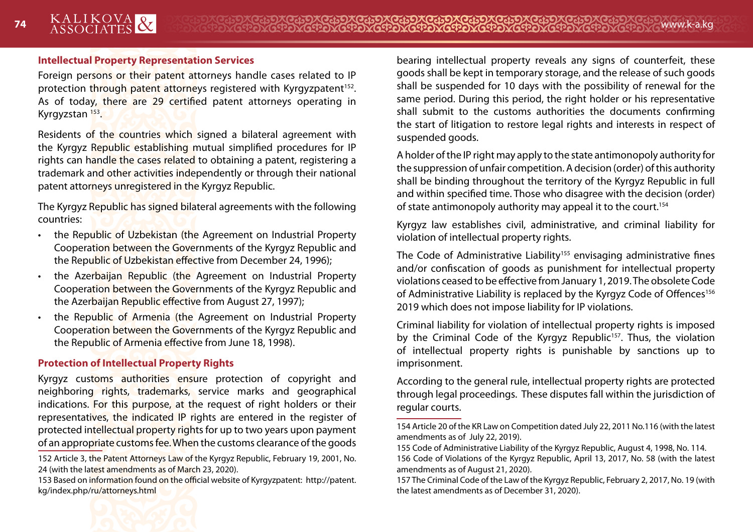### Intellectual Property Representation Services

Foreign persons or their patent attorneys handle cases related to IP protection through patent attorneys registered with Kyrgyzpatent[152]. As of today, there are 29 certified patent attorneys operating in Kyrgyzstan [153].

Residents of the countries which signed a bilateral agreement with the Kyrgyz Republic establishing mutual simplified procedures for IP rights can handle the cases related to obtaining a patent, registering a trademark and other activities independently or through their national patent attorneys unregistered in the Kyrgyz Republic.

The Kyrgyz Republic has signed bilateral agreements with the following countries:

- the Republic of Uzbekistan (the Agreement on Industrial Property Cooperation between the Governments of the Kyrgyz Republic and the Republic of Uzbekistan effective from December 24, 1996);
- the Azerbaijan Republic (the Agreement on Industrial Property Cooperation between the Governments of the Kyrgyz Republic and the Azerbaijan Republic effective from August 27, 1997);
- the Republic of Armenia (the Agreement on Industrial Property Cooperation between the Governments of the Kyrgyz Republic and the Republic of Armenia effective from June 18, 1998).

### Protection of Intellectual Property Rights

Kyrgyz customs authorities ensure protection of copyright and neighboring rights, trademarks, service marks and geographical indications. For this purpose, at the request of right holders or their representatives, the indicated IP rights are entered in the register of protected intellectual property rights for up to two years upon payment of an appropriate customs fee. When the customs clearance of the goods bearing intellectual property reveals any signs of counterfeit, these goods shall be kept in temporary storage, and the release of such goods shall be suspended for 10 days with the possibility of renewal for the same period. During this period, the right holder or his representative shall submit to the customs authorities the documents confirming the start of litigation to restore legal rights and interests in respect of suspended goods.

A holder of the IP right may apply to the state antimonopoly authority for the suppression of unfair competition. A decision (order) of this authority shall be binding throughout the territory of the Kyrgyz Republic in full and within specified time. Those who disagree with the decision (order) of state antimonopoly authority may appeal it to the court.[154]

Kyrgyz law establishes civil, administrative, and criminal liability for violation of intellectual property rights.

The Code of Administrative Liability[155] envisaging administrative fines and/or confiscation of goods as punishment for intellectual property violations ceased to be effective from January 1, 2019. The obsolete Code of Administrative Liability is replaced by the Kyrgyz Code of Offences[156] 2019 which does not impose liability for IP violations.

Criminal liability for violation of intellectual property rights is imposed by the Criminal Code of the Kyrgyz Republic[157]. Thus, the violation of intellectual property rights is punishable by sanctions up to imprisonment.

According to the general rule, intellectual property rights are protected through legal proceedings. These disputes fall within the jurisdiction of regular courts.

---

152 Article 3, the Patent Attorneys Law of the Kyrgyz Republic, February 19, 2001, No. 24 (with the latest amendments as of March 23, 2020).

153 Based on information found on the official website of Kyrgyzpatent: http://patent.kg/index.php/ru/attorneys.html

154 Article 20 of the KR Law on Competition dated July 22, 2011 No.116 (with the latest amendments as of July 22, 2019).

155 Code of Administrative Liability of the Kyrgyz Republic, August 4, 1998, No. 114.

156 Code of Violations of the Kyrgyz Republic, April 13, 2017, No. 58 (with the latest amendments as of August 21, 2020).

157 The Criminal Code of the Law of the Kyrgyz Republic, February 2, 2017, No. 19 (with the latest amendments as of December 31, 2020).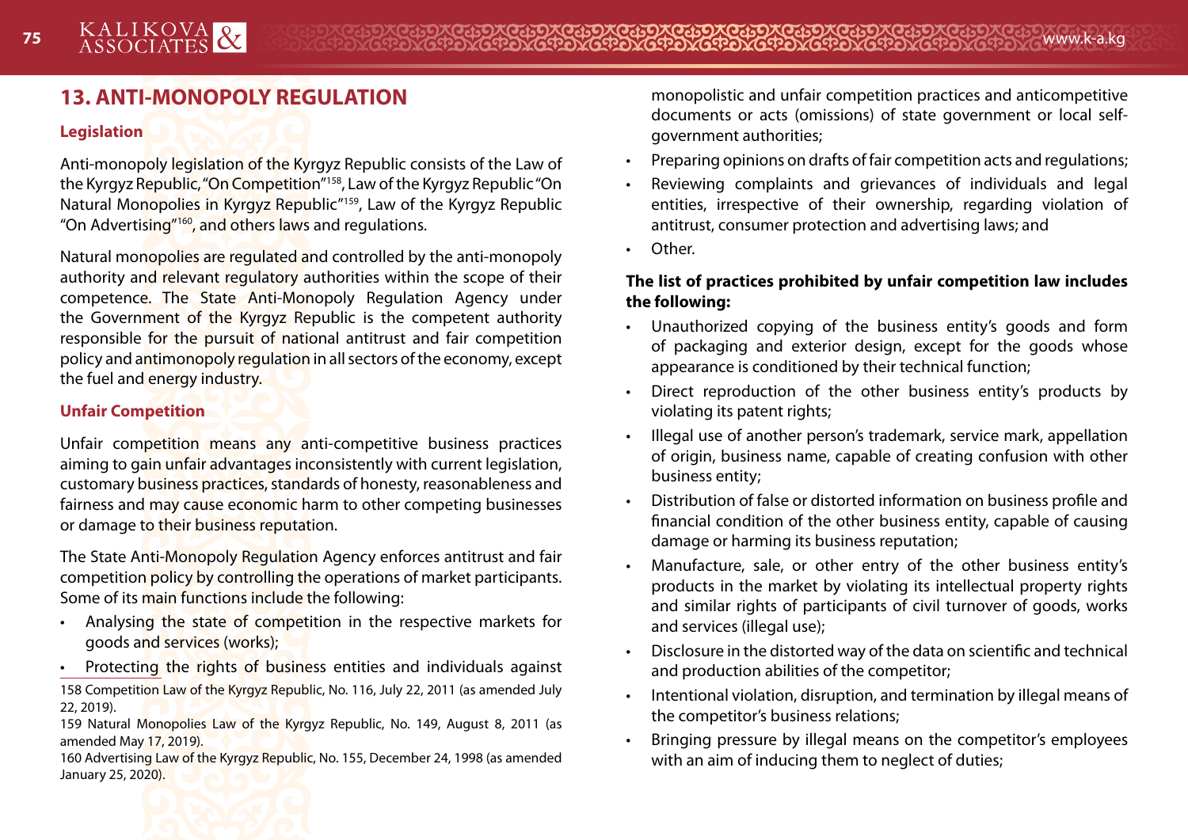## 13. ANTI-MONOPOLY REGULATION

### Legislation

Anti-monopoly legislation of the Kyrgyz Republic consists of the Law of the Kyrgyz Republic, "On Competition"[158], Law of the Kyrgyz Republic "On Natural Monopolies in Kyrgyz Republic"[159], Law of the Kyrgyz Republic "On Advertising"[160], and others laws and regulations.

Natural monopolies are regulated and controlled by the anti-monopoly authority and relevant regulatory authorities within the scope of their competence. The State Anti-Monopoly Regulation Agency under the Government of the Kyrgyz Republic is the competent authority responsible for the pursuit of national antitrust and fair competition policy and antimonopoly regulation in all sectors of the economy, except the fuel and energy industry.

### Unfair Competition

Unfair competition means any anti-competitive business practices aiming to gain unfair advantages inconsistently with current legislation, customary business practices, standards of honesty, reasonableness and fairness and may cause economic harm to other competing businesses or damage to their business reputation.

The State Anti-Monopoly Regulation Agency enforces antitrust and fair competition policy by controlling the operations of market participants. Some of its main functions include the following:

- Analysing the state of competition in the respective markets for goods and services (works);
- Protecting the rights of business entities and individuals against monopolistic and unfair competition practices and anticompetitive documents or acts (omissions) of state government or local self-government authorities;
- Preparing opinions on drafts of fair competition acts and regulations;
- Reviewing complaints and grievances of individuals and legal entities, irrespective of their ownership, regarding violation of antitrust, consumer protection and advertising laws; and
- Other.

**The list of practices prohibited by unfair competition law includes the following:**

- Unauthorized copying of the business entity's goods and form of packaging and exterior design, except for the goods whose appearance is conditioned by their technical function;
- Direct reproduction of the other business entity's products by violating its patent rights;
- Illegal use of another person's trademark, service mark, appellation of origin, business name, capable of creating confusion with other business entity;
- Distribution of false or distorted information on business profile and financial condition of the other business entity, capable of causing damage or harming its business reputation;
- Manufacture, sale, or other entry of the other business entity's products in the market by violating its intellectual property rights and similar rights of participants of civil turnover of goods, works and services (illegal use);
- Disclosure in the distorted way of the data on scientific and technical and production abilities of the competitor;
- Intentional violation, disruption, and termination by illegal means of the competitor's business relations;
- Bringing pressure by illegal means on the competitor's employees with an aim of inducing them to neglect of duties;

---

158 Competition Law of the Kyrgyz Republic, No. 116, July 22, 2011 (as amended July 22, 2019).

159 Natural Monopolies Law of the Kyrgyz Republic, No. 149, August 8, 2011 (as amended May 17, 2019).

160 Advertising Law of the Kyrgyz Republic, No. 155, December 24, 1998 (as amended January 25, 2020).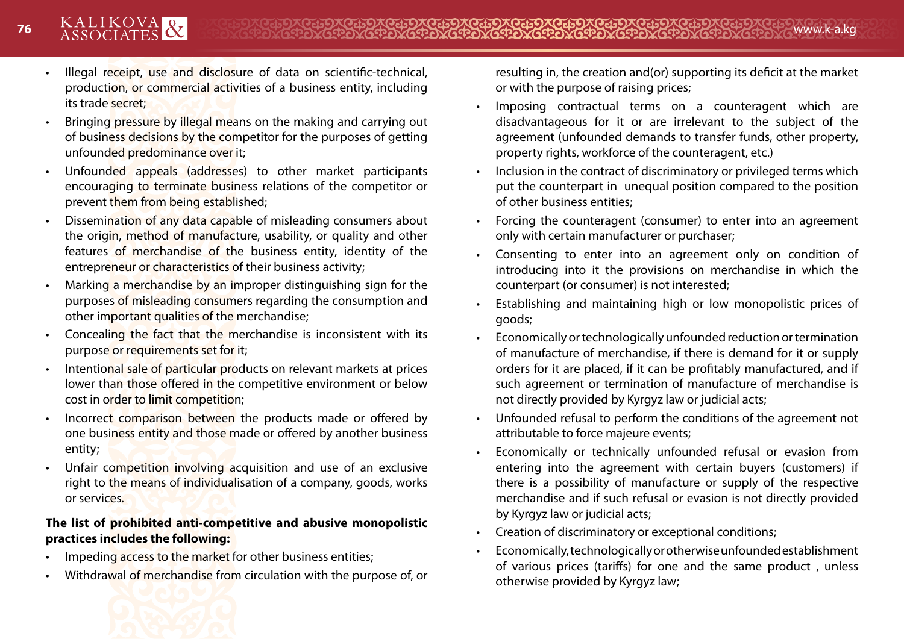- Illegal receipt, use and disclosure of data on scientific-technical, production, or commercial activities of a business entity, including its trade secret;
- Bringing pressure by illegal means on the making and carrying out of business decisions by the competitor for the purposes of getting unfounded predominance over it;
- Unfounded appeals (addresses) to other market participants encouraging to terminate business relations of the competitor or prevent them from being established;
- Dissemination of any data capable of misleading consumers about the origin, method of manufacture, usability, or quality and other features of merchandise of the business entity, identity of the entrepreneur or characteristics of their business activity;
- Marking a merchandise by an improper distinguishing sign for the purposes of misleading consumers regarding the consumption and other important qualities of the merchandise;
- Concealing the fact that the merchandise is inconsistent with its purpose or requirements set for it;
- Intentional sale of particular products on relevant markets at prices lower than those offered in the competitive environment or below cost in order to limit competition;
- Incorrect comparison between the products made or offered by one business entity and those made or offered by another business entity;
- Unfair competition involving acquisition and use of an exclusive right to the means of individualisation of a company, goods, works or services.

**The list of prohibited anti-competitive and abusive monopolistic practices includes the following:**

- Impeding access to the market for other business entities;
- Withdrawal of merchandise from circulation with the purpose of, or resulting in, the creation and(or) supporting its deficit at the market or with the purpose of raising prices;
- Imposing contractual terms on a counteragent which are disadvantageous for it or are irrelevant to the subject of the agreement (unfounded demands to transfer funds, other property, property rights, workforce of the counteragent, etc.)
- Inclusion in the contract of discriminatory or privileged terms which put the counterpart in unequal position compared to the position of other business entities;
- Forcing the counteragent (consumer) to enter into an agreement only with certain manufacturer or purchaser;
- Consenting to enter into an agreement only on condition of introducing into it the provisions on merchandise in which the counterpart (or consumer) is not interested;
- Establishing and maintaining high or low monopolistic prices of goods;
- Economically or technologically unfounded reduction or termination of manufacture of merchandise, if there is demand for it or supply orders for it are placed, if it can be profitably manufactured, and if such agreement or termination of manufacture of merchandise is not directly provided by Kyrgyz law or judicial acts;
- Unfounded refusal to perform the conditions of the agreement not attributable to force majeure events;
- Economically or technically unfounded refusal or evasion from entering into the agreement with certain buyers (customers) if there is a possibility of manufacture or supply of the respective merchandise and if such refusal or evasion is not directly provided by Kyrgyz law or judicial acts;
- Creation of discriminatory or exceptional conditions;
- Economically, technologically or otherwise unfounded establishment of various prices (tariffs) for one and the same product , unless otherwise provided by Kyrgyz law;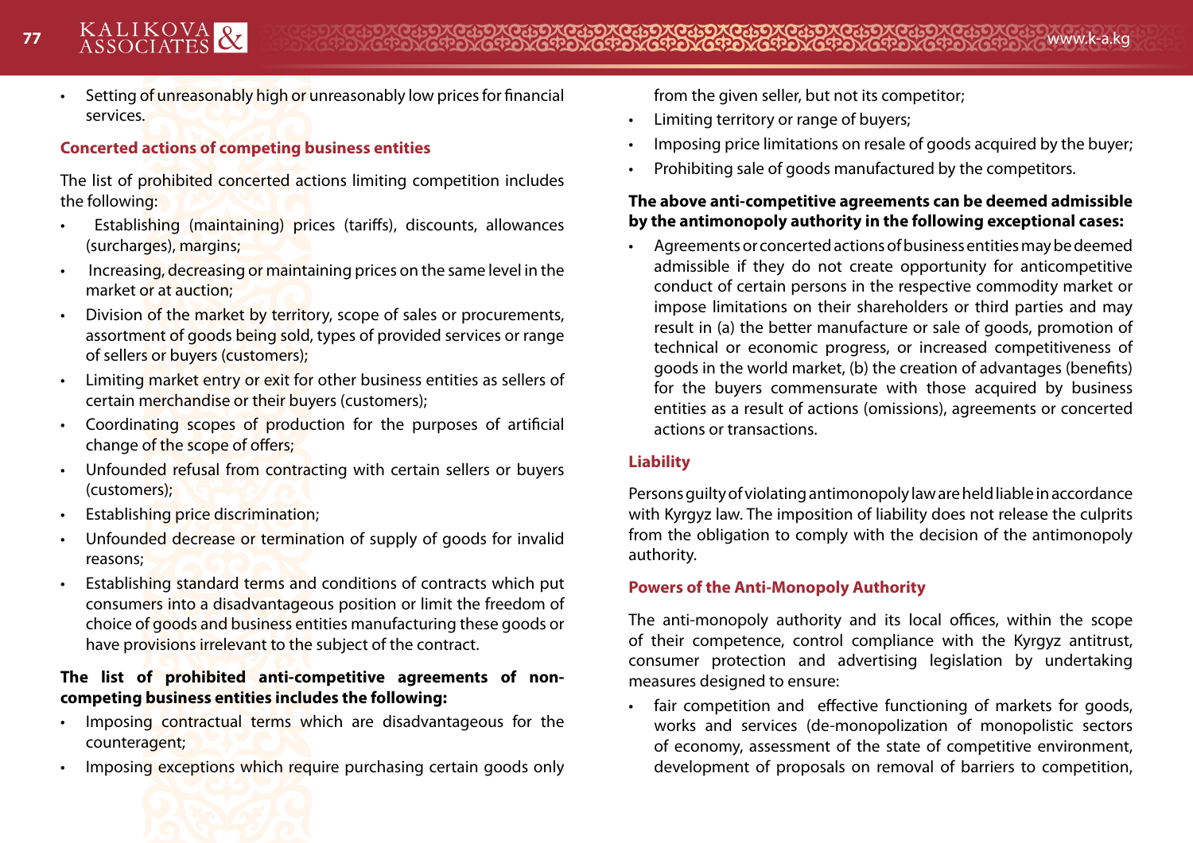- Setting of unreasonably high or unreasonably low prices for financial services.

### Concerted actions of competing business entities

The list of prohibited concerted actions limiting competition includes the following:

- Establishing (maintaining) prices (tariffs), discounts, allowances (surcharges), margins;
- Increasing, decreasing or maintaining prices on the same level in the market or at auction;
- Division of the market by territory, scope of sales or procurements, assortment of goods being sold, types of provided services or range of sellers or buyers (customers);
- Limiting market entry or exit for other business entities as sellers of certain merchandise or their buyers (customers);
- Coordinating scopes of production for the purposes of artificial change of the scope of offers;
- Unfounded refusal from contracting with certain sellers or buyers (customers);
- Establishing price discrimination;
- Unfounded decrease or termination of supply of goods for invalid reasons;
- Establishing standard terms and conditions of contracts which put consumers into a disadvantageous position or limit the freedom of choice of goods and business entities manufacturing these goods or have provisions irrelevant to the subject of the contract.

**The list of prohibited anti-competitive agreements of non-competing business entities includes the following:**

- Imposing contractual terms which are disadvantageous for the counteragent;
- Imposing exceptions which require purchasing certain goods only from the given seller, but not its competitor;
- Limiting territory or range of buyers;
- Imposing price limitations on resale of goods acquired by the buyer;
- Prohibiting sale of goods manufactured by the competitors.

**The above anti-competitive agreements can be deemed admissible by the antimonopoly authority in the following exceptional cases:**

- Agreements or concerted actions of business entities may be deemed admissible if they do not create opportunity for anticompetitive conduct of certain persons in the respective commodity market or impose limitations on their shareholders or third parties and may result in (a) the better manufacture or sale of goods, promotion of technical or economic progress, or increased competitiveness of goods in the world market, (b) the creation of advantages (benefits) for the buyers commensurate with those acquired by business entities as a result of actions (omissions), agreements or concerted actions or transactions.

### Liability

Persons guilty of violating antimonopoly law are held liable in accordance with Kyrgyz law. The imposition of liability does not release the culprits from the obligation to comply with the decision of the antimonopoly authority.

### Powers of the Anti-Monopoly Authority

The anti-monopoly authority and its local offices, within the scope of their competence, control compliance with the Kyrgyz antitrust, consumer protection and advertising legislation by undertaking measures designed to ensure:

- fair competition and effective functioning of markets for goods, works and services (de-monopolization of monopolistic sectors of economy, assessment of the state of competitive environment, development of proposals on removal of barriers to competition,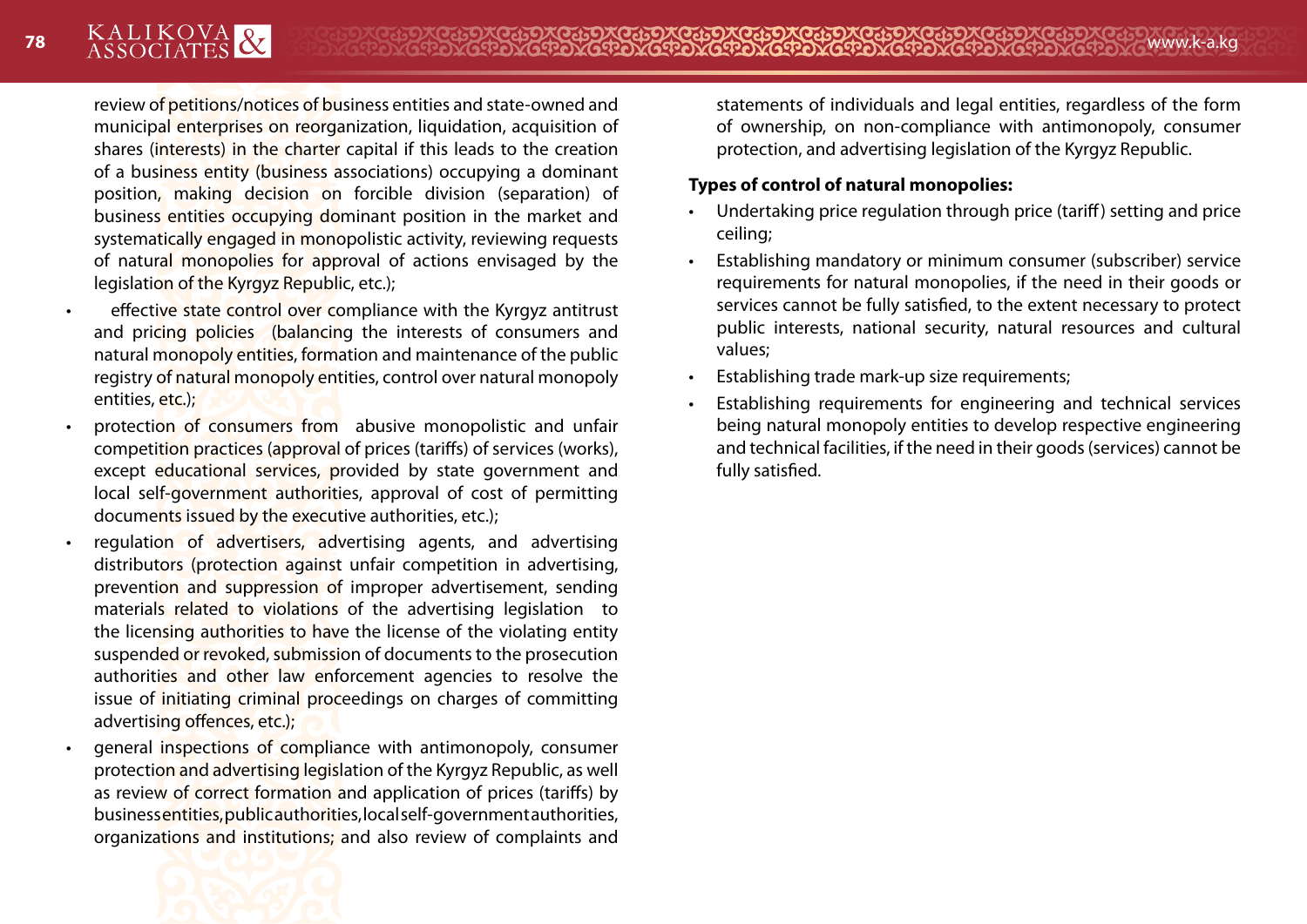review of petitions/notices of business entities and state-owned and municipal enterprises on reorganization, liquidation, acquisition of shares (interests) in the charter capital if this leads to the creation of a business entity (business associations) occupying a dominant position, making decision on forcible division (separation) of business entities occupying dominant position in the market and systematically engaged in monopolistic activity, reviewing requests of natural monopolies for approval of actions envisaged by the legislation of the Kyrgyz Republic, etc.);

- effective state control over compliance with the Kyrgyz antitrust and pricing policies (balancing the interests of consumers and natural monopoly entities, formation and maintenance of the public registry of natural monopoly entities, control over natural monopoly entities, etc.);
- protection of consumers from abusive monopolistic and unfair competition practices (approval of prices (tariffs) of services (works), except educational services, provided by state government and local self-government authorities, approval of cost of permitting documents issued by the executive authorities, etc.);
- regulation of advertisers, advertising agents, and advertising distributors (protection against unfair competition in advertising, prevention and suppression of improper advertisement, sending materials related to violations of the advertising legislation to the licensing authorities to have the license of the violating entity suspended or revoked, submission of documents to the prosecution authorities and other law enforcement agencies to resolve the issue of initiating criminal proceedings on charges of committing advertising offences, etc.);
- general inspections of compliance with antimonopoly, consumer protection and advertising legislation of the Kyrgyz Republic, as well as review of correct formation and application of prices (tariffs) by business entities, public authorities, local self-government authorities, organizations and institutions; and also review of complaints and statements of individuals and legal entities, regardless of the form of ownership, on non-compliance with antimonopoly, consumer protection, and advertising legislation of the Kyrgyz Republic.

**Types of control of natural monopolies:**

- Undertaking price regulation through price (tariff) setting and price ceiling;
- Establishing mandatory or minimum consumer (subscriber) service requirements for natural monopolies, if the need in their goods or services cannot be fully satisfied, to the extent necessary to protect public interests, national security, natural resources and cultural values;
- Establishing trade mark-up size requirements;
- Establishing requirements for engineering and technical services being natural monopoly entities to develop respective engineering and technical facilities, if the need in their goods (services) cannot be fully satisfied.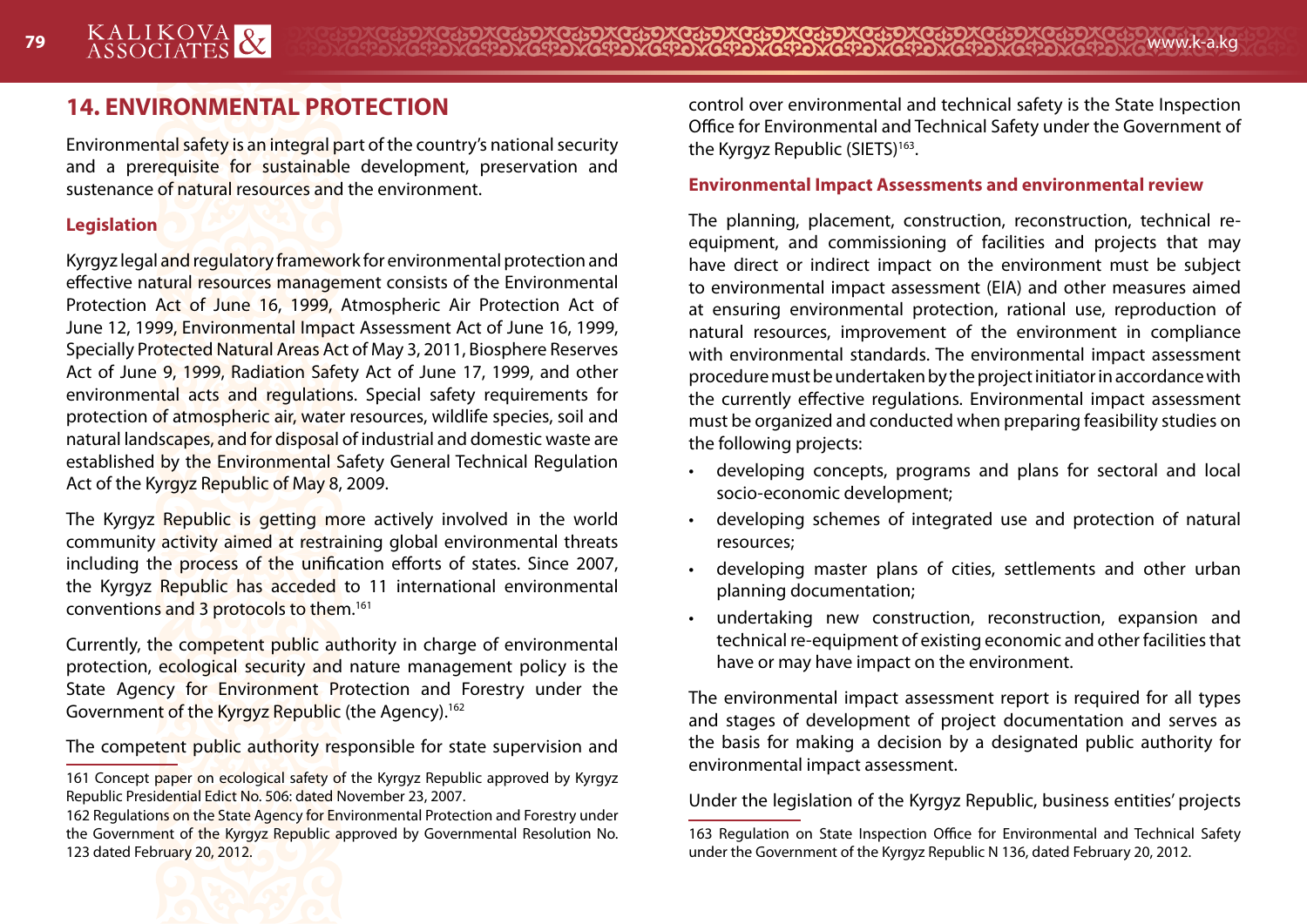## 14. ENVIRONMENTAL PROTECTION

Environmental safety is an integral part of the country's national security and a prerequisite for sustainable development, preservation and sustenance of natural resources and the environment.

### Legislation

Kyrgyz legal and regulatory framework for environmental protection and effective natural resources management consists of the Environmental Protection Act of June 16, 1999, Atmospheric Air Protection Act of June 12, 1999, Environmental Impact Assessment Act of June 16, 1999, Specially Protected Natural Areas Act of May 3, 2011, Biosphere Reserves Act of June 9, 1999, Radiation Safety Act of June 17, 1999, and other environmental acts and regulations. Special safety requirements for protection of atmospheric air, water resources, wildlife species, soil and natural landscapes, and for disposal of industrial and domestic waste are established by the Environmental Safety General Technical Regulation Act of the Kyrgyz Republic of May 8, 2009.

The Kyrgyz Republic is getting more actively involved in the world community activity aimed at restraining global environmental threats including the process of the unification efforts of states. Since 2007, the Kyrgyz Republic has acceded to 11 international environmental conventions and 3 protocols to them.[161]

Currently, the competent public authority in charge of environmental protection, ecological security and nature management policy is the State Agency for Environment Protection and Forestry under the Government of the Kyrgyz Republic (the Agency).[162]

The competent public authority responsible for state supervision and control over environmental and technical safety is the State Inspection Office for Environmental and Technical Safety under the Government of the Kyrgyz Republic (SIETS)[163].

### Environmental Impact Assessments and environmental review

The planning, placement, construction, reconstruction, technical re-equipment, and commissioning of facilities and projects that may have direct or indirect impact on the environment must be subject to environmental impact assessment (EIA) and other measures aimed at ensuring environmental protection, rational use, reproduction of natural resources, improvement of the environment in compliance with environmental standards. The environmental impact assessment procedure must be undertaken by the project initiator in accordance with the currently effective regulations. Environmental impact assessment must be organized and conducted when preparing feasibility studies on the following projects:

- developing concepts, programs and plans for sectoral and local socio-economic development;
- developing schemes of integrated use and protection of natural resources;
- developing master plans of cities, settlements and other urban planning documentation;
- undertaking new construction, reconstruction, expansion and technical re-equipment of existing economic and other facilities that have or may have impact on the environment.

The environmental impact assessment report is required for all types and stages of development of project documentation and serves as the basis for making a decision by a designated public authority for environmental impact assessment.

Under the legislation of the Kyrgyz Republic, business entities' projects

---

161 Concept paper on ecological safety of the Kyrgyz Republic approved by Kyrgyz Republic Presidential Edict No. 506: dated November 23, 2007.

162 Regulations on the State Agency for Environmental Protection and Forestry under the Government of the Kyrgyz Republic approved by Governmental Resolution No. 123 dated February 20, 2012.

163 Regulation on State Inspection Office for Environmental and Technical Safety under the Government of the Kyrgyz Republic N 136, dated February 20, 2012.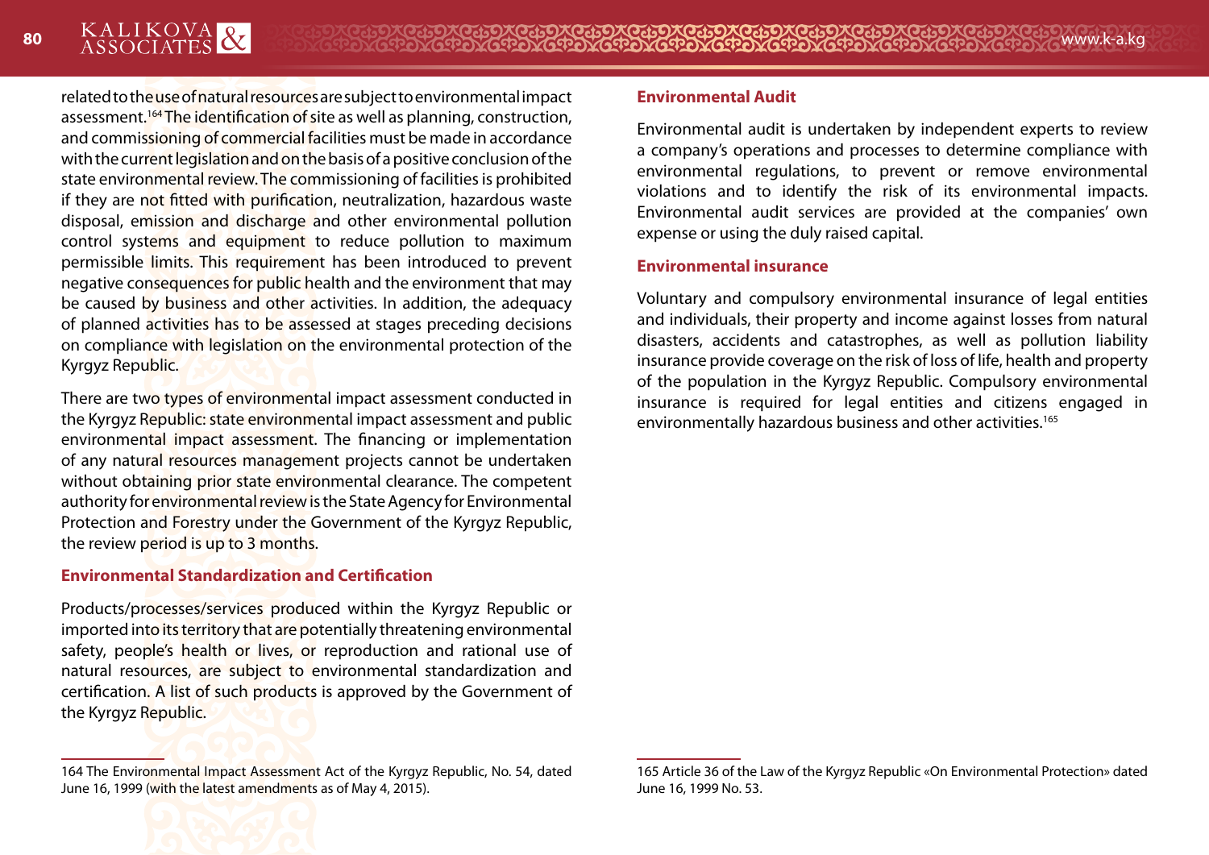related to the use of natural resources are subject to environmental impact assessment.[164] The identification of site as well as planning, construction, and commissioning of commercial facilities must be made in accordance with the current legislation and on the basis of a positive conclusion of the state environmental review. The commissioning of facilities is prohibited if they are not fitted with purification, neutralization, hazardous waste disposal, emission and discharge and other environmental pollution control systems and equipment to reduce pollution to maximum permissible limits. This requirement has been introduced to prevent negative consequences for public health and the environment that may be caused by business and other activities. In addition, the adequacy of planned activities has to be assessed at stages preceding decisions on compliance with legislation on the environmental protection of the Kyrgyz Republic.

There are two types of environmental impact assessment conducted in the Kyrgyz Republic: state environmental impact assessment and public environmental impact assessment. The financing or implementation of any natural resources management projects cannot be undertaken without obtaining prior state environmental clearance. The competent authority for environmental review is the State Agency for Environmental Protection and Forestry under the Government of the Kyrgyz Republic, the review period is up to 3 months.

### Environmental Standardization and Certification

Products/processes/services produced within the Kyrgyz Republic or imported into its territory that are potentially threatening environmental safety, people's health or lives, or reproduction and rational use of natural resources, are subject to environmental standardization and certification. A list of such products is approved by the Government of the Kyrgyz Republic.

164 The Environmental Impact Assessment Act of the Kyrgyz Republic, No. 54, dated June 16, 1999 (with the latest amendments as of May 4, 2015).

### Environmental Audit

Environmental audit is undertaken by independent experts to review a company's operations and processes to determine compliance with environmental regulations, to prevent or remove environmental violations and to identify the risk of its environmental impacts. Environmental audit services are provided at the companies' own expense or using the duly raised capital.

### Environmental insurance

Voluntary and compulsory environmental insurance of legal entities and individuals, their property and income against losses from natural disasters, accidents and catastrophes, as well as pollution liability insurance provide coverage on the risk of loss of life, health and property of the population in the Kyrgyz Republic. Compulsory environmental insurance is required for legal entities and citizens engaged in environmentally hazardous business and other activities.[165]

165 Article 36 of the Law of the Kyrgyz Republic «On Environmental Protection» dated June 16, 1999 No. 53.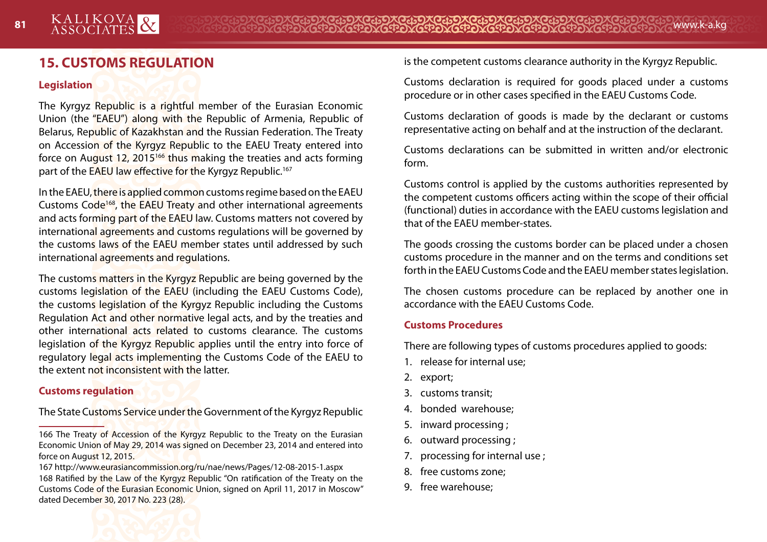## 15. CUSTOMS REGULATION

### Legislation

The Kyrgyz Republic is a rightful member of the Eurasian Economic Union (the "EAEU") along with the Republic of Armenia, Republic of Belarus, Republic of Kazakhstan and the Russian Federation. The Treaty on Accession of the Kyrgyz Republic to the EAEU Treaty entered into force on August 12, 2015[166] thus making the treaties and acts forming part of the EAEU law effective for the Kyrgyz Republic.[167]

In the EAEU, there is applied common customs regime based on the EAEU Customs Code[168], the EAEU Treaty and other international agreements and acts forming part of the EAEU law. Customs matters not covered by international agreements and customs regulations will be governed by the customs laws of the EAEU member states until addressed by such international agreements and regulations.

The customs matters in the Kyrgyz Republic are being governed by the customs legislation of the EAEU (including the EAEU Customs Code), the customs legislation of the Kyrgyz Republic including the Customs Regulation Act and other normative legal acts, and by the treaties and other international acts related to customs clearance. The customs legislation of the Kyrgyz Republic applies until the entry into force of regulatory legal acts implementing the Customs Code of the EAEU to the extent not inconsistent with the latter.

### Customs regulation

The State Customs Service under the Government of the Kyrgyz Republic is the competent customs clearance authority in the Kyrgyz Republic.

Customs declaration is required for goods placed under a customs procedure or in other cases specified in the EAEU Customs Code.

Customs declaration of goods is made by the declarant or customs representative acting on behalf and at the instruction of the declarant.

Customs declarations can be submitted in written and/or electronic form.

Customs control is applied by the customs authorities represented by the competent customs officers acting within the scope of their official (functional) duties in accordance with the EAEU customs legislation and that of the EAEU member-states.

The goods crossing the customs border can be placed under a chosen customs procedure in the manner and on the terms and conditions set forth in the EAEU Customs Code and the EAEU member states legislation.

The chosen customs procedure can be replaced by another one in accordance with the EAEU Customs Code.

### Customs Procedures

There are following types of customs procedures applied to goods:

1. release for internal use;
2. export;
3. customs transit;
4. bonded warehouse;
5. inward processing ;
6. outward processing ;
7. processing for internal use ;
8. free customs zone;
9. free warehouse;

---

166 The Treaty of Accession of the Kyrgyz Republic to the Treaty on the Eurasian Economic Union of May 29, 2014 was signed on December 23, 2014 and entered into force on August 12, 2015.

167 http://www.eurasiancommission.org/ru/nae/news/Pages/12-08-2015-1.aspx

168 Ratified by the Law of the Kyrgyz Republic "On ratification of the Treaty on the Customs Code of the Eurasian Economic Union, signed on April 11, 2017 in Moscow" dated December 30, 2017 No. 223 (28).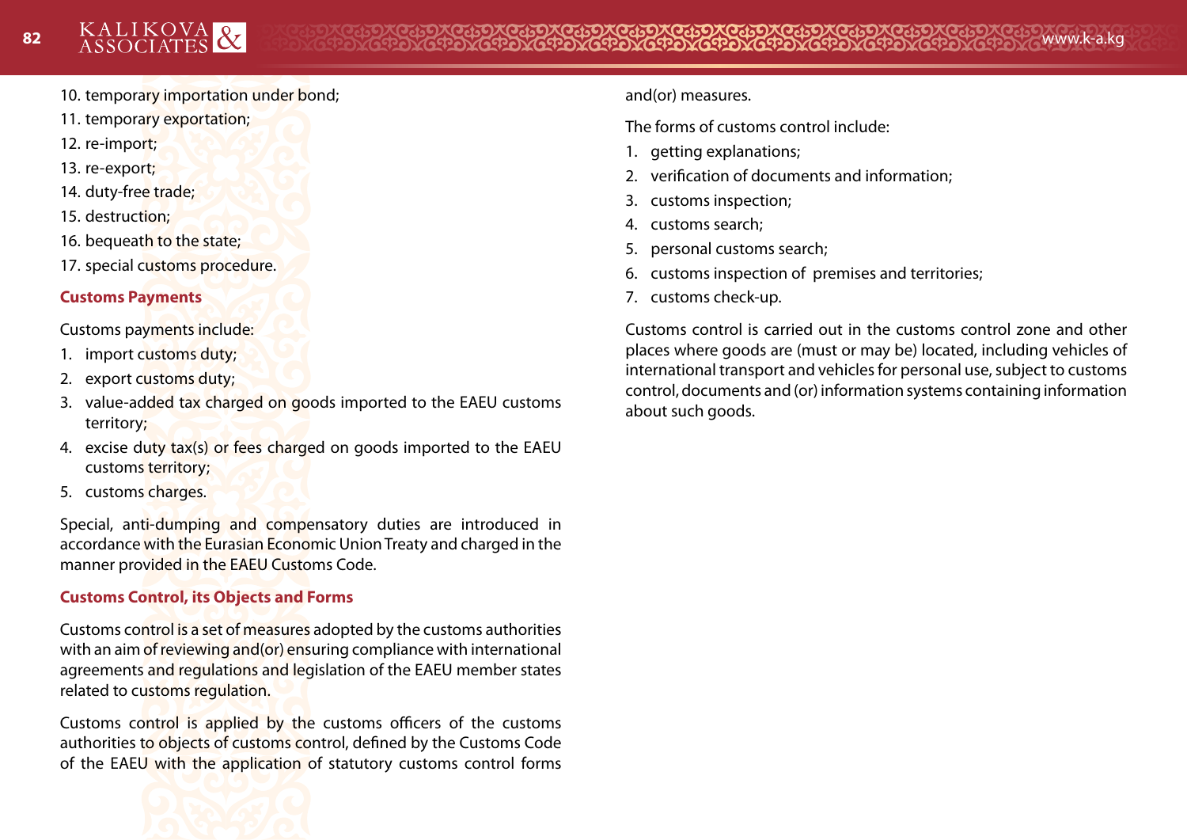10. temporary importation under bond;
11. temporary exportation;
12. re-import;
13. re-export;
14. duty-free trade;
15. destruction;
16. bequeath to the state;
17. special customs procedure.

### Customs Payments

Customs payments include:

1. import customs duty;
2. export customs duty;
3. value-added tax charged on goods imported to the EAEU customs territory;
4. excise duty tax(s) or fees charged on goods imported to the EAEU customs territory;
5. customs charges.

Special, anti-dumping and compensatory duties are introduced in accordance with the Eurasian Economic Union Treaty and charged in the manner provided in the EAEU Customs Code.

### Customs Control, its Objects and Forms

Customs control is a set of measures adopted by the customs authorities with an aim of reviewing and(or) ensuring compliance with international agreements and regulations and legislation of the EAEU member states related to customs regulation.

Customs control is applied by the customs officers of the customs authorities to objects of customs control, defined by the Customs Code of the EAEU with the application of statutory customs control forms and(or) measures.

The forms of customs control include:

1. getting explanations;
2. verification of documents and information;
3. customs inspection;
4. customs search;
5. personal customs search;
6. customs inspection of premises and territories;
7. customs check-up.

Customs control is carried out in the customs control zone and other places where goods are (must or may be) located, including vehicles of international transport and vehicles for personal use, subject to customs control, documents and (or) information systems containing information about such goods.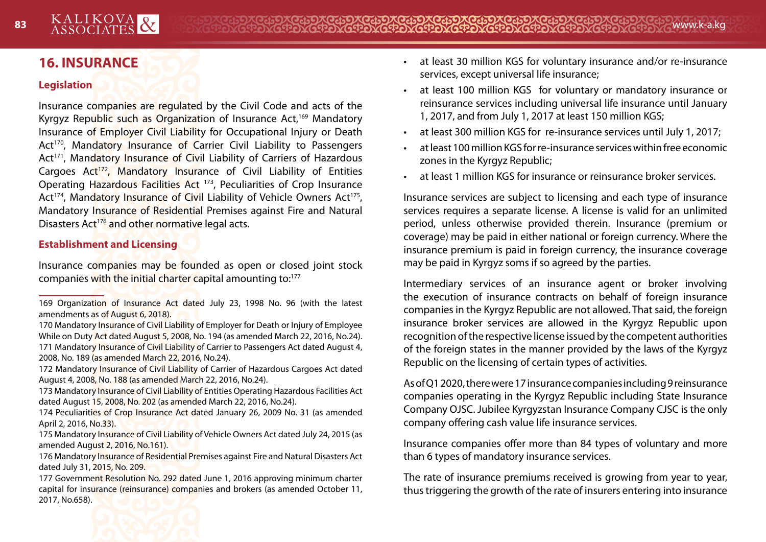## 16. INSURANCE

### Legislation

Insurance companies are regulated by the Civil Code and acts of the Kyrgyz Republic such as Organization of Insurance Act,[169] Mandatory Insurance of Employer Civil Liability for Occupational Injury or Death Act[170], Mandatory Insurance of Carrier Civil Liability to Passengers Act[171], Mandatory Insurance of Civil Liability of Carriers of Hazardous Cargoes Act[172], Mandatory Insurance of Civil Liability of Entities Operating Hazardous Facilities Act [173], Peculiarities of Crop Insurance Act[174], Mandatory Insurance of Civil Liability of Vehicle Owners Act[175], Mandatory Insurance of Residential Premises against Fire and Natural Disasters Act[176] and other normative legal acts.

### Establishment and Licensing

Insurance companies may be founded as open or closed joint stock companies with the initial charter capital amounting to:[177]

- at least 30 million KGS for voluntary insurance and/or re-insurance services, except universal life insurance;
- at least 100 million KGS for voluntary or mandatory insurance or reinsurance services including universal life insurance until January 1, 2017, and from July 1, 2017 at least 150 million KGS;
- at least 300 million KGS for re-insurance services until July 1, 2017;
- at least 100 million KGS for re-insurance services within free economic zones in the Kyrgyz Republic;
- at least 1 million KGS for insurance or reinsurance broker services.

Insurance services are subject to licensing and each type of insurance services requires a separate license. A license is valid for an unlimited period, unless otherwise provided therein. Insurance (premium or coverage) may be paid in either national or foreign currency. Where the insurance premium is paid in foreign currency, the insurance coverage may be paid in Kyrgyz soms if so agreed by the parties.

Intermediary services of an insurance agent or broker involving the execution of insurance contracts on behalf of foreign insurance companies in the Kyrgyz Republic are not allowed. That said, the foreign insurance broker services are allowed in the Kyrgyz Republic upon recognition of the respective license issued by the competent authorities of the foreign states in the manner provided by the laws of the Kyrgyz Republic on the licensing of certain types of activities.

As of Q1 2020, there were 17 insurance companies including 9 reinsurance companies operating in the Kyrgyz Republic including State Insurance Company OJSC. Jubilee Kyrgyzstan Insurance Company CJSC is the only company offering cash value life insurance services.

Insurance companies offer more than 84 types of voluntary and more than 6 types of mandatory insurance services.

The rate of insurance premiums received is growing from year to year, thus triggering the growth of the rate of insurers entering into insurance

---

169 Organization of Insurance Act dated July 23, 1998 No. 96 (with the latest amendments as of August 6, 2018).

170 Mandatory Insurance of Civil Liability of Employer for Death or Injury of Employee While on Duty Act dated August 5, 2008, No. 194 (as amended March 22, 2016, No.24).

171 Mandatory Insurance of Civil Liability of Carrier to Passengers Act dated August 4, 2008, No. 189 (as amended March 22, 2016, No.24).

172 Mandatory Insurance of Civil Liability of Carrier of Hazardous Cargoes Act dated August 4, 2008, No. 188 (as amended March 22, 2016, No.24).

173 Mandatory Insurance of Civil Liability of Entities Operating Hazardous Facilities Act dated August 15, 2008, No. 202 (as amended March 22, 2016, No.24).

174 Peculiarities of Crop Insurance Act dated January 26, 2009 No. 31 (as amended April 2, 2016, No.33).

175 Mandatory Insurance of Civil Liability of Vehicle Owners Act dated July 24, 2015 (as amended August 2, 2016, No.161).

176 Mandatory Insurance of Residential Premises against Fire and Natural Disasters Act dated July 31, 2015, No. 209.

177 Government Resolution No. 292 dated June 1, 2016 approving minimum charter capital for insurance (reinsurance) companies and brokers (as amended October 11, 2017, No.658).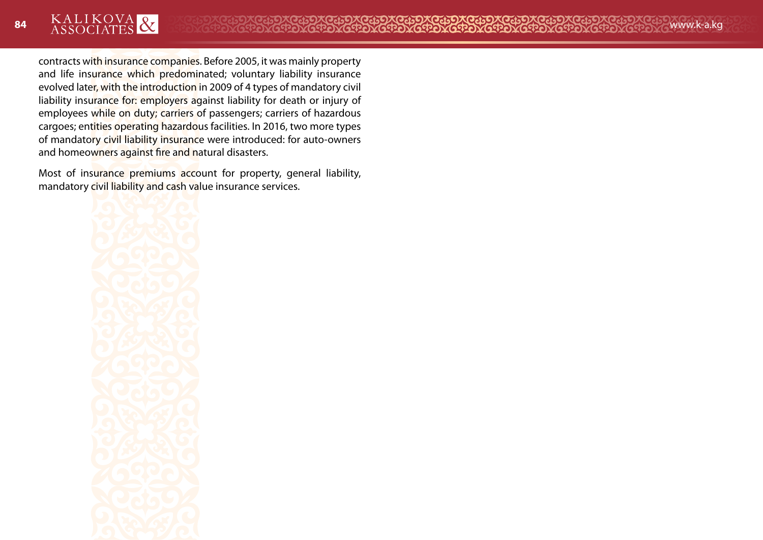contracts with insurance companies. Before 2005, it was mainly property and life insurance which predominated; voluntary liability insurance evolved later, with the introduction in 2009 of 4 types of mandatory civil liability insurance for: employers against liability for death or injury of employees while on duty; carriers of passengers; carriers of hazardous cargoes; entities operating hazardous facilities. In 2016, two more types of mandatory civil liability insurance were introduced: for auto-owners and homeowners against fire and natural disasters.

Most of insurance premiums account for property, general liability, mandatory civil liability and cash value insurance services.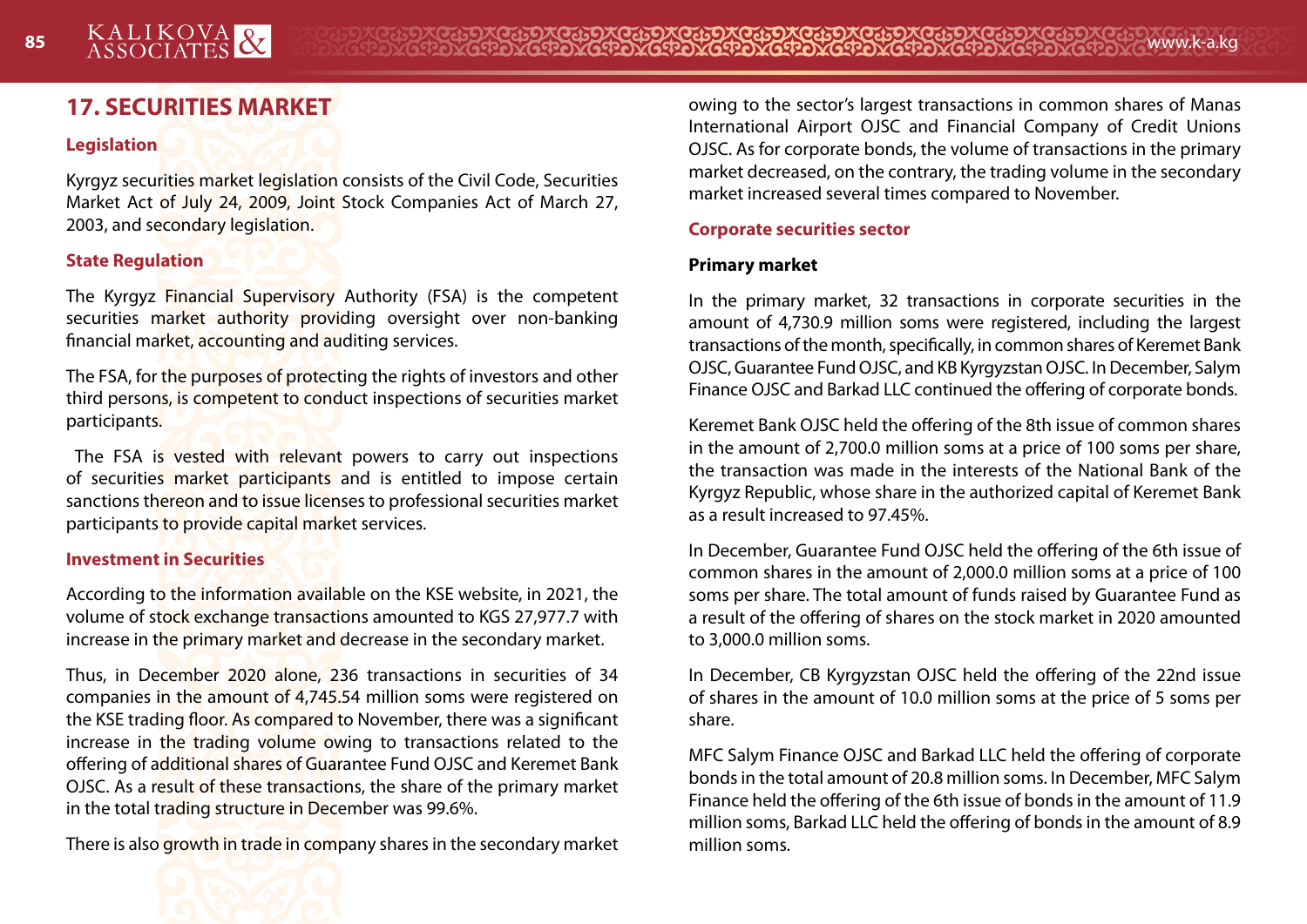## 17. SECURITIES MARKET

### Legislation

Kyrgyz securities market legislation consists of the Civil Code, Securities Market Act of July 24, 2009, Joint Stock Companies Act of March 27, 2003, and secondary legislation.

### State Regulation

The Kyrgyz Financial Supervisory Authority (FSA) is the competent securities market authority providing oversight over non-banking financial market, accounting and auditing services.

The FSA, for the purposes of protecting the rights of investors and other third persons, is competent to conduct inspections of securities market participants.

The FSA is vested with relevant powers to carry out inspections of securities market participants and is entitled to impose certain sanctions thereon and to issue licenses to professional securities market participants to provide capital market services.

### Investment in Securities

According to the information available on the KSE website, in 2021, the volume of stock exchange transactions amounted to KGS 27,977.7 with increase in the primary market and decrease in the secondary market.

Thus, in December 2020 alone, 236 transactions in securities of 34 companies in the amount of 4,745.54 million soms were registered on the KSE trading floor. As compared to November, there was a significant increase in the trading volume owing to transactions related to the offering of additional shares of Guarantee Fund OJSC and Keremet Bank OJSC. As a result of these transactions, the share of the primary market in the total trading structure in December was 99.6%.

There is also growth in trade in company shares in the secondary market owing to the sector's largest transactions in common shares of Manas International Airport OJSC and Financial Company of Credit Unions OJSC. As for corporate bonds, the volume of transactions in the primary market decreased, on the contrary, the trading volume in the secondary market increased several times compared to November.

### Corporate securities sector

**Primary market**

In the primary market, 32 transactions in corporate securities in the amount of 4,730.9 million soms were registered, including the largest transactions of the month, specifically, in common shares of Keremet Bank OJSC, Guarantee Fund OJSC, and KB Kyrgyzstan OJSC. In December, Salym Finance OJSC and Barkad LLC continued the offering of corporate bonds.

Keremet Bank OJSC held the offering of the 8th issue of common shares in the amount of 2,700.0 million soms at a price of 100 soms per share, the transaction was made in the interests of the National Bank of the Kyrgyz Republic, whose share in the authorized capital of Keremet Bank as a result increased to 97.45%.

In December, Guarantee Fund OJSC held the offering of the 6th issue of common shares in the amount of 2,000.0 million soms at a price of 100 soms per share. The total amount of funds raised by Guarantee Fund as a result of the offering of shares on the stock market in 2020 amounted to 3,000.0 million soms.

In December, CB Kyrgyzstan OJSC held the offering of the 22nd issue of shares in the amount of 10.0 million soms at the price of 5 soms per share.

MFC Salym Finance OJSC and Barkad LLC held the offering of corporate bonds in the total amount of 20.8 million soms. In December, MFC Salym Finance held the offering of the 6th issue of bonds in the amount of 11.9 million soms, Barkad LLC held the offering of bonds in the amount of 8.9 million soms.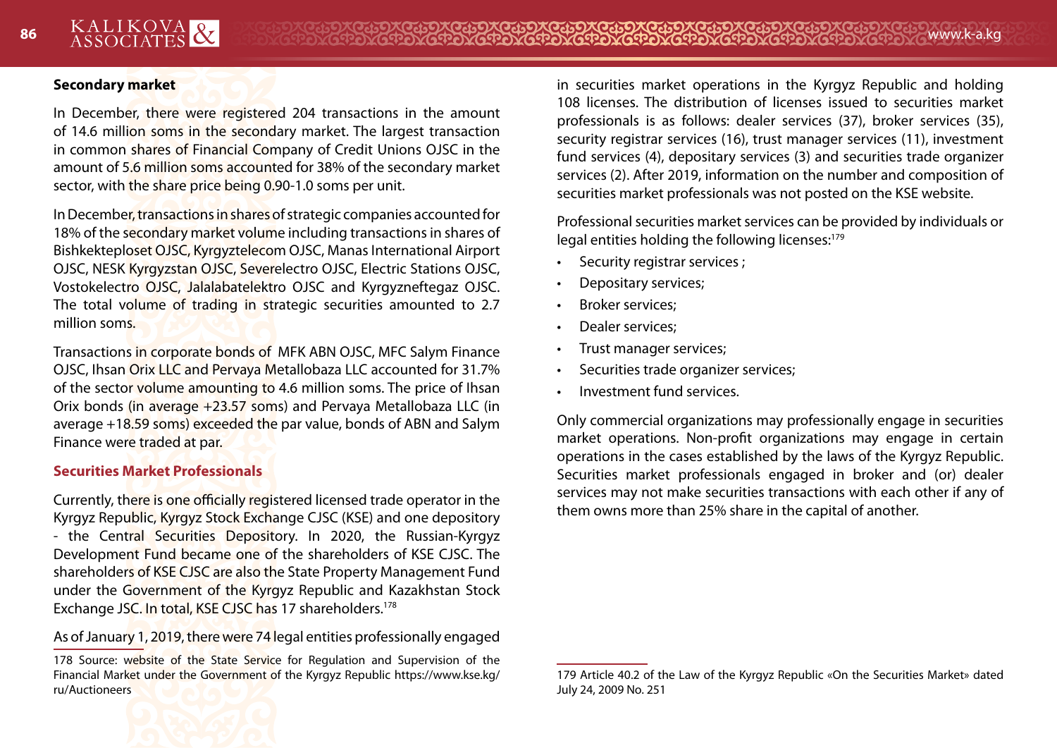**Secondary market**

In December, there were registered 204 transactions in the amount of 14.6 million soms in the secondary market. The largest transaction in common shares of Financial Company of Credit Unions OJSC in the amount of 5.6 million soms accounted for 38% of the secondary market sector, with the share price being 0.90-1.0 soms per unit.

In December, transactions in shares of strategic companies accounted for 18% of the secondary market volume including transactions in shares of Bishkekteploset OJSC, Kyrgyztelecom OJSC, Manas International Airport OJSC, NESK Kyrgyzstan OJSC, Severelectro OJSC, Electric Stations OJSC, Vostokelectro OJSC, Jalalabatelektro OJSC and Kyrgyzneftegaz OJSC. The total volume of trading in strategic securities amounted to 2.7 million soms.

Transactions in corporate bonds of MFK ABN OJSC, MFC Salym Finance OJSC, Ihsan Orix LLC and Pervaya Metallobaza LLC accounted for 31.7% of the sector volume amounting to 4.6 million soms. The price of Ihsan Orix bonds (in average +23.57 soms) and Pervaya Metallobaza LLC (in average +18.59 soms) exceeded the par value, bonds of ABN and Salym Finance were traded at par.

## Securities Market Professionals

Currently, there is one officially registered licensed trade operator in the Kyrgyz Republic, Kyrgyz Stock Exchange CJSC (KSE) and one depository - the Central Securities Depository. In 2020, the Russian-Kyrgyz Development Fund became one of the shareholders of KSE CJSC. The shareholders of KSE CJSC are also the State Property Management Fund under the Government of the Kyrgyz Republic and Kazakhstan Stock Exchange JSC. In total, KSE CJSC has 17 shareholders.[178]

As of January 1, 2019, there were 74 legal entities professionally engaged in securities market operations in the Kyrgyz Republic and holding 108 licenses. The distribution of licenses issued to securities market professionals is as follows: dealer services (37), broker services (35), security registrar services (16), trust manager services (11), investment fund services (4), depositary services (3) and securities trade organizer services (2). After 2019, information on the number and composition of securities market professionals was not posted on the KSE website.

Professional securities market services can be provided by individuals or legal entities holding the following licenses:[179]

- Security registrar services ;
- Depositary services;
- Broker services;
- Dealer services;
- Trust manager services;
- Securities trade organizer services;
- Investment fund services.

Only commercial organizations may professionally engage in securities market operations. Non-profit organizations may engage in certain operations in the cases established by the laws of the Kyrgyz Republic. Securities market professionals engaged in broker and (or) dealer services may not make securities transactions with each other if any of them owns more than 25% share in the capital of another.

---

178 Source: website of the State Service for Regulation and Supervision of the Financial Market under the Government of the Kyrgyz Republic https://www.kse.kg/ru/Auctioneers

179 Article 40.2 of the Law of the Kyrgyz Republic «On the Securities Market» dated July 24, 2009 No. 251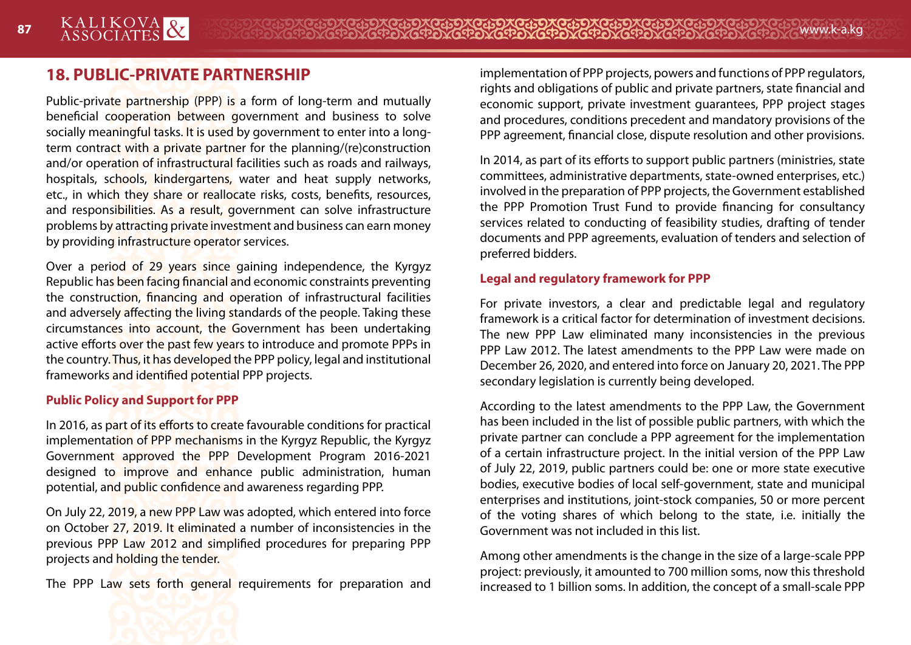## 18. PUBLIC-PRIVATE PARTNERSHIP

Public-private partnership (PPP) is a form of long-term and mutually beneficial cooperation between government and business to solve socially meaningful tasks. It is used by government to enter into a long-term contract with a private partner for the planning/(re)construction and/or operation of infrastructural facilities such as roads and railways, hospitals, schools, kindergartens, water and heat supply networks, etc., in which they share or reallocate risks, costs, benefits, resources, and responsibilities. As a result, government can solve infrastructure problems by attracting private investment and business can earn money by providing infrastructure operator services.

Over a period of 29 years since gaining independence, the Kyrgyz Republic has been facing financial and economic constraints preventing the construction, financing and operation of infrastructural facilities and adversely affecting the living standards of the people. Taking these circumstances into account, the Government has been undertaking active efforts over the past few years to introduce and promote PPPs in the country. Thus, it has developed the PPP policy, legal and institutional frameworks and identified potential PPP projects.

### Public Policy and Support for PPP

In 2016, as part of its efforts to create favourable conditions for practical implementation of PPP mechanisms in the Kyrgyz Republic, the Kyrgyz Government approved the PPP Development Program 2016-2021 designed to improve and enhance public administration, human potential, and public confidence and awareness regarding PPP.

On July 22, 2019, a new PPP Law was adopted, which entered into force on October 27, 2019. It eliminated a number of inconsistencies in the previous PPP Law 2012 and simplified procedures for preparing PPP projects and holding the tender.

The PPP Law sets forth general requirements for preparation and implementation of PPP projects, powers and functions of PPP regulators, rights and obligations of public and private partners, state financial and economic support, private investment guarantees, PPP project stages and procedures, conditions precedent and mandatory provisions of the PPP agreement, financial close, dispute resolution and other provisions.

In 2014, as part of its efforts to support public partners (ministries, state committees, administrative departments, state-owned enterprises, etc.) involved in the preparation of PPP projects, the Government established the PPP Promotion Trust Fund to provide financing for consultancy services related to conducting of feasibility studies, drafting of tender documents and PPP agreements, evaluation of tenders and selection of preferred bidders.

### Legal and regulatory framework for PPP

For private investors, a clear and predictable legal and regulatory framework is a critical factor for determination of investment decisions. The new PPP Law eliminated many inconsistencies in the previous PPP Law 2012. The latest amendments to the PPP Law were made on December 26, 2020, and entered into force on January 20, 2021. The PPP secondary legislation is currently being developed.

According to the latest amendments to the PPP Law, the Government has been included in the list of possible public partners, with which the private partner can conclude a PPP agreement for the implementation of a certain infrastructure project. In the initial version of the PPP Law of July 22, 2019, public partners could be: one or more state executive bodies, executive bodies of local self-government, state and municipal enterprises and institutions, joint-stock companies, 50 or more percent of the voting shares of which belong to the state, i.e. initially the Government was not included in this list.

Among other amendments is the change in the size of a large-scale PPP project: previously, it amounted to 700 million soms, now this threshold increased to 1 billion soms. In addition, the concept of a small-scale PPP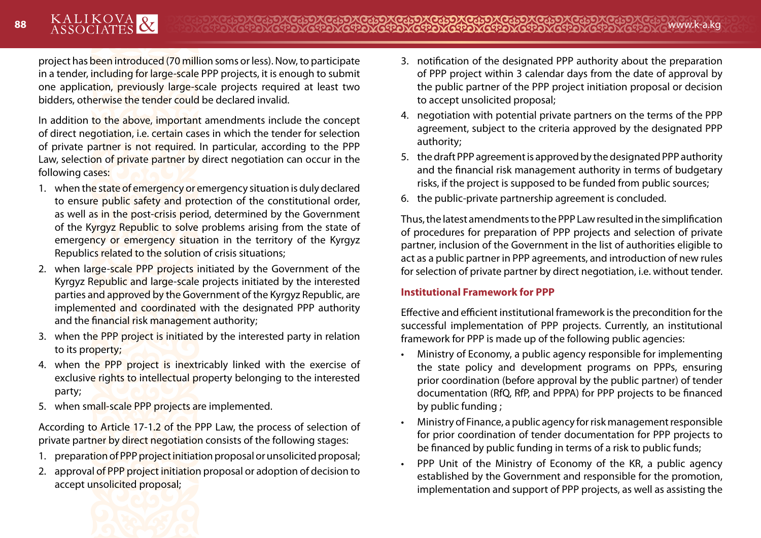project has been introduced (70 million soms or less). Now, to participate in a tender, including for large-scale PPP projects, it is enough to submit one application, previously large-scale projects required at least two bidders, otherwise the tender could be declared invalid.

In addition to the above, important amendments include the concept of direct negotiation, i.e. certain cases in which the tender for selection of private partner is not required. In particular, according to the PPP Law, selection of private partner by direct negotiation can occur in the following cases:

1. when the state of emergency or emergency situation is duly declared to ensure public safety and protection of the constitutional order, as well as in the post-crisis period, determined by the Government of the Kyrgyz Republic to solve problems arising from the state of emergency or emergency situation in the territory of the Kyrgyz Republics related to the solution of crisis situations;
2. when large-scale PPP projects initiated by the Government of the Kyrgyz Republic and large-scale projects initiated by the interested parties and approved by the Government of the Kyrgyz Republic, are implemented and coordinated with the designated PPP authority and the financial risk management authority;
3. when the PPP project is initiated by the interested party in relation to its property;
4. when the PPP project is inextricably linked with the exercise of exclusive rights to intellectual property belonging to the interested party;
5. when small-scale PPP projects are implemented.

According to Article 17-1.2 of the PPP Law, the process of selection of private partner by direct negotiation consists of the following stages:

1. preparation of PPP project initiation proposal or unsolicited proposal;
2. approval of PPP project initiation proposal or adoption of decision to accept unsolicited proposal;
3. notification of the designated PPP authority about the preparation of PPP project within 3 calendar days from the date of approval by the public partner of the PPP project initiation proposal or decision to accept unsolicited proposal;
4. negotiation with potential private partners on the terms of the PPP agreement, subject to the criteria approved by the designated PPP authority;
5. the draft PPP agreement is approved by the designated PPP authority and the financial risk management authority in terms of budgetary risks, if the project is supposed to be funded from public sources;
6. the public-private partnership agreement is concluded.

Thus, the latest amendments to the PPP Law resulted in the simplification of procedures for preparation of PPP projects and selection of private partner, inclusion of the Government in the list of authorities eligible to act as a public partner in PPP agreements, and introduction of new rules for selection of private partner by direct negotiation, i.e. without tender.

### Institutional Framework for PPP

Effective and efficient institutional framework is the precondition for the successful implementation of PPP projects. Currently, an institutional framework for PPP is made up of the following public agencies:

- Ministry of Economy, a public agency responsible for implementing the state policy and development programs on PPPs, ensuring prior coordination (before approval by the public partner) of tender documentation (RfQ, RfP, and PPPA) for PPP projects to be financed by public funding ;
- Ministry of Finance, a public agency for risk management responsible for prior coordination of tender documentation for PPP projects to be financed by public funding in terms of a risk to public funds;
- PPP Unit of the Ministry of Economy of the KR, a public agency established by the Government and responsible for the promotion, implementation and support of PPP projects, as well as assisting the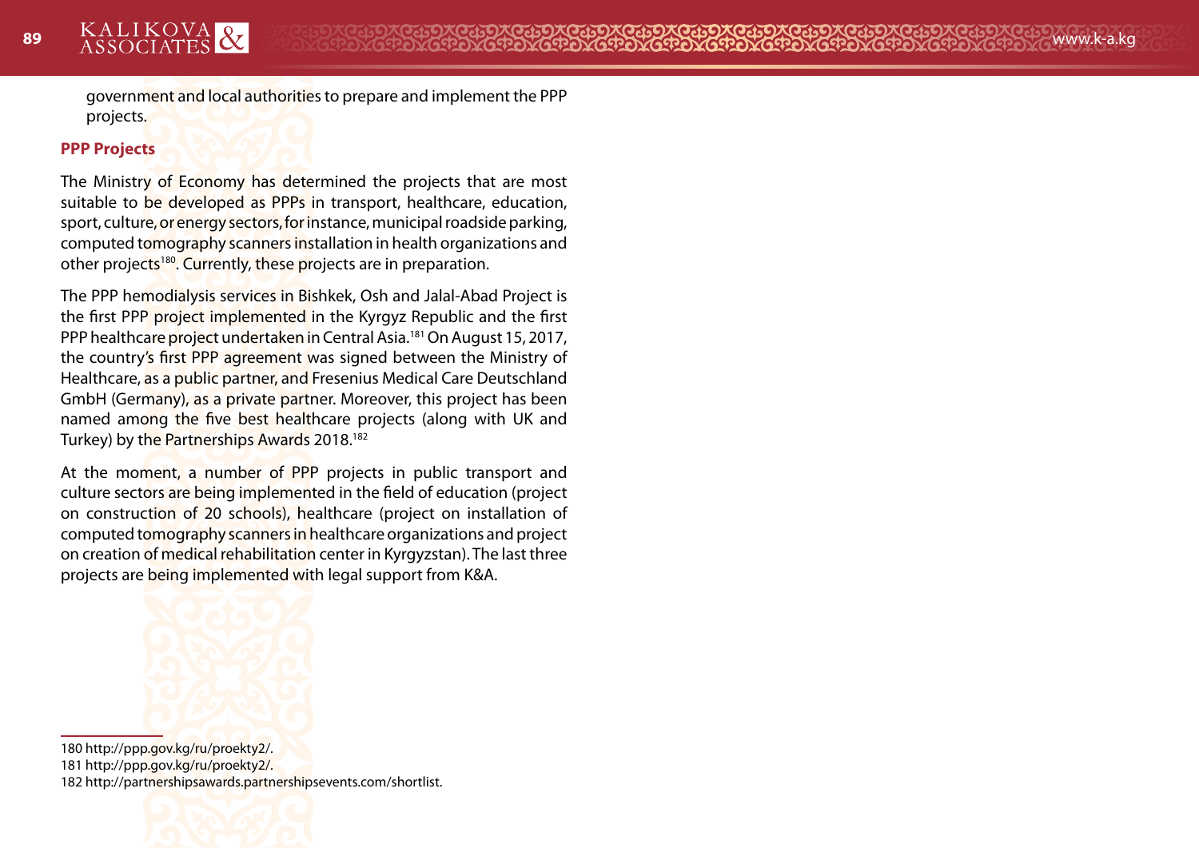government and local authorities to prepare and implement the PPP projects.

### PPP Projects

The Ministry of Economy has determined the projects that are most suitable to be developed as PPPs in transport, healthcare, education, sport, culture, or energy sectors, for instance, municipal roadside parking, computed tomography scanners installation in health organizations and other projects[180]. Currently, these projects are in preparation.

The PPP hemodialysis services in Bishkek, Osh and Jalal-Abad Project is the first PPP project implemented in the Kyrgyz Republic and the first PPP healthcare project undertaken in Central Asia.[181] On August 15, 2017, the country's first PPP agreement was signed between the Ministry of Healthcare, as a public partner, and Fresenius Medical Care Deutschland GmbH (Germany), as a private partner. Moreover, this project has been named among the five best healthcare projects (along with UK and Turkey) by the Partnerships Awards 2018.[182]

At the moment, a number of PPP projects in public transport and culture sectors are being implemented in the field of education (project on construction of 20 schools), healthcare (project on installation of computed tomography scanners in healthcare organizations and project on creation of medical rehabilitation center in Kyrgyzstan). The last three projects are being implemented with legal support from K&A.

---

180 http://ppp.gov.kg/ru/proekty2/.

181 http://ppp.gov.kg/ru/proekty2/.

182 http://partnershipsawards.partnershipsevents.com/shortlist.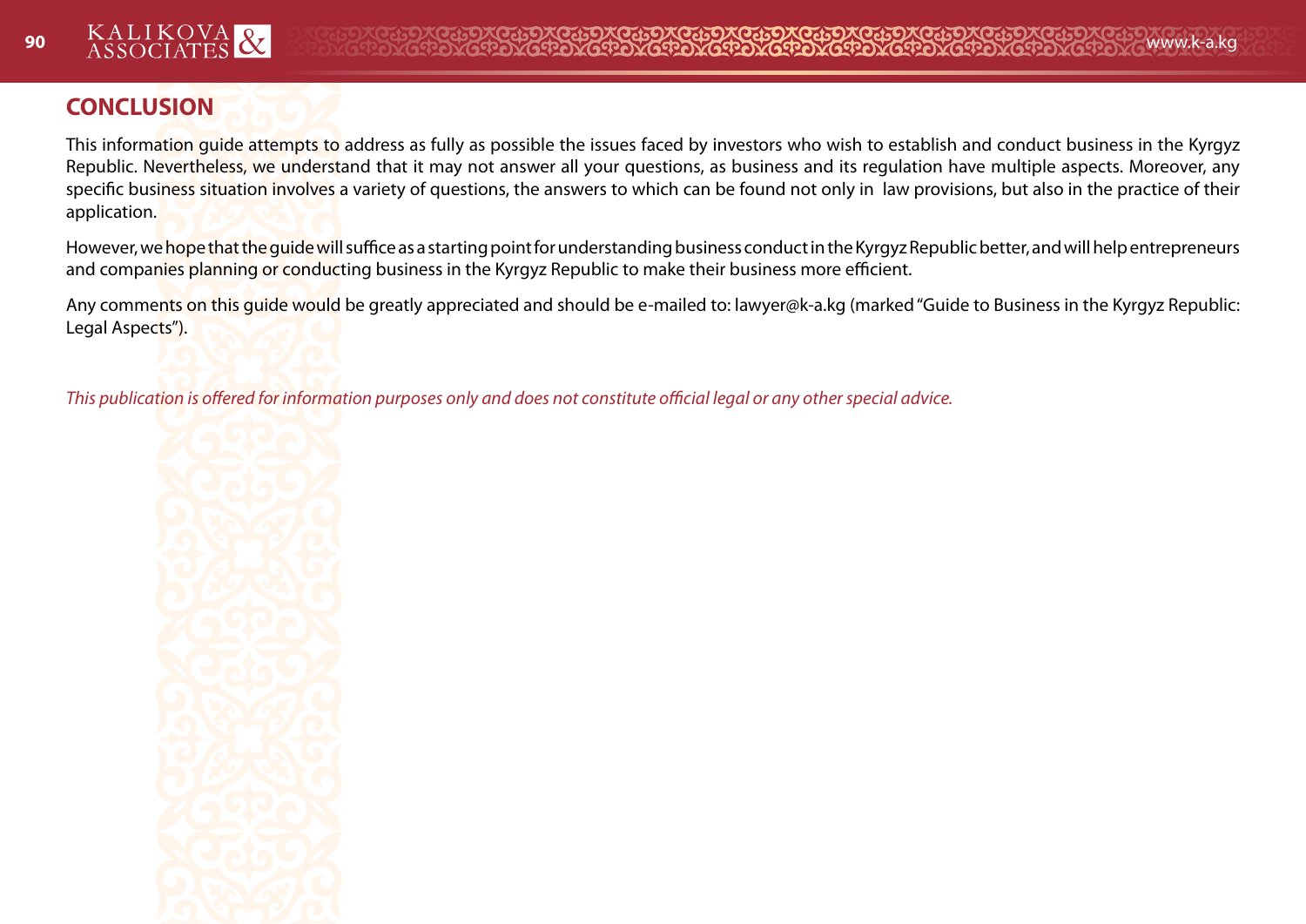## CONCLUSION

This information guide attempts to address as fully as possible the issues faced by investors who wish to establish and conduct business in the Kyrgyz Republic. Nevertheless, we understand that it may not answer all your questions, as business and its regulation have multiple aspects. Moreover, any specific business situation involves a variety of questions, the answers to which can be found not only in law provisions, but also in the practice of their application.

However, we hope that the guide will suffice as a starting point for understanding business conduct in the Kyrgyz Republic better, and will help entrepreneurs and companies planning or conducting business in the Kyrgyz Republic to make their business more efficient.

Any comments on this guide would be greatly appreciated and should be e-mailed to: lawyer@k-a.kg (marked "Guide to Business in the Kyrgyz Republic: Legal Aspects").

*This publication is offered for information purposes only and does not constitute official legal or any other special advice.*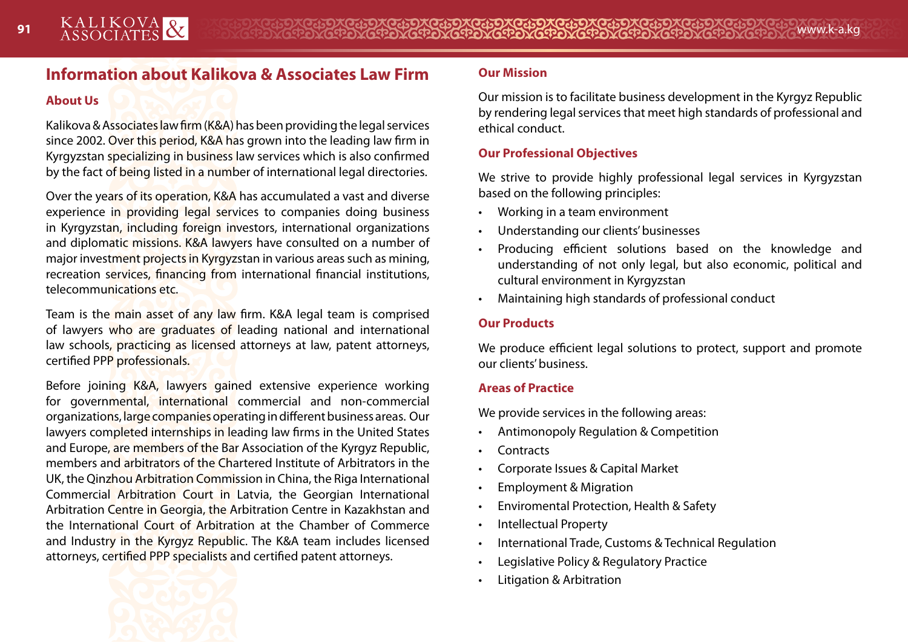## Information about Kalikova & Associates Law Firm

### About Us

Kalikova & Associates law firm (K&A) has been providing the legal services since 2002. Over this period, K&A has grown into the leading law firm in Kyrgyzstan specializing in business law services which is also confirmed by the fact of being listed in a number of international legal directories.

Over the years of its operation, K&A has accumulated a vast and diverse experience in providing legal services to companies doing business in Kyrgyzstan, including foreign investors, international organizations and diplomatic missions. K&A lawyers have consulted on a number of major investment projects in Kyrgyzstan in various areas such as mining, recreation services, financing from international financial institutions, telecommunications etc.

Team is the main asset of any law firm. K&A legal team is comprised of lawyers who are graduates of leading national and international law schools, practicing as licensed attorneys at law, patent attorneys, certified PPP professionals.

Before joining K&A, lawyers gained extensive experience working for governmental, international commercial and non-commercial organizations, large companies operating in different business areas. Our lawyers completed internships in leading law firms in the United States and Europe, are members of the Bar Association of the Kyrgyz Republic, members and arbitrators of the Chartered Institute of Arbitrators in the UK, the Qinzhou Arbitration Commission in China, the Riga International Commercial Arbitration Court in Latvia, the Georgian International Arbitration Centre in Georgia, the Arbitration Centre in Kazakhstan and the International Court of Arbitration at the Chamber of Commerce and Industry in the Kyrgyz Republic. The K&A team includes licensed attorneys, certified PPP specialists and certified patent attorneys.

### Our Mission

Our mission is to facilitate business development in the Kyrgyz Republic by rendering legal services that meet high standards of professional and ethical conduct.

### Our Professional Objectives

We strive to provide highly professional legal services in Kyrgyzstan based on the following principles:

- Working in a team environment
- Understanding our clients' businesses
- Producing efficient solutions based on the knowledge and understanding of not only legal, but also economic, political and cultural environment in Kyrgyzstan
- Maintaining high standards of professional conduct

### Our Products

We produce efficient legal solutions to protect, support and promote our clients' business.

### Areas of Practice

We provide services in the following areas:

- Antimonopoly Regulation & Competition
- Contracts
- Corporate Issues & Capital Market
- Employment & Migration
- Enviromental Protection, Health & Safety
- Intellectual Property
- International Trade, Customs & Technical Regulation
- Legislative Policy & Regulatory Practice
- Litigation & Arbitration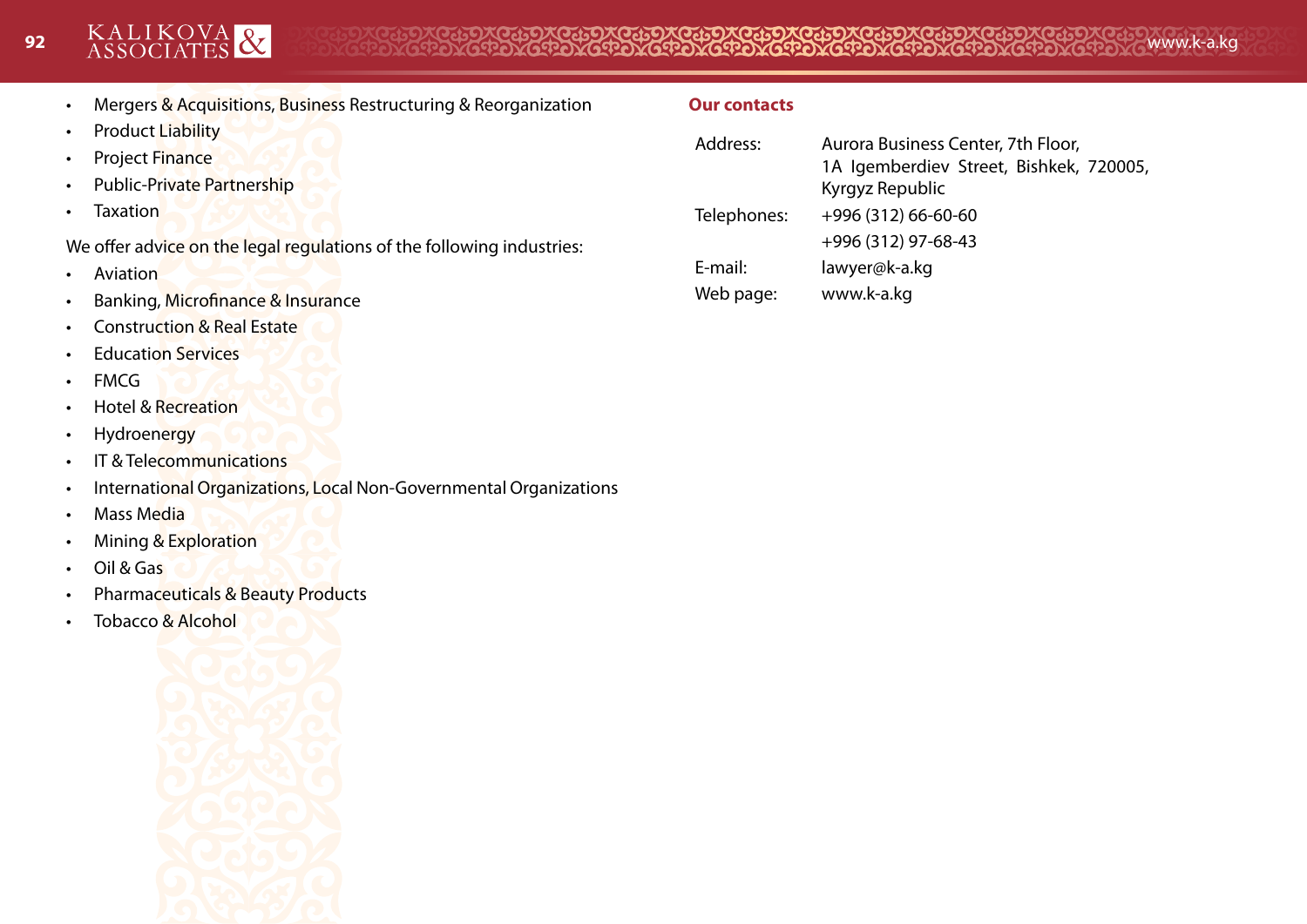- Mergers & Acquisitions, Business Restructuring & Reorganization
- Product Liability
- Project Finance
- Public-Private Partnership
- Taxation

We offer advice on the legal regulations of the following industries:

- Aviation
- Banking, Microfinance & Insurance
- Construction & Real Estate
- Education Services
- FMCG
- Hotel & Recreation
- Hydroenergy
- IT & Telecommunications
- International Organizations, Local Non-Governmental Organizations
- Mass Media
- Mining & Exploration
- Oil & Gas
- Pharmaceuticals & Beauty Products
- Tobacco & Alcohol

**Our contacts**

| | |
|---|---|
| Address: | Aurora Business Center, 7th Floor, 1A Igemberdiev Street, Bishkek, 720005, Kyrgyz Republic |
| Telephones: | +996 (312) 66-60-60 |
| | +996 (312) 97-68-43 |
| E-mail: | lawyer@k-a.kg |
| Web page: | www.k-a.kg |